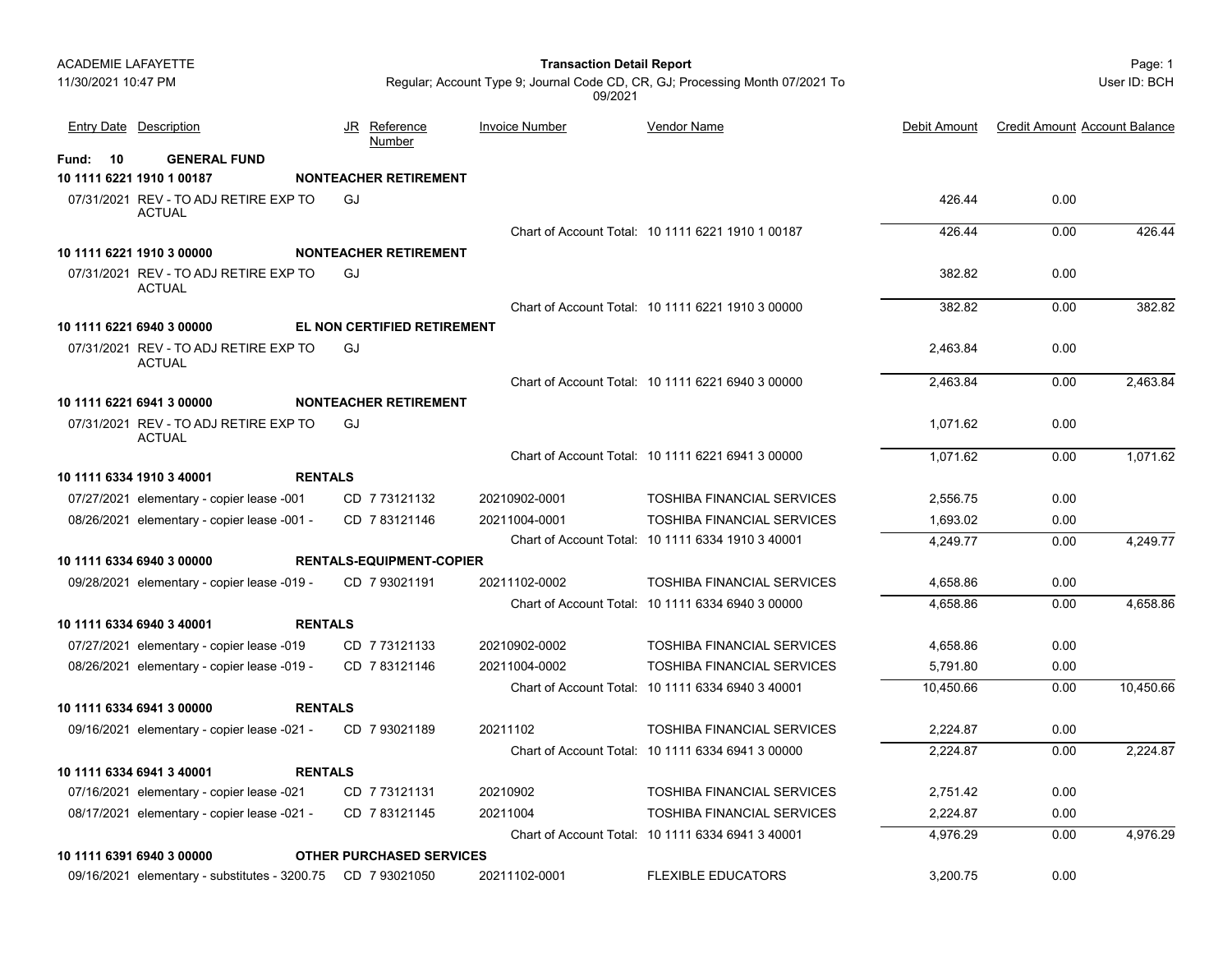ACADEMIE LAFAYETTE

11/30/2021 10:47 PM

**Transaction Detail Report**

Regular; Account Type 9; Journal Code CD, CR, GJ; Processing Month 07/2021 To 09/2021

User ID: BCH

| Entry Date | Description | JR | Reference Number | Invoice Number | Vendor Name | Debit Amount | Credit Amount | Account Balance |
|---|---|---|---|---|---|---|---|---|
| **Fund: 10** | **GENERAL FUND** | | | | | | | |
| **10 1111 6221 1910 1 00187** | **NONTEACHER RETIREMENT** | | | | | | | |
| 07/31/2021 | REV - TO ADJ RETIRE EXP TO ACTUAL | GJ | | | | 426.44 | 0.00 | |
| | | | | Chart of Account Total: | 10 1111 6221 1910 1 00187 | 426.44 | 0.00 | 426.44 |
| **10 1111 6221 1910 3 00000** | **NONTEACHER RETIREMENT** | | | | | | | |
| 07/31/2021 | REV - TO ADJ RETIRE EXP TO ACTUAL | GJ | | | | 382.82 | 0.00 | |
| | | | | Chart of Account Total: | 10 1111 6221 1910 3 00000 | 382.82 | 0.00 | 382.82 |
| **10 1111 6221 6940 3 00000** | **EL NON CERTIFIED RETIREMENT** | | | | | | | |
| 07/31/2021 | REV - TO ADJ RETIRE EXP TO ACTUAL | GJ | | | | 2,463.84 | 0.00 | |
| | | | | Chart of Account Total: | 10 1111 6221 6940 3 00000 | 2,463.84 | 0.00 | 2,463.84 |
| **10 1111 6221 6941 3 00000** | **NONTEACHER RETIREMENT** | | | | | | | |
| 07/31/2021 | REV - TO ADJ RETIRE EXP TO ACTUAL | GJ | | | | 1,071.62 | 0.00 | |
| | | | | Chart of Account Total: | 10 1111 6221 6941 3 00000 | 1,071.62 | 0.00 | 1,071.62 |
| **10 1111 6334 1910 3 40001** | **RENTALS** | | | | | | | |
| 07/27/2021 | elementary - copier lease -001 | CD | 7 73121132 | 20210902-0001 | TOSHIBA FINANCIAL SERVICES | 2,556.75 | 0.00 | |
| 08/26/2021 | elementary - copier lease -001 - | CD | 7 83121146 | 20211004-0001 | TOSHIBA FINANCIAL SERVICES | 1,693.02 | 0.00 | |
| | | | | Chart of Account Total: | 10 1111 6334 1910 3 40001 | 4,249.77 | 0.00 | 4,249.77 |
| **10 1111 6334 6940 3 00000** | **RENTALS-EQUIPMENT-COPIER** | | | | | | | |
| 09/28/2021 | elementary - copier lease -019 - | CD | 7 93021191 | 20211102-0002 | TOSHIBA FINANCIAL SERVICES | 4,658.86 | 0.00 | |
| | | | | Chart of Account Total: | 10 1111 6334 6940 3 00000 | 4,658.86 | 0.00 | 4,658.86 |
| **10 1111 6334 6940 3 40001** | **RENTALS** | | | | | | | |
| 07/27/2021 | elementary - copier lease -019 | CD | 7 73121133 | 20210902-0002 | TOSHIBA FINANCIAL SERVICES | 4,658.86 | 0.00 | |
| 08/26/2021 | elementary - copier lease -019 - | CD | 7 83121146 | 20211004-0002 | TOSHIBA FINANCIAL SERVICES | 5,791.80 | 0.00 | |
| | | | | Chart of Account Total: | 10 1111 6334 6940 3 40001 | 10,450.66 | 0.00 | 10,450.66 |
| **10 1111 6334 6941 3 00000** | **RENTALS** | | | | | | | |
| 09/16/2021 | elementary - copier lease -021 - | CD | 7 93021189 | 20211102 | TOSHIBA FINANCIAL SERVICES | 2,224.87 | 0.00 | |
| | | | | Chart of Account Total: | 10 1111 6334 6941 3 00000 | 2,224.87 | 0.00 | 2,224.87 |
| **10 1111 6334 6941 3 40001** | **RENTALS** | | | | | | | |
| 07/16/2021 | elementary - copier lease -021 | CD | 7 73121131 | 20210902 | TOSHIBA FINANCIAL SERVICES | 2,751.42 | 0.00 | |
| 08/17/2021 | elementary - copier lease -021 - | CD | 7 83121145 | 20211004 | TOSHIBA FINANCIAL SERVICES | 2,224.87 | 0.00 | |
| | | | | Chart of Account Total: | 10 1111 6334 6941 3 40001 | 4,976.29 | 0.00 | 4,976.29 |
| **10 1111 6391 6940 3 00000** | **OTHER PURCHASED SERVICES** | | | | | | | |
| 09/16/2021 | elementary - substitutes - 3200.75 | CD | 7 93021050 | 20211102-0001 | FLEXIBLE EDUCATORS | 3,200.75 | 0.00 | |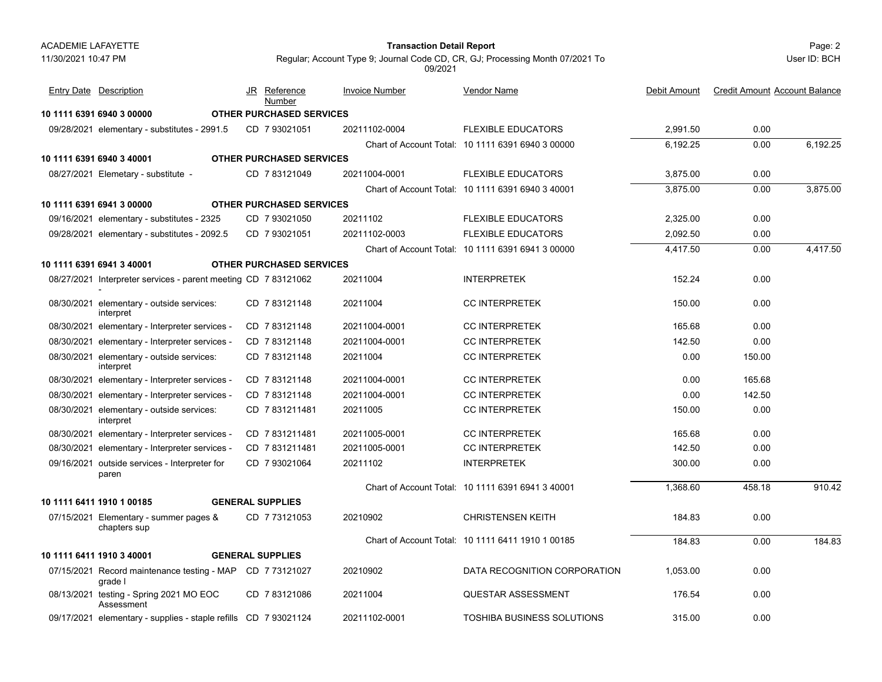| Entry Date | Description | JR | Reference Number | Invoice Number | Vendor Name | Debit Amount | Credit Amount | Account Balance |
|---|---|---|---|---|---|---|---|---|
| **10 1111 6391 6940 3 00000** | **OTHER PURCHASED SERVICES** | | | | | | | |
| 09/28/2021 | elementary - substitutes - 2991.5 | CD | 7 93021051 | 20211102-0004 | FLEXIBLE EDUCATORS | 2,991.50 | 0.00 | |
| | | | | Chart of Account Total: | 10 1111 6391 6940 3 00000 | 6,192.25 | 0.00 | 6,192.25 |
| **10 1111 6391 6940 3 40001** | **OTHER PURCHASED SERVICES** | | | | | | | |
| 08/27/2021 | Elemetary - substitute - | CD | 7 83121049 | 20211004-0001 | FLEXIBLE EDUCATORS | 3,875.00 | 0.00 | |
| | | | | Chart of Account Total: | 10 1111 6391 6940 3 40001 | 3,875.00 | 0.00 | 3,875.00 |
| **10 1111 6391 6941 3 00000** | **OTHER PURCHASED SERVICES** | | | | | | | |
| 09/16/2021 | elementary - substitutes - 2325 | CD | 7 93021050 | 20211102 | FLEXIBLE EDUCATORS | 2,325.00 | 0.00 | |
| 09/28/2021 | elementary - substitutes - 2092.5 | CD | 7 93021051 | 20211102-0003 | FLEXIBLE EDUCATORS | 2,092.50 | 0.00 | |
| | | | | Chart of Account Total: | 10 1111 6391 6941 3 00000 | 4,417.50 | 0.00 | 4,417.50 |
| **10 1111 6391 6941 3 40001** | **OTHER PURCHASED SERVICES** | | | | | | | |
| 08/27/2021 | Interpreter services - parent meeting - | CD | 7 83121062 | 20211004 | INTERPRETEK | 152.24 | 0.00 | |
| 08/30/2021 | elementary - outside services: interpret | CD | 7 83121148 | 20211004 | CC INTERPRETEK | 150.00 | 0.00 | |
| 08/30/2021 | elementary - Interpreter services - | CD | 7 83121148 | 20211004-0001 | CC INTERPRETEK | 165.68 | 0.00 | |
| 08/30/2021 | elementary - Interpreter services - | CD | 7 83121148 | 20211004-0001 | CC INTERPRETEK | 142.50 | 0.00 | |
| 08/30/2021 | elementary - outside services: interpret | CD | 7 83121148 | 20211004 | CC INTERPRETEK | 0.00 | 150.00 | |
| 08/30/2021 | elementary - Interpreter services - | CD | 7 83121148 | 20211004-0001 | CC INTERPRETEK | 0.00 | 165.68 | |
| 08/30/2021 | elementary - Interpreter services - | CD | 7 83121148 | 20211004-0001 | CC INTERPRETEK | 0.00 | 142.50 | |
| 08/30/2021 | elementary - outside services: interpret | CD | 7 831211481 | 20211005 | CC INTERPRETEK | 150.00 | 0.00 | |
| 08/30/2021 | elementary - Interpreter services - | CD | 7 831211481 | 20211005-0001 | CC INTERPRETEK | 165.68 | 0.00 | |
| 08/30/2021 | elementary - Interpreter services - | CD | 7 831211481 | 20211005-0001 | CC INTERPRETEK | 142.50 | 0.00 | |
| 09/16/2021 | outside services - Interpreter for paren | CD | 7 93021064 | 20211102 | INTERPRETEK | 300.00 | 0.00 | |
| | | | | Chart of Account Total: | 10 1111 6391 6941 3 40001 | 1,368.60 | 458.18 | 910.42 |
| **10 1111 6411 1910 1 00185** | **GENERAL SUPPLIES** | | | | | | | |
| 07/15/2021 | Elementary - summer pages & chapters sup | CD | 7 73121053 | 20210902 | CHRISTENSEN KEITH | 184.83 | 0.00 | |
| | | | | Chart of Account Total: | 10 1111 6411 1910 1 00185 | 184.83 | 0.00 | 184.83 |
| **10 1111 6411 1910 3 40001** | **GENERAL SUPPLIES** | | | | | | | |
| 07/15/2021 | Record maintenance testing - MAP grade l | CD | 7 73121027 | 20210902 | DATA RECOGNITION CORPORATION | 1,053.00 | 0.00 | |
| 08/13/2021 | testing - Spring 2021 MO EOC Assessment | CD | 7 83121086 | 20211004 | QUESTAR ASSESSMENT | 176.54 | 0.00 | |
| 09/17/2021 | elementary - supplies - staple refills | CD | 7 93021124 | 20211102-0001 | TOSHIBA BUSINESS SOLUTIONS | 315.00 | 0.00 | |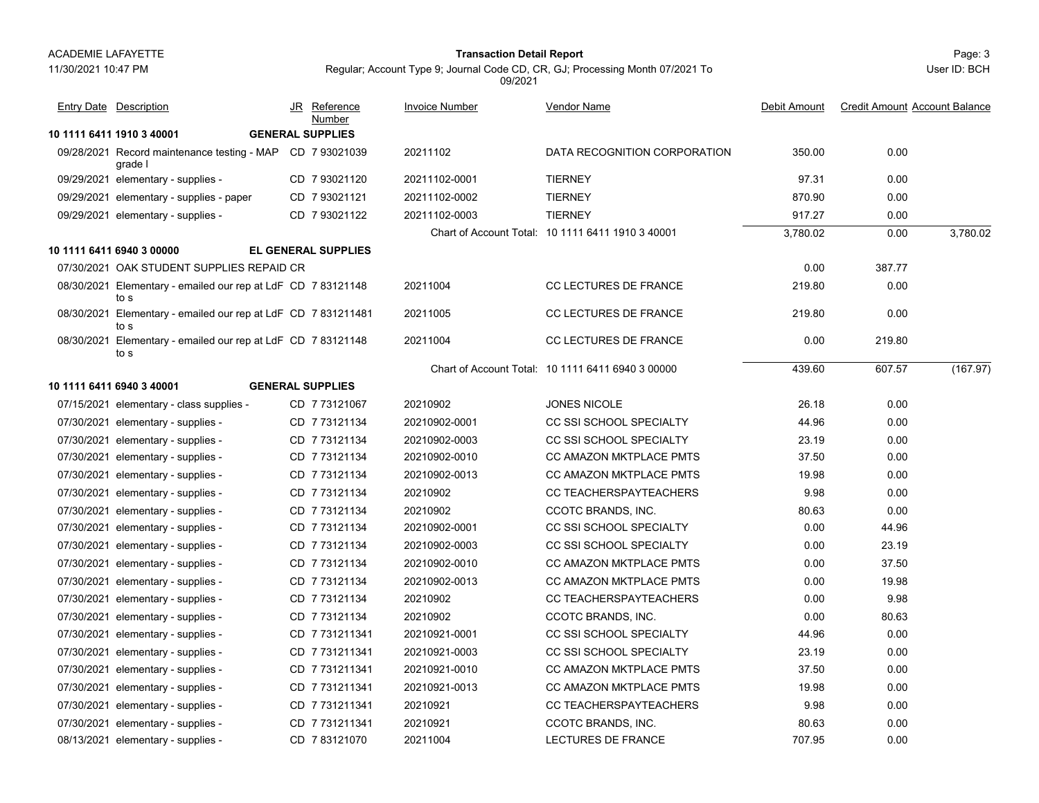ACADEMIE LAFAYETTE
11/30/2021 10:47 PM

**Transaction Detail Report**

Regular; Account Type 9; Journal Code CD, CR, GJ; Processing Month 07/2021 To 09/2021

User ID: BCH

| Entry Date | Description | JR | Reference Number | Invoice Number | Vendor Name | Debit Amount | Credit Amount | Account Balance |
|---|---|---|---|---|---|---|---|---|
| **10 1111 6411 1910 3 40001** | **GENERAL SUPPLIES** | | | | | | | |
| 09/28/2021 | Record maintenance testing - MAP grade l | CD | 7 93021039 | 20211102 | DATA RECOGNITION CORPORATION | 350.00 | 0.00 | |
| 09/29/2021 | elementary - supplies - | CD | 7 93021120 | 20211102-0001 | TIERNEY | 97.31 | 0.00 | |
| 09/29/2021 | elementary - supplies - paper | CD | 7 93021121 | 20211102-0002 | TIERNEY | 870.90 | 0.00 | |
| 09/29/2021 | elementary - supplies - | CD | 7 93021122 | 20211102-0003 | TIERNEY | 917.27 | 0.00 | |
| | | | | Chart of Account Total: | 10 1111 6411 1910 3 40001 | 3,780.02 | 0.00 | 3,780.02 |
| **10 1111 6411 6940 3 00000** | **EL GENERAL SUPPLIES** | | | | | | | |
| 07/30/2021 | OAK STUDENT SUPPLIES REPAID | CR | | | | 0.00 | 387.77 | |
| 08/30/2021 | Elementary - emailed our rep at LdF to s | CD | 7 83121148 | 20211004 | CC LECTURES DE FRANCE | 219.80 | 0.00 | |
| 08/30/2021 | Elementary - emailed our rep at LdF to s | CD | 7 831211481 | 20211005 | CC LECTURES DE FRANCE | 219.80 | 0.00 | |
| 08/30/2021 | Elementary - emailed our rep at LdF to s | CD | 7 83121148 | 20211004 | CC LECTURES DE FRANCE | 0.00 | 219.80 | |
| | | | | Chart of Account Total: | 10 1111 6411 6940 3 00000 | 439.60 | 607.57 | (167.97) |
| **10 1111 6411 6940 3 40001** | **GENERAL SUPPLIES** | | | | | | | |
| 07/15/2021 | elementary - class supplies - | CD | 7 73121067 | 20210902 | JONES NICOLE | 26.18 | 0.00 | |
| 07/30/2021 | elementary - supplies - | CD | 7 73121134 | 20210902-0001 | CC SSI SCHOOL SPECIALTY | 44.96 | 0.00 | |
| 07/30/2021 | elementary - supplies - | CD | 7 73121134 | 20210902-0003 | CC SSI SCHOOL SPECIALTY | 23.19 | 0.00 | |
| 07/30/2021 | elementary - supplies - | CD | 7 73121134 | 20210902-0010 | CC AMAZON MKTPLACE PMTS | 37.50 | 0.00 | |
| 07/30/2021 | elementary - supplies - | CD | 7 73121134 | 20210902-0013 | CC AMAZON MKTPLACE PMTS | 19.98 | 0.00 | |
| 07/30/2021 | elementary - supplies - | CD | 7 73121134 | 20210902 | CC TEACHERSPAYTEACHERS | 9.98 | 0.00 | |
| 07/30/2021 | elementary - supplies - | CD | 7 73121134 | 20210902 | CCOTC BRANDS, INC. | 80.63 | 0.00 | |
| 07/30/2021 | elementary - supplies - | CD | 7 73121134 | 20210902-0001 | CC SSI SCHOOL SPECIALTY | 0.00 | 44.96 | |
| 07/30/2021 | elementary - supplies - | CD | 7 73121134 | 20210902-0003 | CC SSI SCHOOL SPECIALTY | 0.00 | 23.19 | |
| 07/30/2021 | elementary - supplies - | CD | 7 73121134 | 20210902-0010 | CC AMAZON MKTPLACE PMTS | 0.00 | 37.50 | |
| 07/30/2021 | elementary - supplies - | CD | 7 73121134 | 20210902-0013 | CC AMAZON MKTPLACE PMTS | 0.00 | 19.98 | |
| 07/30/2021 | elementary - supplies - | CD | 7 73121134 | 20210902 | CC TEACHERSPAYTEACHERS | 0.00 | 9.98 | |
| 07/30/2021 | elementary - supplies - | CD | 7 73121134 | 20210902 | CCOTC BRANDS, INC. | 0.00 | 80.63 | |
| 07/30/2021 | elementary - supplies - | CD | 7 731211341 | 20210921-0001 | CC SSI SCHOOL SPECIALTY | 44.96 | 0.00 | |
| 07/30/2021 | elementary - supplies - | CD | 7 731211341 | 20210921-0003 | CC SSI SCHOOL SPECIALTY | 23.19 | 0.00 | |
| 07/30/2021 | elementary - supplies - | CD | 7 731211341 | 20210921-0010 | CC AMAZON MKTPLACE PMTS | 37.50 | 0.00 | |
| 07/30/2021 | elementary - supplies - | CD | 7 731211341 | 20210921-0013 | CC AMAZON MKTPLACE PMTS | 19.98 | 0.00 | |
| 07/30/2021 | elementary - supplies - | CD | 7 731211341 | 20210921 | CC TEACHERSPAYTEACHERS | 9.98 | 0.00 | |
| 07/30/2021 | elementary - supplies - | CD | 7 731211341 | 20210921 | CCOTC BRANDS, INC. | 80.63 | 0.00 | |
| 08/13/2021 | elementary - supplies - | CD | 7 83121070 | 20211004 | LECTURES DE FRANCE | 707.95 | 0.00 | |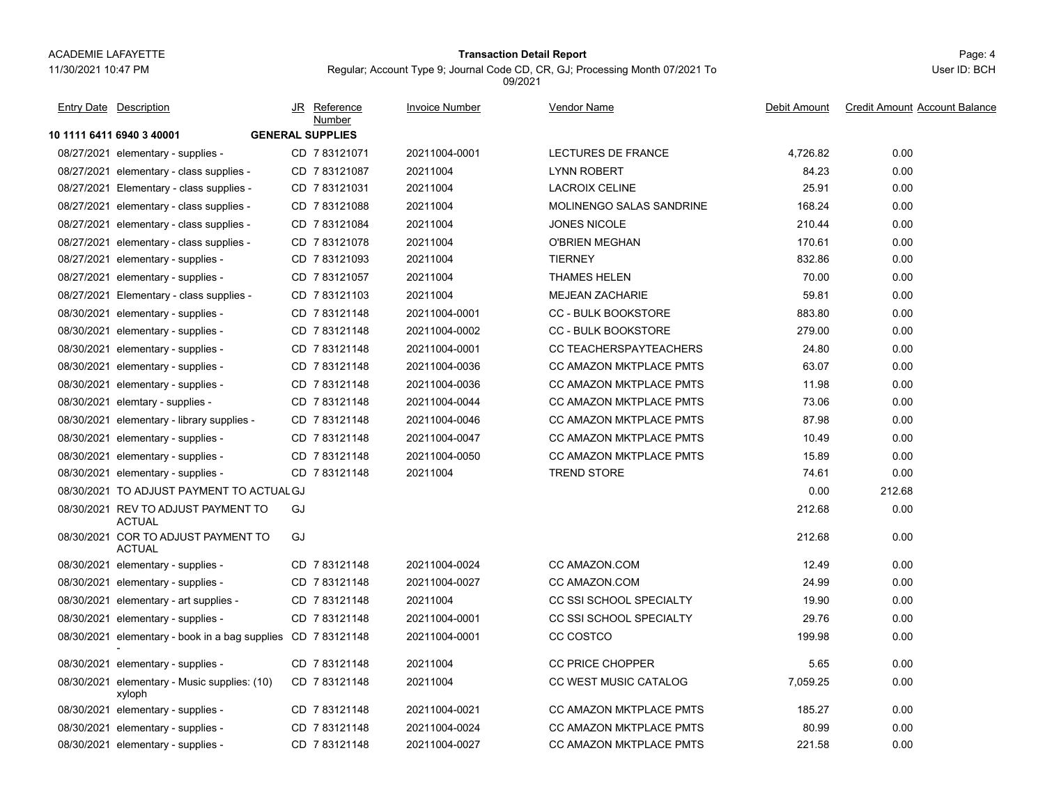ACADEMIE LAFAYETTE

11/30/2021 10:47 PM

**Transaction Detail Report**

Regular; Account Type 9; Journal Code CD, CR, GJ; Processing Month 07/2021 To 09/2021

User ID: BCH

| Entry Date | Description | JR | Reference Number | Invoice Number | Vendor Name | Debit Amount | Credit Amount | Account Balance |
|---|---|---|---|---|---|---|---|---|
| **10 1111 6411 6940 3 40001** | | **GENERAL SUPPLIES** | | | | | | |
| 08/27/2021 | elementary - supplies - | CD | 7 83121071 | 20211004-0001 | LECTURES DE FRANCE | 4,726.82 | 0.00 | |
| 08/27/2021 | elementary - class supplies - | CD | 7 83121087 | 20211004 | LYNN ROBERT | 84.23 | 0.00 | |
| 08/27/2021 | Elementary - class supplies - | CD | 7 83121031 | 20211004 | LACROIX CELINE | 25.91 | 0.00 | |
| 08/27/2021 | elementary - class supplies - | CD | 7 83121088 | 20211004 | MOLINENGO SALAS SANDRINE | 168.24 | 0.00 | |
| 08/27/2021 | elementary - class supplies - | CD | 7 83121084 | 20211004 | JONES NICOLE | 210.44 | 0.00 | |
| 08/27/2021 | elementary - class supplies - | CD | 7 83121078 | 20211004 | O'BRIEN MEGHAN | 170.61 | 0.00 | |
| 08/27/2021 | elementary - supplies - | CD | 7 83121093 | 20211004 | TIERNEY | 832.86 | 0.00 | |
| 08/27/2021 | elementary - supplies - | CD | 7 83121057 | 20211004 | THAMES HELEN | 70.00 | 0.00 | |
| 08/27/2021 | Elementary - class supplies - | CD | 7 83121103 | 20211004 | MEJEAN ZACHARIE | 59.81 | 0.00 | |
| 08/30/2021 | elementary - supplies - | CD | 7 83121148 | 20211004-0001 | CC - BULK BOOKSTORE | 883.80 | 0.00 | |
| 08/30/2021 | elementary - supplies - | CD | 7 83121148 | 20211004-0002 | CC - BULK BOOKSTORE | 279.00 | 0.00 | |
| 08/30/2021 | elementary - supplies - | CD | 7 83121148 | 20211004-0001 | CC TEACHERSPAYTEACHERS | 24.80 | 0.00 | |
| 08/30/2021 | elementary - supplies - | CD | 7 83121148 | 20211004-0036 | CC AMAZON MKTPLACE PMTS | 63.07 | 0.00 | |
| 08/30/2021 | elementary - supplies - | CD | 7 83121148 | 20211004-0036 | CC AMAZON MKTPLACE PMTS | 11.98 | 0.00 | |
| 08/30/2021 | elemtary - supplies - | CD | 7 83121148 | 20211004-0044 | CC AMAZON MKTPLACE PMTS | 73.06 | 0.00 | |
| 08/30/2021 | elementary - library supplies - | CD | 7 83121148 | 20211004-0046 | CC AMAZON MKTPLACE PMTS | 87.98 | 0.00 | |
| 08/30/2021 | elementary - supplies - | CD | 7 83121148 | 20211004-0047 | CC AMAZON MKTPLACE PMTS | 10.49 | 0.00 | |
| 08/30/2021 | elementary - supplies - | CD | 7 83121148 | 20211004-0050 | CC AMAZON MKTPLACE PMTS | 15.89 | 0.00 | |
| 08/30/2021 | elementary - supplies - | CD | 7 83121148 | 20211004 | TREND STORE | 74.61 | 0.00 | |
| 08/30/2021 | TO ADJUST PAYMENT TO ACTUAL | GJ | | | | 0.00 | 212.68 | |
| 08/30/2021 | REV TO ADJUST PAYMENT TO ACTUAL | GJ | | | | 212.68 | 0.00 | |
| 08/30/2021 | COR TO ADJUST PAYMENT TO ACTUAL | GJ | | | | 212.68 | 0.00 | |
| 08/30/2021 | elementary - supplies - | CD | 7 83121148 | 20211004-0024 | CC AMAZON.COM | 12.49 | 0.00 | |
| 08/30/2021 | elementary - supplies - | CD | 7 83121148 | 20211004-0027 | CC AMAZON.COM | 24.99 | 0.00 | |
| 08/30/2021 | elementary - art supplies - | CD | 7 83121148 | 20211004 | CC SSI SCHOOL SPECIALTY | 19.90 | 0.00 | |
| 08/30/2021 | elementary - supplies - | CD | 7 83121148 | 20211004-0001 | CC SSI SCHOOL SPECIALTY | 29.76 | 0.00 | |
| 08/30/2021 | elementary - book in a bag supplies - | CD | 7 83121148 | 20211004-0001 | CC COSTCO | 199.98 | 0.00 | |
| 08/30/2021 | elementary - supplies - | CD | 7 83121148 | 20211004 | CC PRICE CHOPPER | 5.65 | 0.00 | |
| 08/30/2021 | elementary - Music supplies: (10) xyloph | CD | 7 83121148 | 20211004 | CC WEST MUSIC CATALOG | 7,059.25 | 0.00 | |
| 08/30/2021 | elementary - supplies - | CD | 7 83121148 | 20211004-0021 | CC AMAZON MKTPLACE PMTS | 185.27 | 0.00 | |
| 08/30/2021 | elementary - supplies - | CD | 7 83121148 | 20211004-0024 | CC AMAZON MKTPLACE PMTS | 80.99 | 0.00 | |
| 08/30/2021 | elementary - supplies - | CD | 7 83121148 | 20211004-0027 | CC AMAZON MKTPLACE PMTS | 221.58 | 0.00 | |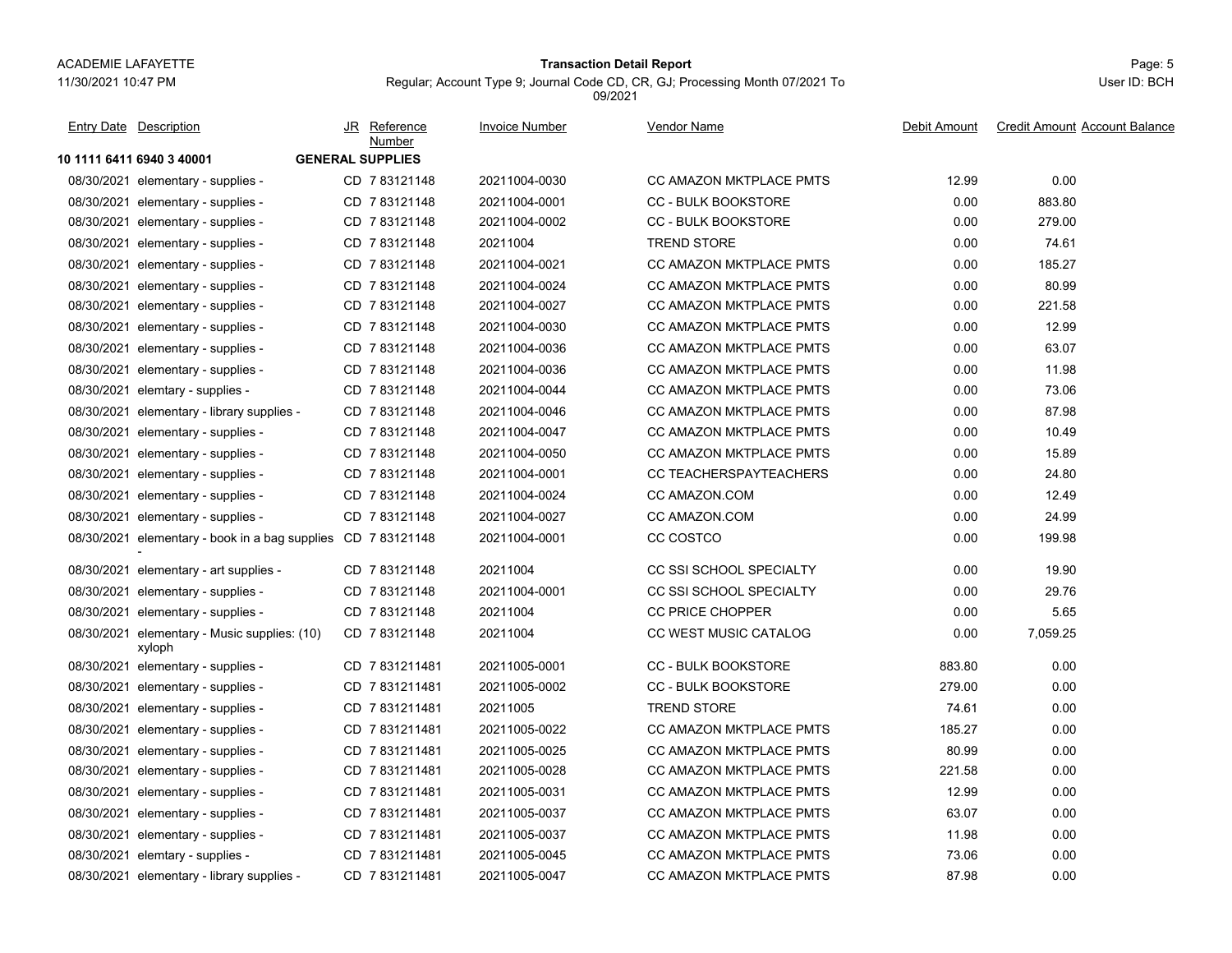| Entry Date | Description | JR | Reference Number | Invoice Number | Vendor Name | Debit Amount | Credit Amount | Account Balance |
|---|---|---|---|---|---|---|---|---|
| **10 1111 6411 6940 3 40001** | | **GENERAL SUPPLIES** | | | | | | |
| 08/30/2021 | elementary - supplies - | CD | 7 83121148 | 20211004-0030 | CC AMAZON MKTPLACE PMTS | 12.99 | 0.00 | |
| 08/30/2021 | elementary - supplies - | CD | 7 83121148 | 20211004-0001 | CC - BULK BOOKSTORE | 0.00 | 883.80 | |
| 08/30/2021 | elementary - supplies - | CD | 7 83121148 | 20211004-0002 | CC - BULK BOOKSTORE | 0.00 | 279.00 | |
| 08/30/2021 | elementary - supplies - | CD | 7 83121148 | 20211004 | TREND STORE | 0.00 | 74.61 | |
| 08/30/2021 | elementary - supplies - | CD | 7 83121148 | 20211004-0021 | CC AMAZON MKTPLACE PMTS | 0.00 | 185.27 | |
| 08/30/2021 | elementary - supplies - | CD | 7 83121148 | 20211004-0024 | CC AMAZON MKTPLACE PMTS | 0.00 | 80.99 | |
| 08/30/2021 | elementary - supplies - | CD | 7 83121148 | 20211004-0027 | CC AMAZON MKTPLACE PMTS | 0.00 | 221.58 | |
| 08/30/2021 | elementary - supplies - | CD | 7 83121148 | 20211004-0030 | CC AMAZON MKTPLACE PMTS | 0.00 | 12.99 | |
| 08/30/2021 | elementary - supplies - | CD | 7 83121148 | 20211004-0036 | CC AMAZON MKTPLACE PMTS | 0.00 | 63.07 | |
| 08/30/2021 | elementary - supplies - | CD | 7 83121148 | 20211004-0036 | CC AMAZON MKTPLACE PMTS | 0.00 | 11.98 | |
| 08/30/2021 | elemtary - supplies - | CD | 7 83121148 | 20211004-0044 | CC AMAZON MKTPLACE PMTS | 0.00 | 73.06 | |
| 08/30/2021 | elementary - library supplies - | CD | 7 83121148 | 20211004-0046 | CC AMAZON MKTPLACE PMTS | 0.00 | 87.98 | |
| 08/30/2021 | elementary - supplies - | CD | 7 83121148 | 20211004-0047 | CC AMAZON MKTPLACE PMTS | 0.00 | 10.49 | |
| 08/30/2021 | elementary - supplies - | CD | 7 83121148 | 20211004-0050 | CC AMAZON MKTPLACE PMTS | 0.00 | 15.89 | |
| 08/30/2021 | elementary - supplies - | CD | 7 83121148 | 20211004-0001 | CC TEACHERSPAYTEACHERS | 0.00 | 24.80 | |
| 08/30/2021 | elementary - supplies - | CD | 7 83121148 | 20211004-0024 | CC AMAZON.COM | 0.00 | 12.49 | |
| 08/30/2021 | elementary - supplies - | CD | 7 83121148 | 20211004-0027 | CC AMAZON.COM | 0.00 | 24.99 | |
| 08/30/2021 | elementary - book in a bag supplies - | CD | 7 83121148 | 20211004-0001 | CC COSTCO | 0.00 | 199.98 | |
| 08/30/2021 | elementary - art supplies - | CD | 7 83121148 | 20211004 | CC SSI SCHOOL SPECIALTY | 0.00 | 19.90 | |
| 08/30/2021 | elementary - supplies - | CD | 7 83121148 | 20211004-0001 | CC SSI SCHOOL SPECIALTY | 0.00 | 29.76 | |
| 08/30/2021 | elementary - supplies - | CD | 7 83121148 | 20211004 | CC PRICE CHOPPER | 0.00 | 5.65 | |
| 08/30/2021 | elementary - Music supplies: (10) xyloph | CD | 7 83121148 | 20211004 | CC WEST MUSIC CATALOG | 0.00 | 7,059.25 | |
| 08/30/2021 | elementary - supplies - | CD | 7 831211481 | 20211005-0001 | CC - BULK BOOKSTORE | 883.80 | 0.00 | |
| 08/30/2021 | elementary - supplies - | CD | 7 831211481 | 20211005-0002 | CC - BULK BOOKSTORE | 279.00 | 0.00 | |
| 08/30/2021 | elementary - supplies - | CD | 7 831211481 | 20211005 | TREND STORE | 74.61 | 0.00 | |
| 08/30/2021 | elementary - supplies - | CD | 7 831211481 | 20211005-0022 | CC AMAZON MKTPLACE PMTS | 185.27 | 0.00 | |
| 08/30/2021 | elementary - supplies - | CD | 7 831211481 | 20211005-0025 | CC AMAZON MKTPLACE PMTS | 80.99 | 0.00 | |
| 08/30/2021 | elementary - supplies - | CD | 7 831211481 | 20211005-0028 | CC AMAZON MKTPLACE PMTS | 221.58 | 0.00 | |
| 08/30/2021 | elementary - supplies - | CD | 7 831211481 | 20211005-0031 | CC AMAZON MKTPLACE PMTS | 12.99 | 0.00 | |
| 08/30/2021 | elementary - supplies - | CD | 7 831211481 | 20211005-0037 | CC AMAZON MKTPLACE PMTS | 63.07 | 0.00 | |
| 08/30/2021 | elementary - supplies - | CD | 7 831211481 | 20211005-0037 | CC AMAZON MKTPLACE PMTS | 11.98 | 0.00 | |
| 08/30/2021 | elemtary - supplies - | CD | 7 831211481 | 20211005-0045 | CC AMAZON MKTPLACE PMTS | 73.06 | 0.00 | |
| 08/30/2021 | elementary - library supplies - | CD | 7 831211481 | 20211005-0047 | CC AMAZON MKTPLACE PMTS | 87.98 | 0.00 | |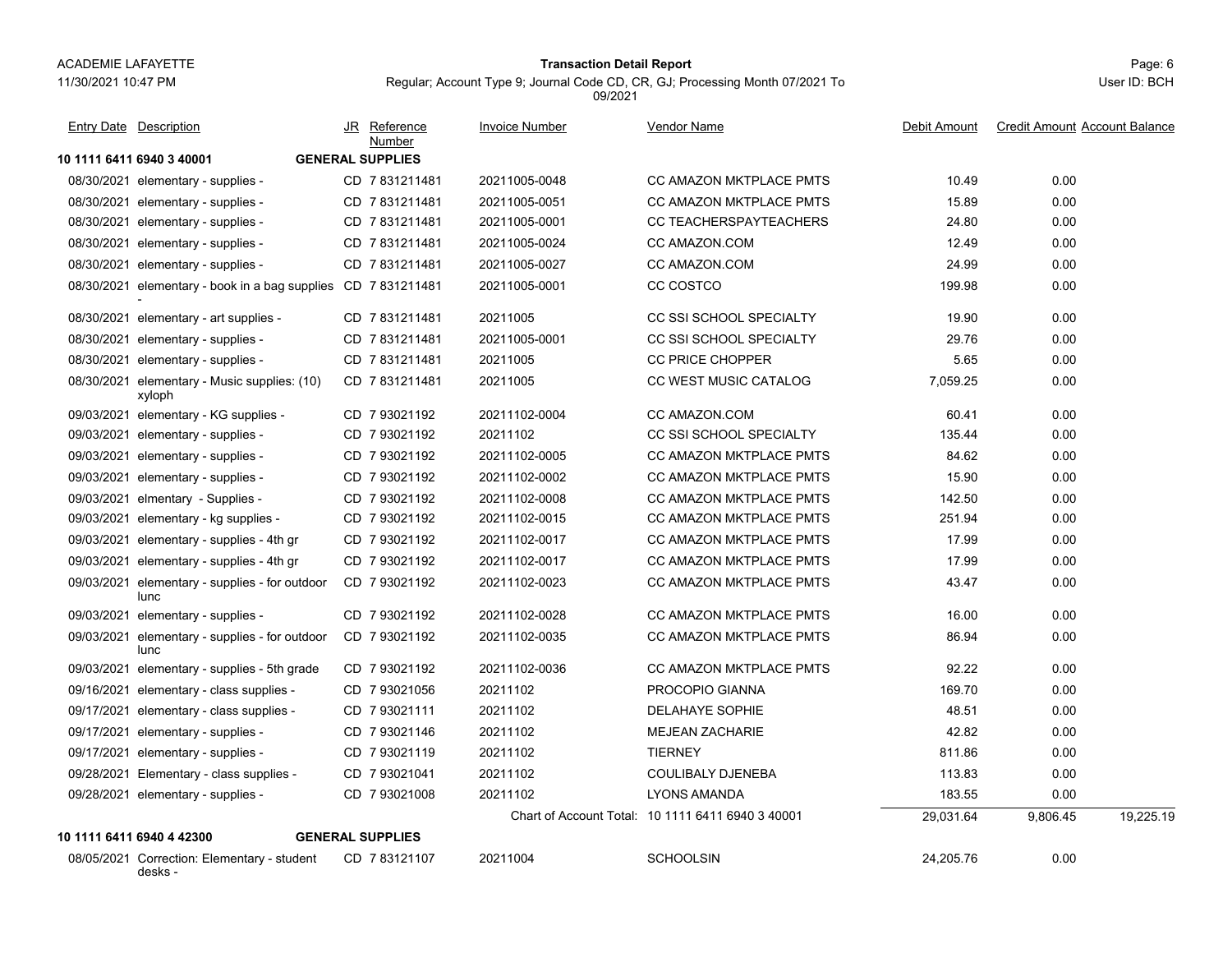| Entry Date | Description | JR | Reference Number | Invoice Number | Vendor Name | Debit Amount | Credit Amount | Account Balance |
|---|---|---|---|---|---|---|---|---|
| **10 1111 6411 6940 3 40001** | | **GENERAL SUPPLIES** | | | | | | |
| 08/30/2021 | elementary - supplies - | CD | 7 831211481 | 20211005-0048 | CC AMAZON MKTPLACE PMTS | 10.49 | 0.00 | |
| 08/30/2021 | elementary - supplies - | CD | 7 831211481 | 20211005-0051 | CC AMAZON MKTPLACE PMTS | 15.89 | 0.00 | |
| 08/30/2021 | elementary - supplies - | CD | 7 831211481 | 20211005-0001 | CC TEACHERSPAYTEACHERS | 24.80 | 0.00 | |
| 08/30/2021 | elementary - supplies - | CD | 7 831211481 | 20211005-0024 | CC AMAZON.COM | 12.49 | 0.00 | |
| 08/30/2021 | elementary - supplies - | CD | 7 831211481 | 20211005-0027 | CC AMAZON.COM | 24.99 | 0.00 | |
| 08/30/2021 | elementary - book in a bag supplies - | CD | 7 831211481 | 20211005-0001 | CC COSTCO | 199.98 | 0.00 | |
| 08/30/2021 | elementary - art supplies - | CD | 7 831211481 | 20211005 | CC SSI SCHOOL SPECIALTY | 19.90 | 0.00 | |
| 08/30/2021 | elementary - supplies - | CD | 7 831211481 | 20211005-0001 | CC SSI SCHOOL SPECIALTY | 29.76 | 0.00 | |
| 08/30/2021 | elementary - supplies - | CD | 7 831211481 | 20211005 | CC PRICE CHOPPER | 5.65 | 0.00 | |
| 08/30/2021 | elementary - Music supplies: (10) xyloph | CD | 7 831211481 | 20211005 | CC WEST MUSIC CATALOG | 7,059.25 | 0.00 | |
| 09/03/2021 | elementary - KG supplies - | CD | 7 93021192 | 20211102-0004 | CC AMAZON.COM | 60.41 | 0.00 | |
| 09/03/2021 | elementary - supplies - | CD | 7 93021192 | 20211102 | CC SSI SCHOOL SPECIALTY | 135.44 | 0.00 | |
| 09/03/2021 | elementary - supplies - | CD | 7 93021192 | 20211102-0005 | CC AMAZON MKTPLACE PMTS | 84.62 | 0.00 | |
| 09/03/2021 | elementary - supplies - | CD | 7 93021192 | 20211102-0002 | CC AMAZON MKTPLACE PMTS | 15.90 | 0.00 | |
| 09/03/2021 | elmentary - Supplies - | CD | 7 93021192 | 20211102-0008 | CC AMAZON MKTPLACE PMTS | 142.50 | 0.00 | |
| 09/03/2021 | elementary - kg supplies - | CD | 7 93021192 | 20211102-0015 | CC AMAZON MKTPLACE PMTS | 251.94 | 0.00 | |
| 09/03/2021 | elementary - supplies - 4th gr | CD | 7 93021192 | 20211102-0017 | CC AMAZON MKTPLACE PMTS | 17.99 | 0.00 | |
| 09/03/2021 | elementary - supplies - 4th gr | CD | 7 93021192 | 20211102-0017 | CC AMAZON MKTPLACE PMTS | 17.99 | 0.00 | |
| 09/03/2021 | elementary - supplies - for outdoor lunc | CD | 7 93021192 | 20211102-0023 | CC AMAZON MKTPLACE PMTS | 43.47 | 0.00 | |
| 09/03/2021 | elementary - supplies - | CD | 7 93021192 | 20211102-0028 | CC AMAZON MKTPLACE PMTS | 16.00 | 0.00 | |
| 09/03/2021 | elementary - supplies - for outdoor lunc | CD | 7 93021192 | 20211102-0035 | CC AMAZON MKTPLACE PMTS | 86.94 | 0.00 | |
| 09/03/2021 | elementary - supplies - 5th grade | CD | 7 93021192 | 20211102-0036 | CC AMAZON MKTPLACE PMTS | 92.22 | 0.00 | |
| 09/16/2021 | elementary - class supplies - | CD | 7 93021056 | 20211102 | PROCOPIO GIANNA | 169.70 | 0.00 | |
| 09/17/2021 | elementary - class supplies - | CD | 7 93021111 | 20211102 | DELAHAYE SOPHIE | 48.51 | 0.00 | |
| 09/17/2021 | elementary - supplies - | CD | 7 93021146 | 20211102 | MEJEAN ZACHARIE | 42.82 | 0.00 | |
| 09/17/2021 | elementary - supplies - | CD | 7 93021119 | 20211102 | TIERNEY | 811.86 | 0.00 | |
| 09/28/2021 | Elementary - class supplies - | CD | 7 93021041 | 20211102 | COULIBALY DJENEBA | 113.83 | 0.00 | |
| 09/28/2021 | elementary - supplies - | CD | 7 93021008 | 20211102 | LYONS AMANDA | 183.55 | 0.00 | |
| | | | | Chart of Account Total: | 10 1111 6411 6940 3 40001 | 29,031.64 | 9,806.45 | 19,225.19 |
| **10 1111 6411 6940 4 42300** | | **GENERAL SUPPLIES** | | | | | | |
| 08/05/2021 | Correction: Elementary - student desks - | CD | 7 83121107 | 20211004 | SCHOOLSIN | 24,205.76 | 0.00 | |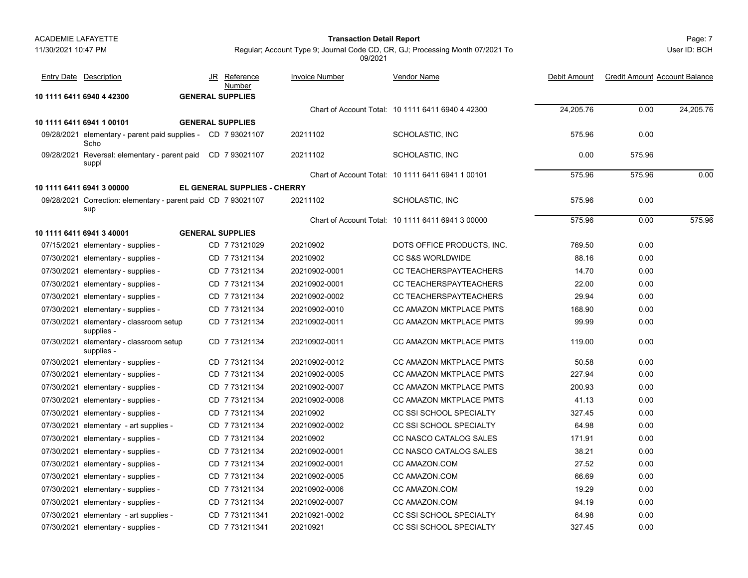ACADEMIE LAFAYETTE

11/30/2021 10:47 PM

**Transaction Detail Report**

Regular; Account Type 9; Journal Code CD, CR, GJ; Processing Month 07/2021 To 09/2021

Page: 7

User ID: BCH

| Entry Date | Description | JR | Reference Number | Invoice Number | Vendor Name | Debit Amount | Credit Amount | Account Balance |
|---|---|---|---|---|---|---|---|---|
| **10 1111 6411 6940 4 42300** | | **GENERAL SUPPLIES** | | | | | | |
| | | | | | Chart of Account Total: 10 1111 6411 6940 4 42300 | 24,205.76 | 0.00 | 24,205.76 |
| **10 1111 6411 6941 1 00101** | | **GENERAL SUPPLIES** | | | | | | |
| 09/28/2021 | elementary - parent paid supplies - Scho | CD | 7 93021107 | 20211102 | SCHOLASTIC, INC | 575.96 | 0.00 | |
| 09/28/2021 | Reversal: elementary - parent paid suppl | CD | 7 93021107 | 20211102 | SCHOLASTIC, INC | 0.00 | 575.96 | |
| | | | | | Chart of Account Total: 10 1111 6411 6941 1 00101 | 575.96 | 575.96 | 0.00 |
| **10 1111 6411 6941 3 00000** | | **EL GENERAL SUPPLIES - CHERRY** | | | | | | |
| 09/28/2021 | Correction: elementary - parent paid sup | CD | 7 93021107 | 20211102 | SCHOLASTIC, INC | 575.96 | 0.00 | |
| | | | | | Chart of Account Total: 10 1111 6411 6941 3 00000 | 575.96 | 0.00 | 575.96 |
| **10 1111 6411 6941 3 40001** | | **GENERAL SUPPLIES** | | | | | | |
| 07/15/2021 | elementary - supplies - | CD | 7 73121029 | 20210902 | DOTS OFFICE PRODUCTS, INC. | 769.50 | 0.00 | |
| 07/30/2021 | elementary - supplies - | CD | 7 73121134 | 20210902 | CC S&S WORLDWIDE | 88.16 | 0.00 | |
| 07/30/2021 | elementary - supplies - | CD | 7 73121134 | 20210902-0001 | CC TEACHERSPAYTEACHERS | 14.70 | 0.00 | |
| 07/30/2021 | elementary - supplies - | CD | 7 73121134 | 20210902-0001 | CC TEACHERSPAYTEACHERS | 22.00 | 0.00 | |
| 07/30/2021 | elementary - supplies - | CD | 7 73121134 | 20210902-0002 | CC TEACHERSPAYTEACHERS | 29.94 | 0.00 | |
| 07/30/2021 | elementary - supplies - | CD | 7 73121134 | 20210902-0010 | CC AMAZON MKTPLACE PMTS | 168.90 | 0.00 | |
| 07/30/2021 | elementary - classroom setup supplies - | CD | 7 73121134 | 20210902-0011 | CC AMAZON MKTPLACE PMTS | 99.99 | 0.00 | |
| 07/30/2021 | elementary - classroom setup supplies - | CD | 7 73121134 | 20210902-0011 | CC AMAZON MKTPLACE PMTS | 119.00 | 0.00 | |
| 07/30/2021 | elementary - supplies - | CD | 7 73121134 | 20210902-0012 | CC AMAZON MKTPLACE PMTS | 50.58 | 0.00 | |
| 07/30/2021 | elementary - supplies - | CD | 7 73121134 | 20210902-0005 | CC AMAZON MKTPLACE PMTS | 227.94 | 0.00 | |
| 07/30/2021 | elementary - supplies - | CD | 7 73121134 | 20210902-0007 | CC AMAZON MKTPLACE PMTS | 200.93 | 0.00 | |
| 07/30/2021 | elementary - supplies - | CD | 7 73121134 | 20210902-0008 | CC AMAZON MKTPLACE PMTS | 41.13 | 0.00 | |
| 07/30/2021 | elementary - supplies - | CD | 7 73121134 | 20210902 | CC SSI SCHOOL SPECIALTY | 327.45 | 0.00 | |
| 07/30/2021 | elementary - art supplies - | CD | 7 73121134 | 20210902-0002 | CC SSI SCHOOL SPECIALTY | 64.98 | 0.00 | |
| 07/30/2021 | elementary - supplies - | CD | 7 73121134 | 20210902 | CC NASCO CATALOG SALES | 171.91 | 0.00 | |
| 07/30/2021 | elementary - supplies - | CD | 7 73121134 | 20210902-0001 | CC NASCO CATALOG SALES | 38.21 | 0.00 | |
| 07/30/2021 | elementary - supplies - | CD | 7 73121134 | 20210902-0001 | CC AMAZON.COM | 27.52 | 0.00 | |
| 07/30/2021 | elementary - supplies - | CD | 7 73121134 | 20210902-0005 | CC AMAZON.COM | 66.69 | 0.00 | |
| 07/30/2021 | elementary - supplies - | CD | 7 73121134 | 20210902-0006 | CC AMAZON.COM | 19.29 | 0.00 | |
| 07/30/2021 | elementary - supplies - | CD | 7 73121134 | 20210902-0007 | CC AMAZON.COM | 94.19 | 0.00 | |
| 07/30/2021 | elementary - art supplies - | CD | 7 731211341 | 20210921-0002 | CC SSI SCHOOL SPECIALTY | 64.98 | 0.00 | |
| 07/30/2021 | elementary - supplies - | CD | 7 731211341 | 20210921 | CC SSI SCHOOL SPECIALTY | 327.45 | 0.00 | |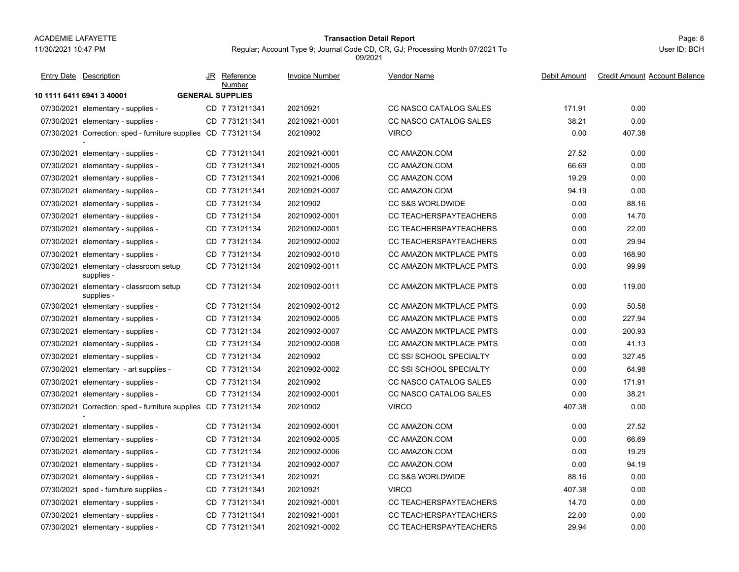ACADEMIE LAFAYETTE

11/30/2021 10:47 PM

**Transaction Detail Report**

Regular; Account Type 9; Journal Code CD, CR, GJ; Processing Month 07/2021 To 09/2021

User ID: BCH

| Entry Date | Description | JR | Reference Number | Invoice Number | Vendor Name | Debit Amount | Credit Amount | Account Balance |
|---|---|---|---|---|---|---|---|---|
| **10 1111 6411 6941 3 40001** | **GENERAL SUPPLIES** | | | | | | | |
| 07/30/2021 | elementary - supplies - | CD | 7 731211341 | 20210921 | CC NASCO CATALOG SALES | 171.91 | 0.00 | |
| 07/30/2021 | elementary - supplies - | CD | 7 731211341 | 20210921-0001 | CC NASCO CATALOG SALES | 38.21 | 0.00 | |
| 07/30/2021 | Correction: sped - furniture supplies - | CD | 7 73121134 | 20210902 | VIRCO | 0.00 | 407.38 | |
| 07/30/2021 | elementary - supplies - | CD | 7 731211341 | 20210921-0001 | CC AMAZON.COM | 27.52 | 0.00 | |
| 07/30/2021 | elementary - supplies - | CD | 7 731211341 | 20210921-0005 | CC AMAZON.COM | 66.69 | 0.00 | |
| 07/30/2021 | elementary - supplies - | CD | 7 731211341 | 20210921-0006 | CC AMAZON.COM | 19.29 | 0.00 | |
| 07/30/2021 | elementary - supplies - | CD | 7 731211341 | 20210921-0007 | CC AMAZON.COM | 94.19 | 0.00 | |
| 07/30/2021 | elementary - supplies - | CD | 7 73121134 | 20210902 | CC S&S WORLDWIDE | 0.00 | 88.16 | |
| 07/30/2021 | elementary - supplies - | CD | 7 73121134 | 20210902-0001 | CC TEACHERSPAYTEACHERS | 0.00 | 14.70 | |
| 07/30/2021 | elementary - supplies - | CD | 7 73121134 | 20210902-0001 | CC TEACHERSPAYTEACHERS | 0.00 | 22.00 | |
| 07/30/2021 | elementary - supplies - | CD | 7 73121134 | 20210902-0002 | CC TEACHERSPAYTEACHERS | 0.00 | 29.94 | |
| 07/30/2021 | elementary - supplies - | CD | 7 73121134 | 20210902-0010 | CC AMAZON MKTPLACE PMTS | 0.00 | 168.90 | |
| 07/30/2021 | elementary - classroom setup supplies - | CD | 7 73121134 | 20210902-0011 | CC AMAZON MKTPLACE PMTS | 0.00 | 99.99 | |
| 07/30/2021 | elementary - classroom setup supplies - | CD | 7 73121134 | 20210902-0011 | CC AMAZON MKTPLACE PMTS | 0.00 | 119.00 | |
| 07/30/2021 | elementary - supplies - | CD | 7 73121134 | 20210902-0012 | CC AMAZON MKTPLACE PMTS | 0.00 | 50.58 | |
| 07/30/2021 | elementary - supplies - | CD | 7 73121134 | 20210902-0005 | CC AMAZON MKTPLACE PMTS | 0.00 | 227.94 | |
| 07/30/2021 | elementary - supplies - | CD | 7 73121134 | 20210902-0007 | CC AMAZON MKTPLACE PMTS | 0.00 | 200.93 | |
| 07/30/2021 | elementary - supplies - | CD | 7 73121134 | 20210902-0008 | CC AMAZON MKTPLACE PMTS | 0.00 | 41.13 | |
| 07/30/2021 | elementary - supplies - | CD | 7 73121134 | 20210902 | CC SSI SCHOOL SPECIALTY | 0.00 | 327.45 | |
| 07/30/2021 | elementary - art supplies - | CD | 7 73121134 | 20210902-0002 | CC SSI SCHOOL SPECIALTY | 0.00 | 64.98 | |
| 07/30/2021 | elementary - supplies - | CD | 7 73121134 | 20210902 | CC NASCO CATALOG SALES | 0.00 | 171.91 | |
| 07/30/2021 | elementary - supplies - | CD | 7 73121134 | 20210902-0001 | CC NASCO CATALOG SALES | 0.00 | 38.21 | |
| 07/30/2021 | Correction: sped - furniture supplies - | CD | 7 73121134 | 20210902 | VIRCO | 407.38 | 0.00 | |
| 07/30/2021 | elementary - supplies - | CD | 7 73121134 | 20210902-0001 | CC AMAZON.COM | 0.00 | 27.52 | |
| 07/30/2021 | elementary - supplies - | CD | 7 73121134 | 20210902-0005 | CC AMAZON.COM | 0.00 | 66.69 | |
| 07/30/2021 | elementary - supplies - | CD | 7 73121134 | 20210902-0006 | CC AMAZON.COM | 0.00 | 19.29 | |
| 07/30/2021 | elementary - supplies - | CD | 7 73121134 | 20210902-0007 | CC AMAZON.COM | 0.00 | 94.19 | |
| 07/30/2021 | elementary - supplies - | CD | 7 731211341 | 20210921 | CC S&S WORLDWIDE | 88.16 | 0.00 | |
| 07/30/2021 | sped - furniture supplies - | CD | 7 731211341 | 20210921 | VIRCO | 407.38 | 0.00 | |
| 07/30/2021 | elementary - supplies - | CD | 7 731211341 | 20210921-0001 | CC TEACHERSPAYTEACHERS | 14.70 | 0.00 | |
| 07/30/2021 | elementary - supplies - | CD | 7 731211341 | 20210921-0001 | CC TEACHERSPAYTEACHERS | 22.00 | 0.00 | |
| 07/30/2021 | elementary - supplies - | CD | 7 731211341 | 20210921-0002 | CC TEACHERSPAYTEACHERS | 29.94 | 0.00 | |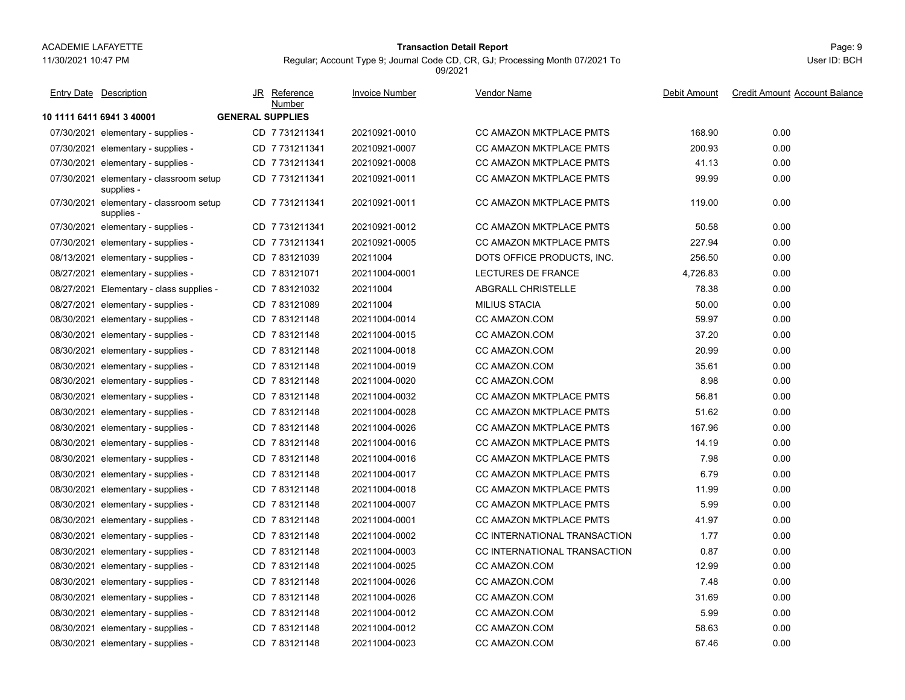ACADEMIE LAFAYETTE
11/30/2021 10:47 PM

**Transaction Detail Report**

Regular; Account Type 9; Journal Code CD, CR, GJ; Processing Month 07/2021 To 09/2021

User ID: BCH

| Entry Date | Description | JR | Reference Number | Invoice Number | Vendor Name | Debit Amount | Credit Amount | Account Balance |
|---|---|---|---|---|---|---|---|---|
| **10 1111 6411 6941 3 40001** | | **GENERAL SUPPLIES** | | | | | | |
| 07/30/2021 | elementary - supplies - | CD | 7 731211341 | 20210921-0010 | CC AMAZON MKTPLACE PMTS | 168.90 | 0.00 | |
| 07/30/2021 | elementary - supplies - | CD | 7 731211341 | 20210921-0007 | CC AMAZON MKTPLACE PMTS | 200.93 | 0.00 | |
| 07/30/2021 | elementary - supplies - | CD | 7 731211341 | 20210921-0008 | CC AMAZON MKTPLACE PMTS | 41.13 | 0.00 | |
| 07/30/2021 | elementary - classroom setup supplies - | CD | 7 731211341 | 20210921-0011 | CC AMAZON MKTPLACE PMTS | 99.99 | 0.00 | |
| 07/30/2021 | elementary - classroom setup supplies - | CD | 7 731211341 | 20210921-0011 | CC AMAZON MKTPLACE PMTS | 119.00 | 0.00 | |
| 07/30/2021 | elementary - supplies - | CD | 7 731211341 | 20210921-0012 | CC AMAZON MKTPLACE PMTS | 50.58 | 0.00 | |
| 07/30/2021 | elementary - supplies - | CD | 7 731211341 | 20210921-0005 | CC AMAZON MKTPLACE PMTS | 227.94 | 0.00 | |
| 08/13/2021 | elementary - supplies - | CD | 7 83121039 | 20211004 | DOTS OFFICE PRODUCTS, INC. | 256.50 | 0.00 | |
| 08/27/2021 | elementary - supplies - | CD | 7 83121071 | 20211004-0001 | LECTURES DE FRANCE | 4,726.83 | 0.00 | |
| 08/27/2021 | Elementary - class supplies - | CD | 7 83121032 | 20211004 | ABGRALL CHRISTELLE | 78.38 | 0.00 | |
| 08/27/2021 | elementary - supplies - | CD | 7 83121089 | 20211004 | MILIUS STACIA | 50.00 | 0.00 | |
| 08/30/2021 | elementary - supplies - | CD | 7 83121148 | 20211004-0014 | CC AMAZON.COM | 59.97 | 0.00 | |
| 08/30/2021 | elementary - supplies - | CD | 7 83121148 | 20211004-0015 | CC AMAZON.COM | 37.20 | 0.00 | |
| 08/30/2021 | elementary - supplies - | CD | 7 83121148 | 20211004-0018 | CC AMAZON.COM | 20.99 | 0.00 | |
| 08/30/2021 | elementary - supplies - | CD | 7 83121148 | 20211004-0019 | CC AMAZON.COM | 35.61 | 0.00 | |
| 08/30/2021 | elementary - supplies - | CD | 7 83121148 | 20211004-0020 | CC AMAZON.COM | 8.98 | 0.00 | |
| 08/30/2021 | elementary - supplies - | CD | 7 83121148 | 20211004-0032 | CC AMAZON MKTPLACE PMTS | 56.81 | 0.00 | |
| 08/30/2021 | elementary - supplies - | CD | 7 83121148 | 20211004-0028 | CC AMAZON MKTPLACE PMTS | 51.62 | 0.00 | |
| 08/30/2021 | elementary - supplies - | CD | 7 83121148 | 20211004-0026 | CC AMAZON MKTPLACE PMTS | 167.96 | 0.00 | |
| 08/30/2021 | elementary - supplies - | CD | 7 83121148 | 20211004-0016 | CC AMAZON MKTPLACE PMTS | 14.19 | 0.00 | |
| 08/30/2021 | elementary - supplies - | CD | 7 83121148 | 20211004-0016 | CC AMAZON MKTPLACE PMTS | 7.98 | 0.00 | |
| 08/30/2021 | elementary - supplies - | CD | 7 83121148 | 20211004-0017 | CC AMAZON MKTPLACE PMTS | 6.79 | 0.00 | |
| 08/30/2021 | elementary - supplies - | CD | 7 83121148 | 20211004-0018 | CC AMAZON MKTPLACE PMTS | 11.99 | 0.00 | |
| 08/30/2021 | elementary - supplies - | CD | 7 83121148 | 20211004-0007 | CC AMAZON MKTPLACE PMTS | 5.99 | 0.00 | |
| 08/30/2021 | elementary - supplies - | CD | 7 83121148 | 20211004-0001 | CC AMAZON MKTPLACE PMTS | 41.97 | 0.00 | |
| 08/30/2021 | elementary - supplies - | CD | 7 83121148 | 20211004-0002 | CC INTERNATIONAL TRANSACTION | 1.77 | 0.00 | |
| 08/30/2021 | elementary - supplies - | CD | 7 83121148 | 20211004-0003 | CC INTERNATIONAL TRANSACTION | 0.87 | 0.00 | |
| 08/30/2021 | elementary - supplies - | CD | 7 83121148 | 20211004-0025 | CC AMAZON.COM | 12.99 | 0.00 | |
| 08/30/2021 | elementary - supplies - | CD | 7 83121148 | 20211004-0026 | CC AMAZON.COM | 7.48 | 0.00 | |
| 08/30/2021 | elementary - supplies - | CD | 7 83121148 | 20211004-0026 | CC AMAZON.COM | 31.69 | 0.00 | |
| 08/30/2021 | elementary - supplies - | CD | 7 83121148 | 20211004-0012 | CC AMAZON.COM | 5.99 | 0.00 | |
| 08/30/2021 | elementary - supplies - | CD | 7 83121148 | 20211004-0012 | CC AMAZON.COM | 58.63 | 0.00 | |
| 08/30/2021 | elementary - supplies - | CD | 7 83121148 | 20211004-0023 | CC AMAZON.COM | 67.46 | 0.00 | |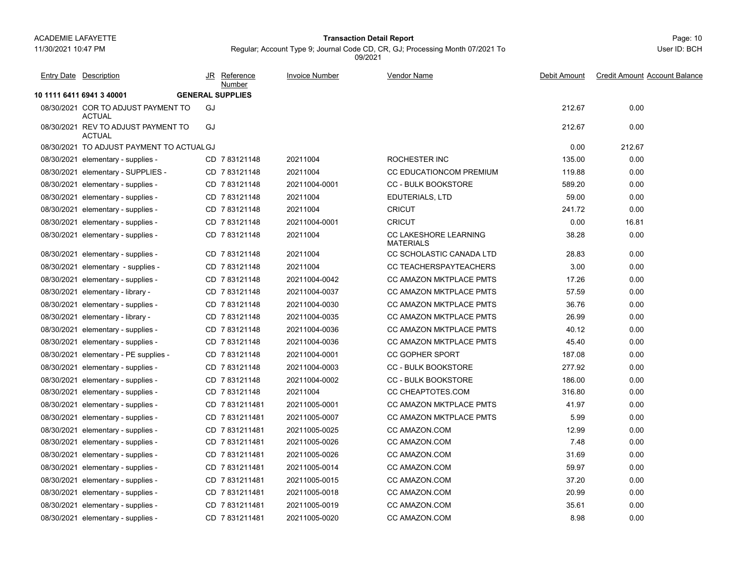ACADEMIE LAFAYETTE

11/30/2021 10:47 PM

**Transaction Detail Report**

Regular; Account Type 9; Journal Code CD, CR, GJ; Processing Month 07/2021 To 09/2021

User ID: BCH

| Entry Date | Description | JR | Reference Number | Invoice Number | Vendor Name | Debit Amount | Credit Amount | Account Balance |
|---|---|---|---|---|---|---|---|---|
| **10 1111 6411 6941 3 40001** | **GENERAL SUPPLIES** | | | | | | | |
| 08/30/2021 | COR TO ADJUST PAYMENT TO ACTUAL | GJ | | | | 212.67 | 0.00 | |
| 08/30/2021 | REV TO ADJUST PAYMENT TO ACTUAL | GJ | | | | 212.67 | 0.00 | |
| 08/30/2021 | TO ADJUST PAYMENT TO ACTUAL | GJ | | | | 0.00 | 212.67 | |
| 08/30/2021 | elementary - supplies - | CD | 7 83121148 | 20211004 | ROCHESTER INC | 135.00 | 0.00 | |
| 08/30/2021 | elementary - SUPPLIES - | CD | 7 83121148 | 20211004 | CC EDUCATIONCOM PREMIUM | 119.88 | 0.00 | |
| 08/30/2021 | elementary - supplies - | CD | 7 83121148 | 20211004-0001 | CC - BULK BOOKSTORE | 589.20 | 0.00 | |
| 08/30/2021 | elementary - supplies - | CD | 7 83121148 | 20211004 | EDUTERIALS, LTD | 59.00 | 0.00 | |
| 08/30/2021 | elementary - supplies - | CD | 7 83121148 | 20211004 | CRICUT | 241.72 | 0.00 | |
| 08/30/2021 | elementary - supplies - | CD | 7 83121148 | 20211004-0001 | CRICUT | 0.00 | 16.81 | |
| 08/30/2021 | elementary - supplies - | CD | 7 83121148 | 20211004 | CC LAKESHORE LEARNING MATERIALS | 38.28 | 0.00 | |
| 08/30/2021 | elementary - supplies - | CD | 7 83121148 | 20211004 | CC SCHOLASTIC CANADA LTD | 28.83 | 0.00 | |
| 08/30/2021 | elementary - supplies - | CD | 7 83121148 | 20211004 | CC TEACHERSPAYTEACHERS | 3.00 | 0.00 | |
| 08/30/2021 | elementary - supplies - | CD | 7 83121148 | 20211004-0042 | CC AMAZON MKTPLACE PMTS | 17.26 | 0.00 | |
| 08/30/2021 | elementary - library - | CD | 7 83121148 | 20211004-0037 | CC AMAZON MKTPLACE PMTS | 57.59 | 0.00 | |
| 08/30/2021 | elementary - supplies - | CD | 7 83121148 | 20211004-0030 | CC AMAZON MKTPLACE PMTS | 36.76 | 0.00 | |
| 08/30/2021 | elementary - library - | CD | 7 83121148 | 20211004-0035 | CC AMAZON MKTPLACE PMTS | 26.99 | 0.00 | |
| 08/30/2021 | elementary - supplies - | CD | 7 83121148 | 20211004-0036 | CC AMAZON MKTPLACE PMTS | 40.12 | 0.00 | |
| 08/30/2021 | elementary - supplies - | CD | 7 83121148 | 20211004-0036 | CC AMAZON MKTPLACE PMTS | 45.40 | 0.00 | |
| 08/30/2021 | elementary - PE supplies - | CD | 7 83121148 | 20211004-0001 | CC GOPHER SPORT | 187.08 | 0.00 | |
| 08/30/2021 | elementary - supplies - | CD | 7 83121148 | 20211004-0003 | CC - BULK BOOKSTORE | 277.92 | 0.00 | |
| 08/30/2021 | elementary - supplies - | CD | 7 83121148 | 20211004-0002 | CC - BULK BOOKSTORE | 186.00 | 0.00 | |
| 08/30/2021 | elementary - supplies - | CD | 7 83121148 | 20211004 | CC CHEAPTOTES.COM | 316.80 | 0.00 | |
| 08/30/2021 | elementary - supplies - | CD | 7 831211481 | 20211005-0001 | CC AMAZON MKTPLACE PMTS | 41.97 | 0.00 | |
| 08/30/2021 | elementary - supplies - | CD | 7 831211481 | 20211005-0007 | CC AMAZON MKTPLACE PMTS | 5.99 | 0.00 | |
| 08/30/2021 | elementary - supplies - | CD | 7 831211481 | 20211005-0025 | CC AMAZON.COM | 12.99 | 0.00 | |
| 08/30/2021 | elementary - supplies - | CD | 7 831211481 | 20211005-0026 | CC AMAZON.COM | 7.48 | 0.00 | |
| 08/30/2021 | elementary - supplies - | CD | 7 831211481 | 20211005-0026 | CC AMAZON.COM | 31.69 | 0.00 | |
| 08/30/2021 | elementary - supplies - | CD | 7 831211481 | 20211005-0014 | CC AMAZON.COM | 59.97 | 0.00 | |
| 08/30/2021 | elementary - supplies - | CD | 7 831211481 | 20211005-0015 | CC AMAZON.COM | 37.20 | 0.00 | |
| 08/30/2021 | elementary - supplies - | CD | 7 831211481 | 20211005-0018 | CC AMAZON.COM | 20.99 | 0.00 | |
| 08/30/2021 | elementary - supplies - | CD | 7 831211481 | 20211005-0019 | CC AMAZON.COM | 35.61 | 0.00 | |
| 08/30/2021 | elementary - supplies - | CD | 7 831211481 | 20211005-0020 | CC AMAZON.COM | 8.98 | 0.00 | |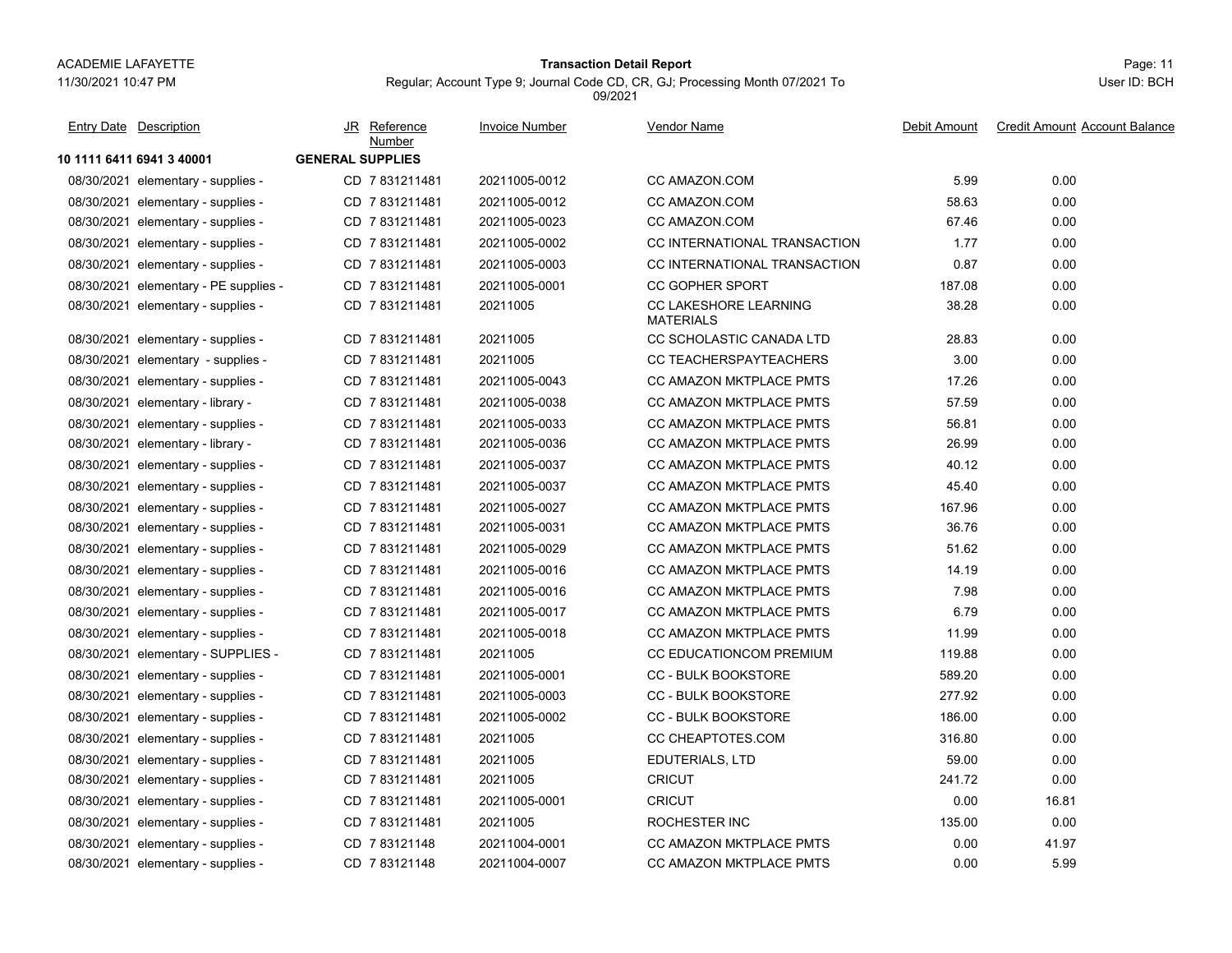ACADEMIE LAFAYETTE
11/30/2021 10:47 PM

**Transaction Detail Report**

Regular; Account Type 9; Journal Code CD, CR, GJ; Processing Month 07/2021 To 09/2021

User ID: BCH

| Entry Date | Description | JR | Reference Number | Invoice Number | Vendor Name | Debit Amount | Credit Amount | Account Balance |
|---|---|---|---|---|---|---|---|---|
| **10 1111 6411 6941 3 40001** | | **GENERAL SUPPLIES** | | | | | | |
| 08/30/2021 | elementary - supplies - | CD | 7 831211481 | 20211005-0012 | CC AMAZON.COM | 5.99 | 0.00 | |
| 08/30/2021 | elementary - supplies - | CD | 7 831211481 | 20211005-0012 | CC AMAZON.COM | 58.63 | 0.00 | |
| 08/30/2021 | elementary - supplies - | CD | 7 831211481 | 20211005-0023 | CC AMAZON.COM | 67.46 | 0.00 | |
| 08/30/2021 | elementary - supplies - | CD | 7 831211481 | 20211005-0002 | CC INTERNATIONAL TRANSACTION | 1.77 | 0.00 | |
| 08/30/2021 | elementary - supplies - | CD | 7 831211481 | 20211005-0003 | CC INTERNATIONAL TRANSACTION | 0.87 | 0.00 | |
| 08/30/2021 | elementary - PE supplies - | CD | 7 831211481 | 20211005-0001 | CC GOPHER SPORT | 187.08 | 0.00 | |
| 08/30/2021 | elementary - supplies - | CD | 7 831211481 | 20211005 | CC LAKESHORE LEARNING MATERIALS | 38.28 | 0.00 | |
| 08/30/2021 | elementary - supplies - | CD | 7 831211481 | 20211005 | CC SCHOLASTIC CANADA LTD | 28.83 | 0.00 | |
| 08/30/2021 | elementary - supplies - | CD | 7 831211481 | 20211005 | CC TEACHERSPAYTEACHERS | 3.00 | 0.00 | |
| 08/30/2021 | elementary - supplies - | CD | 7 831211481 | 20211005-0043 | CC AMAZON MKTPLACE PMTS | 17.26 | 0.00 | |
| 08/30/2021 | elementary - library - | CD | 7 831211481 | 20211005-0038 | CC AMAZON MKTPLACE PMTS | 57.59 | 0.00 | |
| 08/30/2021 | elementary - supplies - | CD | 7 831211481 | 20211005-0033 | CC AMAZON MKTPLACE PMTS | 56.81 | 0.00 | |
| 08/30/2021 | elementary - library - | CD | 7 831211481 | 20211005-0036 | CC AMAZON MKTPLACE PMTS | 26.99 | 0.00 | |
| 08/30/2021 | elementary - supplies - | CD | 7 831211481 | 20211005-0037 | CC AMAZON MKTPLACE PMTS | 40.12 | 0.00 | |
| 08/30/2021 | elementary - supplies - | CD | 7 831211481 | 20211005-0037 | CC AMAZON MKTPLACE PMTS | 45.40 | 0.00 | |
| 08/30/2021 | elementary - supplies - | CD | 7 831211481 | 20211005-0027 | CC AMAZON MKTPLACE PMTS | 167.96 | 0.00 | |
| 08/30/2021 | elementary - supplies - | CD | 7 831211481 | 20211005-0031 | CC AMAZON MKTPLACE PMTS | 36.76 | 0.00 | |
| 08/30/2021 | elementary - supplies - | CD | 7 831211481 | 20211005-0029 | CC AMAZON MKTPLACE PMTS | 51.62 | 0.00 | |
| 08/30/2021 | elementary - supplies - | CD | 7 831211481 | 20211005-0016 | CC AMAZON MKTPLACE PMTS | 14.19 | 0.00 | |
| 08/30/2021 | elementary - supplies - | CD | 7 831211481 | 20211005-0016 | CC AMAZON MKTPLACE PMTS | 7.98 | 0.00 | |
| 08/30/2021 | elementary - supplies - | CD | 7 831211481 | 20211005-0017 | CC AMAZON MKTPLACE PMTS | 6.79 | 0.00 | |
| 08/30/2021 | elementary - supplies - | CD | 7 831211481 | 20211005-0018 | CC AMAZON MKTPLACE PMTS | 11.99 | 0.00 | |
| 08/30/2021 | elementary - SUPPLIES - | CD | 7 831211481 | 20211005 | CC EDUCATIONCOM PREMIUM | 119.88 | 0.00 | |
| 08/30/2021 | elementary - supplies - | CD | 7 831211481 | 20211005-0001 | CC - BULK BOOKSTORE | 589.20 | 0.00 | |
| 08/30/2021 | elementary - supplies - | CD | 7 831211481 | 20211005-0003 | CC - BULK BOOKSTORE | 277.92 | 0.00 | |
| 08/30/2021 | elementary - supplies - | CD | 7 831211481 | 20211005-0002 | CC - BULK BOOKSTORE | 186.00 | 0.00 | |
| 08/30/2021 | elementary - supplies - | CD | 7 831211481 | 20211005 | CC CHEAPTOTES.COM | 316.80 | 0.00 | |
| 08/30/2021 | elementary - supplies - | CD | 7 831211481 | 20211005 | EDUTERIALS, LTD | 59.00 | 0.00 | |
| 08/30/2021 | elementary - supplies - | CD | 7 831211481 | 20211005 | CRICUT | 241.72 | 0.00 | |
| 08/30/2021 | elementary - supplies - | CD | 7 831211481 | 20211005-0001 | CRICUT | 0.00 | 16.81 | |
| 08/30/2021 | elementary - supplies - | CD | 7 831211481 | 20211005 | ROCHESTER INC | 135.00 | 0.00 | |
| 08/30/2021 | elementary - supplies - | CD | 7 83121148 | 20211004-0001 | CC AMAZON MKTPLACE PMTS | 0.00 | 41.97 | |
| 08/30/2021 | elementary - supplies - | CD | 7 83121148 | 20211004-0007 | CC AMAZON MKTPLACE PMTS | 0.00 | 5.99 | |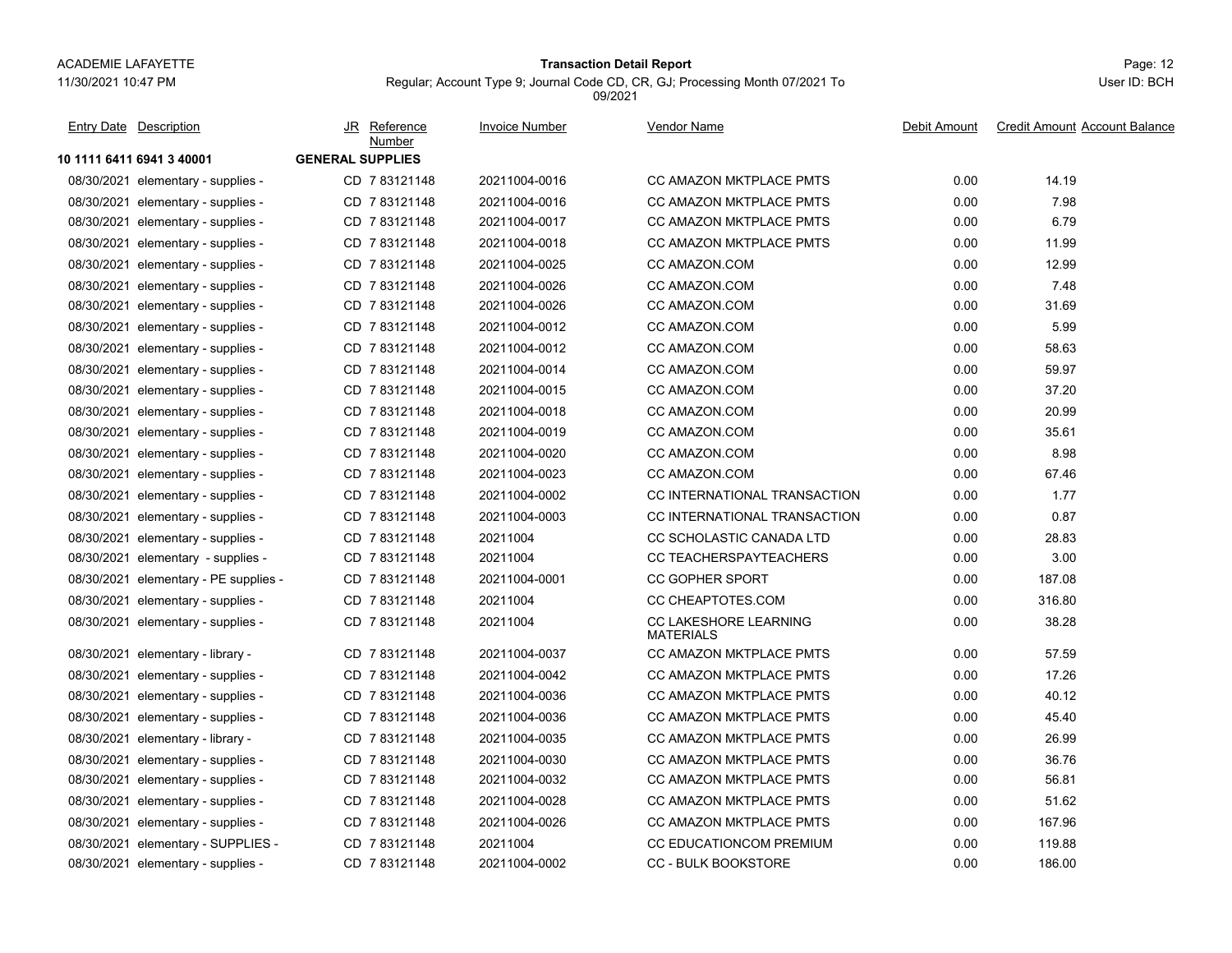ACADEMIE LAFAYETTE
11/30/2021 10:47 PM

**Transaction Detail Report**

Regular; Account Type 9; Journal Code CD, CR, GJ; Processing Month 07/2021 To 09/2021

User ID: BCH

| Entry Date | Description | JR | Reference Number | Invoice Number | Vendor Name | Debit Amount | Credit Amount | Account Balance |
|---|---|---|---|---|---|---|---|---|
| **10 1111 6411 6941 3 40001** | | **GENERAL SUPPLIES** | | | | | | |
| 08/30/2021 | elementary - supplies - | CD | 7 83121148 | 20211004-0016 | CC AMAZON MKTPLACE PMTS | 0.00 | 14.19 | |
| 08/30/2021 | elementary - supplies - | CD | 7 83121148 | 20211004-0016 | CC AMAZON MKTPLACE PMTS | 0.00 | 7.98 | |
| 08/30/2021 | elementary - supplies - | CD | 7 83121148 | 20211004-0017 | CC AMAZON MKTPLACE PMTS | 0.00 | 6.79 | |
| 08/30/2021 | elementary - supplies - | CD | 7 83121148 | 20211004-0018 | CC AMAZON MKTPLACE PMTS | 0.00 | 11.99 | |
| 08/30/2021 | elementary - supplies - | CD | 7 83121148 | 20211004-0025 | CC AMAZON.COM | 0.00 | 12.99 | |
| 08/30/2021 | elementary - supplies - | CD | 7 83121148 | 20211004-0026 | CC AMAZON.COM | 0.00 | 7.48 | |
| 08/30/2021 | elementary - supplies - | CD | 7 83121148 | 20211004-0026 | CC AMAZON.COM | 0.00 | 31.69 | |
| 08/30/2021 | elementary - supplies - | CD | 7 83121148 | 20211004-0012 | CC AMAZON.COM | 0.00 | 5.99 | |
| 08/30/2021 | elementary - supplies - | CD | 7 83121148 | 20211004-0012 | CC AMAZON.COM | 0.00 | 58.63 | |
| 08/30/2021 | elementary - supplies - | CD | 7 83121148 | 20211004-0014 | CC AMAZON.COM | 0.00 | 59.97 | |
| 08/30/2021 | elementary - supplies - | CD | 7 83121148 | 20211004-0015 | CC AMAZON.COM | 0.00 | 37.20 | |
| 08/30/2021 | elementary - supplies - | CD | 7 83121148 | 20211004-0018 | CC AMAZON.COM | 0.00 | 20.99 | |
| 08/30/2021 | elementary - supplies - | CD | 7 83121148 | 20211004-0019 | CC AMAZON.COM | 0.00 | 35.61 | |
| 08/30/2021 | elementary - supplies - | CD | 7 83121148 | 20211004-0020 | CC AMAZON.COM | 0.00 | 8.98 | |
| 08/30/2021 | elementary - supplies - | CD | 7 83121148 | 20211004-0023 | CC AMAZON.COM | 0.00 | 67.46 | |
| 08/30/2021 | elementary - supplies - | CD | 7 83121148 | 20211004-0002 | CC INTERNATIONAL TRANSACTION | 0.00 | 1.77 | |
| 08/30/2021 | elementary - supplies - | CD | 7 83121148 | 20211004-0003 | CC INTERNATIONAL TRANSACTION | 0.00 | 0.87 | |
| 08/30/2021 | elementary - supplies - | CD | 7 83121148 | 20211004 | CC SCHOLASTIC CANADA LTD | 0.00 | 28.83 | |
| 08/30/2021 | elementary - supplies - | CD | 7 83121148 | 20211004 | CC TEACHERSPAYTEACHERS | 0.00 | 3.00 | |
| 08/30/2021 | elementary - PE supplies - | CD | 7 83121148 | 20211004-0001 | CC GOPHER SPORT | 0.00 | 187.08 | |
| 08/30/2021 | elementary - supplies - | CD | 7 83121148 | 20211004 | CC CHEAPTOTES.COM | 0.00 | 316.80 | |
| 08/30/2021 | elementary - supplies - | CD | 7 83121148 | 20211004 | CC LAKESHORE LEARNING MATERIALS | 0.00 | 38.28 | |
| 08/30/2021 | elementary - library - | CD | 7 83121148 | 20211004-0037 | CC AMAZON MKTPLACE PMTS | 0.00 | 57.59 | |
| 08/30/2021 | elementary - supplies - | CD | 7 83121148 | 20211004-0042 | CC AMAZON MKTPLACE PMTS | 0.00 | 17.26 | |
| 08/30/2021 | elementary - supplies - | CD | 7 83121148 | 20211004-0036 | CC AMAZON MKTPLACE PMTS | 0.00 | 40.12 | |
| 08/30/2021 | elementary - supplies - | CD | 7 83121148 | 20211004-0036 | CC AMAZON MKTPLACE PMTS | 0.00 | 45.40 | |
| 08/30/2021 | elementary - library - | CD | 7 83121148 | 20211004-0035 | CC AMAZON MKTPLACE PMTS | 0.00 | 26.99 | |
| 08/30/2021 | elementary - supplies - | CD | 7 83121148 | 20211004-0030 | CC AMAZON MKTPLACE PMTS | 0.00 | 36.76 | |
| 08/30/2021 | elementary - supplies - | CD | 7 83121148 | 20211004-0032 | CC AMAZON MKTPLACE PMTS | 0.00 | 56.81 | |
| 08/30/2021 | elementary - supplies - | CD | 7 83121148 | 20211004-0028 | CC AMAZON MKTPLACE PMTS | 0.00 | 51.62 | |
| 08/30/2021 | elementary - supplies - | CD | 7 83121148 | 20211004-0026 | CC AMAZON MKTPLACE PMTS | 0.00 | 167.96 | |
| 08/30/2021 | elementary - SUPPLIES - | CD | 7 83121148 | 20211004 | CC EDUCATIONCOM PREMIUM | 0.00 | 119.88 | |
| 08/30/2021 | elementary - supplies - | CD | 7 83121148 | 20211004-0002 | CC - BULK BOOKSTORE | 0.00 | 186.00 | |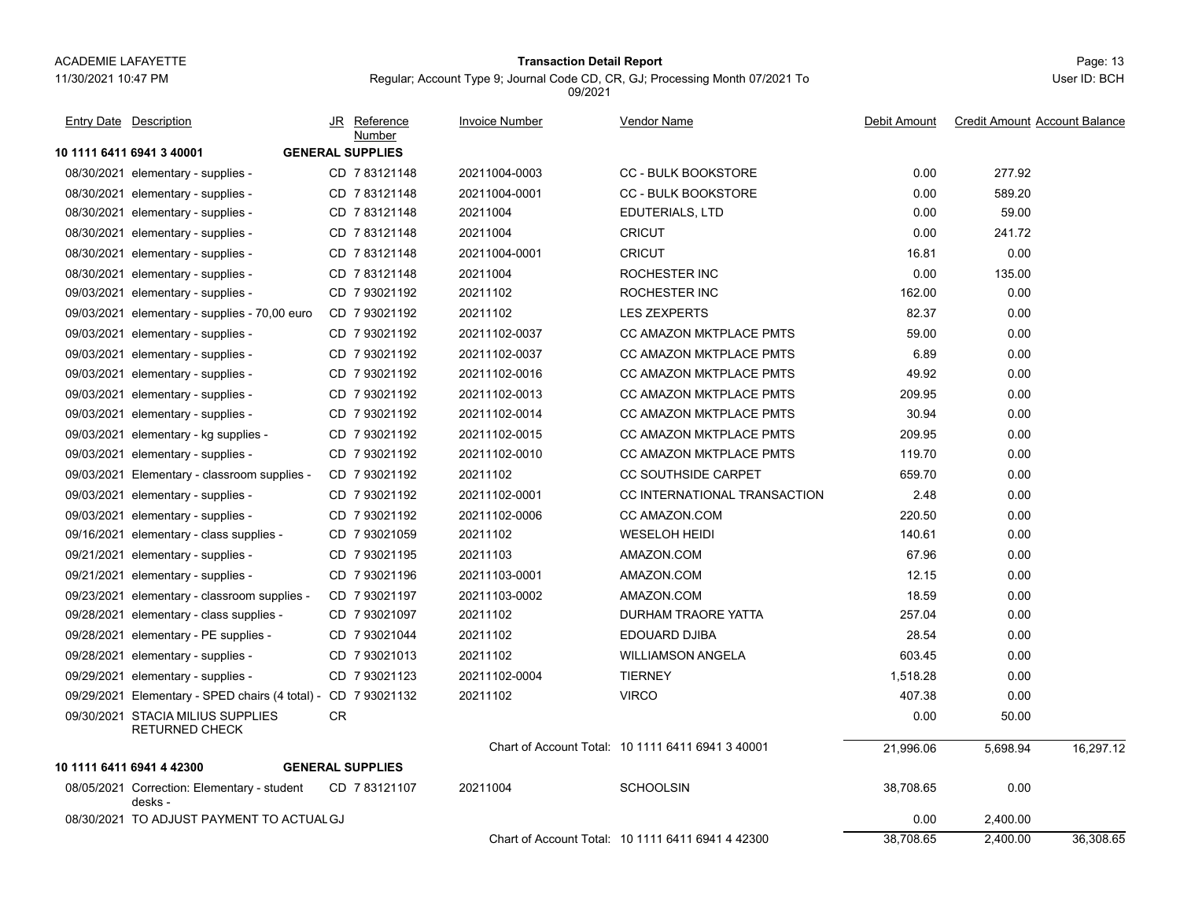ACADEMIE LAFAYETTE
11/30/2021 10:47 PM

**Transaction Detail Report**

Regular; Account Type 9; Journal Code CD, CR, GJ; Processing Month 07/2021 To 09/2021

User ID: BCH

| Entry Date | Description | JR | Reference Number | Invoice Number | Vendor Name | Debit Amount | Credit Amount | Account Balance |
|---|---|---|---|---|---|---|---|---|
| **10 1111 6411 6941 3 40001** | | **GENERAL SUPPLIES** | | | | | | |
| 08/30/2021 | elementary - supplies - | CD | 7 83121148 | 20211004-0003 | CC - BULK BOOKSTORE | 0.00 | 277.92 | |
| 08/30/2021 | elementary - supplies - | CD | 7 83121148 | 20211004-0001 | CC - BULK BOOKSTORE | 0.00 | 589.20 | |
| 08/30/2021 | elementary - supplies - | CD | 7 83121148 | 20211004 | EDUTERIALS, LTD | 0.00 | 59.00 | |
| 08/30/2021 | elementary - supplies - | CD | 7 83121148 | 20211004 | CRICUT | 0.00 | 241.72 | |
| 08/30/2021 | elementary - supplies - | CD | 7 83121148 | 20211004-0001 | CRICUT | 16.81 | 0.00 | |
| 08/30/2021 | elementary - supplies - | CD | 7 83121148 | 20211004 | ROCHESTER INC | 0.00 | 135.00 | |
| 09/03/2021 | elementary - supplies - | CD | 7 93021192 | 20211102 | ROCHESTER INC | 162.00 | 0.00 | |
| 09/03/2021 | elementary - supplies - 70,00 euro | CD | 7 93021192 | 20211102 | LES ZEXPERTS | 82.37 | 0.00 | |
| 09/03/2021 | elementary - supplies - | CD | 7 93021192 | 20211102-0037 | CC AMAZON MKTPLACE PMTS | 59.00 | 0.00 | |
| 09/03/2021 | elementary - supplies - | CD | 7 93021192 | 20211102-0037 | CC AMAZON MKTPLACE PMTS | 6.89 | 0.00 | |
| 09/03/2021 | elementary - supplies - | CD | 7 93021192 | 20211102-0016 | CC AMAZON MKTPLACE PMTS | 49.92 | 0.00 | |
| 09/03/2021 | elementary - supplies - | CD | 7 93021192 | 20211102-0013 | CC AMAZON MKTPLACE PMTS | 209.95 | 0.00 | |
| 09/03/2021 | elementary - supplies - | CD | 7 93021192 | 20211102-0014 | CC AMAZON MKTPLACE PMTS | 30.94 | 0.00 | |
| 09/03/2021 | elementary - kg supplies - | CD | 7 93021192 | 20211102-0015 | CC AMAZON MKTPLACE PMTS | 209.95 | 0.00 | |
| 09/03/2021 | elementary - supplies - | CD | 7 93021192 | 20211102-0010 | CC AMAZON MKTPLACE PMTS | 119.70 | 0.00 | |
| 09/03/2021 | Elementary - classroom supplies - | CD | 7 93021192 | 20211102 | CC SOUTHSIDE CARPET | 659.70 | 0.00 | |
| 09/03/2021 | elementary - supplies - | CD | 7 93021192 | 20211102-0001 | CC INTERNATIONAL TRANSACTION | 2.48 | 0.00 | |
| 09/03/2021 | elementary - supplies - | CD | 7 93021192 | 20211102-0006 | CC AMAZON.COM | 220.50 | 0.00 | |
| 09/16/2021 | elementary - class supplies - | CD | 7 93021059 | 20211102 | WESELOH HEIDI | 140.61 | 0.00 | |
| 09/21/2021 | elementary - supplies - | CD | 7 93021195 | 20211103 | AMAZON.COM | 67.96 | 0.00 | |
| 09/21/2021 | elementary - supplies - | CD | 7 93021196 | 20211103-0001 | AMAZON.COM | 12.15 | 0.00 | |
| 09/23/2021 | elementary - classroom supplies - | CD | 7 93021197 | 20211103-0002 | AMAZON.COM | 18.59 | 0.00 | |
| 09/28/2021 | elementary - class supplies - | CD | 7 93021097 | 20211102 | DURHAM TRAORE YATTA | 257.04 | 0.00 | |
| 09/28/2021 | elementary - PE supplies - | CD | 7 93021044 | 20211102 | EDOUARD DJIBA | 28.54 | 0.00 | |
| 09/28/2021 | elementary - supplies - | CD | 7 93021013 | 20211102 | WILLIAMSON ANGELA | 603.45 | 0.00 | |
| 09/29/2021 | elementary - supplies - | CD | 7 93021123 | 20211102-0004 | TIERNEY | 1,518.28 | 0.00 | |
| 09/29/2021 | Elementary - SPED chairs (4 total) - | CD | 7 93021132 | 20211102 | VIRCO | 407.38 | 0.00 | |
| 09/30/2021 | STACIA MILIUS SUPPLIES RETURNED CHECK | CR | | | | 0.00 | 50.00 | |
| | | | | Chart of Account Total: | 10 1111 6411 6941 3 40001 | 21,996.06 | 5,698.94 | 16,297.12 |
| **10 1111 6411 6941 4 42300** | | **GENERAL SUPPLIES** | | | | | | |
| 08/05/2021 | Correction: Elementary - student desks - | CD | 7 83121107 | 20211004 | SCHOOLSIN | 38,708.65 | 0.00 | |
| 08/30/2021 | TO ADJUST PAYMENT TO ACTUAL | GJ | | | | 0.00 | 2,400.00 | |
| | | | | Chart of Account Total: | 10 1111 6411 6941 4 42300 | 38,708.65 | 2,400.00 | 36,308.65 |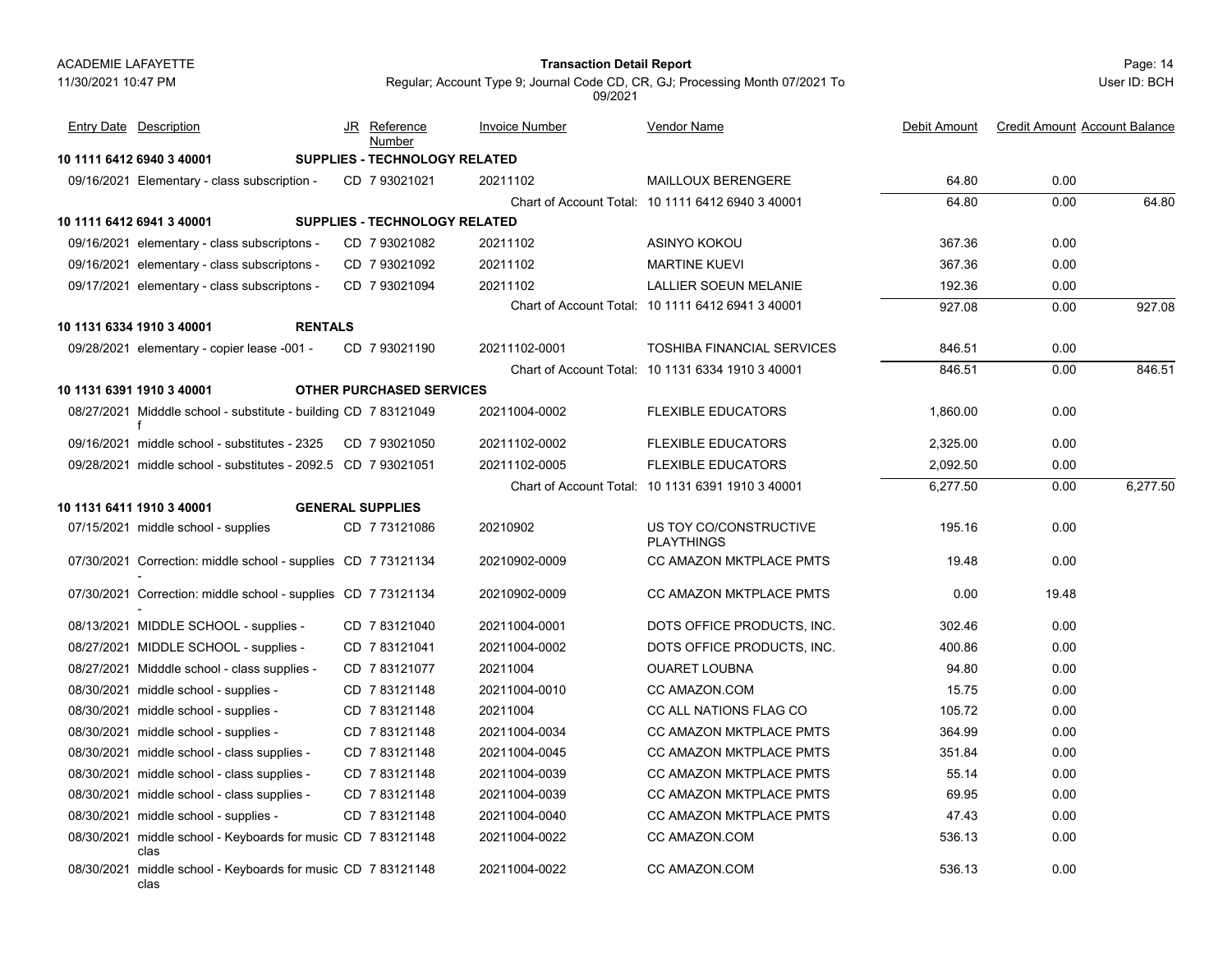| Entry Date | Description | JR | Reference Number | Invoice Number | Vendor Name | Debit Amount | Credit Amount | Account Balance |
|---|---|---|---|---|---|---|---|---|
| **10 1111 6412 6940 3 40001** | | **SUPPLIES - TECHNOLOGY RELATED** | | | | | | |
| 09/16/2021 | Elementary - class subscription - | CD | 7 93021021 | 20211102 | MAILLOUX BERENGERE | 64.80 | 0.00 | |
| | | | | Chart of Account Total: | 10 1111 6412 6940 3 40001 | 64.80 | 0.00 | 64.80 |
| **10 1111 6412 6941 3 40001** | | **SUPPLIES - TECHNOLOGY RELATED** | | | | | | |
| 09/16/2021 | elementary - class subscriptons - | CD | 7 93021082 | 20211102 | ASINYO KOKOU | 367.36 | 0.00 | |
| 09/16/2021 | elementary - class subscriptons - | CD | 7 93021092 | 20211102 | MARTINE KUEVI | 367.36 | 0.00 | |
| 09/17/2021 | elementary - class subscriptons - | CD | 7 93021094 | 20211102 | LALLIER SOEUN MELANIE | 192.36 | 0.00 | |
| | | | | Chart of Account Total: | 10 1111 6412 6941 3 40001 | 927.08 | 0.00 | 927.08 |
| **10 1131 6334 1910 3 40001** | | **RENTALS** | | | | | | |
| 09/28/2021 | elementary - copier lease -001 - | CD | 7 93021190 | 20211102-0001 | TOSHIBA FINANCIAL SERVICES | 846.51 | 0.00 | |
| | | | | Chart of Account Total: | 10 1131 6334 1910 3 40001 | 846.51 | 0.00 | 846.51 |
| **10 1131 6391 1910 3 40001** | | **OTHER PURCHASED SERVICES** | | | | | | |
| 08/27/2021 | Midddle school - substitute - building f | CD | 7 83121049 | 20211004-0002 | FLEXIBLE EDUCATORS | 1,860.00 | 0.00 | |
| 09/16/2021 | middle school - substitutes - 2325 | CD | 7 93021050 | 20211102-0002 | FLEXIBLE EDUCATORS | 2,325.00 | 0.00 | |
| 09/28/2021 | middle school - substitutes - 2092.5 | CD | 7 93021051 | 20211102-0005 | FLEXIBLE EDUCATORS | 2,092.50 | 0.00 | |
| | | | | Chart of Account Total: | 10 1131 6391 1910 3 40001 | 6,277.50 | 0.00 | 6,277.50 |
| **10 1131 6411 1910 3 40001** | | **GENERAL SUPPLIES** | | | | | | |
| 07/15/2021 | middle school - supplies | CD | 7 73121086 | 20210902 | US TOY CO/CONSTRUCTIVE PLAYTHINGS | 195.16 | 0.00 | |
| 07/30/2021 | Correction: middle school - supplies - | CD | 7 73121134 | 20210902-0009 | CC AMAZON MKTPLACE PMTS | 19.48 | 0.00 | |
| 07/30/2021 | Correction: middle school - supplies - | CD | 7 73121134 | 20210902-0009 | CC AMAZON MKTPLACE PMTS | 0.00 | 19.48 | |
| 08/13/2021 | MIDDLE SCHOOL - supplies - | CD | 7 83121040 | 20211004-0001 | DOTS OFFICE PRODUCTS, INC. | 302.46 | 0.00 | |
| 08/27/2021 | MIDDLE SCHOOL - supplies - | CD | 7 83121041 | 20211004-0002 | DOTS OFFICE PRODUCTS, INC. | 400.86 | 0.00 | |
| 08/27/2021 | Midddle school - class supplies - | CD | 7 83121077 | 20211004 | OUARET LOUBNA | 94.80 | 0.00 | |
| 08/30/2021 | middle school - supplies - | CD | 7 83121148 | 20211004-0010 | CC AMAZON.COM | 15.75 | 0.00 | |
| 08/30/2021 | middle school - supplies - | CD | 7 83121148 | 20211004 | CC ALL NATIONS FLAG CO | 105.72 | 0.00 | |
| 08/30/2021 | middle school - supplies - | CD | 7 83121148 | 20211004-0034 | CC AMAZON MKTPLACE PMTS | 364.99 | 0.00 | |
| 08/30/2021 | middle school - class supplies - | CD | 7 83121148 | 20211004-0045 | CC AMAZON MKTPLACE PMTS | 351.84 | 0.00 | |
| 08/30/2021 | middle school - class supplies - | CD | 7 83121148 | 20211004-0039 | CC AMAZON MKTPLACE PMTS | 55.14 | 0.00 | |
| 08/30/2021 | middle school - class supplies - | CD | 7 83121148 | 20211004-0039 | CC AMAZON MKTPLACE PMTS | 69.95 | 0.00 | |
| 08/30/2021 | middle school - supplies - | CD | 7 83121148 | 20211004-0040 | CC AMAZON MKTPLACE PMTS | 47.43 | 0.00 | |
| 08/30/2021 | middle school - Keyboards for music clas | CD | 7 83121148 | 20211004-0022 | CC AMAZON.COM | 536.13 | 0.00 | |
| 08/30/2021 | middle school - Keyboards for music clas | CD | 7 83121148 | 20211004-0022 | CC AMAZON.COM | 536.13 | 0.00 | |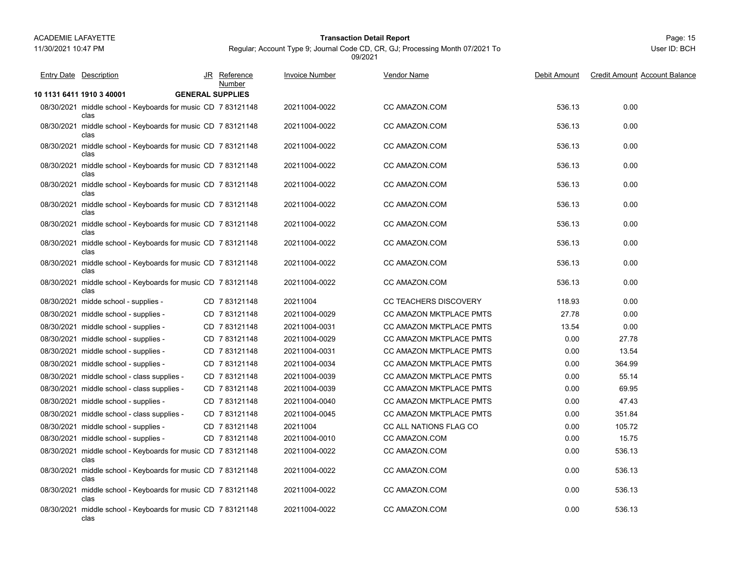**Transaction Detail Report**

Regular; Account Type 9; Journal Code CD, CR, GJ; Processing Month 07/2021 To 09/2021

ACADEMIE LAFAYETTE
11/30/2021 10:47 PM
User ID: BCH

| Entry Date | Description | JR | Reference Number | Invoice Number | Vendor Name | Debit Amount | Credit Amount | Account Balance |
|---|---|---|---|---|---|---|---|---|
| **10 1131 6411 1910 3 40001** | | **GENERAL SUPPLIES** | | | | | | |
| 08/30/2021 | middle school - Keyboards for music clas | CD | 7 83121148 | 20211004-0022 | CC AMAZON.COM | 536.13 | 0.00 | |
| 08/30/2021 | middle school - Keyboards for music clas | CD | 7 83121148 | 20211004-0022 | CC AMAZON.COM | 536.13 | 0.00 | |
| 08/30/2021 | middle school - Keyboards for music clas | CD | 7 83121148 | 20211004-0022 | CC AMAZON.COM | 536.13 | 0.00 | |
| 08/30/2021 | middle school - Keyboards for music clas | CD | 7 83121148 | 20211004-0022 | CC AMAZON.COM | 536.13 | 0.00 | |
| 08/30/2021 | middle school - Keyboards for music clas | CD | 7 83121148 | 20211004-0022 | CC AMAZON.COM | 536.13 | 0.00 | |
| 08/30/2021 | middle school - Keyboards for music clas | CD | 7 83121148 | 20211004-0022 | CC AMAZON.COM | 536.13 | 0.00 | |
| 08/30/2021 | middle school - Keyboards for music clas | CD | 7 83121148 | 20211004-0022 | CC AMAZON.COM | 536.13 | 0.00 | |
| 08/30/2021 | middle school - Keyboards for music clas | CD | 7 83121148 | 20211004-0022 | CC AMAZON.COM | 536.13 | 0.00 | |
| 08/30/2021 | middle school - Keyboards for music clas | CD | 7 83121148 | 20211004-0022 | CC AMAZON.COM | 536.13 | 0.00 | |
| 08/30/2021 | middle school - Keyboards for music clas | CD | 7 83121148 | 20211004-0022 | CC AMAZON.COM | 536.13 | 0.00 | |
| 08/30/2021 | midde school - supplies - | CD | 7 83121148 | 20211004 | CC TEACHERS DISCOVERY | 118.93 | 0.00 | |
| 08/30/2021 | middle school - supplies - | CD | 7 83121148 | 20211004-0029 | CC AMAZON MKTPLACE PMTS | 27.78 | 0.00 | |
| 08/30/2021 | middle school - supplies - | CD | 7 83121148 | 20211004-0031 | CC AMAZON MKTPLACE PMTS | 13.54 | 0.00 | |
| 08/30/2021 | middle school - supplies - | CD | 7 83121148 | 20211004-0029 | CC AMAZON MKTPLACE PMTS | 0.00 | 27.78 | |
| 08/30/2021 | middle school - supplies - | CD | 7 83121148 | 20211004-0031 | CC AMAZON MKTPLACE PMTS | 0.00 | 13.54 | |
| 08/30/2021 | middle school - supplies - | CD | 7 83121148 | 20211004-0034 | CC AMAZON MKTPLACE PMTS | 0.00 | 364.99 | |
| 08/30/2021 | middle school - class supplies - | CD | 7 83121148 | 20211004-0039 | CC AMAZON MKTPLACE PMTS | 0.00 | 55.14 | |
| 08/30/2021 | middle school - class supplies - | CD | 7 83121148 | 20211004-0039 | CC AMAZON MKTPLACE PMTS | 0.00 | 69.95 | |
| 08/30/2021 | middle school - supplies - | CD | 7 83121148 | 20211004-0040 | CC AMAZON MKTPLACE PMTS | 0.00 | 47.43 | |
| 08/30/2021 | middle school - class supplies - | CD | 7 83121148 | 20211004-0045 | CC AMAZON MKTPLACE PMTS | 0.00 | 351.84 | |
| 08/30/2021 | middle school - supplies - | CD | 7 83121148 | 20211004 | CC ALL NATIONS FLAG CO | 0.00 | 105.72 | |
| 08/30/2021 | middle school - supplies - | CD | 7 83121148 | 20211004-0010 | CC AMAZON.COM | 0.00 | 15.75 | |
| 08/30/2021 | middle school - Keyboards for music clas | CD | 7 83121148 | 20211004-0022 | CC AMAZON.COM | 0.00 | 536.13 | |
| 08/30/2021 | middle school - Keyboards for music clas | CD | 7 83121148 | 20211004-0022 | CC AMAZON.COM | 0.00 | 536.13 | |
| 08/30/2021 | middle school - Keyboards for music clas | CD | 7 83121148 | 20211004-0022 | CC AMAZON.COM | 0.00 | 536.13 | |
| 08/30/2021 | middle school - Keyboards for music clas | CD | 7 83121148 | 20211004-0022 | CC AMAZON.COM | 0.00 | 536.13 | |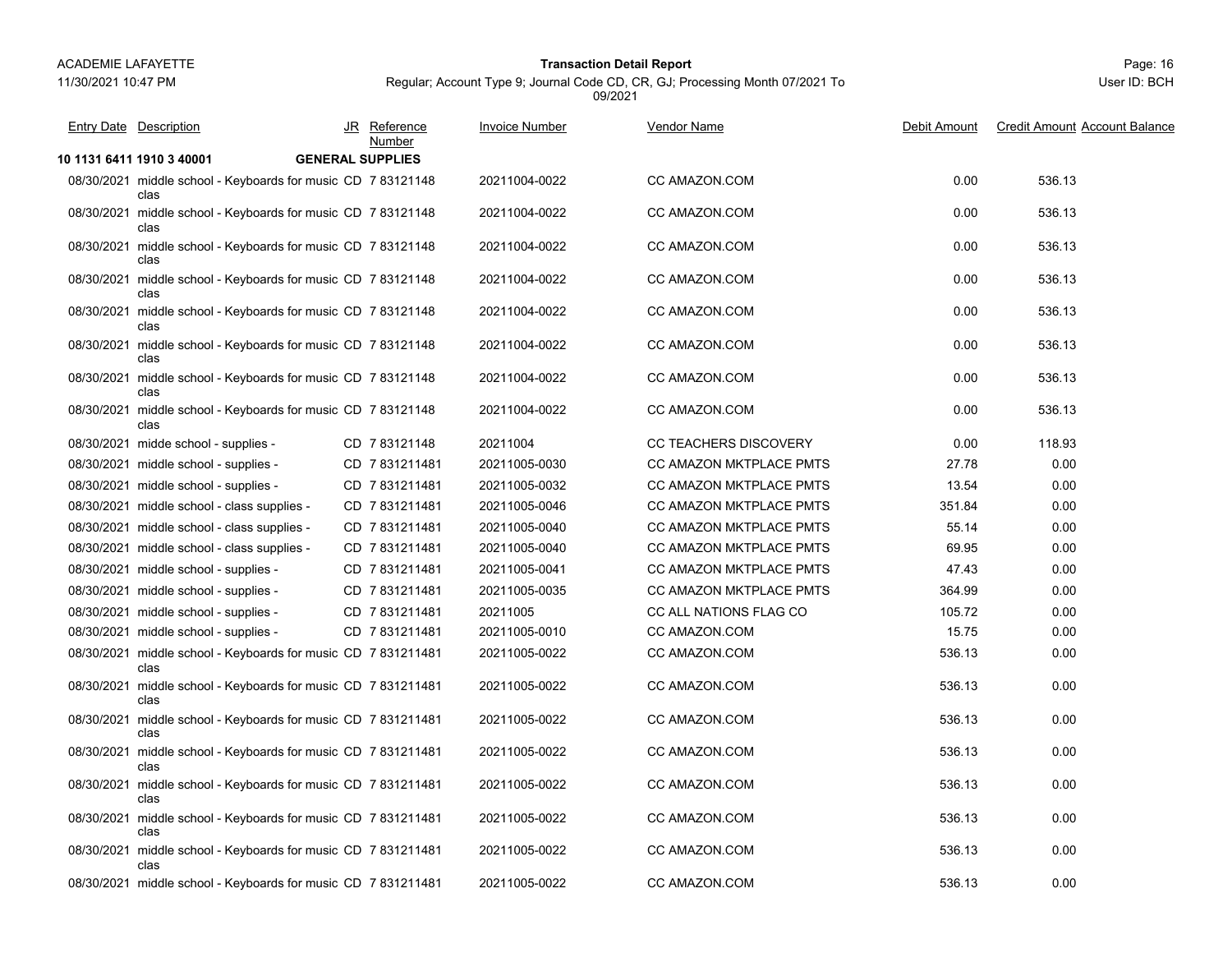| Entry Date | Description | JR | Reference Number | Invoice Number | Vendor Name | Debit Amount | Credit Amount | Account Balance |
|---|---|---|---|---|---|---|---|---|
| **10 1131 6411 1910 3 40001** | **GENERAL SUPPLIES** | | | | | | | |
| 08/30/2021 | middle school - Keyboards for music clas | CD | 7 83121148 | 20211004-0022 | CC AMAZON.COM | 0.00 | 536.13 | |
| 08/30/2021 | middle school - Keyboards for music clas | CD | 7 83121148 | 20211004-0022 | CC AMAZON.COM | 0.00 | 536.13 | |
| 08/30/2021 | middle school - Keyboards for music clas | CD | 7 83121148 | 20211004-0022 | CC AMAZON.COM | 0.00 | 536.13 | |
| 08/30/2021 | middle school - Keyboards for music clas | CD | 7 83121148 | 20211004-0022 | CC AMAZON.COM | 0.00 | 536.13 | |
| 08/30/2021 | middle school - Keyboards for music clas | CD | 7 83121148 | 20211004-0022 | CC AMAZON.COM | 0.00 | 536.13 | |
| 08/30/2021 | middle school - Keyboards for music clas | CD | 7 83121148 | 20211004-0022 | CC AMAZON.COM | 0.00 | 536.13 | |
| 08/30/2021 | middle school - Keyboards for music clas | CD | 7 83121148 | 20211004-0022 | CC AMAZON.COM | 0.00 | 536.13 | |
| 08/30/2021 | middle school - Keyboards for music clas | CD | 7 83121148 | 20211004-0022 | CC AMAZON.COM | 0.00 | 536.13 | |
| 08/30/2021 | midde school - supplies - | CD | 7 83121148 | 20211004 | CC TEACHERS DISCOVERY | 0.00 | 118.93 | |
| 08/30/2021 | middle school - supplies - | CD | 7 831211481 | 20211005-0030 | CC AMAZON MKTPLACE PMTS | 27.78 | 0.00 | |
| 08/30/2021 | middle school - supplies - | CD | 7 831211481 | 20211005-0032 | CC AMAZON MKTPLACE PMTS | 13.54 | 0.00 | |
| 08/30/2021 | middle school - class supplies - | CD | 7 831211481 | 20211005-0046 | CC AMAZON MKTPLACE PMTS | 351.84 | 0.00 | |
| 08/30/2021 | middle school - class supplies - | CD | 7 831211481 | 20211005-0040 | CC AMAZON MKTPLACE PMTS | 55.14 | 0.00 | |
| 08/30/2021 | middle school - class supplies - | CD | 7 831211481 | 20211005-0040 | CC AMAZON MKTPLACE PMTS | 69.95 | 0.00 | |
| 08/30/2021 | middle school - supplies - | CD | 7 831211481 | 20211005-0041 | CC AMAZON MKTPLACE PMTS | 47.43 | 0.00 | |
| 08/30/2021 | middle school - supplies - | CD | 7 831211481 | 20211005-0035 | CC AMAZON MKTPLACE PMTS | 364.99 | 0.00 | |
| 08/30/2021 | middle school - supplies - | CD | 7 831211481 | 20211005 | CC ALL NATIONS FLAG CO | 105.72 | 0.00 | |
| 08/30/2021 | middle school - supplies - | CD | 7 831211481 | 20211005-0010 | CC AMAZON.COM | 15.75 | 0.00 | |
| 08/30/2021 | middle school - Keyboards for music clas | CD | 7 831211481 | 20211005-0022 | CC AMAZON.COM | 536.13 | 0.00 | |
| 08/30/2021 | middle school - Keyboards for music clas | CD | 7 831211481 | 20211005-0022 | CC AMAZON.COM | 536.13 | 0.00 | |
| 08/30/2021 | middle school - Keyboards for music clas | CD | 7 831211481 | 20211005-0022 | CC AMAZON.COM | 536.13 | 0.00 | |
| 08/30/2021 | middle school - Keyboards for music clas | CD | 7 831211481 | 20211005-0022 | CC AMAZON.COM | 536.13 | 0.00 | |
| 08/30/2021 | middle school - Keyboards for music clas | CD | 7 831211481 | 20211005-0022 | CC AMAZON.COM | 536.13 | 0.00 | |
| 08/30/2021 | middle school - Keyboards for music clas | CD | 7 831211481 | 20211005-0022 | CC AMAZON.COM | 536.13 | 0.00 | |
| 08/30/2021 | middle school - Keyboards for music clas | CD | 7 831211481 | 20211005-0022 | CC AMAZON.COM | 536.13 | 0.00 | |
| 08/30/2021 | middle school - Keyboards for music | CD | 7 831211481 | 20211005-0022 | CC AMAZON.COM | 536.13 | 0.00 | |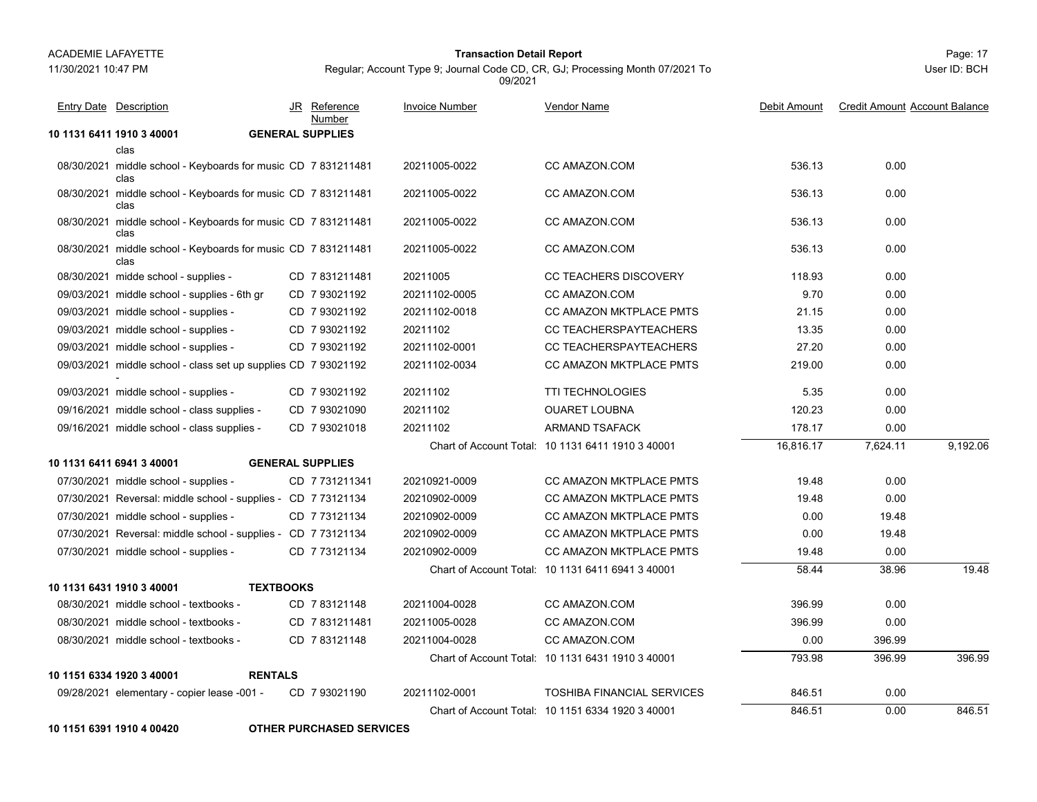| Entry Date | Description | JR | Reference Number | Invoice Number | Vendor Name | Debit Amount | Credit Amount | Account Balance |
|---|---|---|---|---|---|---|---|---|
| **10 1131 6411 1910 3 40001** | **GENERAL SUPPLIES** | | | | | | | |
| | clas | | | | | | | |
| 08/30/2021 | middle school - Keyboards for music clas | CD | 7 831211481 | 20211005-0022 | CC AMAZON.COM | 536.13 | 0.00 | |
| 08/30/2021 | middle school - Keyboards for music clas | CD | 7 831211481 | 20211005-0022 | CC AMAZON.COM | 536.13 | 0.00 | |
| 08/30/2021 | middle school - Keyboards for music clas | CD | 7 831211481 | 20211005-0022 | CC AMAZON.COM | 536.13 | 0.00 | |
| 08/30/2021 | middle school - Keyboards for music clas | CD | 7 831211481 | 20211005-0022 | CC AMAZON.COM | 536.13 | 0.00 | |
| 08/30/2021 | midde school - supplies - | CD | 7 831211481 | 20211005 | CC TEACHERS DISCOVERY | 118.93 | 0.00 | |
| 09/03/2021 | middle school - supplies - 6th gr | CD | 7 93021192 | 20211102-0005 | CC AMAZON.COM | 9.70 | 0.00 | |
| 09/03/2021 | middle school - supplies - | CD | 7 93021192 | 20211102-0018 | CC AMAZON MKTPLACE PMTS | 21.15 | 0.00 | |
| 09/03/2021 | middle school - supplies - | CD | 7 93021192 | 20211102 | CC TEACHERSPAYTEACHERS | 13.35 | 0.00 | |
| 09/03/2021 | middle school - supplies - | CD | 7 93021192 | 20211102-0001 | CC TEACHERSPAYTEACHERS | 27.20 | 0.00 | |
| 09/03/2021 | middle school - class set up supplies - | CD | 7 93021192 | 20211102-0034 | CC AMAZON MKTPLACE PMTS | 219.00 | 0.00 | |
| 09/03/2021 | middle school - supplies - | CD | 7 93021192 | 20211102 | TTI TECHNOLOGIES | 5.35 | 0.00 | |
| 09/16/2021 | middle school - class supplies - | CD | 7 93021090 | 20211102 | OUARET LOUBNA | 120.23 | 0.00 | |
| 09/16/2021 | middle school - class supplies - | CD | 7 93021018 | 20211102 | ARMAND TSAFACK | 178.17 | 0.00 | |
| | | | | Chart of Account Total: | 10 1131 6411 1910 3 40001 | 16,816.17 | 7,624.11 | 9,192.06 |
| **10 1131 6411 6941 3 40001** | **GENERAL SUPPLIES** | | | | | | | |
| 07/30/2021 | middle school - supplies - | CD | 7 731211341 | 20210921-0009 | CC AMAZON MKTPLACE PMTS | 19.48 | 0.00 | |
| 07/30/2021 | Reversal: middle school - supplies - | CD | 7 73121134 | 20210902-0009 | CC AMAZON MKTPLACE PMTS | 19.48 | 0.00 | |
| 07/30/2021 | middle school - supplies - | CD | 7 73121134 | 20210902-0009 | CC AMAZON MKTPLACE PMTS | 0.00 | 19.48 | |
| 07/30/2021 | Reversal: middle school - supplies - | CD | 7 73121134 | 20210902-0009 | CC AMAZON MKTPLACE PMTS | 0.00 | 19.48 | |
| 07/30/2021 | middle school - supplies - | CD | 7 73121134 | 20210902-0009 | CC AMAZON MKTPLACE PMTS | 19.48 | 0.00 | |
| | | | | Chart of Account Total: | 10 1131 6411 6941 3 40001 | 58.44 | 38.96 | 19.48 |
| **10 1131 6431 1910 3 40001** | **TEXTBOOKS** | | | | | | | |
| 08/30/2021 | middle school - textbooks - | CD | 7 83121148 | 20211004-0028 | CC AMAZON.COM | 396.99 | 0.00 | |
| 08/30/2021 | middle school - textbooks - | CD | 7 831211481 | 20211005-0028 | CC AMAZON.COM | 396.99 | 0.00 | |
| 08/30/2021 | middle school - textbooks - | CD | 7 83121148 | 20211004-0028 | CC AMAZON.COM | 0.00 | 396.99 | |
| | | | | Chart of Account Total: | 10 1131 6431 1910 3 40001 | 793.98 | 396.99 | 396.99 |
| **10 1151 6334 1920 3 40001** | **RENTALS** | | | | | | | |
| 09/28/2021 | elementary - copier lease -001 - | CD | 7 93021190 | 20211102-0001 | TOSHIBA FINANCIAL SERVICES | 846.51 | 0.00 | |
| | | | | Chart of Account Total: | 10 1151 6334 1920 3 40001 | 846.51 | 0.00 | 846.51 |
| **10 1151 6391 1910 4 00420** | **OTHER PURCHASED SERVICES** | | | | | | | |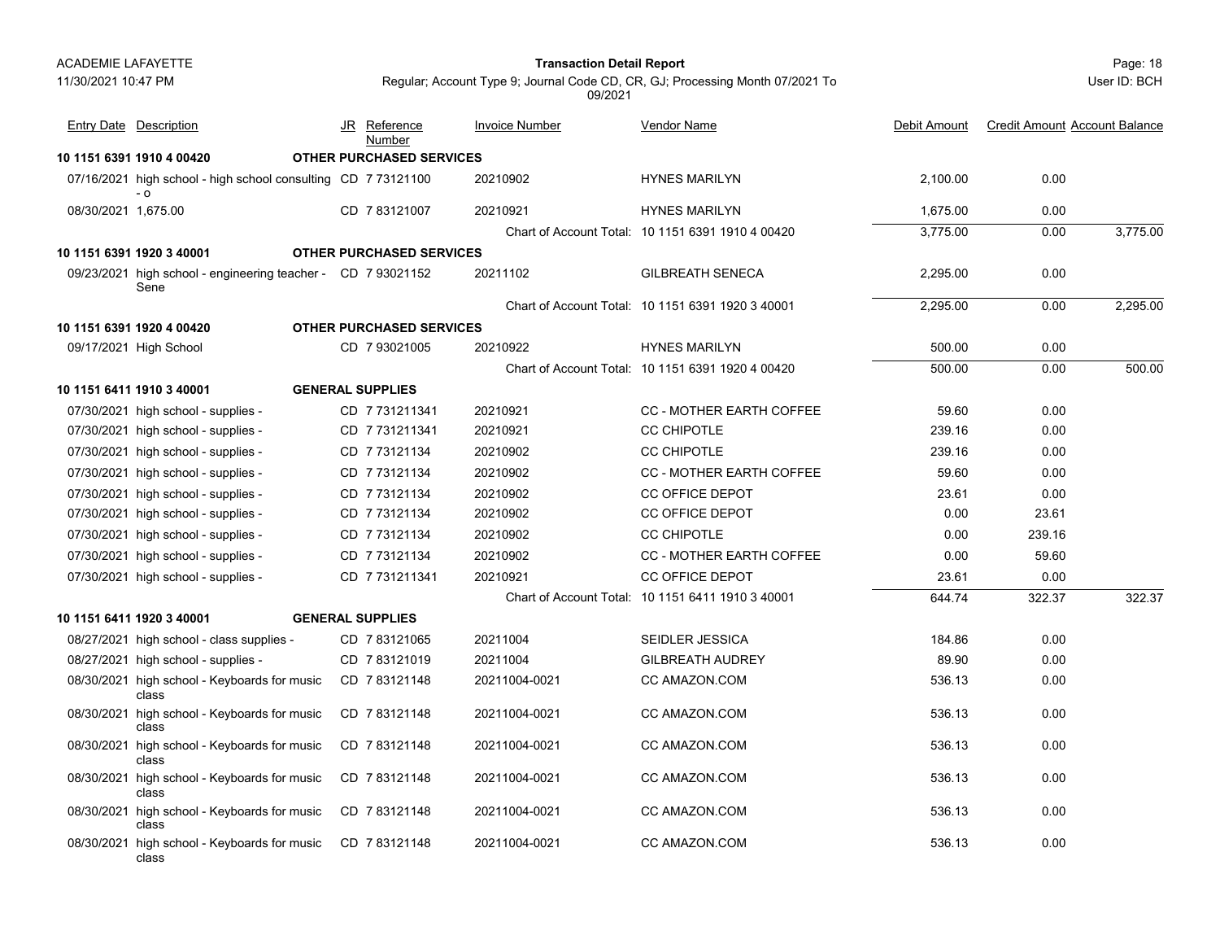ACADEMIE LAFAYETTE

**Transaction Detail Report**

Regular; Account Type 9; Journal Code CD, CR, GJ; Processing Month 07/2021 To 09/2021

11/30/2021 10:47 PM

User ID: BCH

| Entry Date | Description | JR | Reference Number | Invoice Number | Vendor Name | Debit Amount | Credit Amount | Account Balance |
|---|---|---|---|---|---|---|---|---|
| **10 1151 6391 1910 4 00420** | **OTHER PURCHASED SERVICES** | | | | | | | |
| 07/16/2021 | high school - high school consulting - o | CD | 7 73121100 | 20210902 | HYNES MARILYN | 2,100.00 | 0.00 | |
| 08/30/2021 | 1,675.00 | CD | 7 83121007 | 20210921 | HYNES MARILYN | 1,675.00 | 0.00 | |
| | | | | Chart of Account Total: | 10 1151 6391 1910 4 00420 | 3,775.00 | 0.00 | 3,775.00 |
| **10 1151 6391 1920 3 40001** | **OTHER PURCHASED SERVICES** | | | | | | | |
| 09/23/2021 | high school - engineering teacher - Sene | CD | 7 93021152 | 20211102 | GILBREATH SENECA | 2,295.00 | 0.00 | |
| | | | | Chart of Account Total: | 10 1151 6391 1920 3 40001 | 2,295.00 | 0.00 | 2,295.00 |
| **10 1151 6391 1920 4 00420** | **OTHER PURCHASED SERVICES** | | | | | | | |
| 09/17/2021 | High School | CD | 7 93021005 | 20210922 | HYNES MARILYN | 500.00 | 0.00 | |
| | | | | Chart of Account Total: | 10 1151 6391 1920 4 00420 | 500.00 | 0.00 | 500.00 |
| **10 1151 6411 1910 3 40001** | **GENERAL SUPPLIES** | | | | | | | |
| 07/30/2021 | high school - supplies - | CD | 7 731211341 | 20210921 | CC - MOTHER EARTH COFFEE | 59.60 | 0.00 | |
| 07/30/2021 | high school - supplies - | CD | 7 731211341 | 20210921 | CC CHIPOTLE | 239.16 | 0.00 | |
| 07/30/2021 | high school - supplies - | CD | 7 73121134 | 20210902 | CC CHIPOTLE | 239.16 | 0.00 | |
| 07/30/2021 | high school - supplies - | CD | 7 73121134 | 20210902 | CC - MOTHER EARTH COFFEE | 59.60 | 0.00 | |
| 07/30/2021 | high school - supplies - | CD | 7 73121134 | 20210902 | CC OFFICE DEPOT | 23.61 | 0.00 | |
| 07/30/2021 | high school - supplies - | CD | 7 73121134 | 20210902 | CC OFFICE DEPOT | 0.00 | 23.61 | |
| 07/30/2021 | high school - supplies - | CD | 7 73121134 | 20210902 | CC CHIPOTLE | 0.00 | 239.16 | |
| 07/30/2021 | high school - supplies - | CD | 7 73121134 | 20210902 | CC - MOTHER EARTH COFFEE | 0.00 | 59.60 | |
| 07/30/2021 | high school - supplies - | CD | 7 731211341 | 20210921 | CC OFFICE DEPOT | 23.61 | 0.00 | |
| | | | | Chart of Account Total: | 10 1151 6411 1910 3 40001 | 644.74 | 322.37 | 322.37 |
| **10 1151 6411 1920 3 40001** | **GENERAL SUPPLIES** | | | | | | | |
| 08/27/2021 | high school - class supplies - | CD | 7 83121065 | 20211004 | SEIDLER JESSICA | 184.86 | 0.00 | |
| 08/27/2021 | high school - supplies - | CD | 7 83121019 | 20211004 | GILBREATH AUDREY | 89.90 | 0.00 | |
| 08/30/2021 | high school - Keyboards for music class | CD | 7 83121148 | 20211004-0021 | CC AMAZON.COM | 536.13 | 0.00 | |
| 08/30/2021 | high school - Keyboards for music class | CD | 7 83121148 | 20211004-0021 | CC AMAZON.COM | 536.13 | 0.00 | |
| 08/30/2021 | high school - Keyboards for music class | CD | 7 83121148 | 20211004-0021 | CC AMAZON.COM | 536.13 | 0.00 | |
| 08/30/2021 | high school - Keyboards for music class | CD | 7 83121148 | 20211004-0021 | CC AMAZON.COM | 536.13 | 0.00 | |
| 08/30/2021 | high school - Keyboards for music class | CD | 7 83121148 | 20211004-0021 | CC AMAZON.COM | 536.13 | 0.00 | |
| 08/30/2021 | high school - Keyboards for music class | CD | 7 83121148 | 20211004-0021 | CC AMAZON.COM | 536.13 | 0.00 | |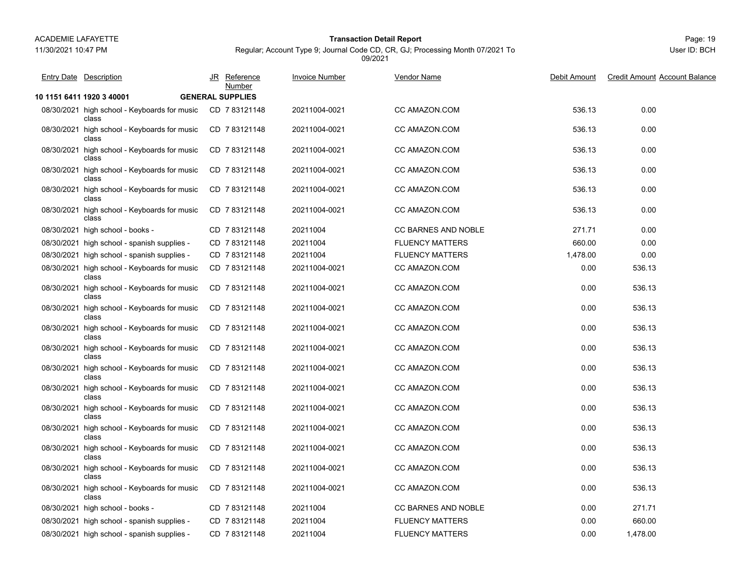**ACADEMIE LAFAYETTE**
11/30/2021 10:47 PM

**Transaction Detail Report**
Regular; Account Type 9; Journal Code CD, CR, GJ; Processing Month 07/2021 To 09/2021

Page: 19
User ID: BCH

| Entry Date | Description | JR | Reference Number | Invoice Number | Vendor Name | Debit Amount | Credit Amount | Account Balance |
|---|---|---|---|---|---|---|---|---|
| **10 1151 6411 1920 3 40001** | | **GENERAL SUPPLIES** | | | | | | |
| 08/30/2021 | high school - Keyboards for music class | CD | 7 83121148 | 20211004-0021 | CC AMAZON.COM | 536.13 | 0.00 | |
| 08/30/2021 | high school - Keyboards for music class | CD | 7 83121148 | 20211004-0021 | CC AMAZON.COM | 536.13 | 0.00 | |
| 08/30/2021 | high school - Keyboards for music class | CD | 7 83121148 | 20211004-0021 | CC AMAZON.COM | 536.13 | 0.00 | |
| 08/30/2021 | high school - Keyboards for music class | CD | 7 83121148 | 20211004-0021 | CC AMAZON.COM | 536.13 | 0.00 | |
| 08/30/2021 | high school - Keyboards for music class | CD | 7 83121148 | 20211004-0021 | CC AMAZON.COM | 536.13 | 0.00 | |
| 08/30/2021 | high school - Keyboards for music class | CD | 7 83121148 | 20211004-0021 | CC AMAZON.COM | 536.13 | 0.00 | |
| 08/30/2021 | high school - books - | CD | 7 83121148 | 20211004 | CC BARNES AND NOBLE | 271.71 | 0.00 | |
| 08/30/2021 | high school - spanish supplies - | CD | 7 83121148 | 20211004 | FLUENCY MATTERS | 660.00 | 0.00 | |
| 08/30/2021 | high school - spanish supplies - | CD | 7 83121148 | 20211004 | FLUENCY MATTERS | 1,478.00 | 0.00 | |
| 08/30/2021 | high school - Keyboards for music class | CD | 7 83121148 | 20211004-0021 | CC AMAZON.COM | 0.00 | 536.13 | |
| 08/30/2021 | high school - Keyboards for music class | CD | 7 83121148 | 20211004-0021 | CC AMAZON.COM | 0.00 | 536.13 | |
| 08/30/2021 | high school - Keyboards for music class | CD | 7 83121148 | 20211004-0021 | CC AMAZON.COM | 0.00 | 536.13 | |
| 08/30/2021 | high school - Keyboards for music class | CD | 7 83121148 | 20211004-0021 | CC AMAZON.COM | 0.00 | 536.13 | |
| 08/30/2021 | high school - Keyboards for music class | CD | 7 83121148 | 20211004-0021 | CC AMAZON.COM | 0.00 | 536.13 | |
| 08/30/2021 | high school - Keyboards for music class | CD | 7 83121148 | 20211004-0021 | CC AMAZON.COM | 0.00 | 536.13 | |
| 08/30/2021 | high school - Keyboards for music class | CD | 7 83121148 | 20211004-0021 | CC AMAZON.COM | 0.00 | 536.13 | |
| 08/30/2021 | high school - Keyboards for music class | CD | 7 83121148 | 20211004-0021 | CC AMAZON.COM | 0.00 | 536.13 | |
| 08/30/2021 | high school - Keyboards for music class | CD | 7 83121148 | 20211004-0021 | CC AMAZON.COM | 0.00 | 536.13 | |
| 08/30/2021 | high school - Keyboards for music class | CD | 7 83121148 | 20211004-0021 | CC AMAZON.COM | 0.00 | 536.13 | |
| 08/30/2021 | high school - Keyboards for music class | CD | 7 83121148 | 20211004-0021 | CC AMAZON.COM | 0.00 | 536.13 | |
| 08/30/2021 | high school - Keyboards for music class | CD | 7 83121148 | 20211004-0021 | CC AMAZON.COM | 0.00 | 536.13 | |
| 08/30/2021 | high school - books - | CD | 7 83121148 | 20211004 | CC BARNES AND NOBLE | 0.00 | 271.71 | |
| 08/30/2021 | high school - spanish supplies - | CD | 7 83121148 | 20211004 | FLUENCY MATTERS | 0.00 | 660.00 | |
| 08/30/2021 | high school - spanish supplies - | CD | 7 83121148 | 20211004 | FLUENCY MATTERS | 0.00 | 1,478.00 | |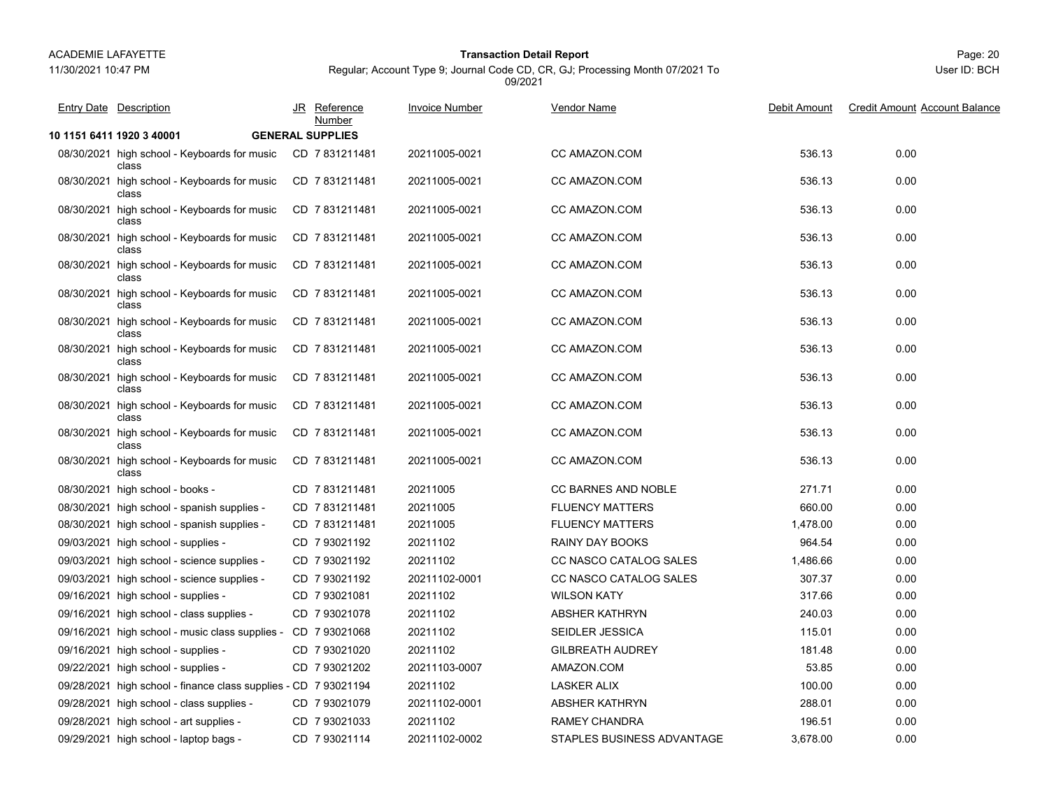| Entry Date | Description | JR | Reference Number | Invoice Number | Vendor Name | Debit Amount | Credit Amount | Account Balance |
|---|---|---|---|---|---|---|---|---|
| **10 1151 6411 1920 3 40001** | | **GENERAL SUPPLIES** | | | | | | |
| 08/30/2021 | high school - Keyboards for music class | CD | 7 831211481 | 20211005-0021 | CC AMAZON.COM | 536.13 | 0.00 | |
| 08/30/2021 | high school - Keyboards for music class | CD | 7 831211481 | 20211005-0021 | CC AMAZON.COM | 536.13 | 0.00 | |
| 08/30/2021 | high school - Keyboards for music class | CD | 7 831211481 | 20211005-0021 | CC AMAZON.COM | 536.13 | 0.00 | |
| 08/30/2021 | high school - Keyboards for music class | CD | 7 831211481 | 20211005-0021 | CC AMAZON.COM | 536.13 | 0.00 | |
| 08/30/2021 | high school - Keyboards for music class | CD | 7 831211481 | 20211005-0021 | CC AMAZON.COM | 536.13 | 0.00 | |
| 08/30/2021 | high school - Keyboards for music class | CD | 7 831211481 | 20211005-0021 | CC AMAZON.COM | 536.13 | 0.00 | |
| 08/30/2021 | high school - Keyboards for music class | CD | 7 831211481 | 20211005-0021 | CC AMAZON.COM | 536.13 | 0.00 | |
| 08/30/2021 | high school - Keyboards for music class | CD | 7 831211481 | 20211005-0021 | CC AMAZON.COM | 536.13 | 0.00 | |
| 08/30/2021 | high school - Keyboards for music class | CD | 7 831211481 | 20211005-0021 | CC AMAZON.COM | 536.13 | 0.00 | |
| 08/30/2021 | high school - Keyboards for music class | CD | 7 831211481 | 20211005-0021 | CC AMAZON.COM | 536.13 | 0.00 | |
| 08/30/2021 | high school - Keyboards for music class | CD | 7 831211481 | 20211005-0021 | CC AMAZON.COM | 536.13 | 0.00 | |
| 08/30/2021 | high school - Keyboards for music class | CD | 7 831211481 | 20211005-0021 | CC AMAZON.COM | 536.13 | 0.00 | |
| 08/30/2021 | high school - books - | CD | 7 831211481 | 20211005 | CC BARNES AND NOBLE | 271.71 | 0.00 | |
| 08/30/2021 | high school - spanish supplies - | CD | 7 831211481 | 20211005 | FLUENCY MATTERS | 660.00 | 0.00 | |
| 08/30/2021 | high school - spanish supplies - | CD | 7 831211481 | 20211005 | FLUENCY MATTERS | 1,478.00 | 0.00 | |
| 09/03/2021 | high school - supplies - | CD | 7 93021192 | 20211102 | RAINY DAY BOOKS | 964.54 | 0.00 | |
| 09/03/2021 | high school - science supplies - | CD | 7 93021192 | 20211102 | CC NASCO CATALOG SALES | 1,486.66 | 0.00 | |
| 09/03/2021 | high school - science supplies - | CD | 7 93021192 | 20211102-0001 | CC NASCO CATALOG SALES | 307.37 | 0.00 | |
| 09/16/2021 | high school - supplies - | CD | 7 93021081 | 20211102 | WILSON KATY | 317.66 | 0.00 | |
| 09/16/2021 | high school - class supplies - | CD | 7 93021078 | 20211102 | ABSHER KATHRYN | 240.03 | 0.00 | |
| 09/16/2021 | high school - music class supplies - | CD | 7 93021068 | 20211102 | SEIDLER JESSICA | 115.01 | 0.00 | |
| 09/16/2021 | high school - supplies - | CD | 7 93021020 | 20211102 | GILBREATH AUDREY | 181.48 | 0.00 | |
| 09/22/2021 | high school - supplies - | CD | 7 93021202 | 20211103-0007 | AMAZON.COM | 53.85 | 0.00 | |
| 09/28/2021 | high school - finance class supplies - | CD | 7 93021194 | 20211102 | LASKER ALIX | 100.00 | 0.00 | |
| 09/28/2021 | high school - class supplies - | CD | 7 93021079 | 20211102-0001 | ABSHER KATHRYN | 288.01 | 0.00 | |
| 09/28/2021 | high school - art supplies - | CD | 7 93021033 | 20211102 | RAMEY CHANDRA | 196.51 | 0.00 | |
| 09/29/2021 | high school - laptop bags - | CD | 7 93021114 | 20211102-0002 | STAPLES BUSINESS ADVANTAGE | 3,678.00 | 0.00 | |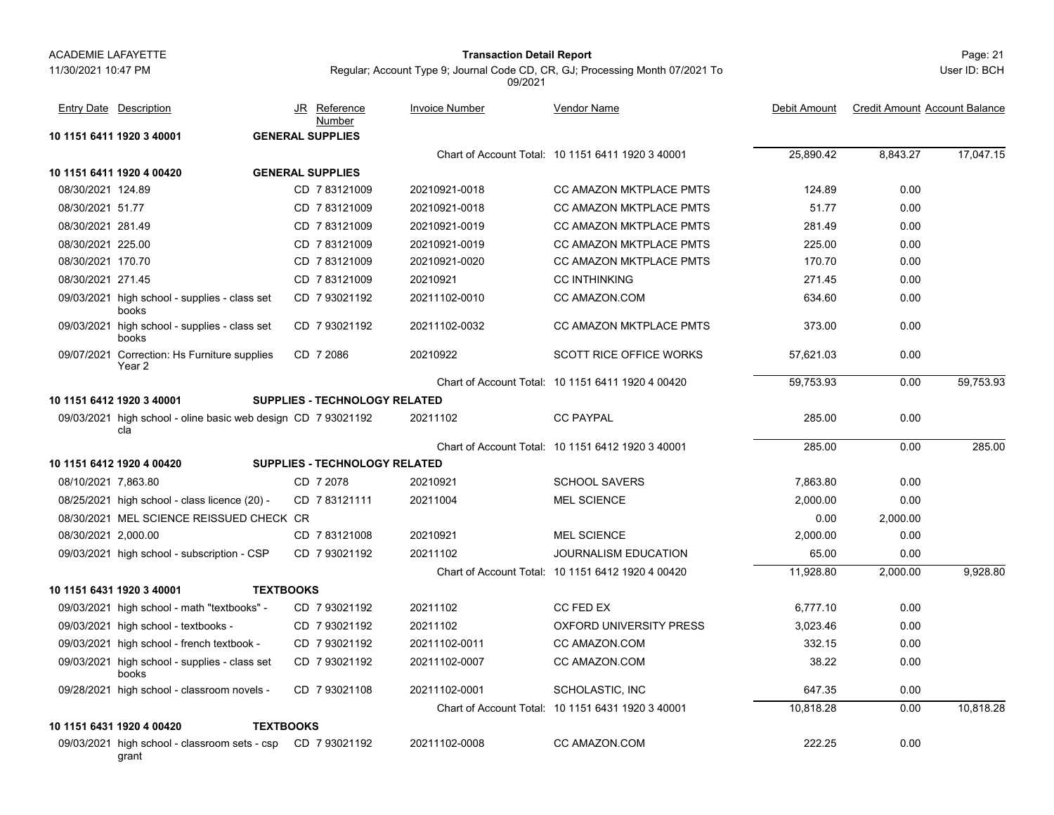| Entry Date | Description | JR | Reference Number | Invoice Number | Vendor Name | Debit Amount | Credit Amount | Account Balance |
|---|---|---|---|---|---|---|---|---|
| **10 1151 6411 1920 3 40001** | | **GENERAL SUPPLIES** | | | | | | |
| | | | | Chart of Account Total: | 10 1151 6411 1920 3 40001 | 25,890.42 | 8,843.27 | 17,047.15 |
| **10 1151 6411 1920 4 00420** | | **GENERAL SUPPLIES** | | | | | | |
| 08/30/2021 | 124.89 | CD | 7 83121009 | 20210921-0018 | CC AMAZON MKTPLACE PMTS | 124.89 | 0.00 | |
| 08/30/2021 | 51.77 | CD | 7 83121009 | 20210921-0018 | CC AMAZON MKTPLACE PMTS | 51.77 | 0.00 | |
| 08/30/2021 | 281.49 | CD | 7 83121009 | 20210921-0019 | CC AMAZON MKTPLACE PMTS | 281.49 | 0.00 | |
| 08/30/2021 | 225.00 | CD | 7 83121009 | 20210921-0019 | CC AMAZON MKTPLACE PMTS | 225.00 | 0.00 | |
| 08/30/2021 | 170.70 | CD | 7 83121009 | 20210921-0020 | CC AMAZON MKTPLACE PMTS | 170.70 | 0.00 | |
| 08/30/2021 | 271.45 | CD | 7 83121009 | 20210921 | CC INTHINKING | 271.45 | 0.00 | |
| 09/03/2021 | high school - supplies - class set books | CD | 7 93021192 | 20211102-0010 | CC AMAZON.COM | 634.60 | 0.00 | |
| 09/03/2021 | high school - supplies - class set books | CD | 7 93021192 | 20211102-0032 | CC AMAZON MKTPLACE PMTS | 373.00 | 0.00 | |
| 09/07/2021 | Correction: Hs Furniture supplies Year 2 | CD | 7 2086 | 20210922 | SCOTT RICE OFFICE WORKS | 57,621.03 | 0.00 | |
| | | | | Chart of Account Total: | 10 1151 6411 1920 4 00420 | 59,753.93 | 0.00 | 59,753.93 |
| **10 1151 6412 1920 3 40001** | | **SUPPLIES - TECHNOLOGY RELATED** | | | | | | |
| 09/03/2021 | high school - oline basic web design cla | CD | 7 93021192 | 20211102 | CC PAYPAL | 285.00 | 0.00 | |
| | | | | Chart of Account Total: | 10 1151 6412 1920 3 40001 | 285.00 | 0.00 | 285.00 |
| **10 1151 6412 1920 4 00420** | | **SUPPLIES - TECHNOLOGY RELATED** | | | | | | |
| 08/10/2021 | 7,863.80 | CD | 7 2078 | 20210921 | SCHOOL SAVERS | 7,863.80 | 0.00 | |
| 08/25/2021 | high school - class licence (20) - | CD | 7 83121111 | 20211004 | MEL SCIENCE | 2,000.00 | 0.00 | |
| 08/30/2021 | MEL SCIENCE REISSUED CHECK | CR | | | | 0.00 | 2,000.00 | |
| 08/30/2021 | 2,000.00 | CD | 7 83121008 | 20210921 | MEL SCIENCE | 2,000.00 | 0.00 | |
| 09/03/2021 | high school - subscription - CSP | CD | 7 93021192 | 20211102 | JOURNALISM EDUCATION | 65.00 | 0.00 | |
| | | | | Chart of Account Total: | 10 1151 6412 1920 4 00420 | 11,928.80 | 2,000.00 | 9,928.80 |
| **10 1151 6431 1920 3 40001** | | **TEXTBOOKS** | | | | | | |
| 09/03/2021 | high school - math "textbooks" - | CD | 7 93021192 | 20211102 | CC FED EX | 6,777.10 | 0.00 | |
| 09/03/2021 | high school - textbooks - | CD | 7 93021192 | 20211102 | OXFORD UNIVERSITY PRESS | 3,023.46 | 0.00 | |
| 09/03/2021 | high school - french textbook - | CD | 7 93021192 | 20211102-0011 | CC AMAZON.COM | 332.15 | 0.00 | |
| 09/03/2021 | high school - supplies - class set books | CD | 7 93021192 | 20211102-0007 | CC AMAZON.COM | 38.22 | 0.00 | |
| 09/28/2021 | high school - classroom novels - | CD | 7 93021108 | 20211102-0001 | SCHOLASTIC, INC | 647.35 | 0.00 | |
| | | | | Chart of Account Total: | 10 1151 6431 1920 3 40001 | 10,818.28 | 0.00 | 10,818.28 |
| **10 1151 6431 1920 4 00420** | | **TEXTBOOKS** | | | | | | |
| 09/03/2021 | high school - classroom sets - csp grant | CD | 7 93021192 | 20211102-0008 | CC AMAZON.COM | 222.25 | 0.00 | |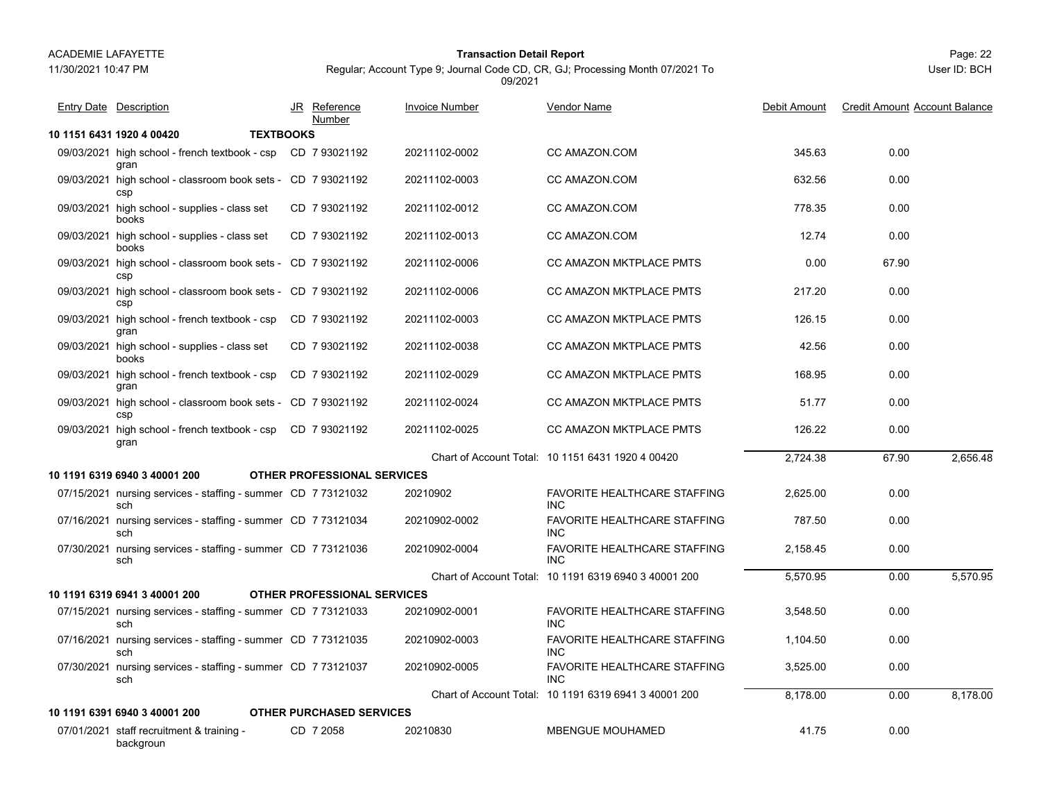| Entry Date | Description | JR | Reference Number | Invoice Number | Vendor Name | Debit Amount | Credit Amount | Account Balance |
|---|---|---|---|---|---|---|---|---|
| **10 1151 6431 1920 4 00420** | **TEXTBOOKS** | | | | | | | |
| 09/03/2021 | high school - french textbook - csp gran | CD | 7 93021192 | 20211102-0002 | CC AMAZON.COM | 345.63 | 0.00 | |
| 09/03/2021 | high school - classroom book sets - csp | CD | 7 93021192 | 20211102-0003 | CC AMAZON.COM | 632.56 | 0.00 | |
| 09/03/2021 | high school - supplies - class set books | CD | 7 93021192 | 20211102-0012 | CC AMAZON.COM | 778.35 | 0.00 | |
| 09/03/2021 | high school - supplies - class set books | CD | 7 93021192 | 20211102-0013 | CC AMAZON.COM | 12.74 | 0.00 | |
| 09/03/2021 | high school - classroom book sets - csp | CD | 7 93021192 | 20211102-0006 | CC AMAZON MKTPLACE PMTS | 0.00 | 67.90 | |
| 09/03/2021 | high school - classroom book sets - csp | CD | 7 93021192 | 20211102-0006 | CC AMAZON MKTPLACE PMTS | 217.20 | 0.00 | |
| 09/03/2021 | high school - french textbook - csp gran | CD | 7 93021192 | 20211102-0003 | CC AMAZON MKTPLACE PMTS | 126.15 | 0.00 | |
| 09/03/2021 | high school - supplies - class set books | CD | 7 93021192 | 20211102-0038 | CC AMAZON MKTPLACE PMTS | 42.56 | 0.00 | |
| 09/03/2021 | high school - french textbook - csp gran | CD | 7 93021192 | 20211102-0029 | CC AMAZON MKTPLACE PMTS | 168.95 | 0.00 | |
| 09/03/2021 | high school - classroom book sets - csp | CD | 7 93021192 | 20211102-0024 | CC AMAZON MKTPLACE PMTS | 51.77 | 0.00 | |
| 09/03/2021 | high school - french textbook - csp gran | CD | 7 93021192 | 20211102-0025 | CC AMAZON MKTPLACE PMTS | 126.22 | 0.00 | |
| | | | | Chart of Account Total: | 10 1151 6431 1920 4 00420 | 2,724.38 | 67.90 | 2,656.48 |
| **10 1191 6319 6940 3 40001 200** | **OTHER PROFESSIONAL SERVICES** | | | | | | | |
| 07/15/2021 | nursing services - staffing - summer sch | CD | 7 73121032 | 20210902 | FAVORITE HEALTHCARE STAFFING INC | 2,625.00 | 0.00 | |
| 07/16/2021 | nursing services - staffing - summer sch | CD | 7 73121034 | 20210902-0002 | FAVORITE HEALTHCARE STAFFING INC | 787.50 | 0.00 | |
| 07/30/2021 | nursing services - staffing - summer sch | CD | 7 73121036 | 20210902-0004 | FAVORITE HEALTHCARE STAFFING INC | 2,158.45 | 0.00 | |
| | | | | Chart of Account Total: | 10 1191 6319 6940 3 40001 200 | 5,570.95 | 0.00 | 5,570.95 |
| **10 1191 6319 6941 3 40001 200** | **OTHER PROFESSIONAL SERVICES** | | | | | | | |
| 07/15/2021 | nursing services - staffing - summer sch | CD | 7 73121033 | 20210902-0001 | FAVORITE HEALTHCARE STAFFING INC | 3,548.50 | 0.00 | |
| 07/16/2021 | nursing services - staffing - summer sch | CD | 7 73121035 | 20210902-0003 | FAVORITE HEALTHCARE STAFFING INC | 1,104.50 | 0.00 | |
| 07/30/2021 | nursing services - staffing - summer sch | CD | 7 73121037 | 20210902-0005 | FAVORITE HEALTHCARE STAFFING INC | 3,525.00 | 0.00 | |
| | | | | Chart of Account Total: | 10 1191 6319 6941 3 40001 200 | 8,178.00 | 0.00 | 8,178.00 |
| **10 1191 6391 6940 3 40001 200** | **OTHER PURCHASED SERVICES** | | | | | | | |
| 07/01/2021 | staff recruitment & training - backgroun | CD | 7 2058 | 20210830 | MBENGUE MOUHAMED | 41.75 | 0.00 | |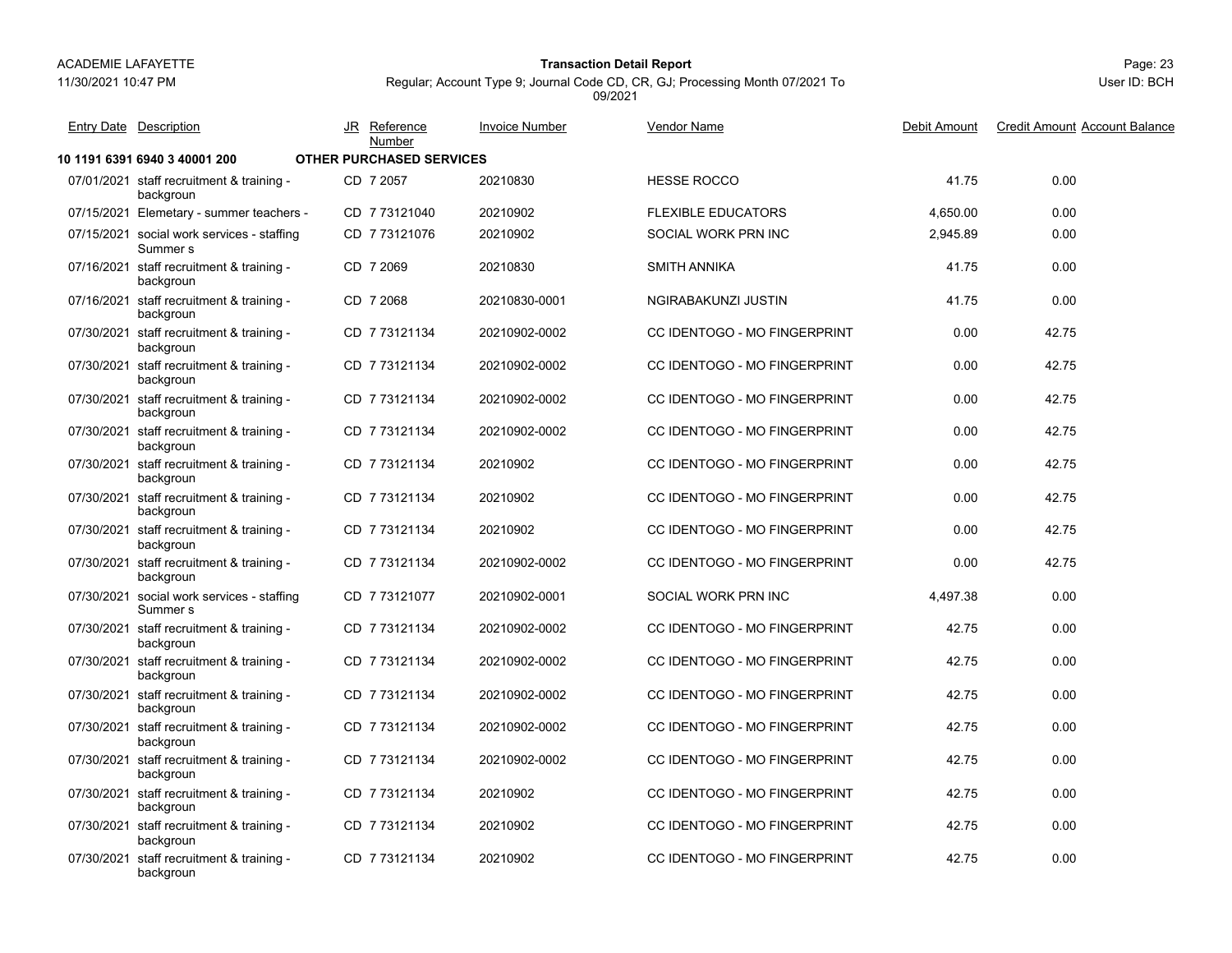ACADEMIE LAFAYETTE
11/30/2021 10:47 PM

**Transaction Detail Report**

Regular; Account Type 9; Journal Code CD, CR, GJ; Processing Month 07/2021 To 09/2021

User ID: BCH

| Entry Date | Description | JR | Reference Number | Invoice Number | Vendor Name | Debit Amount | Credit Amount | Account Balance |
|---|---|---|---|---|---|---|---|---|
| **10 1191 6391 6940 3 40001 200** | **OTHER PURCHASED SERVICES** | | | | | | | |
| 07/01/2021 | staff recruitment & training - backgroun | CD | 7 2057 | 20210830 | HESSE ROCCO | 41.75 | 0.00 | |
| 07/15/2021 | Elemetary - summer teachers - | CD | 7 73121040 | 20210902 | FLEXIBLE EDUCATORS | 4,650.00 | 0.00 | |
| 07/15/2021 | social work services - staffing Summer s | CD | 7 73121076 | 20210902 | SOCIAL WORK PRN INC | 2,945.89 | 0.00 | |
| 07/16/2021 | staff recruitment & training - backgroun | CD | 7 2069 | 20210830 | SMITH ANNIKA | 41.75 | 0.00 | |
| 07/16/2021 | staff recruitment & training - backgroun | CD | 7 2068 | 20210830-0001 | NGIRABAKUNZI JUSTIN | 41.75 | 0.00 | |
| 07/30/2021 | staff recruitment & training - backgroun | CD | 7 73121134 | 20210902-0002 | CC IDENTOGO - MO FINGERPRINT | 0.00 | 42.75 | |
| 07/30/2021 | staff recruitment & training - backgroun | CD | 7 73121134 | 20210902-0002 | CC IDENTOGO - MO FINGERPRINT | 0.00 | 42.75 | |
| 07/30/2021 | staff recruitment & training - backgroun | CD | 7 73121134 | 20210902-0002 | CC IDENTOGO - MO FINGERPRINT | 0.00 | 42.75 | |
| 07/30/2021 | staff recruitment & training - backgroun | CD | 7 73121134 | 20210902-0002 | CC IDENTOGO - MO FINGERPRINT | 0.00 | 42.75 | |
| 07/30/2021 | staff recruitment & training - backgroun | CD | 7 73121134 | 20210902 | CC IDENTOGO - MO FINGERPRINT | 0.00 | 42.75 | |
| 07/30/2021 | staff recruitment & training - backgroun | CD | 7 73121134 | 20210902 | CC IDENTOGO - MO FINGERPRINT | 0.00 | 42.75 | |
| 07/30/2021 | staff recruitment & training - backgroun | CD | 7 73121134 | 20210902 | CC IDENTOGO - MO FINGERPRINT | 0.00 | 42.75 | |
| 07/30/2021 | staff recruitment & training - backgroun | CD | 7 73121134 | 20210902-0002 | CC IDENTOGO - MO FINGERPRINT | 0.00 | 42.75 | |
| 07/30/2021 | social work services - staffing Summer s | CD | 7 73121077 | 20210902-0001 | SOCIAL WORK PRN INC | 4,497.38 | 0.00 | |
| 07/30/2021 | staff recruitment & training - backgroun | CD | 7 73121134 | 20210902-0002 | CC IDENTOGO - MO FINGERPRINT | 42.75 | 0.00 | |
| 07/30/2021 | staff recruitment & training - backgroun | CD | 7 73121134 | 20210902-0002 | CC IDENTOGO - MO FINGERPRINT | 42.75 | 0.00 | |
| 07/30/2021 | staff recruitment & training - backgroun | CD | 7 73121134 | 20210902-0002 | CC IDENTOGO - MO FINGERPRINT | 42.75 | 0.00 | |
| 07/30/2021 | staff recruitment & training - backgroun | CD | 7 73121134 | 20210902-0002 | CC IDENTOGO - MO FINGERPRINT | 42.75 | 0.00 | |
| 07/30/2021 | staff recruitment & training - backgroun | CD | 7 73121134 | 20210902-0002 | CC IDENTOGO - MO FINGERPRINT | 42.75 | 0.00 | |
| 07/30/2021 | staff recruitment & training - backgroun | CD | 7 73121134 | 20210902 | CC IDENTOGO - MO FINGERPRINT | 42.75 | 0.00 | |
| 07/30/2021 | staff recruitment & training - backgroun | CD | 7 73121134 | 20210902 | CC IDENTOGO - MO FINGERPRINT | 42.75 | 0.00 | |
| 07/30/2021 | staff recruitment & training - backgroun | CD | 7 73121134 | 20210902 | CC IDENTOGO - MO FINGERPRINT | 42.75 | 0.00 | |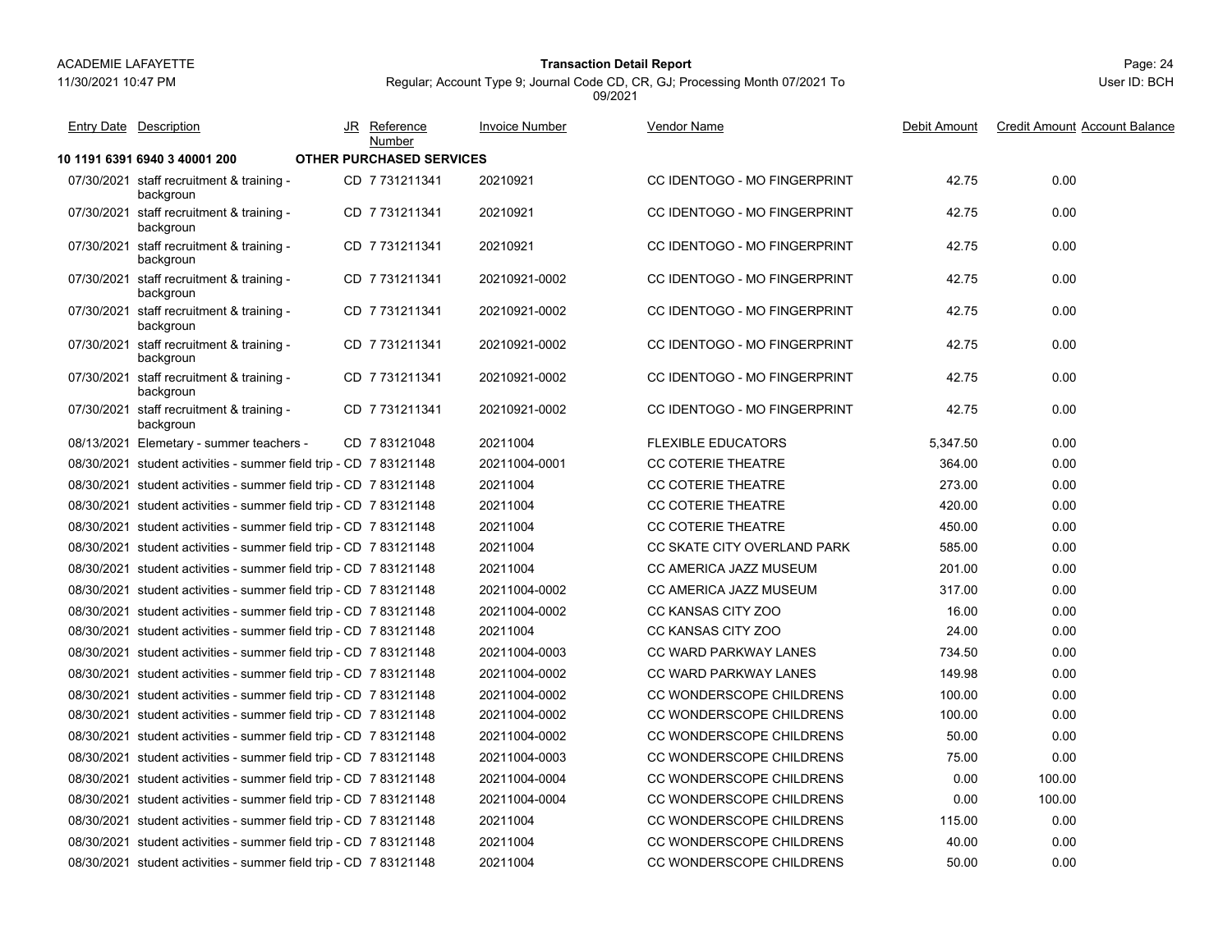ACADEMIE LAFAYETTE
11/30/2021 10:47 PM

**Transaction Detail Report**

Regular; Account Type 9; Journal Code CD, CR, GJ; Processing Month 07/2021 To 09/2021

User ID: BCH

| Entry Date | Description | JR | Reference Number | Invoice Number | Vendor Name | Debit Amount | Credit Amount | Account Balance |
|---|---|---|---|---|---|---|---|---|
| **10 1191 6391 6940 3 40001 200** | **OTHER PURCHASED SERVICES** | | | | | | | |
| 07/30/2021 | staff recruitment & training - backgroun | CD | 7 731211341 | 20210921 | CC IDENTOGO - MO FINGERPRINT | 42.75 | 0.00 | |
| 07/30/2021 | staff recruitment & training - backgroun | CD | 7 731211341 | 20210921 | CC IDENTOGO - MO FINGERPRINT | 42.75 | 0.00 | |
| 07/30/2021 | staff recruitment & training - backgroun | CD | 7 731211341 | 20210921 | CC IDENTOGO - MO FINGERPRINT | 42.75 | 0.00 | |
| 07/30/2021 | staff recruitment & training - backgroun | CD | 7 731211341 | 20210921-0002 | CC IDENTOGO - MO FINGERPRINT | 42.75 | 0.00 | |
| 07/30/2021 | staff recruitment & training - backgroun | CD | 7 731211341 | 20210921-0002 | CC IDENTOGO - MO FINGERPRINT | 42.75 | 0.00 | |
| 07/30/2021 | staff recruitment & training - backgroun | CD | 7 731211341 | 20210921-0002 | CC IDENTOGO - MO FINGERPRINT | 42.75 | 0.00 | |
| 07/30/2021 | staff recruitment & training - backgroun | CD | 7 731211341 | 20210921-0002 | CC IDENTOGO - MO FINGERPRINT | 42.75 | 0.00 | |
| 07/30/2021 | staff recruitment & training - backgroun | CD | 7 731211341 | 20210921-0002 | CC IDENTOGO - MO FINGERPRINT | 42.75 | 0.00 | |
| 08/13/2021 | Elemetary - summer teachers - | CD | 7 83121048 | 20211004 | FLEXIBLE EDUCATORS | 5,347.50 | 0.00 | |
| 08/30/2021 | student activities - summer field trip - | CD | 7 83121148 | 20211004-0001 | CC COTERIE THEATRE | 364.00 | 0.00 | |
| 08/30/2021 | student activities - summer field trip - | CD | 7 83121148 | 20211004 | CC COTERIE THEATRE | 273.00 | 0.00 | |
| 08/30/2021 | student activities - summer field trip - | CD | 7 83121148 | 20211004 | CC COTERIE THEATRE | 420.00 | 0.00 | |
| 08/30/2021 | student activities - summer field trip - | CD | 7 83121148 | 20211004 | CC COTERIE THEATRE | 450.00 | 0.00 | |
| 08/30/2021 | student activities - summer field trip - | CD | 7 83121148 | 20211004 | CC SKATE CITY OVERLAND PARK | 585.00 | 0.00 | |
| 08/30/2021 | student activities - summer field trip - | CD | 7 83121148 | 20211004 | CC AMERICA JAZZ MUSEUM | 201.00 | 0.00 | |
| 08/30/2021 | student activities - summer field trip - | CD | 7 83121148 | 20211004-0002 | CC AMERICA JAZZ MUSEUM | 317.00 | 0.00 | |
| 08/30/2021 | student activities - summer field trip - | CD | 7 83121148 | 20211004-0002 | CC KANSAS CITY ZOO | 16.00 | 0.00 | |
| 08/30/2021 | student activities - summer field trip - | CD | 7 83121148 | 20211004 | CC KANSAS CITY ZOO | 24.00 | 0.00 | |
| 08/30/2021 | student activities - summer field trip - | CD | 7 83121148 | 20211004-0003 | CC WARD PARKWAY LANES | 734.50 | 0.00 | |
| 08/30/2021 | student activities - summer field trip - | CD | 7 83121148 | 20211004-0002 | CC WARD PARKWAY LANES | 149.98 | 0.00 | |
| 08/30/2021 | student activities - summer field trip - | CD | 7 83121148 | 20211004-0002 | CC WONDERSCOPE CHILDRENS | 100.00 | 0.00 | |
| 08/30/2021 | student activities - summer field trip - | CD | 7 83121148 | 20211004-0002 | CC WONDERSCOPE CHILDRENS | 100.00 | 0.00 | |
| 08/30/2021 | student activities - summer field trip - | CD | 7 83121148 | 20211004-0002 | CC WONDERSCOPE CHILDRENS | 50.00 | 0.00 | |
| 08/30/2021 | student activities - summer field trip - | CD | 7 83121148 | 20211004-0003 | CC WONDERSCOPE CHILDRENS | 75.00 | 0.00 | |
| 08/30/2021 | student activities - summer field trip - | CD | 7 83121148 | 20211004-0004 | CC WONDERSCOPE CHILDRENS | 0.00 | 100.00 | |
| 08/30/2021 | student activities - summer field trip - | CD | 7 83121148 | 20211004-0004 | CC WONDERSCOPE CHILDRENS | 0.00 | 100.00 | |
| 08/30/2021 | student activities - summer field trip - | CD | 7 83121148 | 20211004 | CC WONDERSCOPE CHILDRENS | 115.00 | 0.00 | |
| 08/30/2021 | student activities - summer field trip - | CD | 7 83121148 | 20211004 | CC WONDERSCOPE CHILDRENS | 40.00 | 0.00 | |
| 08/30/2021 | student activities - summer field trip - | CD | 7 83121148 | 20211004 | CC WONDERSCOPE CHILDRENS | 50.00 | 0.00 | |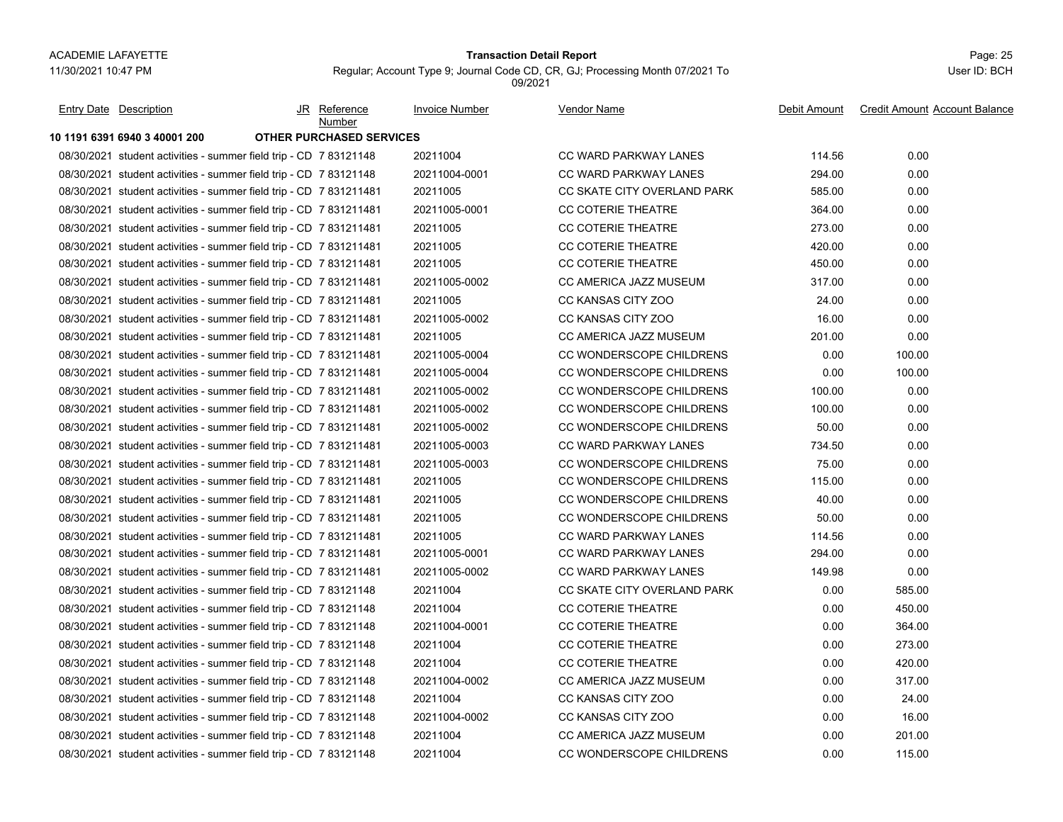**Transaction Detail Report**

Regular; Account Type 9; Journal Code CD, CR, GJ; Processing Month 07/2021 To 09/2021

| Entry Date | Description | JR | Reference Number | Invoice Number | Vendor Name | Debit Amount | Credit Amount | Account Balance |
|---|---|---|---|---|---|---|---|---|
| **10 1191 6391 6940 3 40001 200** | **OTHER PURCHASED SERVICES** | | | | | | | |
| 08/30/2021 | student activities - summer field trip - CD | 7 | 83121148 | 20211004 | CC WARD PARKWAY LANES | 114.56 | 0.00 | |
| 08/30/2021 | student activities - summer field trip - CD | 7 | 83121148 | 20211004-0001 | CC WARD PARKWAY LANES | 294.00 | 0.00 | |
| 08/30/2021 | student activities - summer field trip - CD | 7 | 831211481 | 20211005 | CC SKATE CITY OVERLAND PARK | 585.00 | 0.00 | |
| 08/30/2021 | student activities - summer field trip - CD | 7 | 831211481 | 20211005-0001 | CC COTERIE THEATRE | 364.00 | 0.00 | |
| 08/30/2021 | student activities - summer field trip - CD | 7 | 831211481 | 20211005 | CC COTERIE THEATRE | 273.00 | 0.00 | |
| 08/30/2021 | student activities - summer field trip - CD | 7 | 831211481 | 20211005 | CC COTERIE THEATRE | 420.00 | 0.00 | |
| 08/30/2021 | student activities - summer field trip - CD | 7 | 831211481 | 20211005 | CC COTERIE THEATRE | 450.00 | 0.00 | |
| 08/30/2021 | student activities - summer field trip - CD | 7 | 831211481 | 20211005-0002 | CC AMERICA JAZZ MUSEUM | 317.00 | 0.00 | |
| 08/30/2021 | student activities - summer field trip - CD | 7 | 831211481 | 20211005 | CC KANSAS CITY ZOO | 24.00 | 0.00 | |
| 08/30/2021 | student activities - summer field trip - CD | 7 | 831211481 | 20211005-0002 | CC KANSAS CITY ZOO | 16.00 | 0.00 | |
| 08/30/2021 | student activities - summer field trip - CD | 7 | 831211481 | 20211005 | CC AMERICA JAZZ MUSEUM | 201.00 | 0.00 | |
| 08/30/2021 | student activities - summer field trip - CD | 7 | 831211481 | 20211005-0004 | CC WONDERSCOPE CHILDRENS | 0.00 | 100.00 | |
| 08/30/2021 | student activities - summer field trip - CD | 7 | 831211481 | 20211005-0004 | CC WONDERSCOPE CHILDRENS | 0.00 | 100.00 | |
| 08/30/2021 | student activities - summer field trip - CD | 7 | 831211481 | 20211005-0002 | CC WONDERSCOPE CHILDRENS | 100.00 | 0.00 | |
| 08/30/2021 | student activities - summer field trip - CD | 7 | 831211481 | 20211005-0002 | CC WONDERSCOPE CHILDRENS | 100.00 | 0.00 | |
| 08/30/2021 | student activities - summer field trip - CD | 7 | 831211481 | 20211005-0002 | CC WONDERSCOPE CHILDRENS | 50.00 | 0.00 | |
| 08/30/2021 | student activities - summer field trip - CD | 7 | 831211481 | 20211005-0003 | CC WARD PARKWAY LANES | 734.50 | 0.00 | |
| 08/30/2021 | student activities - summer field trip - CD | 7 | 831211481 | 20211005-0003 | CC WONDERSCOPE CHILDRENS | 75.00 | 0.00 | |
| 08/30/2021 | student activities - summer field trip - CD | 7 | 831211481 | 20211005 | CC WONDERSCOPE CHILDRENS | 115.00 | 0.00 | |
| 08/30/2021 | student activities - summer field trip - CD | 7 | 831211481 | 20211005 | CC WONDERSCOPE CHILDRENS | 40.00 | 0.00 | |
| 08/30/2021 | student activities - summer field trip - CD | 7 | 831211481 | 20211005 | CC WONDERSCOPE CHILDRENS | 50.00 | 0.00 | |
| 08/30/2021 | student activities - summer field trip - CD | 7 | 831211481 | 20211005 | CC WARD PARKWAY LANES | 114.56 | 0.00 | |
| 08/30/2021 | student activities - summer field trip - CD | 7 | 831211481 | 20211005-0001 | CC WARD PARKWAY LANES | 294.00 | 0.00 | |
| 08/30/2021 | student activities - summer field trip - CD | 7 | 831211481 | 20211005-0002 | CC WARD PARKWAY LANES | 149.98 | 0.00 | |
| 08/30/2021 | student activities - summer field trip - CD | 7 | 83121148 | 20211004 | CC SKATE CITY OVERLAND PARK | 0.00 | 585.00 | |
| 08/30/2021 | student activities - summer field trip - CD | 7 | 83121148 | 20211004 | CC COTERIE THEATRE | 0.00 | 450.00 | |
| 08/30/2021 | student activities - summer field trip - CD | 7 | 83121148 | 20211004-0001 | CC COTERIE THEATRE | 0.00 | 364.00 | |
| 08/30/2021 | student activities - summer field trip - CD | 7 | 83121148 | 20211004 | CC COTERIE THEATRE | 0.00 | 273.00 | |
| 08/30/2021 | student activities - summer field trip - CD | 7 | 83121148 | 20211004 | CC COTERIE THEATRE | 0.00 | 420.00 | |
| 08/30/2021 | student activities - summer field trip - CD | 7 | 83121148 | 20211004-0002 | CC AMERICA JAZZ MUSEUM | 0.00 | 317.00 | |
| 08/30/2021 | student activities - summer field trip - CD | 7 | 83121148 | 20211004 | CC KANSAS CITY ZOO | 0.00 | 24.00 | |
| 08/30/2021 | student activities - summer field trip - CD | 7 | 83121148 | 20211004-0002 | CC KANSAS CITY ZOO | 0.00 | 16.00 | |
| 08/30/2021 | student activities - summer field trip - CD | 7 | 83121148 | 20211004 | CC AMERICA JAZZ MUSEUM | 0.00 | 201.00 | |
| 08/30/2021 | student activities - summer field trip - CD | 7 | 83121148 | 20211004 | CC WONDERSCOPE CHILDRENS | 0.00 | 115.00 | |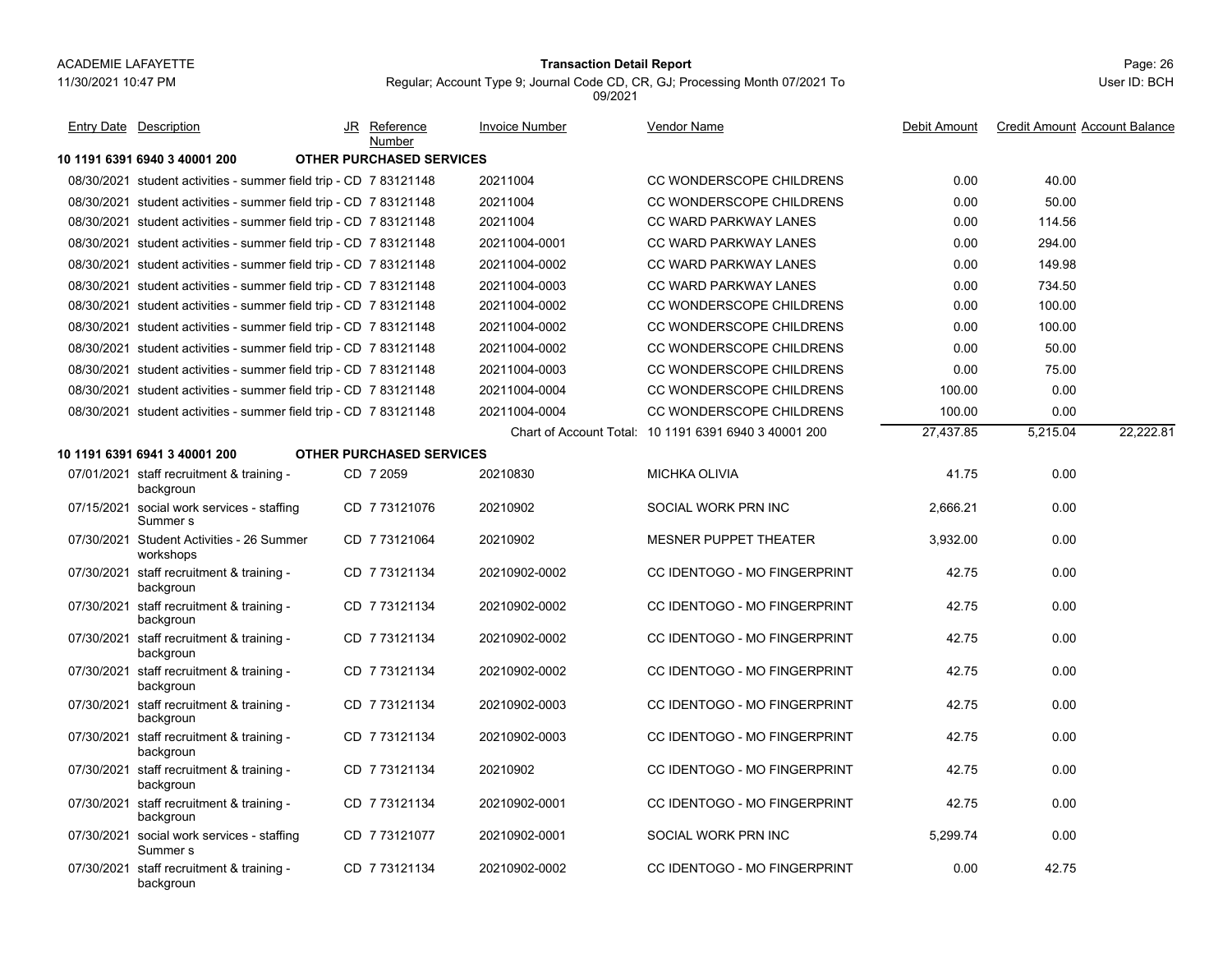| Entry Date | Description | JR | Reference Number | Invoice Number | Vendor Name | Debit Amount | Credit Amount | Account Balance |
|---|---|---|---|---|---|---|---|---|
| **10 1191 6391 6940 3 40001 200** | **OTHER PURCHASED SERVICES** | | | | | | | |
| 08/30/2021 | student activities - summer field trip - | CD | 7 83121148 | 20211004 | CC WONDERSCOPE CHILDRENS | 0.00 | 40.00 | |
| 08/30/2021 | student activities - summer field trip - | CD | 7 83121148 | 20211004 | CC WONDERSCOPE CHILDRENS | 0.00 | 50.00 | |
| 08/30/2021 | student activities - summer field trip - | CD | 7 83121148 | 20211004 | CC WARD PARKWAY LANES | 0.00 | 114.56 | |
| 08/30/2021 | student activities - summer field trip - | CD | 7 83121148 | 20211004-0001 | CC WARD PARKWAY LANES | 0.00 | 294.00 | |
| 08/30/2021 | student activities - summer field trip - | CD | 7 83121148 | 20211004-0002 | CC WARD PARKWAY LANES | 0.00 | 149.98 | |
| 08/30/2021 | student activities - summer field trip - | CD | 7 83121148 | 20211004-0003 | CC WARD PARKWAY LANES | 0.00 | 734.50 | |
| 08/30/2021 | student activities - summer field trip - | CD | 7 83121148 | 20211004-0002 | CC WONDERSCOPE CHILDRENS | 0.00 | 100.00 | |
| 08/30/2021 | student activities - summer field trip - | CD | 7 83121148 | 20211004-0002 | CC WONDERSCOPE CHILDRENS | 0.00 | 100.00 | |
| 08/30/2021 | student activities - summer field trip - | CD | 7 83121148 | 20211004-0002 | CC WONDERSCOPE CHILDRENS | 0.00 | 50.00 | |
| 08/30/2021 | student activities - summer field trip - | CD | 7 83121148 | 20211004-0003 | CC WONDERSCOPE CHILDRENS | 0.00 | 75.00 | |
| 08/30/2021 | student activities - summer field trip - | CD | 7 83121148 | 20211004-0004 | CC WONDERSCOPE CHILDRENS | 100.00 | 0.00 | |
| 08/30/2021 | student activities - summer field trip - | CD | 7 83121148 | 20211004-0004 | CC WONDERSCOPE CHILDRENS | 100.00 | 0.00 | |
| | | | | Chart of Account Total: | 10 1191 6391 6940 3 40001 200 | 27,437.85 | 5,215.04 | 22,222.81 |
| **10 1191 6391 6941 3 40001 200** | **OTHER PURCHASED SERVICES** | | | | | | | |
| 07/01/2021 | staff recruitment & training - backgroun | CD | 7 2059 | 20210830 | MICHKA OLIVIA | 41.75 | 0.00 | |
| 07/15/2021 | social work services - staffing Summer s | CD | 7 73121076 | 20210902 | SOCIAL WORK PRN INC | 2,666.21 | 0.00 | |
| 07/30/2021 | Student Activities - 26 Summer workshops | CD | 7 73121064 | 20210902 | MESNER PUPPET THEATER | 3,932.00 | 0.00 | |
| 07/30/2021 | staff recruitment & training - backgroun | CD | 7 73121134 | 20210902-0002 | CC IDENTOGO - MO FINGERPRINT | 42.75 | 0.00 | |
| 07/30/2021 | staff recruitment & training - backgroun | CD | 7 73121134 | 20210902-0002 | CC IDENTOGO - MO FINGERPRINT | 42.75 | 0.00 | |
| 07/30/2021 | staff recruitment & training - backgroun | CD | 7 73121134 | 20210902-0002 | CC IDENTOGO - MO FINGERPRINT | 42.75 | 0.00 | |
| 07/30/2021 | staff recruitment & training - backgroun | CD | 7 73121134 | 20210902-0002 | CC IDENTOGO - MO FINGERPRINT | 42.75 | 0.00 | |
| 07/30/2021 | staff recruitment & training - backgroun | CD | 7 73121134 | 20210902-0003 | CC IDENTOGO - MO FINGERPRINT | 42.75 | 0.00 | |
| 07/30/2021 | staff recruitment & training - backgroun | CD | 7 73121134 | 20210902-0003 | CC IDENTOGO - MO FINGERPRINT | 42.75 | 0.00 | |
| 07/30/2021 | staff recruitment & training - backgroun | CD | 7 73121134 | 20210902 | CC IDENTOGO - MO FINGERPRINT | 42.75 | 0.00 | |
| 07/30/2021 | staff recruitment & training - backgroun | CD | 7 73121134 | 20210902-0001 | CC IDENTOGO - MO FINGERPRINT | 42.75 | 0.00 | |
| 07/30/2021 | social work services - staffing Summer s | CD | 7 73121077 | 20210902-0001 | SOCIAL WORK PRN INC | 5,299.74 | 0.00 | |
| 07/30/2021 | staff recruitment & training - backgroun | CD | 7 73121134 | 20210902-0002 | CC IDENTOGO - MO FINGERPRINT | 0.00 | 42.75 | |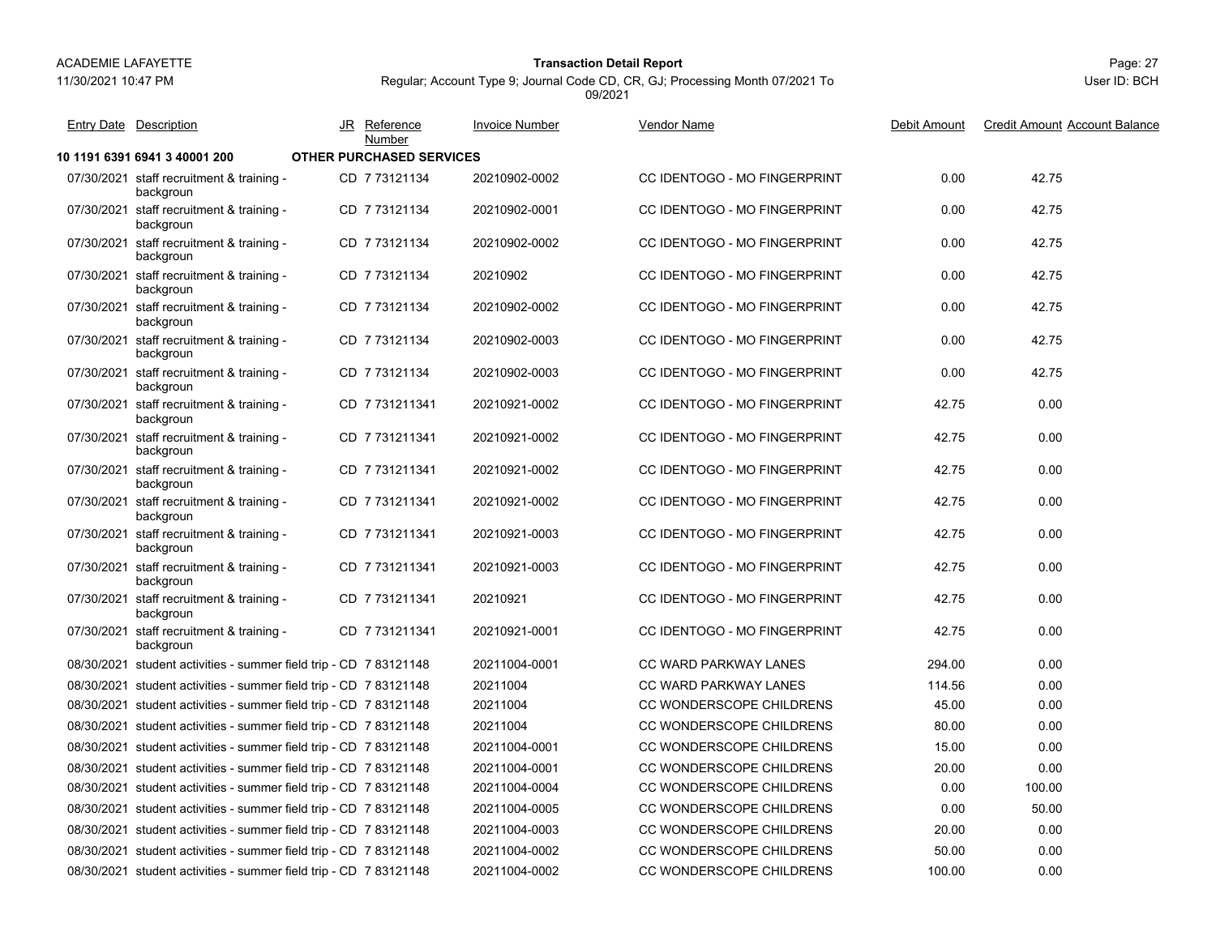ACADEMIE LAFAYETTE

11/30/2021 10:47 PM

**Transaction Detail Report**

Regular; Account Type 9; Journal Code CD, CR, GJ; Processing Month 07/2021 To 09/2021

User ID: BCH

| Entry Date | Description | JR | Reference Number | Invoice Number | Vendor Name | Debit Amount | Credit Amount | Account Balance |
|---|---|---|---|---|---|---|---|---|
| **10 1191 6391 6941 3 40001 200** | **OTHER PURCHASED SERVICES** | | | | | | | |
| 07/30/2021 | staff recruitment & training - backgroun | CD | 7 73121134 | 20210902-0002 | CC IDENTOGO - MO FINGERPRINT | 0.00 | 42.75 | |
| 07/30/2021 | staff recruitment & training - backgroun | CD | 7 73121134 | 20210902-0001 | CC IDENTOGO - MO FINGERPRINT | 0.00 | 42.75 | |
| 07/30/2021 | staff recruitment & training - backgroun | CD | 7 73121134 | 20210902-0002 | CC IDENTOGO - MO FINGERPRINT | 0.00 | 42.75 | |
| 07/30/2021 | staff recruitment & training - backgroun | CD | 7 73121134 | 20210902 | CC IDENTOGO - MO FINGERPRINT | 0.00 | 42.75 | |
| 07/30/2021 | staff recruitment & training - backgroun | CD | 7 73121134 | 20210902-0002 | CC IDENTOGO - MO FINGERPRINT | 0.00 | 42.75 | |
| 07/30/2021 | staff recruitment & training - backgroun | CD | 7 73121134 | 20210902-0003 | CC IDENTOGO - MO FINGERPRINT | 0.00 | 42.75 | |
| 07/30/2021 | staff recruitment & training - backgroun | CD | 7 73121134 | 20210902-0003 | CC IDENTOGO - MO FINGERPRINT | 0.00 | 42.75 | |
| 07/30/2021 | staff recruitment & training - backgroun | CD | 7 731211341 | 20210921-0002 | CC IDENTOGO - MO FINGERPRINT | 42.75 | 0.00 | |
| 07/30/2021 | staff recruitment & training - backgroun | CD | 7 731211341 | 20210921-0002 | CC IDENTOGO - MO FINGERPRINT | 42.75 | 0.00 | |
| 07/30/2021 | staff recruitment & training - backgroun | CD | 7 731211341 | 20210921-0002 | CC IDENTOGO - MO FINGERPRINT | 42.75 | 0.00 | |
| 07/30/2021 | staff recruitment & training - backgroun | CD | 7 731211341 | 20210921-0002 | CC IDENTOGO - MO FINGERPRINT | 42.75 | 0.00 | |
| 07/30/2021 | staff recruitment & training - backgroun | CD | 7 731211341 | 20210921-0003 | CC IDENTOGO - MO FINGERPRINT | 42.75 | 0.00 | |
| 07/30/2021 | staff recruitment & training - backgroun | CD | 7 731211341 | 20210921-0003 | CC IDENTOGO - MO FINGERPRINT | 42.75 | 0.00 | |
| 07/30/2021 | staff recruitment & training - backgroun | CD | 7 731211341 | 20210921 | CC IDENTOGO - MO FINGERPRINT | 42.75 | 0.00 | |
| 07/30/2021 | staff recruitment & training - backgroun | CD | 7 731211341 | 20210921-0001 | CC IDENTOGO - MO FINGERPRINT | 42.75 | 0.00 | |
| 08/30/2021 | student activities - summer field trip - | CD | 7 83121148 | 20211004-0001 | CC WARD PARKWAY LANES | 294.00 | 0.00 | |
| 08/30/2021 | student activities - summer field trip - | CD | 7 83121148 | 20211004 | CC WARD PARKWAY LANES | 114.56 | 0.00 | |
| 08/30/2021 | student activities - summer field trip - | CD | 7 83121148 | 20211004 | CC WONDERSCOPE CHILDRENS | 45.00 | 0.00 | |
| 08/30/2021 | student activities - summer field trip - | CD | 7 83121148 | 20211004 | CC WONDERSCOPE CHILDRENS | 80.00 | 0.00 | |
| 08/30/2021 | student activities - summer field trip - | CD | 7 83121148 | 20211004-0001 | CC WONDERSCOPE CHILDRENS | 15.00 | 0.00 | |
| 08/30/2021 | student activities - summer field trip - | CD | 7 83121148 | 20211004-0001 | CC WONDERSCOPE CHILDRENS | 20.00 | 0.00 | |
| 08/30/2021 | student activities - summer field trip - | CD | 7 83121148 | 20211004-0004 | CC WONDERSCOPE CHILDRENS | 0.00 | 100.00 | |
| 08/30/2021 | student activities - summer field trip - | CD | 7 83121148 | 20211004-0005 | CC WONDERSCOPE CHILDRENS | 0.00 | 50.00 | |
| 08/30/2021 | student activities - summer field trip - | CD | 7 83121148 | 20211004-0003 | CC WONDERSCOPE CHILDRENS | 20.00 | 0.00 | |
| 08/30/2021 | student activities - summer field trip - | CD | 7 83121148 | 20211004-0002 | CC WONDERSCOPE CHILDRENS | 50.00 | 0.00 | |
| 08/30/2021 | student activities - summer field trip - | CD | 7 83121148 | 20211004-0002 | CC WONDERSCOPE CHILDRENS | 100.00 | 0.00 | |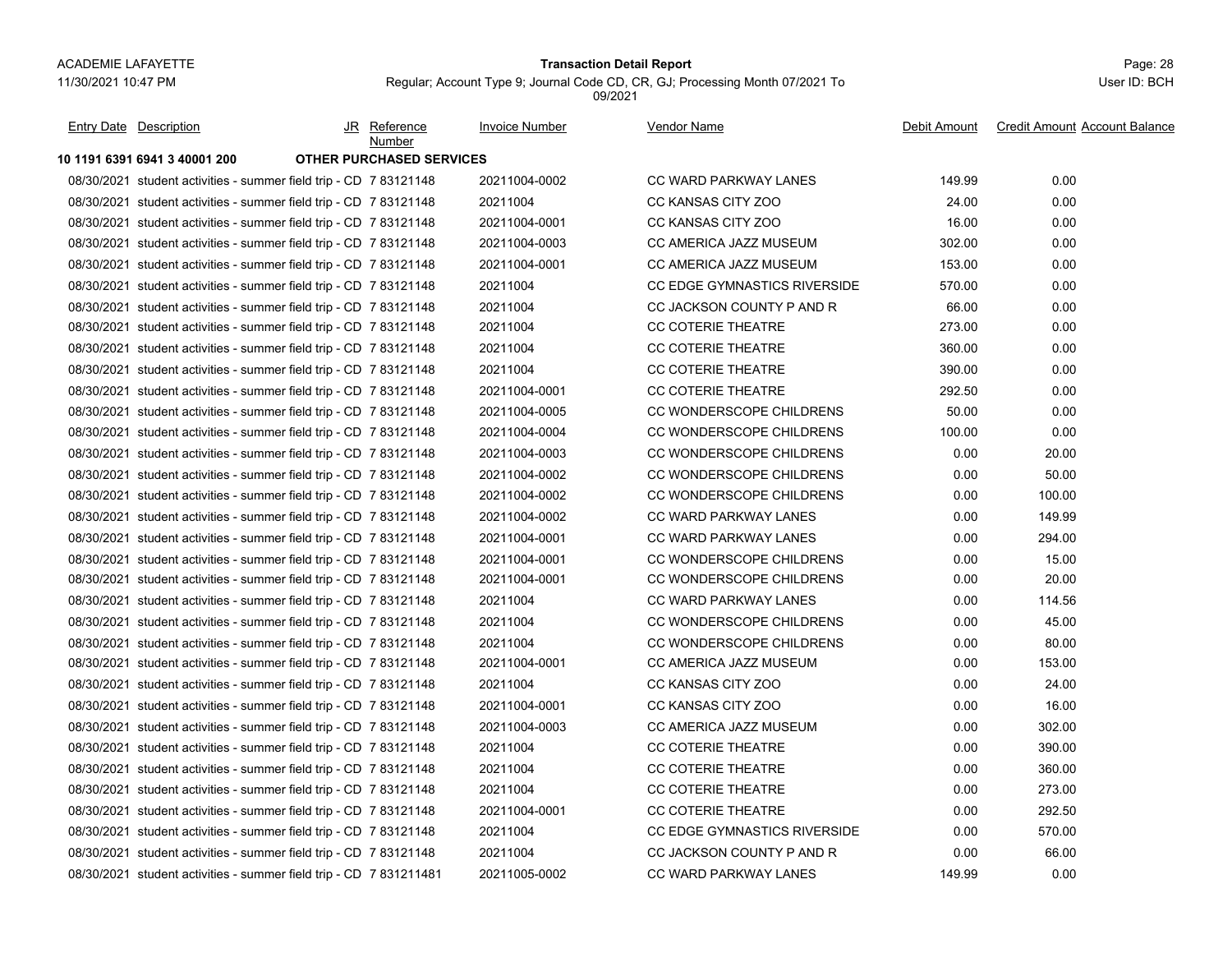ACADEMIE LAFAYETTE
11/30/2021 10:47 PM

**Transaction Detail Report**

Regular; Account Type 9; Journal Code CD, CR, GJ; Processing Month 07/2021 To 09/2021

User ID: BCH

| Entry Date | Description | JR | Reference Number | Invoice Number | Vendor Name | Debit Amount | Credit Amount | Account Balance |
|---|---|---|---|---|---|---|---|---|
| **10 1191 6391 6941 3 40001 200** | **OTHER PURCHASED SERVICES** | | | | | | | |
| 08/30/2021 | student activities - summer field trip - CD | 7 | 83121148 | 20211004-0002 | CC WARD PARKWAY LANES | 149.99 | 0.00 | |
| 08/30/2021 | student activities - summer field trip - CD | 7 | 83121148 | 20211004 | CC KANSAS CITY ZOO | 24.00 | 0.00 | |
| 08/30/2021 | student activities - summer field trip - CD | 7 | 83121148 | 20211004-0001 | CC KANSAS CITY ZOO | 16.00 | 0.00 | |
| 08/30/2021 | student activities - summer field trip - CD | 7 | 83121148 | 20211004-0003 | CC AMERICA JAZZ MUSEUM | 302.00 | 0.00 | |
| 08/30/2021 | student activities - summer field trip - CD | 7 | 83121148 | 20211004-0001 | CC AMERICA JAZZ MUSEUM | 153.00 | 0.00 | |
| 08/30/2021 | student activities - summer field trip - CD | 7 | 83121148 | 20211004 | CC EDGE GYMNASTICS RIVERSIDE | 570.00 | 0.00 | |
| 08/30/2021 | student activities - summer field trip - CD | 7 | 83121148 | 20211004 | CC JACKSON COUNTY P AND R | 66.00 | 0.00 | |
| 08/30/2021 | student activities - summer field trip - CD | 7 | 83121148 | 20211004 | CC COTERIE THEATRE | 273.00 | 0.00 | |
| 08/30/2021 | student activities - summer field trip - CD | 7 | 83121148 | 20211004 | CC COTERIE THEATRE | 360.00 | 0.00 | |
| 08/30/2021 | student activities - summer field trip - CD | 7 | 83121148 | 20211004 | CC COTERIE THEATRE | 390.00 | 0.00 | |
| 08/30/2021 | student activities - summer field trip - CD | 7 | 83121148 | 20211004-0001 | CC COTERIE THEATRE | 292.50 | 0.00 | |
| 08/30/2021 | student activities - summer field trip - CD | 7 | 83121148 | 20211004-0005 | CC WONDERSCOPE CHILDRENS | 50.00 | 0.00 | |
| 08/30/2021 | student activities - summer field trip - CD | 7 | 83121148 | 20211004-0004 | CC WONDERSCOPE CHILDRENS | 100.00 | 0.00 | |
| 08/30/2021 | student activities - summer field trip - CD | 7 | 83121148 | 20211004-0003 | CC WONDERSCOPE CHILDRENS | 0.00 | 20.00 | |
| 08/30/2021 | student activities - summer field trip - CD | 7 | 83121148 | 20211004-0002 | CC WONDERSCOPE CHILDRENS | 0.00 | 50.00 | |
| 08/30/2021 | student activities - summer field trip - CD | 7 | 83121148 | 20211004-0002 | CC WONDERSCOPE CHILDRENS | 0.00 | 100.00 | |
| 08/30/2021 | student activities - summer field trip - CD | 7 | 83121148 | 20211004-0002 | CC WARD PARKWAY LANES | 0.00 | 149.99 | |
| 08/30/2021 | student activities - summer field trip - CD | 7 | 83121148 | 20211004-0001 | CC WARD PARKWAY LANES | 0.00 | 294.00 | |
| 08/30/2021 | student activities - summer field trip - CD | 7 | 83121148 | 20211004-0001 | CC WONDERSCOPE CHILDRENS | 0.00 | 15.00 | |
| 08/30/2021 | student activities - summer field trip - CD | 7 | 83121148 | 20211004-0001 | CC WONDERSCOPE CHILDRENS | 0.00 | 20.00 | |
| 08/30/2021 | student activities - summer field trip - CD | 7 | 83121148 | 20211004 | CC WARD PARKWAY LANES | 0.00 | 114.56 | |
| 08/30/2021 | student activities - summer field trip - CD | 7 | 83121148 | 20211004 | CC WONDERSCOPE CHILDRENS | 0.00 | 45.00 | |
| 08/30/2021 | student activities - summer field trip - CD | 7 | 83121148 | 20211004 | CC WONDERSCOPE CHILDRENS | 0.00 | 80.00 | |
| 08/30/2021 | student activities - summer field trip - CD | 7 | 83121148 | 20211004-0001 | CC AMERICA JAZZ MUSEUM | 0.00 | 153.00 | |
| 08/30/2021 | student activities - summer field trip - CD | 7 | 83121148 | 20211004 | CC KANSAS CITY ZOO | 0.00 | 24.00 | |
| 08/30/2021 | student activities - summer field trip - CD | 7 | 83121148 | 20211004-0001 | CC KANSAS CITY ZOO | 0.00 | 16.00 | |
| 08/30/2021 | student activities - summer field trip - CD | 7 | 83121148 | 20211004-0003 | CC AMERICA JAZZ MUSEUM | 0.00 | 302.00 | |
| 08/30/2021 | student activities - summer field trip - CD | 7 | 83121148 | 20211004 | CC COTERIE THEATRE | 0.00 | 390.00 | |
| 08/30/2021 | student activities - summer field trip - CD | 7 | 83121148 | 20211004 | CC COTERIE THEATRE | 0.00 | 360.00 | |
| 08/30/2021 | student activities - summer field trip - CD | 7 | 83121148 | 20211004 | CC COTERIE THEATRE | 0.00 | 273.00 | |
| 08/30/2021 | student activities - summer field trip - CD | 7 | 83121148 | 20211004-0001 | CC COTERIE THEATRE | 0.00 | 292.50 | |
| 08/30/2021 | student activities - summer field trip - CD | 7 | 83121148 | 20211004 | CC EDGE GYMNASTICS RIVERSIDE | 0.00 | 570.00 | |
| 08/30/2021 | student activities - summer field trip - CD | 7 | 83121148 | 20211004 | CC JACKSON COUNTY P AND R | 0.00 | 66.00 | |
| 08/30/2021 | student activities - summer field trip - CD | 7 | 831211481 | 20211005-0002 | CC WARD PARKWAY LANES | 149.99 | 0.00 | |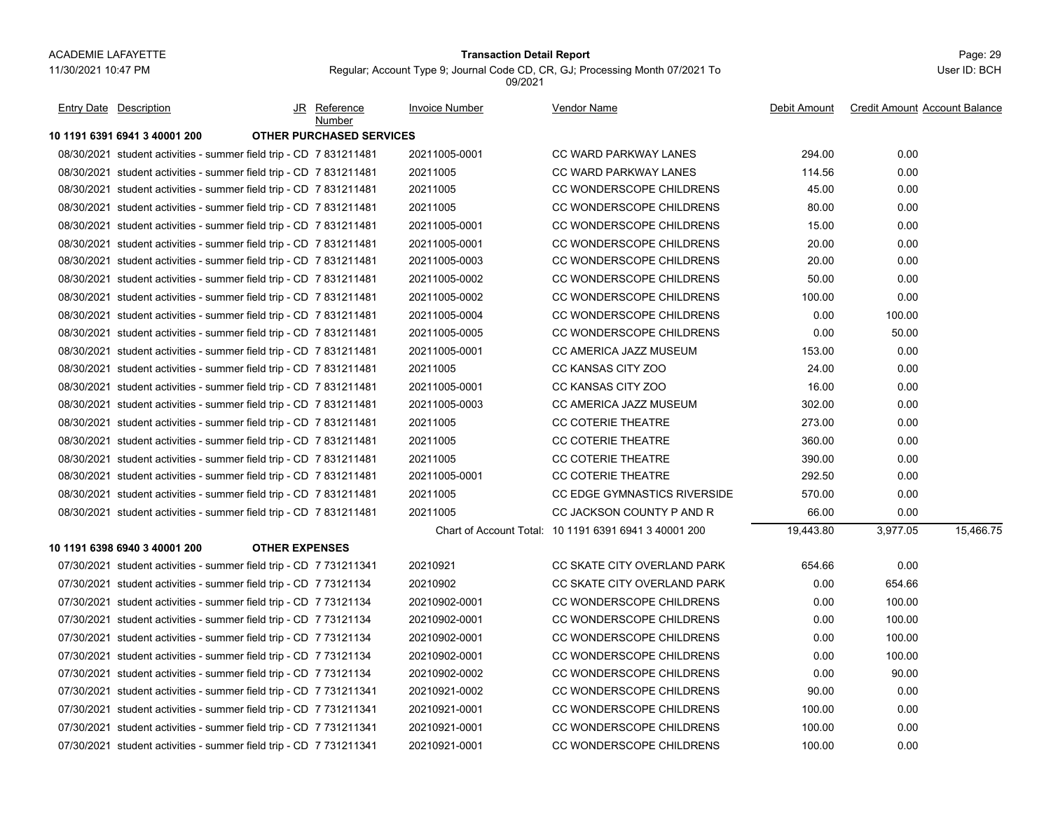ACADEMIE LAFAYETTE
11/30/2021 10:47 PM

**Transaction Detail Report**

Regular; Account Type 9; Journal Code CD, CR, GJ; Processing Month 07/2021 To 09/2021

User ID: BCH

| Entry Date | Description | JR | Reference Number | Invoice Number | Vendor Name | Debit Amount | Credit Amount | Account Balance |
|---|---|---|---|---|---|---|---|---|
| **10 1191 6391 6941 3 40001 200** | **OTHER PURCHASED SERVICES** | | | | | | | |
| 08/30/2021 | student activities - summer field trip - CD | 7 | 831211481 | 20211005-0001 | CC WARD PARKWAY LANES | 294.00 | 0.00 | |
| 08/30/2021 | student activities - summer field trip - CD | 7 | 831211481 | 20211005 | CC WARD PARKWAY LANES | 114.56 | 0.00 | |
| 08/30/2021 | student activities - summer field trip - CD | 7 | 831211481 | 20211005 | CC WONDERSCOPE CHILDRENS | 45.00 | 0.00 | |
| 08/30/2021 | student activities - summer field trip - CD | 7 | 831211481 | 20211005 | CC WONDERSCOPE CHILDRENS | 80.00 | 0.00 | |
| 08/30/2021 | student activities - summer field trip - CD | 7 | 831211481 | 20211005-0001 | CC WONDERSCOPE CHILDRENS | 15.00 | 0.00 | |
| 08/30/2021 | student activities - summer field trip - CD | 7 | 831211481 | 20211005-0001 | CC WONDERSCOPE CHILDRENS | 20.00 | 0.00 | |
| 08/30/2021 | student activities - summer field trip - CD | 7 | 831211481 | 20211005-0003 | CC WONDERSCOPE CHILDRENS | 20.00 | 0.00 | |
| 08/30/2021 | student activities - summer field trip - CD | 7 | 831211481 | 20211005-0002 | CC WONDERSCOPE CHILDRENS | 50.00 | 0.00 | |
| 08/30/2021 | student activities - summer field trip - CD | 7 | 831211481 | 20211005-0002 | CC WONDERSCOPE CHILDRENS | 100.00 | 0.00 | |
| 08/30/2021 | student activities - summer field trip - CD | 7 | 831211481 | 20211005-0004 | CC WONDERSCOPE CHILDRENS | 0.00 | 100.00 | |
| 08/30/2021 | student activities - summer field trip - CD | 7 | 831211481 | 20211005-0005 | CC WONDERSCOPE CHILDRENS | 0.00 | 50.00 | |
| 08/30/2021 | student activities - summer field trip - CD | 7 | 831211481 | 20211005-0001 | CC AMERICA JAZZ MUSEUM | 153.00 | 0.00 | |
| 08/30/2021 | student activities - summer field trip - CD | 7 | 831211481 | 20211005 | CC KANSAS CITY ZOO | 24.00 | 0.00 | |
| 08/30/2021 | student activities - summer field trip - CD | 7 | 831211481 | 20211005-0001 | CC KANSAS CITY ZOO | 16.00 | 0.00 | |
| 08/30/2021 | student activities - summer field trip - CD | 7 | 831211481 | 20211005-0003 | CC AMERICA JAZZ MUSEUM | 302.00 | 0.00 | |
| 08/30/2021 | student activities - summer field trip - CD | 7 | 831211481 | 20211005 | CC COTERIE THEATRE | 273.00 | 0.00 | |
| 08/30/2021 | student activities - summer field trip - CD | 7 | 831211481 | 20211005 | CC COTERIE THEATRE | 360.00 | 0.00 | |
| 08/30/2021 | student activities - summer field trip - CD | 7 | 831211481 | 20211005 | CC COTERIE THEATRE | 390.00 | 0.00 | |
| 08/30/2021 | student activities - summer field trip - CD | 7 | 831211481 | 20211005-0001 | CC COTERIE THEATRE | 292.50 | 0.00 | |
| 08/30/2021 | student activities - summer field trip - CD | 7 | 831211481 | 20211005 | CC EDGE GYMNASTICS RIVERSIDE | 570.00 | 0.00 | |
| 08/30/2021 | student activities - summer field trip - CD | 7 | 831211481 | 20211005 | CC JACKSON COUNTY P AND R | 66.00 | 0.00 | |
| | | | | Chart of Account Total: | 10 1191 6391 6941 3 40001 200 | 19,443.80 | 3,977.05 | 15,466.75 |
| **10 1191 6398 6940 3 40001 200** | **OTHER EXPENSES** | | | | | | | |
| 07/30/2021 | student activities - summer field trip - CD | 7 | 731211341 | 20210921 | CC SKATE CITY OVERLAND PARK | 654.66 | 0.00 | |
| 07/30/2021 | student activities - summer field trip - CD | 7 | 73121134 | 20210902 | CC SKATE CITY OVERLAND PARK | 0.00 | 654.66 | |
| 07/30/2021 | student activities - summer field trip - CD | 7 | 73121134 | 20210902-0001 | CC WONDERSCOPE CHILDRENS | 0.00 | 100.00 | |
| 07/30/2021 | student activities - summer field trip - CD | 7 | 73121134 | 20210902-0001 | CC WONDERSCOPE CHILDRENS | 0.00 | 100.00 | |
| 07/30/2021 | student activities - summer field trip - CD | 7 | 73121134 | 20210902-0001 | CC WONDERSCOPE CHILDRENS | 0.00 | 100.00 | |
| 07/30/2021 | student activities - summer field trip - CD | 7 | 73121134 | 20210902-0001 | CC WONDERSCOPE CHILDRENS | 0.00 | 100.00 | |
| 07/30/2021 | student activities - summer field trip - CD | 7 | 73121134 | 20210902-0002 | CC WONDERSCOPE CHILDRENS | 0.00 | 90.00 | |
| 07/30/2021 | student activities - summer field trip - CD | 7 | 731211341 | 20210921-0002 | CC WONDERSCOPE CHILDRENS | 90.00 | 0.00 | |
| 07/30/2021 | student activities - summer field trip - CD | 7 | 731211341 | 20210921-0001 | CC WONDERSCOPE CHILDRENS | 100.00 | 0.00 | |
| 07/30/2021 | student activities - summer field trip - CD | 7 | 731211341 | 20210921-0001 | CC WONDERSCOPE CHILDRENS | 100.00 | 0.00 | |
| 07/30/2021 | student activities - summer field trip - CD | 7 | 731211341 | 20210921-0001 | CC WONDERSCOPE CHILDRENS | 100.00 | 0.00 | |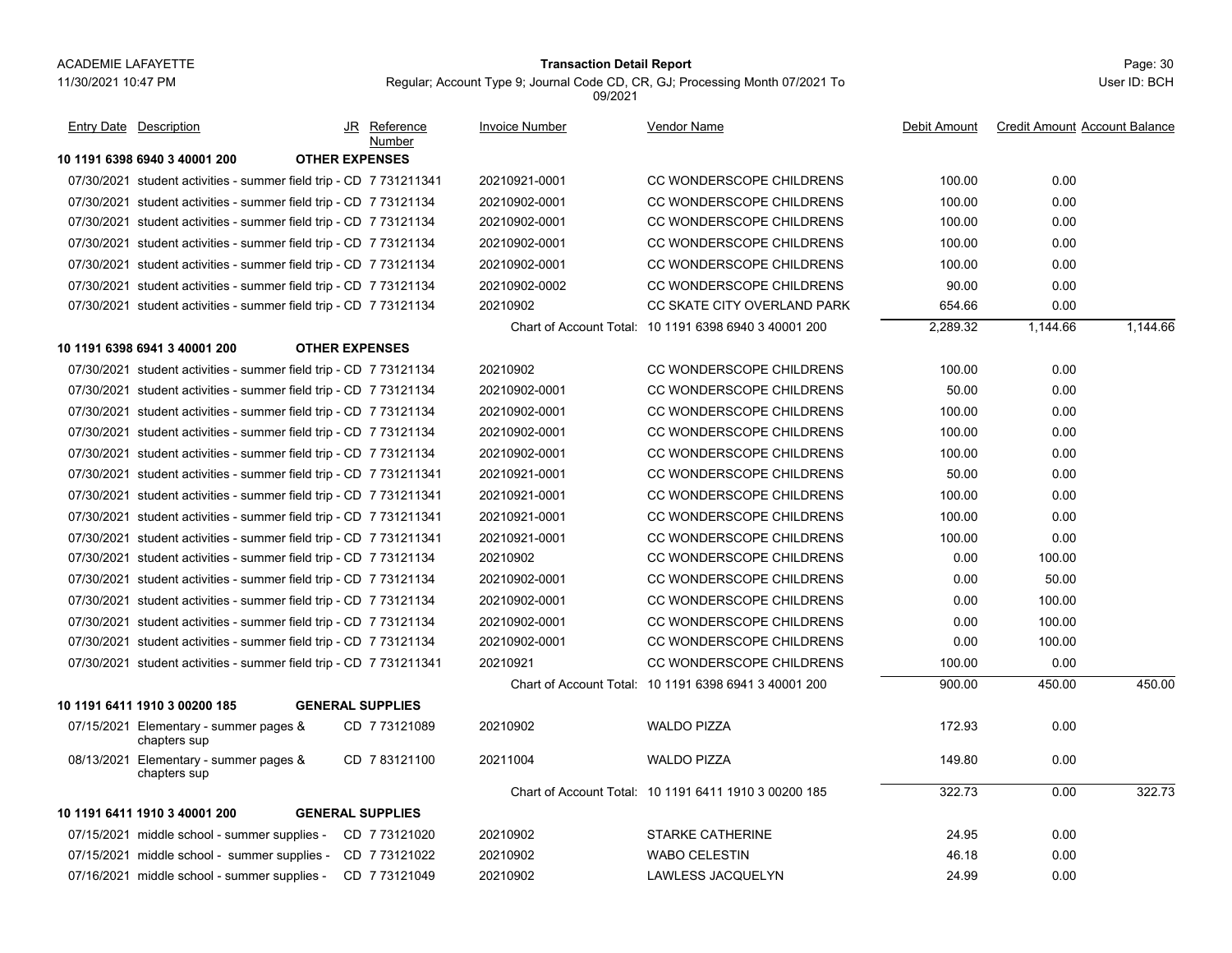ACADEMIE LAFAYETTE
11/30/2021 10:47 PM

**Transaction Detail Report**

Regular; Account Type 9; Journal Code CD, CR, GJ; Processing Month 07/2021 To 09/2021

User ID: BCH

| Entry Date | Description | JR | Reference Number | Invoice Number | Vendor Name | Debit Amount | Credit Amount | Account Balance |
|---|---|---|---|---|---|---|---|---|
| **10 1191 6398 6940 3 40001 200** | **OTHER EXPENSES** | | | | | | | |
| 07/30/2021 | student activities - summer field trip - | CD | 7 731211341 | 20210921-0001 | CC WONDERSCOPE CHILDRENS | 100.00 | 0.00 | |
| 07/30/2021 | student activities - summer field trip - | CD | 7 73121134 | 20210902-0001 | CC WONDERSCOPE CHILDRENS | 100.00 | 0.00 | |
| 07/30/2021 | student activities - summer field trip - | CD | 7 73121134 | 20210902-0001 | CC WONDERSCOPE CHILDRENS | 100.00 | 0.00 | |
| 07/30/2021 | student activities - summer field trip - | CD | 7 73121134 | 20210902-0001 | CC WONDERSCOPE CHILDRENS | 100.00 | 0.00 | |
| 07/30/2021 | student activities - summer field trip - | CD | 7 73121134 | 20210902-0001 | CC WONDERSCOPE CHILDRENS | 100.00 | 0.00 | |
| 07/30/2021 | student activities - summer field trip - | CD | 7 73121134 | 20210902-0002 | CC WONDERSCOPE CHILDRENS | 90.00 | 0.00 | |
| 07/30/2021 | student activities - summer field trip - | CD | 7 73121134 | 20210902 | CC SKATE CITY OVERLAND PARK | 654.66 | 0.00 | |
| | | | | Chart of Account Total: | 10 1191 6398 6940 3 40001 200 | 2,289.32 | 1,144.66 | 1,144.66 |
| **10 1191 6398 6941 3 40001 200** | **OTHER EXPENSES** | | | | | | | |
| 07/30/2021 | student activities - summer field trip - | CD | 7 73121134 | 20210902 | CC WONDERSCOPE CHILDRENS | 100.00 | 0.00 | |
| 07/30/2021 | student activities - summer field trip - | CD | 7 73121134 | 20210902-0001 | CC WONDERSCOPE CHILDRENS | 50.00 | 0.00 | |
| 07/30/2021 | student activities - summer field trip - | CD | 7 73121134 | 20210902-0001 | CC WONDERSCOPE CHILDRENS | 100.00 | 0.00 | |
| 07/30/2021 | student activities - summer field trip - | CD | 7 73121134 | 20210902-0001 | CC WONDERSCOPE CHILDRENS | 100.00 | 0.00 | |
| 07/30/2021 | student activities - summer field trip - | CD | 7 73121134 | 20210902-0001 | CC WONDERSCOPE CHILDRENS | 100.00 | 0.00 | |
| 07/30/2021 | student activities - summer field trip - | CD | 7 731211341 | 20210921-0001 | CC WONDERSCOPE CHILDRENS | 50.00 | 0.00 | |
| 07/30/2021 | student activities - summer field trip - | CD | 7 731211341 | 20210921-0001 | CC WONDERSCOPE CHILDRENS | 100.00 | 0.00 | |
| 07/30/2021 | student activities - summer field trip - | CD | 7 731211341 | 20210921-0001 | CC WONDERSCOPE CHILDRENS | 100.00 | 0.00 | |
| 07/30/2021 | student activities - summer field trip - | CD | 7 731211341 | 20210921-0001 | CC WONDERSCOPE CHILDRENS | 100.00 | 0.00 | |
| 07/30/2021 | student activities - summer field trip - | CD | 7 73121134 | 20210902 | CC WONDERSCOPE CHILDRENS | 0.00 | 100.00 | |
| 07/30/2021 | student activities - summer field trip - | CD | 7 73121134 | 20210902-0001 | CC WONDERSCOPE CHILDRENS | 0.00 | 50.00 | |
| 07/30/2021 | student activities - summer field trip - | CD | 7 73121134 | 20210902-0001 | CC WONDERSCOPE CHILDRENS | 0.00 | 100.00 | |
| 07/30/2021 | student activities - summer field trip - | CD | 7 73121134 | 20210902-0001 | CC WONDERSCOPE CHILDRENS | 0.00 | 100.00 | |
| 07/30/2021 | student activities - summer field trip - | CD | 7 73121134 | 20210902-0001 | CC WONDERSCOPE CHILDRENS | 0.00 | 100.00 | |
| 07/30/2021 | student activities - summer field trip - | CD | 7 731211341 | 20210921 | CC WONDERSCOPE CHILDRENS | 100.00 | 0.00 | |
| | | | | Chart of Account Total: | 10 1191 6398 6941 3 40001 200 | 900.00 | 450.00 | 450.00 |
| **10 1191 6411 1910 3 00200 185** | **GENERAL SUPPLIES** | | | | | | | |
| 07/15/2021 | Elementary - summer pages & chapters sup | CD | 7 73121089 | 20210902 | WALDO PIZZA | 172.93 | 0.00 | |
| 08/13/2021 | Elementary - summer pages & chapters sup | CD | 7 83121100 | 20211004 | WALDO PIZZA | 149.80 | 0.00 | |
| | | | | Chart of Account Total: | 10 1191 6411 1910 3 00200 185 | 322.73 | 0.00 | 322.73 |
| **10 1191 6411 1910 3 40001 200** | **GENERAL SUPPLIES** | | | | | | | |
| 07/15/2021 | middle school - summer supplies - | CD | 7 73121020 | 20210902 | STARKE CATHERINE | 24.95 | 0.00 | |
| 07/15/2021 | middle school - summer supplies - | CD | 7 73121022 | 20210902 | WABO CELESTIN | 46.18 | 0.00 | |
| 07/16/2021 | middle school - summer supplies - | CD | 7 73121049 | 20210902 | LAWLESS JACQUELYN | 24.99 | 0.00 | |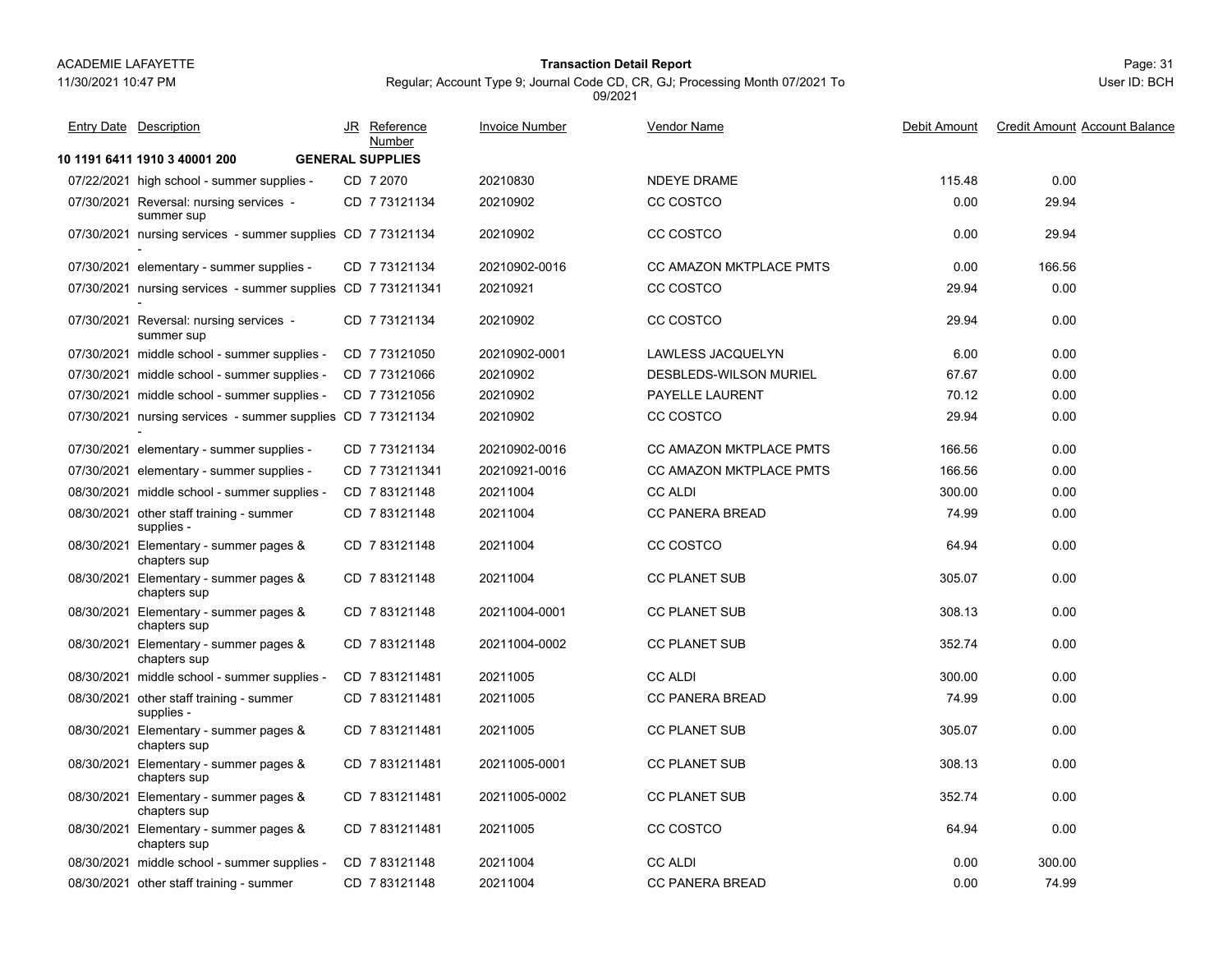ACADEMIE LAFAYETTE

11/30/2021 10:47 PM

**Transaction Detail Report**

Regular; Account Type 9; Journal Code CD, CR, GJ; Processing Month 07/2021 To 09/2021

User ID: BCH

| Entry Date | Description | JR | Reference Number | Invoice Number | Vendor Name | Debit Amount | Credit Amount | Account Balance |
|---|---|---|---|---|---|---|---|---|
| **10 1191 6411 1910 3 40001 200** | **GENERAL SUPPLIES** | | | | | | | |
| 07/22/2021 | high school - summer supplies - | CD | 7 2070 | 20210830 | NDEYE DRAME | 115.48 | 0.00 | |
| 07/30/2021 | Reversal: nursing services - summer sup | CD | 7 73121134 | 20210902 | CC COSTCO | 0.00 | 29.94 | |
| 07/30/2021 | nursing services - summer supplies - | CD | 7 73121134 | 20210902 | CC COSTCO | 0.00 | 29.94 | |
| 07/30/2021 | elementary - summer supplies - | CD | 7 73121134 | 20210902-0016 | CC AMAZON MKTPLACE PMTS | 0.00 | 166.56 | |
| 07/30/2021 | nursing services - summer supplies - | CD | 7 731211341 | 20210921 | CC COSTCO | 29.94 | 0.00 | |
| 07/30/2021 | Reversal: nursing services - summer sup | CD | 7 73121134 | 20210902 | CC COSTCO | 29.94 | 0.00 | |
| 07/30/2021 | middle school - summer supplies - | CD | 7 73121050 | 20210902-0001 | LAWLESS JACQUELYN | 6.00 | 0.00 | |
| 07/30/2021 | middle school - summer supplies - | CD | 7 73121066 | 20210902 | DESBLEDS-WILSON MURIEL | 67.67 | 0.00 | |
| 07/30/2021 | middle school - summer supplies - | CD | 7 73121056 | 20210902 | PAYELLE LAURENT | 70.12 | 0.00 | |
| 07/30/2021 | nursing services - summer supplies - | CD | 7 73121134 | 20210902 | CC COSTCO | 29.94 | 0.00 | |
| 07/30/2021 | elementary - summer supplies - | CD | 7 73121134 | 20210902-0016 | CC AMAZON MKTPLACE PMTS | 166.56 | 0.00 | |
| 07/30/2021 | elementary - summer supplies - | CD | 7 731211341 | 20210921-0016 | CC AMAZON MKTPLACE PMTS | 166.56 | 0.00 | |
| 08/30/2021 | middle school - summer supplies - | CD | 7 83121148 | 20211004 | CC ALDI | 300.00 | 0.00 | |
| 08/30/2021 | other staff training - summer supplies - | CD | 7 83121148 | 20211004 | CC PANERA BREAD | 74.99 | 0.00 | |
| 08/30/2021 | Elementary - summer pages & chapters sup | CD | 7 83121148 | 20211004 | CC COSTCO | 64.94 | 0.00 | |
| 08/30/2021 | Elementary - summer pages & chapters sup | CD | 7 83121148 | 20211004 | CC PLANET SUB | 305.07 | 0.00 | |
| 08/30/2021 | Elementary - summer pages & chapters sup | CD | 7 83121148 | 20211004-0001 | CC PLANET SUB | 308.13 | 0.00 | |
| 08/30/2021 | Elementary - summer pages & chapters sup | CD | 7 83121148 | 20211004-0002 | CC PLANET SUB | 352.74 | 0.00 | |
| 08/30/2021 | middle school - summer supplies - | CD | 7 831211481 | 20211005 | CC ALDI | 300.00 | 0.00 | |
| 08/30/2021 | other staff training - summer supplies - | CD | 7 831211481 | 20211005 | CC PANERA BREAD | 74.99 | 0.00 | |
| 08/30/2021 | Elementary - summer pages & chapters sup | CD | 7 831211481 | 20211005 | CC PLANET SUB | 305.07 | 0.00 | |
| 08/30/2021 | Elementary - summer pages & chapters sup | CD | 7 831211481 | 20211005-0001 | CC PLANET SUB | 308.13 | 0.00 | |
| 08/30/2021 | Elementary - summer pages & chapters sup | CD | 7 831211481 | 20211005-0002 | CC PLANET SUB | 352.74 | 0.00 | |
| 08/30/2021 | Elementary - summer pages & chapters sup | CD | 7 831211481 | 20211005 | CC COSTCO | 64.94 | 0.00 | |
| 08/30/2021 | middle school - summer supplies - | CD | 7 83121148 | 20211004 | CC ALDI | 0.00 | 300.00 | |
| 08/30/2021 | other staff training - summer | CD | 7 83121148 | 20211004 | CC PANERA BREAD | 0.00 | 74.99 | |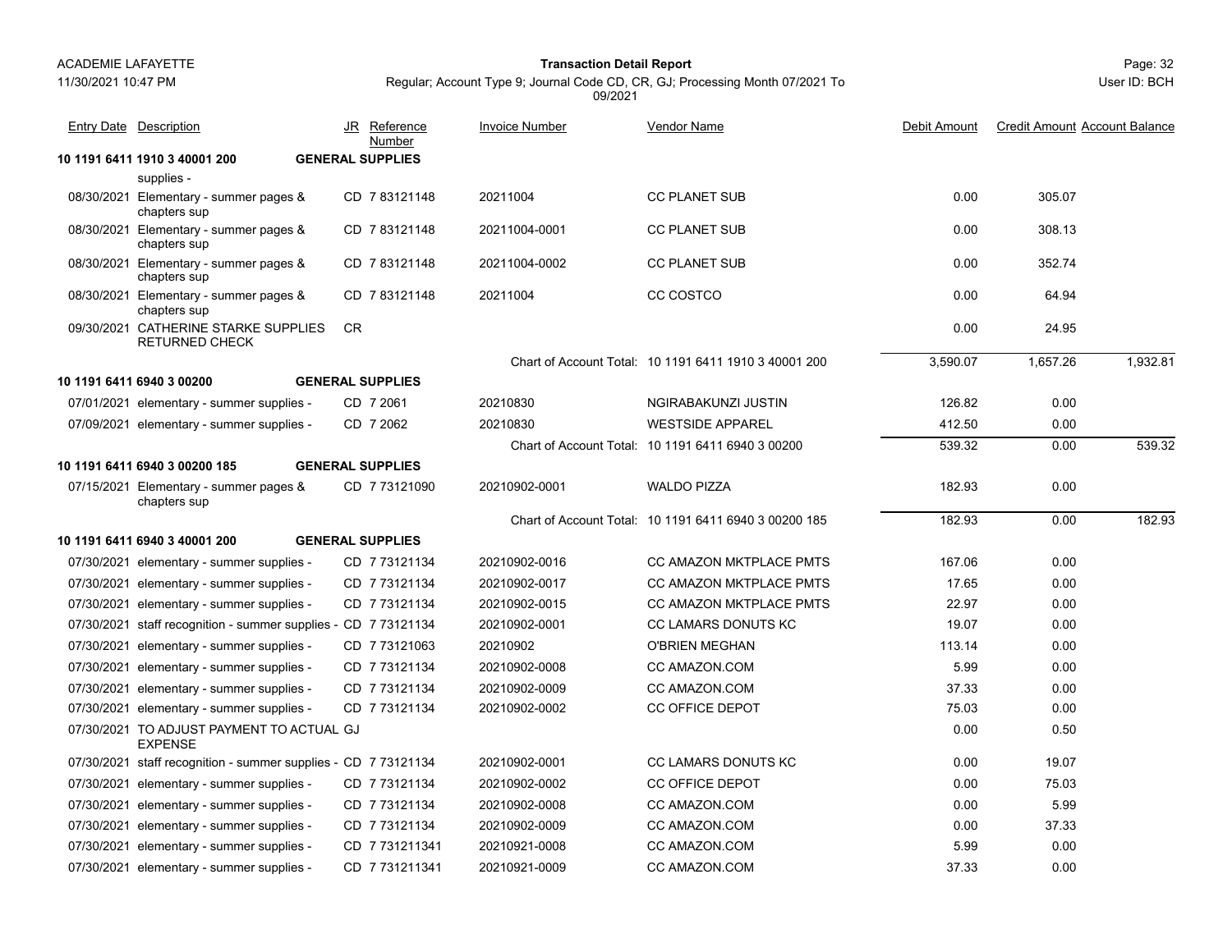| Entry Date | Description | JR | Reference Number | Invoice Number | Vendor Name | Debit Amount | Credit Amount | Account Balance |
|---|---|---|---|---|---|---|---|---|
| **10 1191 6411 1910 3 40001 200** | | **GENERAL SUPPLIES** | | | | | | |
| | supplies - | | | | | | | |
| 08/30/2021 | Elementary - summer pages & chapters sup | CD | 7 83121148 | 20211004 | CC PLANET SUB | 0.00 | 305.07 | |
| 08/30/2021 | Elementary - summer pages & chapters sup | CD | 7 83121148 | 20211004-0001 | CC PLANET SUB | 0.00 | 308.13 | |
| 08/30/2021 | Elementary - summer pages & chapters sup | CD | 7 83121148 | 20211004-0002 | CC PLANET SUB | 0.00 | 352.74 | |
| 08/30/2021 | Elementary - summer pages & chapters sup | CD | 7 83121148 | 20211004 | CC COSTCO | 0.00 | 64.94 | |
| 09/30/2021 | CATHERINE STARKE SUPPLIES RETURNED CHECK | CR | | | | 0.00 | 24.95 | |
| | | | | | Chart of Account Total: 10 1191 6411 1910 3 40001 200 | 3,590.07 | 1,657.26 | 1,932.81 |
| **10 1191 6411 6940 3 00200** | | **GENERAL SUPPLIES** | | | | | | |
| 07/01/2021 | elementary - summer supplies - | CD | 7 2061 | 20210830 | NGIRABAKUNZI JUSTIN | 126.82 | 0.00 | |
| 07/09/2021 | elementary - summer supplies - | CD | 7 2062 | 20210830 | WESTSIDE APPAREL | 412.50 | 0.00 | |
| | | | | | Chart of Account Total: 10 1191 6411 6940 3 00200 | 539.32 | 0.00 | 539.32 |
| **10 1191 6411 6940 3 00200 185** | | **GENERAL SUPPLIES** | | | | | | |
| 07/15/2021 | Elementary - summer pages & chapters sup | CD | 7 73121090 | 20210902-0001 | WALDO PIZZA | 182.93 | 0.00 | |
| | | | | | Chart of Account Total: 10 1191 6411 6940 3 00200 185 | 182.93 | 0.00 | 182.93 |
| **10 1191 6411 6940 3 40001 200** | | **GENERAL SUPPLIES** | | | | | | |
| 07/30/2021 | elementary - summer supplies - | CD | 7 73121134 | 20210902-0016 | CC AMAZON MKTPLACE PMTS | 167.06 | 0.00 | |
| 07/30/2021 | elementary - summer supplies - | CD | 7 73121134 | 20210902-0017 | CC AMAZON MKTPLACE PMTS | 17.65 | 0.00 | |
| 07/30/2021 | elementary - summer supplies - | CD | 7 73121134 | 20210902-0015 | CC AMAZON MKTPLACE PMTS | 22.97 | 0.00 | |
| 07/30/2021 | staff recognition - summer supplies - | CD | 7 73121134 | 20210902-0001 | CC LAMARS DONUTS KC | 19.07 | 0.00 | |
| 07/30/2021 | elementary - summer supplies - | CD | 7 73121063 | 20210902 | O'BRIEN MEGHAN | 113.14 | 0.00 | |
| 07/30/2021 | elementary - summer supplies - | CD | 7 73121134 | 20210902-0008 | CC AMAZON.COM | 5.99 | 0.00 | |
| 07/30/2021 | elementary - summer supplies - | CD | 7 73121134 | 20210902-0009 | CC AMAZON.COM | 37.33 | 0.00 | |
| 07/30/2021 | elementary - summer supplies - | CD | 7 73121134 | 20210902-0002 | CC OFFICE DEPOT | 75.03 | 0.00 | |
| 07/30/2021 | TO ADJUST PAYMENT TO ACTUAL EXPENSE | GJ | | | | 0.00 | 0.50 | |
| 07/30/2021 | staff recognition - summer supplies - | CD | 7 73121134 | 20210902-0001 | CC LAMARS DONUTS KC | 0.00 | 19.07 | |
| 07/30/2021 | elementary - summer supplies - | CD | 7 73121134 | 20210902-0002 | CC OFFICE DEPOT | 0.00 | 75.03 | |
| 07/30/2021 | elementary - summer supplies - | CD | 7 73121134 | 20210902-0008 | CC AMAZON.COM | 0.00 | 5.99 | |
| 07/30/2021 | elementary - summer supplies - | CD | 7 73121134 | 20210902-0009 | CC AMAZON.COM | 0.00 | 37.33 | |
| 07/30/2021 | elementary - summer supplies - | CD | 7 731211341 | 20210921-0008 | CC AMAZON.COM | 5.99 | 0.00 | |
| 07/30/2021 | elementary - summer supplies - | CD | 7 731211341 | 20210921-0009 | CC AMAZON.COM | 37.33 | 0.00 | |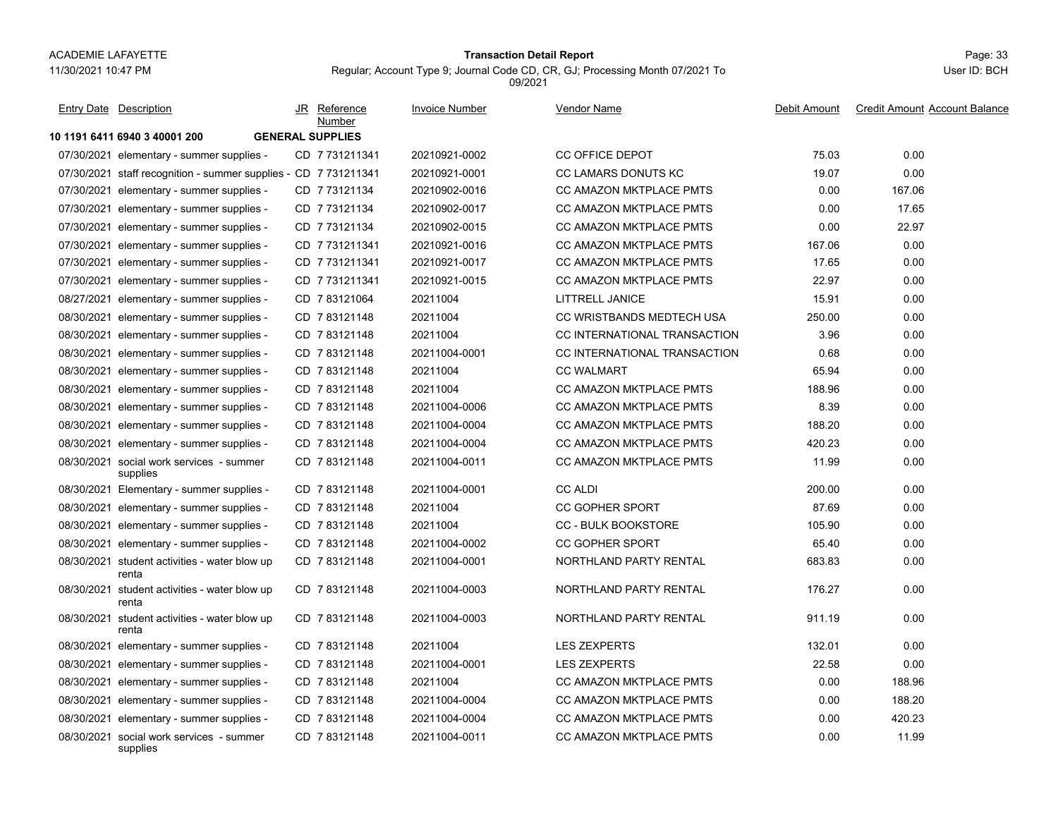ACADEMIE LAFAYETTE

11/30/2021 10:47 PM

**Transaction Detail Report**

Regular; Account Type 9; Journal Code CD, CR, GJ; Processing Month 07/2021 To 09/2021

User ID: BCH

| Entry Date | Description | JR | Reference Number | Invoice Number | Vendor Name | Debit Amount | Credit Amount | Account Balance |
|---|---|---|---|---|---|---|---|---|
| **10 1191 6411 6940 3 40001 200** | **GENERAL SUPPLIES** | | | | | | | |
| 07/30/2021 | elementary - summer supplies - | CD | 7 731211341 | 20210921-0002 | CC OFFICE DEPOT | 75.03 | 0.00 | |
| 07/30/2021 | staff recognition - summer supplies - | CD | 7 731211341 | 20210921-0001 | CC LAMARS DONUTS KC | 19.07 | 0.00 | |
| 07/30/2021 | elementary - summer supplies - | CD | 7 73121134 | 20210902-0016 | CC AMAZON MKTPLACE PMTS | 0.00 | 167.06 | |
| 07/30/2021 | elementary - summer supplies - | CD | 7 73121134 | 20210902-0017 | CC AMAZON MKTPLACE PMTS | 0.00 | 17.65 | |
| 07/30/2021 | elementary - summer supplies - | CD | 7 73121134 | 20210902-0015 | CC AMAZON MKTPLACE PMTS | 0.00 | 22.97 | |
| 07/30/2021 | elementary - summer supplies - | CD | 7 731211341 | 20210921-0016 | CC AMAZON MKTPLACE PMTS | 167.06 | 0.00 | |
| 07/30/2021 | elementary - summer supplies - | CD | 7 731211341 | 20210921-0017 | CC AMAZON MKTPLACE PMTS | 17.65 | 0.00 | |
| 07/30/2021 | elementary - summer supplies - | CD | 7 731211341 | 20210921-0015 | CC AMAZON MKTPLACE PMTS | 22.97 | 0.00 | |
| 08/27/2021 | elementary - summer supplies - | CD | 7 83121064 | 20211004 | LITTRELL JANICE | 15.91 | 0.00 | |
| 08/30/2021 | elementary - summer supplies - | CD | 7 83121148 | 20211004 | CC WRISTBANDS MEDTECH USA | 250.00 | 0.00 | |
| 08/30/2021 | elementary - summer supplies - | CD | 7 83121148 | 20211004 | CC INTERNATIONAL TRANSACTION | 3.96 | 0.00 | |
| 08/30/2021 | elementary - summer supplies - | CD | 7 83121148 | 20211004-0001 | CC INTERNATIONAL TRANSACTION | 0.68 | 0.00 | |
| 08/30/2021 | elementary - summer supplies - | CD | 7 83121148 | 20211004 | CC WALMART | 65.94 | 0.00 | |
| 08/30/2021 | elementary - summer supplies - | CD | 7 83121148 | 20211004 | CC AMAZON MKTPLACE PMTS | 188.96 | 0.00 | |
| 08/30/2021 | elementary - summer supplies - | CD | 7 83121148 | 20211004-0006 | CC AMAZON MKTPLACE PMTS | 8.39 | 0.00 | |
| 08/30/2021 | elementary - summer supplies - | CD | 7 83121148 | 20211004-0004 | CC AMAZON MKTPLACE PMTS | 188.20 | 0.00 | |
| 08/30/2021 | elementary - summer supplies - | CD | 7 83121148 | 20211004-0004 | CC AMAZON MKTPLACE PMTS | 420.23 | 0.00 | |
| 08/30/2021 | social work services - summer supplies | CD | 7 83121148 | 20211004-0011 | CC AMAZON MKTPLACE PMTS | 11.99 | 0.00 | |
| 08/30/2021 | Elementary - summer supplies - | CD | 7 83121148 | 20211004-0001 | CC ALDI | 200.00 | 0.00 | |
| 08/30/2021 | elementary - summer supplies - | CD | 7 83121148 | 20211004 | CC GOPHER SPORT | 87.69 | 0.00 | |
| 08/30/2021 | elementary - summer supplies - | CD | 7 83121148 | 20211004 | CC - BULK BOOKSTORE | 105.90 | 0.00 | |
| 08/30/2021 | elementary - summer supplies - | CD | 7 83121148 | 20211004-0002 | CC GOPHER SPORT | 65.40 | 0.00 | |
| 08/30/2021 | student activities - water blow up renta | CD | 7 83121148 | 20211004-0001 | NORTHLAND PARTY RENTAL | 683.83 | 0.00 | |
| 08/30/2021 | student activities - water blow up renta | CD | 7 83121148 | 20211004-0003 | NORTHLAND PARTY RENTAL | 176.27 | 0.00 | |
| 08/30/2021 | student activities - water blow up renta | CD | 7 83121148 | 20211004-0003 | NORTHLAND PARTY RENTAL | 911.19 | 0.00 | |
| 08/30/2021 | elementary - summer supplies - | CD | 7 83121148 | 20211004 | LES ZEXPERTS | 132.01 | 0.00 | |
| 08/30/2021 | elementary - summer supplies - | CD | 7 83121148 | 20211004-0001 | LES ZEXPERTS | 22.58 | 0.00 | |
| 08/30/2021 | elementary - summer supplies - | CD | 7 83121148 | 20211004 | CC AMAZON MKTPLACE PMTS | 0.00 | 188.96 | |
| 08/30/2021 | elementary - summer supplies - | CD | 7 83121148 | 20211004-0004 | CC AMAZON MKTPLACE PMTS | 0.00 | 188.20 | |
| 08/30/2021 | elementary - summer supplies - | CD | 7 83121148 | 20211004-0004 | CC AMAZON MKTPLACE PMTS | 0.00 | 420.23 | |
| 08/30/2021 | social work services - summer supplies | CD | 7 83121148 | 20211004-0011 | CC AMAZON MKTPLACE PMTS | 0.00 | 11.99 | |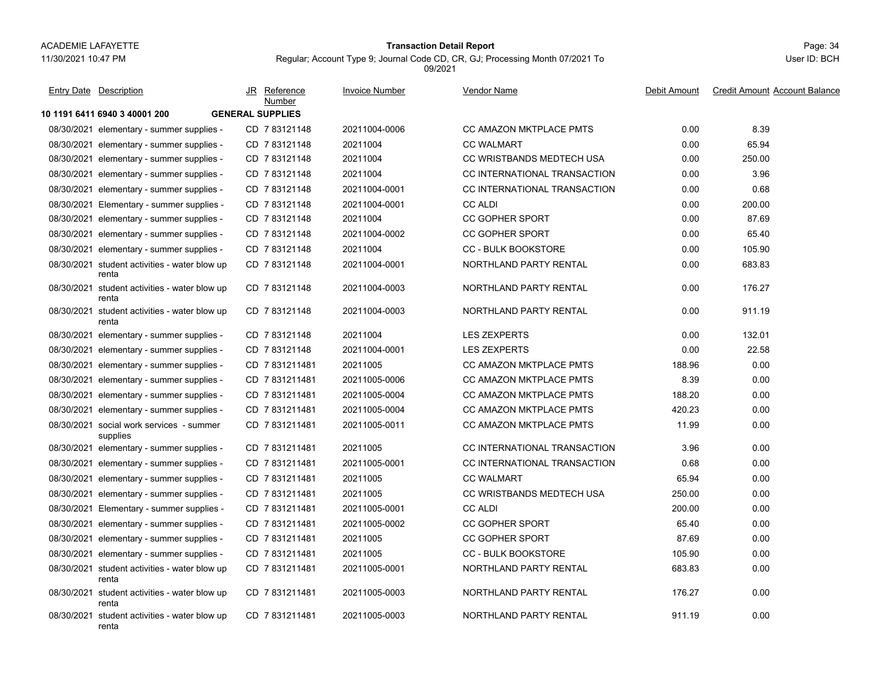ACADEMIE LAFAYETTE
11/30/2021 10:47 PM

**Transaction Detail Report**

Regular; Account Type 9; Journal Code CD, CR, GJ; Processing Month 07/2021 To 09/2021

Page: 34
User ID: BCH

| Entry Date | Description | JR | Reference Number | Invoice Number | Vendor Name | Debit Amount | Credit Amount | Account Balance |
|---|---|---|---|---|---|---|---|---|
| **10 1191 6411 6940 3 40001 200** | | **GENERAL SUPPLIES** | | | | | | |
| 08/30/2021 | elementary - summer supplies - | CD | 7 83121148 | 20211004-0006 | CC AMAZON MKTPLACE PMTS | 0.00 | 8.39 | |
| 08/30/2021 | elementary - summer supplies - | CD | 7 83121148 | 20211004 | CC WALMART | 0.00 | 65.94 | |
| 08/30/2021 | elementary - summer supplies - | CD | 7 83121148 | 20211004 | CC WRISTBANDS MEDTECH USA | 0.00 | 250.00 | |
| 08/30/2021 | elementary - summer supplies - | CD | 7 83121148 | 20211004 | CC INTERNATIONAL TRANSACTION | 0.00 | 3.96 | |
| 08/30/2021 | elementary - summer supplies - | CD | 7 83121148 | 20211004-0001 | CC INTERNATIONAL TRANSACTION | 0.00 | 0.68 | |
| 08/30/2021 | Elementary - summer supplies - | CD | 7 83121148 | 20211004-0001 | CC ALDI | 0.00 | 200.00 | |
| 08/30/2021 | elementary - summer supplies - | CD | 7 83121148 | 20211004 | CC GOPHER SPORT | 0.00 | 87.69 | |
| 08/30/2021 | elementary - summer supplies - | CD | 7 83121148 | 20211004-0002 | CC GOPHER SPORT | 0.00 | 65.40 | |
| 08/30/2021 | elementary - summer supplies - | CD | 7 83121148 | 20211004 | CC - BULK BOOKSTORE | 0.00 | 105.90 | |
| 08/30/2021 | student activities - water blow up renta | CD | 7 83121148 | 20211004-0001 | NORTHLAND PARTY RENTAL | 0.00 | 683.83 | |
| 08/30/2021 | student activities - water blow up renta | CD | 7 83121148 | 20211004-0003 | NORTHLAND PARTY RENTAL | 0.00 | 176.27 | |
| 08/30/2021 | student activities - water blow up renta | CD | 7 83121148 | 20211004-0003 | NORTHLAND PARTY RENTAL | 0.00 | 911.19 | |
| 08/30/2021 | elementary - summer supplies - | CD | 7 83121148 | 20211004 | LES ZEXPERTS | 0.00 | 132.01 | |
| 08/30/2021 | elementary - summer supplies - | CD | 7 83121148 | 20211004-0001 | LES ZEXPERTS | 0.00 | 22.58 | |
| 08/30/2021 | elementary - summer supplies - | CD | 7 831211481 | 20211005 | CC AMAZON MKTPLACE PMTS | 188.96 | 0.00 | |
| 08/30/2021 | elementary - summer supplies - | CD | 7 831211481 | 20211005-0006 | CC AMAZON MKTPLACE PMTS | 8.39 | 0.00 | |
| 08/30/2021 | elementary - summer supplies - | CD | 7 831211481 | 20211005-0004 | CC AMAZON MKTPLACE PMTS | 188.20 | 0.00 | |
| 08/30/2021 | elementary - summer supplies - | CD | 7 831211481 | 20211005-0004 | CC AMAZON MKTPLACE PMTS | 420.23 | 0.00 | |
| 08/30/2021 | social work services - summer supplies | CD | 7 831211481 | 20211005-0011 | CC AMAZON MKTPLACE PMTS | 11.99 | 0.00 | |
| 08/30/2021 | elementary - summer supplies - | CD | 7 831211481 | 20211005 | CC INTERNATIONAL TRANSACTION | 3.96 | 0.00 | |
| 08/30/2021 | elementary - summer supplies - | CD | 7 831211481 | 20211005-0001 | CC INTERNATIONAL TRANSACTION | 0.68 | 0.00 | |
| 08/30/2021 | elementary - summer supplies - | CD | 7 831211481 | 20211005 | CC WALMART | 65.94 | 0.00 | |
| 08/30/2021 | elementary - summer supplies - | CD | 7 831211481 | 20211005 | CC WRISTBANDS MEDTECH USA | 250.00 | 0.00 | |
| 08/30/2021 | Elementary - summer supplies - | CD | 7 831211481 | 20211005-0001 | CC ALDI | 200.00 | 0.00 | |
| 08/30/2021 | elementary - summer supplies - | CD | 7 831211481 | 20211005-0002 | CC GOPHER SPORT | 65.40 | 0.00 | |
| 08/30/2021 | elementary - summer supplies - | CD | 7 831211481 | 20211005 | CC GOPHER SPORT | 87.69 | 0.00 | |
| 08/30/2021 | elementary - summer supplies - | CD | 7 831211481 | 20211005 | CC - BULK BOOKSTORE | 105.90 | 0.00 | |
| 08/30/2021 | student activities - water blow up renta | CD | 7 831211481 | 20211005-0001 | NORTHLAND PARTY RENTAL | 683.83 | 0.00 | |
| 08/30/2021 | student activities - water blow up renta | CD | 7 831211481 | 20211005-0003 | NORTHLAND PARTY RENTAL | 176.27 | 0.00 | |
| 08/30/2021 | student activities - water blow up renta | CD | 7 831211481 | 20211005-0003 | NORTHLAND PARTY RENTAL | 911.19 | 0.00 | |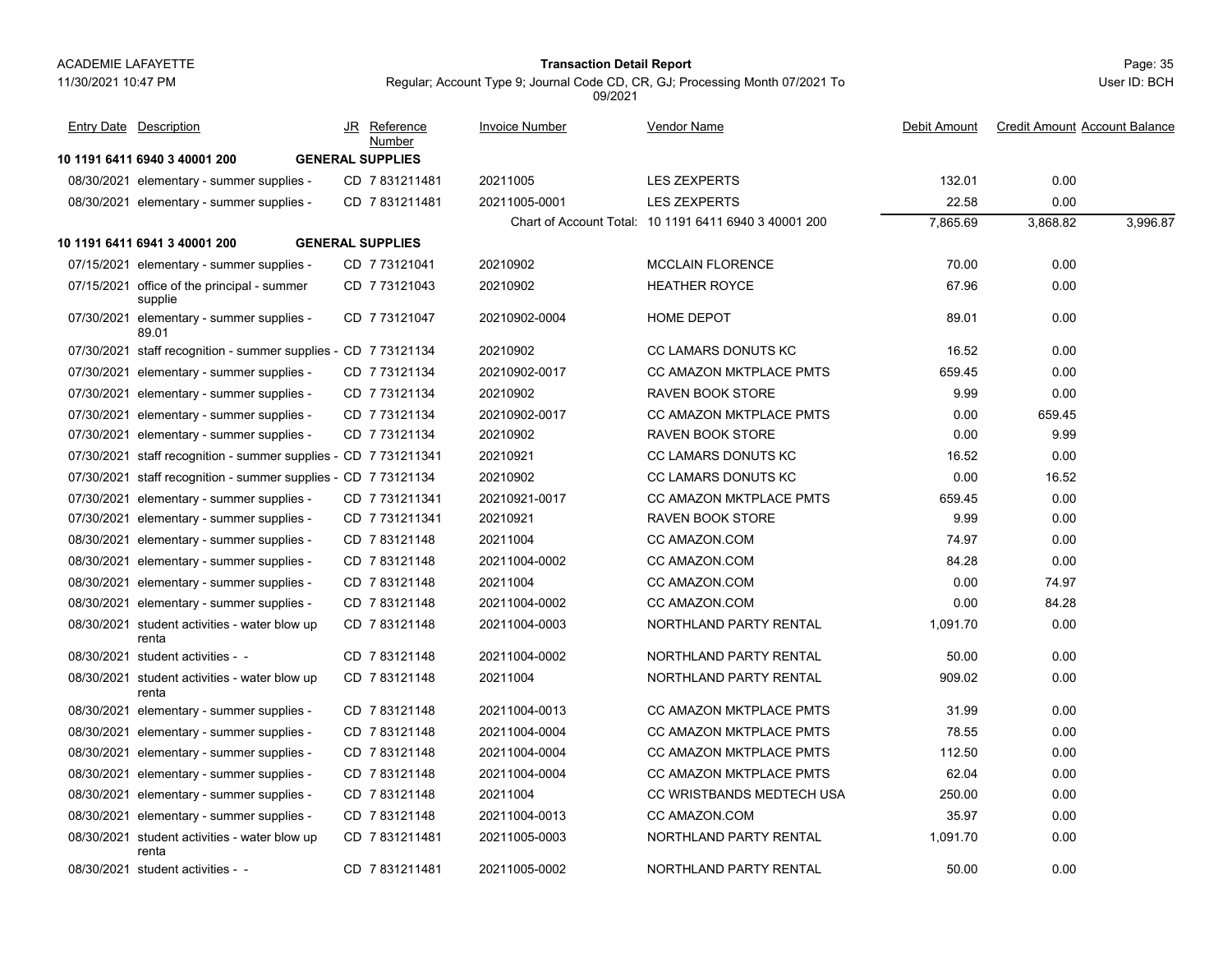ACADEMIE LAFAYETTE
11/30/2021 10:47 PM

**Transaction Detail Report**

Regular; Account Type 9; Journal Code CD, CR, GJ; Processing Month 07/2021 To 09/2021

User ID: BCH

| Entry Date | Description | JR | Reference Number | Invoice Number | Vendor Name | Debit Amount | Credit Amount | Account Balance |
|---|---|---|---|---|---|---|---|---|
| **10 1191 6411 6940 3 40001 200** | **GENERAL SUPPLIES** | | | | | | | |
| 08/30/2021 | elementary - summer supplies - | CD | 7 831211481 | 20211005 | LES ZEXPERTS | 132.01 | 0.00 | |
| 08/30/2021 | elementary - summer supplies - | CD | 7 831211481 | 20211005-0001 | LES ZEXPERTS | 22.58 | 0.00 | |
| | | | | Chart of Account Total: | 10 1191 6411 6940 3 40001 200 | 7,865.69 | 3,868.82 | 3,996.87 |
| **10 1191 6411 6941 3 40001 200** | **GENERAL SUPPLIES** | | | | | | | |
| 07/15/2021 | elementary - summer supplies - | CD | 7 73121041 | 20210902 | MCCLAIN FLORENCE | 70.00 | 0.00 | |
| 07/15/2021 | office of the principal - summer supplie | CD | 7 73121043 | 20210902 | HEATHER ROYCE | 67.96 | 0.00 | |
| 07/30/2021 | elementary - summer supplies - 89.01 | CD | 7 73121047 | 20210902-0004 | HOME DEPOT | 89.01 | 0.00 | |
| 07/30/2021 | staff recognition - summer supplies - | CD | 7 73121134 | 20210902 | CC LAMARS DONUTS KC | 16.52 | 0.00 | |
| 07/30/2021 | elementary - summer supplies - | CD | 7 73121134 | 20210902-0017 | CC AMAZON MKTPLACE PMTS | 659.45 | 0.00 | |
| 07/30/2021 | elementary - summer supplies - | CD | 7 73121134 | 20210902 | RAVEN BOOK STORE | 9.99 | 0.00 | |
| 07/30/2021 | elementary - summer supplies - | CD | 7 73121134 | 20210902-0017 | CC AMAZON MKTPLACE PMTS | 0.00 | 659.45 | |
| 07/30/2021 | elementary - summer supplies - | CD | 7 73121134 | 20210902 | RAVEN BOOK STORE | 0.00 | 9.99 | |
| 07/30/2021 | staff recognition - summer supplies - | CD | 7 731211341 | 20210921 | CC LAMARS DONUTS KC | 16.52 | 0.00 | |
| 07/30/2021 | staff recognition - summer supplies - | CD | 7 73121134 | 20210902 | CC LAMARS DONUTS KC | 0.00 | 16.52 | |
| 07/30/2021 | elementary - summer supplies - | CD | 7 731211341 | 20210921-0017 | CC AMAZON MKTPLACE PMTS | 659.45 | 0.00 | |
| 07/30/2021 | elementary - summer supplies - | CD | 7 731211341 | 20210921 | RAVEN BOOK STORE | 9.99 | 0.00 | |
| 08/30/2021 | elementary - summer supplies - | CD | 7 83121148 | 20211004 | CC AMAZON.COM | 74.97 | 0.00 | |
| 08/30/2021 | elementary - summer supplies - | CD | 7 83121148 | 20211004-0002 | CC AMAZON.COM | 84.28 | 0.00 | |
| 08/30/2021 | elementary - summer supplies - | CD | 7 83121148 | 20211004 | CC AMAZON.COM | 0.00 | 74.97 | |
| 08/30/2021 | elementary - summer supplies - | CD | 7 83121148 | 20211004-0002 | CC AMAZON.COM | 0.00 | 84.28 | |
| 08/30/2021 | student activities - water blow up renta | CD | 7 83121148 | 20211004-0003 | NORTHLAND PARTY RENTAL | 1,091.70 | 0.00 | |
| 08/30/2021 | student activities - - | CD | 7 83121148 | 20211004-0002 | NORTHLAND PARTY RENTAL | 50.00 | 0.00 | |
| 08/30/2021 | student activities - water blow up renta | CD | 7 83121148 | 20211004 | NORTHLAND PARTY RENTAL | 909.02 | 0.00 | |
| 08/30/2021 | elementary - summer supplies - | CD | 7 83121148 | 20211004-0013 | CC AMAZON MKTPLACE PMTS | 31.99 | 0.00 | |
| 08/30/2021 | elementary - summer supplies - | CD | 7 83121148 | 20211004-0004 | CC AMAZON MKTPLACE PMTS | 78.55 | 0.00 | |
| 08/30/2021 | elementary - summer supplies - | CD | 7 83121148 | 20211004-0004 | CC AMAZON MKTPLACE PMTS | 112.50 | 0.00 | |
| 08/30/2021 | elementary - summer supplies - | CD | 7 83121148 | 20211004-0004 | CC AMAZON MKTPLACE PMTS | 62.04 | 0.00 | |
| 08/30/2021 | elementary - summer supplies - | CD | 7 83121148 | 20211004 | CC WRISTBANDS MEDTECH USA | 250.00 | 0.00 | |
| 08/30/2021 | elementary - summer supplies - | CD | 7 83121148 | 20211004-0013 | CC AMAZON.COM | 35.97 | 0.00 | |
| 08/30/2021 | student activities - water blow up renta | CD | 7 831211481 | 20211005-0003 | NORTHLAND PARTY RENTAL | 1,091.70 | 0.00 | |
| 08/30/2021 | student activities - - | CD | 7 831211481 | 20211005-0002 | NORTHLAND PARTY RENTAL | 50.00 | 0.00 | |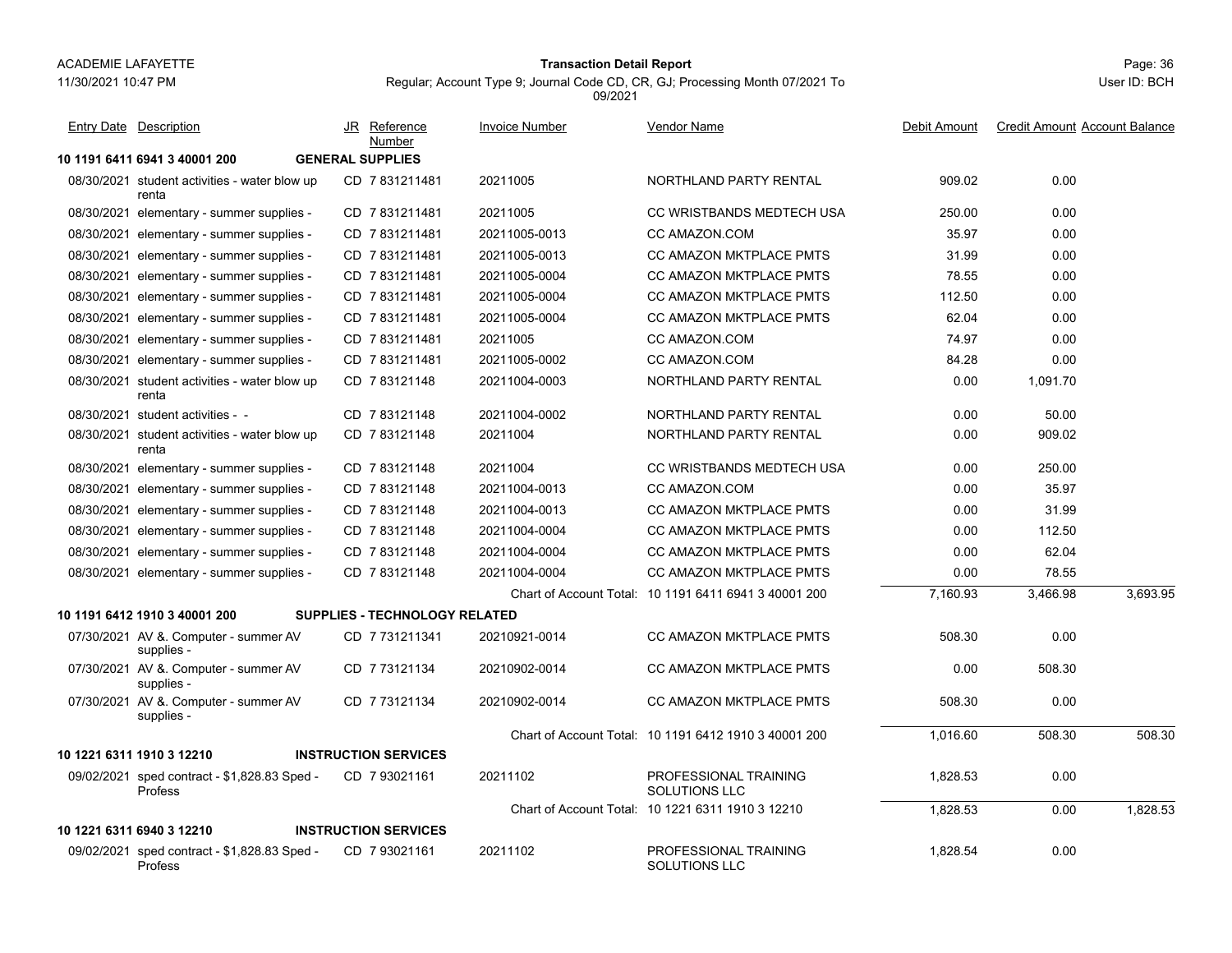ACADEMIE LAFAYETTE

11/30/2021 10:47 PM

**Transaction Detail Report**

Regular; Account Type 9; Journal Code CD, CR, GJ; Processing Month 07/2021 To 09/2021

User ID: BCH

| Entry Date | Description | JR | Reference Number | Invoice Number | Vendor Name | Debit Amount | Credit Amount | Account Balance |
|---|---|---|---|---|---|---|---|---|
| **10 1191 6411 6941 3 40001 200** | **GENERAL SUPPLIES** | | | | | | | |
| 08/30/2021 | student activities - water blow up renta | CD | 7 831211481 | 20211005 | NORTHLAND PARTY RENTAL | 909.02 | 0.00 | |
| 08/30/2021 | elementary - summer supplies - | CD | 7 831211481 | 20211005 | CC WRISTBANDS MEDTECH USA | 250.00 | 0.00 | |
| 08/30/2021 | elementary - summer supplies - | CD | 7 831211481 | 20211005-0013 | CC AMAZON.COM | 35.97 | 0.00 | |
| 08/30/2021 | elementary - summer supplies - | CD | 7 831211481 | 20211005-0013 | CC AMAZON MKTPLACE PMTS | 31.99 | 0.00 | |
| 08/30/2021 | elementary - summer supplies - | CD | 7 831211481 | 20211005-0004 | CC AMAZON MKTPLACE PMTS | 78.55 | 0.00 | |
| 08/30/2021 | elementary - summer supplies - | CD | 7 831211481 | 20211005-0004 | CC AMAZON MKTPLACE PMTS | 112.50 | 0.00 | |
| 08/30/2021 | elementary - summer supplies - | CD | 7 831211481 | 20211005-0004 | CC AMAZON MKTPLACE PMTS | 62.04 | 0.00 | |
| 08/30/2021 | elementary - summer supplies - | CD | 7 831211481 | 20211005 | CC AMAZON.COM | 74.97 | 0.00 | |
| 08/30/2021 | elementary - summer supplies - | CD | 7 831211481 | 20211005-0002 | CC AMAZON.COM | 84.28 | 0.00 | |
| 08/30/2021 | student activities - water blow up renta | CD | 7 83121148 | 20211004-0003 | NORTHLAND PARTY RENTAL | 0.00 | 1,091.70 | |
| 08/30/2021 | student activities - - | CD | 7 83121148 | 20211004-0002 | NORTHLAND PARTY RENTAL | 0.00 | 50.00 | |
| 08/30/2021 | student activities - water blow up renta | CD | 7 83121148 | 20211004 | NORTHLAND PARTY RENTAL | 0.00 | 909.02 | |
| 08/30/2021 | elementary - summer supplies - | CD | 7 83121148 | 20211004 | CC WRISTBANDS MEDTECH USA | 0.00 | 250.00 | |
| 08/30/2021 | elementary - summer supplies - | CD | 7 83121148 | 20211004-0013 | CC AMAZON.COM | 0.00 | 35.97 | |
| 08/30/2021 | elementary - summer supplies - | CD | 7 83121148 | 20211004-0013 | CC AMAZON MKTPLACE PMTS | 0.00 | 31.99 | |
| 08/30/2021 | elementary - summer supplies - | CD | 7 83121148 | 20211004-0004 | CC AMAZON MKTPLACE PMTS | 0.00 | 112.50 | |
| 08/30/2021 | elementary - summer supplies - | CD | 7 83121148 | 20211004-0004 | CC AMAZON MKTPLACE PMTS | 0.00 | 62.04 | |
| 08/30/2021 | elementary - summer supplies - | CD | 7 83121148 | 20211004-0004 | CC AMAZON MKTPLACE PMTS | 0.00 | 78.55 | |
| | | | | Chart of Account Total: | 10 1191 6411 6941 3 40001 200 | 7,160.93 | 3,466.98 | 3,693.95 |
| **10 1191 6412 1910 3 40001 200** | **SUPPLIES - TECHNOLOGY RELATED** | | | | | | | |
| 07/30/2021 | AV &. Computer - summer AV supplies - | CD | 7 731211341 | 20210921-0014 | CC AMAZON MKTPLACE PMTS | 508.30 | 0.00 | |
| 07/30/2021 | AV &. Computer - summer AV supplies - | CD | 7 73121134 | 20210902-0014 | CC AMAZON MKTPLACE PMTS | 0.00 | 508.30 | |
| 07/30/2021 | AV &. Computer - summer AV supplies - | CD | 7 73121134 | 20210902-0014 | CC AMAZON MKTPLACE PMTS | 508.30 | 0.00 | |
| | | | | Chart of Account Total: | 10 1191 6412 1910 3 40001 200 | 1,016.60 | 508.30 | 508.30 |
| **10 1221 6311 1910 3 12210** | **INSTRUCTION SERVICES** | | | | | | | |
| 09/02/2021 | sped contract - $1,828.83 Sped - Profess | CD | 7 93021161 | 20211102 | PROFESSIONAL TRAINING SOLUTIONS LLC | 1,828.53 | 0.00 | |
| | | | | Chart of Account Total: | 10 1221 6311 1910 3 12210 | 1,828.53 | 0.00 | 1,828.53 |
| **10 1221 6311 6940 3 12210** | **INSTRUCTION SERVICES** | | | | | | | |
| 09/02/2021 | sped contract - $1,828.83 Sped - Profess | CD | 7 93021161 | 20211102 | PROFESSIONAL TRAINING SOLUTIONS LLC | 1,828.54 | 0.00 | |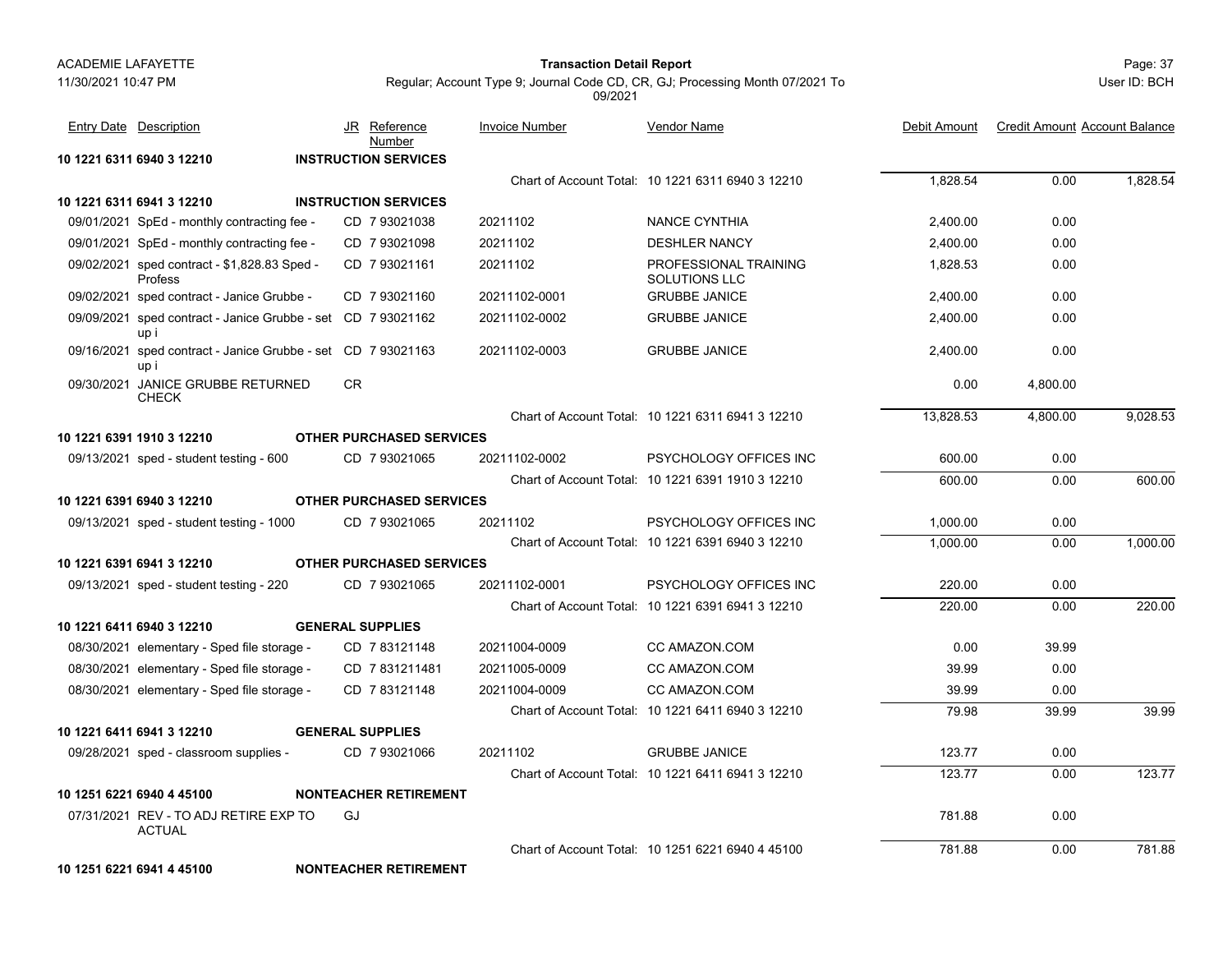| Entry Date | Description | JR | Reference Number | Invoice Number | Vendor Name | Debit Amount | Credit Amount | Account Balance |
|---|---|---|---|---|---|---|---|---|
| **10 1221 6311 6940 3 12210** | **INSTRUCTION SERVICES** | | | | | | | |
| | | | | | Chart of Account Total: 10 1221 6311 6940 3 12210 | 1,828.54 | 0.00 | 1,828.54 |
| **10 1221 6311 6941 3 12210** | **INSTRUCTION SERVICES** | | | | | | | |
| 09/01/2021 | SpEd - monthly contracting fee - | CD | 7 93021038 | 20211102 | NANCE CYNTHIA | 2,400.00 | 0.00 | |
| 09/01/2021 | SpEd - monthly contracting fee - | CD | 7 93021098 | 20211102 | DESHLER NANCY | 2,400.00 | 0.00 | |
| 09/02/2021 | sped contract - $1,828.83 Sped - Profess | CD | 7 93021161 | 20211102 | PROFESSIONAL TRAINING SOLUTIONS LLC | 1,828.53 | 0.00 | |
| 09/02/2021 | sped contract - Janice Grubbe - | CD | 7 93021160 | 20211102-0001 | GRUBBE JANICE | 2,400.00 | 0.00 | |
| 09/09/2021 | sped contract - Janice Grubbe - set up i | CD | 7 93021162 | 20211102-0002 | GRUBBE JANICE | 2,400.00 | 0.00 | |
| 09/16/2021 | sped contract - Janice Grubbe - set up i | CD | 7 93021163 | 20211102-0003 | GRUBBE JANICE | 2,400.00 | 0.00 | |
| 09/30/2021 | JANICE GRUBBE RETURNED CHECK | CR | | | | 0.00 | 4,800.00 | |
| | | | | | Chart of Account Total: 10 1221 6311 6941 3 12210 | 13,828.53 | 4,800.00 | 9,028.53 |
| **10 1221 6391 1910 3 12210** | **OTHER PURCHASED SERVICES** | | | | | | | |
| 09/13/2021 | sped - student testing - 600 | CD | 7 93021065 | 20211102-0002 | PSYCHOLOGY OFFICES INC | 600.00 | 0.00 | |
| | | | | | Chart of Account Total: 10 1221 6391 1910 3 12210 | 600.00 | 0.00 | 600.00 |
| **10 1221 6391 6940 3 12210** | **OTHER PURCHASED SERVICES** | | | | | | | |
| 09/13/2021 | sped - student testing - 1000 | CD | 7 93021065 | 20211102 | PSYCHOLOGY OFFICES INC | 1,000.00 | 0.00 | |
| | | | | | Chart of Account Total: 10 1221 6391 6940 3 12210 | 1,000.00 | 0.00 | 1,000.00 |
| **10 1221 6391 6941 3 12210** | **OTHER PURCHASED SERVICES** | | | | | | | |
| 09/13/2021 | sped - student testing - 220 | CD | 7 93021065 | 20211102-0001 | PSYCHOLOGY OFFICES INC | 220.00 | 0.00 | |
| | | | | | Chart of Account Total: 10 1221 6391 6941 3 12210 | 220.00 | 0.00 | 220.00 |
| **10 1221 6411 6940 3 12210** | **GENERAL SUPPLIES** | | | | | | | |
| 08/30/2021 | elementary - Sped file storage - | CD | 7 83121148 | 20211004-0009 | CC AMAZON.COM | 0.00 | 39.99 | |
| 08/30/2021 | elementary - Sped file storage - | CD | 7 831211481 | 20211005-0009 | CC AMAZON.COM | 39.99 | 0.00 | |
| 08/30/2021 | elementary - Sped file storage - | CD | 7 83121148 | 20211004-0009 | CC AMAZON.COM | 39.99 | 0.00 | |
| | | | | | Chart of Account Total: 10 1221 6411 6940 3 12210 | 79.98 | 39.99 | 39.99 |
| **10 1221 6411 6941 3 12210** | **GENERAL SUPPLIES** | | | | | | | |
| 09/28/2021 | sped - classroom supplies - | CD | 7 93021066 | 20211102 | GRUBBE JANICE | 123.77 | 0.00 | |
| | | | | | Chart of Account Total: 10 1221 6411 6941 3 12210 | 123.77 | 0.00 | 123.77 |
| **10 1251 6221 6940 4 45100** | **NONTEACHER RETIREMENT** | | | | | | | |
| 07/31/2021 | REV - TO ADJ RETIRE EXP TO ACTUAL | GJ | | | | 781.88 | 0.00 | |
| | | | | | Chart of Account Total: 10 1251 6221 6940 4 45100 | 781.88 | 0.00 | 781.88 |
| **10 1251 6221 6941 4 45100** | **NONTEACHER RETIREMENT** | | | | | | | |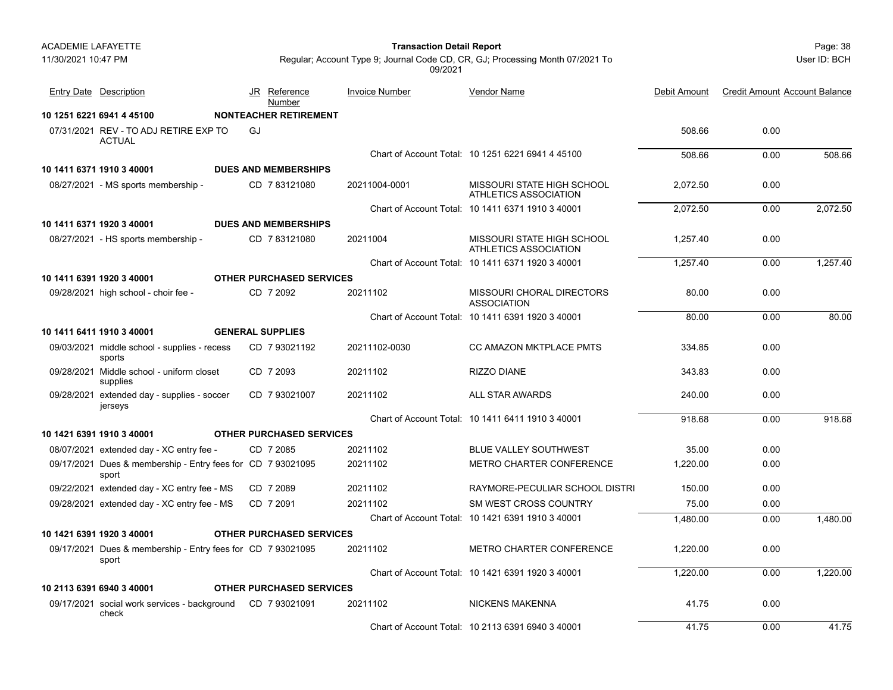| Entry Date | Description | JR | Reference Number | Invoice Number | Vendor Name | Debit Amount | Credit Amount | Account Balance |
|---|---|---|---|---|---|---|---|---|
| **10 1251 6221 6941 4 45100** | | | **NONTEACHER RETIREMENT** | | | | | |
| 07/31/2021 | REV - TO ADJ RETIRE EXP TO ACTUAL | GJ | | | | 508.66 | 0.00 | |
| | | | | | Chart of Account Total: 10 1251 6221 6941 4 45100 | 508.66 | 0.00 | 508.66 |
| **10 1411 6371 1910 3 40001** | | | **DUES AND MEMBERSHIPS** | | | | | |
| 08/27/2021 | - MS sports membership - | CD | 7 83121080 | 20211004-0001 | MISSOURI STATE HIGH SCHOOL ATHLETICS ASSOCIATION | 2,072.50 | 0.00 | |
| | | | | | Chart of Account Total: 10 1411 6371 1910 3 40001 | 2,072.50 | 0.00 | 2,072.50 |
| **10 1411 6371 1920 3 40001** | | | **DUES AND MEMBERSHIPS** | | | | | |
| 08/27/2021 | - HS sports membership - | CD | 7 83121080 | 20211004 | MISSOURI STATE HIGH SCHOOL ATHLETICS ASSOCIATION | 1,257.40 | 0.00 | |
| | | | | | Chart of Account Total: 10 1411 6371 1920 3 40001 | 1,257.40 | 0.00 | 1,257.40 |
| **10 1411 6391 1920 3 40001** | | | **OTHER PURCHASED SERVICES** | | | | | |
| 09/28/2021 | high school - choir fee - | CD | 7 2092 | 20211102 | MISSOURI CHORAL DIRECTORS ASSOCIATION | 80.00 | 0.00 | |
| | | | | | Chart of Account Total: 10 1411 6391 1920 3 40001 | 80.00 | 0.00 | 80.00 |
| **10 1411 6411 1910 3 40001** | | | **GENERAL SUPPLIES** | | | | | |
| 09/03/2021 | middle school - supplies - recess sports | CD | 7 93021192 | 20211102-0030 | CC AMAZON MKTPLACE PMTS | 334.85 | 0.00 | |
| 09/28/2021 | Middle school - uniform closet supplies | CD | 7 2093 | 20211102 | RIZZO DIANE | 343.83 | 0.00 | |
| 09/28/2021 | extended day - supplies - soccer jerseys | CD | 7 93021007 | 20211102 | ALL STAR AWARDS | 240.00 | 0.00 | |
| | | | | | Chart of Account Total: 10 1411 6411 1910 3 40001 | 918.68 | 0.00 | 918.68 |
| **10 1421 6391 1910 3 40001** | | | **OTHER PURCHASED SERVICES** | | | | | |
| 08/07/2021 | extended day - XC entry fee - | CD | 7 2085 | 20211102 | BLUE VALLEY SOUTHWEST | 35.00 | 0.00 | |
| 09/17/2021 | Dues & membership - Entry fees for sport | CD | 7 93021095 | 20211102 | METRO CHARTER CONFERENCE | 1,220.00 | 0.00 | |
| 09/22/2021 | extended day - XC entry fee - MS | CD | 7 2089 | 20211102 | RAYMORE-PECULIAR SCHOOL DISTRI | 150.00 | 0.00 | |
| 09/28/2021 | extended day - XC entry fee - MS | CD | 7 2091 | 20211102 | SM WEST CROSS COUNTRY | 75.00 | 0.00 | |
| | | | | | Chart of Account Total: 10 1421 6391 1910 3 40001 | 1,480.00 | 0.00 | 1,480.00 |
| **10 1421 6391 1920 3 40001** | | | **OTHER PURCHASED SERVICES** | | | | | |
| 09/17/2021 | Dues & membership - Entry fees for sport | CD | 7 93021095 | 20211102 | METRO CHARTER CONFERENCE | 1,220.00 | 0.00 | |
| | | | | | Chart of Account Total: 10 1421 6391 1920 3 40001 | 1,220.00 | 0.00 | 1,220.00 |
| **10 2113 6391 6940 3 40001** | | | **OTHER PURCHASED SERVICES** | | | | | |
| 09/17/2021 | social work services - background check | CD | 7 93021091 | 20211102 | NICKENS MAKENNA | 41.75 | 0.00 | |
| | | | | | Chart of Account Total: 10 2113 6391 6940 3 40001 | 41.75 | 0.00 | 41.75 |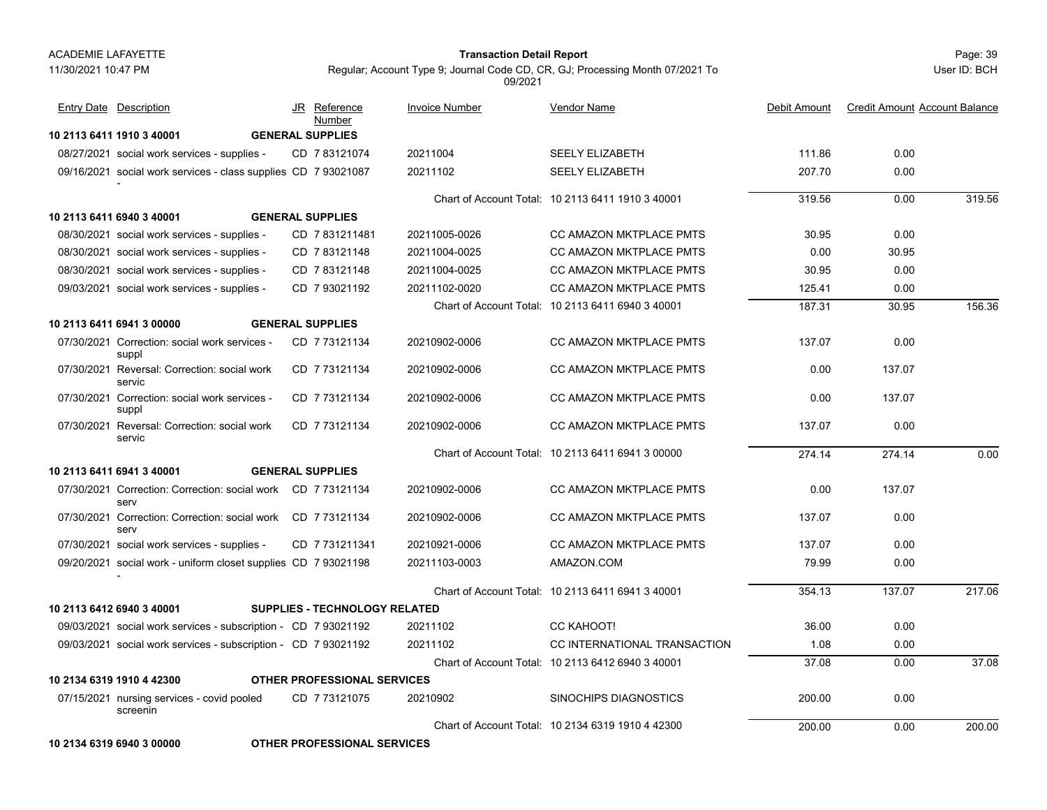ACADEMIE LAFAYETTE

11/30/2021 10:47 PM

**Transaction Detail Report**

Regular; Account Type 9; Journal Code CD, CR, GJ; Processing Month 07/2021 To 09/2021

User ID: BCH

| Entry Date | Description | JR | Reference Number | Invoice Number | Vendor Name | Debit Amount | Credit Amount | Account Balance |
|---|---|---|---|---|---|---|---|---|
| **10 2113 6411 1910 3 40001** | **GENERAL SUPPLIES** | | | | | | | |
| 08/27/2021 | social work services - supplies - | CD | 7 83121074 | 20211004 | SEELY ELIZABETH | 111.86 | 0.00 | |
| 09/16/2021 | social work services - class supplies - | CD | 7 93021087 | 20211102 | SEELY ELIZABETH | 207.70 | 0.00 | |
| | | | | Chart of Account Total: | 10 2113 6411 1910 3 40001 | 319.56 | 0.00 | 319.56 |
| **10 2113 6411 6940 3 40001** | **GENERAL SUPPLIES** | | | | | | | |
| 08/30/2021 | social work services - supplies - | CD | 7 831211481 | 20211005-0026 | CC AMAZON MKTPLACE PMTS | 30.95 | 0.00 | |
| 08/30/2021 | social work services - supplies - | CD | 7 83121148 | 20211004-0025 | CC AMAZON MKTPLACE PMTS | 0.00 | 30.95 | |
| 08/30/2021 | social work services - supplies - | CD | 7 83121148 | 20211004-0025 | CC AMAZON MKTPLACE PMTS | 30.95 | 0.00 | |
| 09/03/2021 | social work services - supplies - | CD | 7 93021192 | 20211102-0020 | CC AMAZON MKTPLACE PMTS | 125.41 | 0.00 | |
| | | | | Chart of Account Total: | 10 2113 6411 6940 3 40001 | 187.31 | 30.95 | 156.36 |
| **10 2113 6411 6941 3 00000** | **GENERAL SUPPLIES** | | | | | | | |
| 07/30/2021 | Correction: social work services - suppl | CD | 7 73121134 | 20210902-0006 | CC AMAZON MKTPLACE PMTS | 137.07 | 0.00 | |
| 07/30/2021 | Reversal: Correction: social work servic | CD | 7 73121134 | 20210902-0006 | CC AMAZON MKTPLACE PMTS | 0.00 | 137.07 | |
| 07/30/2021 | Correction: social work services - suppl | CD | 7 73121134 | 20210902-0006 | CC AMAZON MKTPLACE PMTS | 0.00 | 137.07 | |
| 07/30/2021 | Reversal: Correction: social work servic | CD | 7 73121134 | 20210902-0006 | CC AMAZON MKTPLACE PMTS | 137.07 | 0.00 | |
| | | | | Chart of Account Total: | 10 2113 6411 6941 3 00000 | 274.14 | 274.14 | 0.00 |
| **10 2113 6411 6941 3 40001** | **GENERAL SUPPLIES** | | | | | | | |
| 07/30/2021 | Correction: Correction: social work serv | CD | 7 73121134 | 20210902-0006 | CC AMAZON MKTPLACE PMTS | 0.00 | 137.07 | |
| 07/30/2021 | Correction: Correction: social work serv | CD | 7 73121134 | 20210902-0006 | CC AMAZON MKTPLACE PMTS | 137.07 | 0.00 | |
| 07/30/2021 | social work services - supplies - | CD | 7 731211341 | 20210921-0006 | CC AMAZON MKTPLACE PMTS | 137.07 | 0.00 | |
| 09/20/2021 | social work - uniform closet supplies - | CD | 7 93021198 | 20211103-0003 | AMAZON.COM | 79.99 | 0.00 | |
| | | | | Chart of Account Total: | 10 2113 6411 6941 3 40001 | 354.13 | 137.07 | 217.06 |
| **10 2113 6412 6940 3 40001** | **SUPPLIES - TECHNOLOGY RELATED** | | | | | | | |
| 09/03/2021 | social work services - subscription - | CD | 7 93021192 | 20211102 | CC KAHOOT! | 36.00 | 0.00 | |
| 09/03/2021 | social work services - subscription - | CD | 7 93021192 | 20211102 | CC INTERNATIONAL TRANSACTION | 1.08 | 0.00 | |
| | | | | Chart of Account Total: | 10 2113 6412 6940 3 40001 | 37.08 | 0.00 | 37.08 |
| **10 2134 6319 1910 4 42300** | **OTHER PROFESSIONAL SERVICES** | | | | | | | |
| 07/15/2021 | nursing services - covid pooled screenin | CD | 7 73121075 | 20210902 | SINOCHIPS DIAGNOSTICS | 200.00 | 0.00 | |
| | | | | Chart of Account Total: | 10 2134 6319 1910 4 42300 | 200.00 | 0.00 | 200.00 |
| **10 2134 6319 6940 3 00000** | **OTHER PROFESSIONAL SERVICES** | | | | | | | |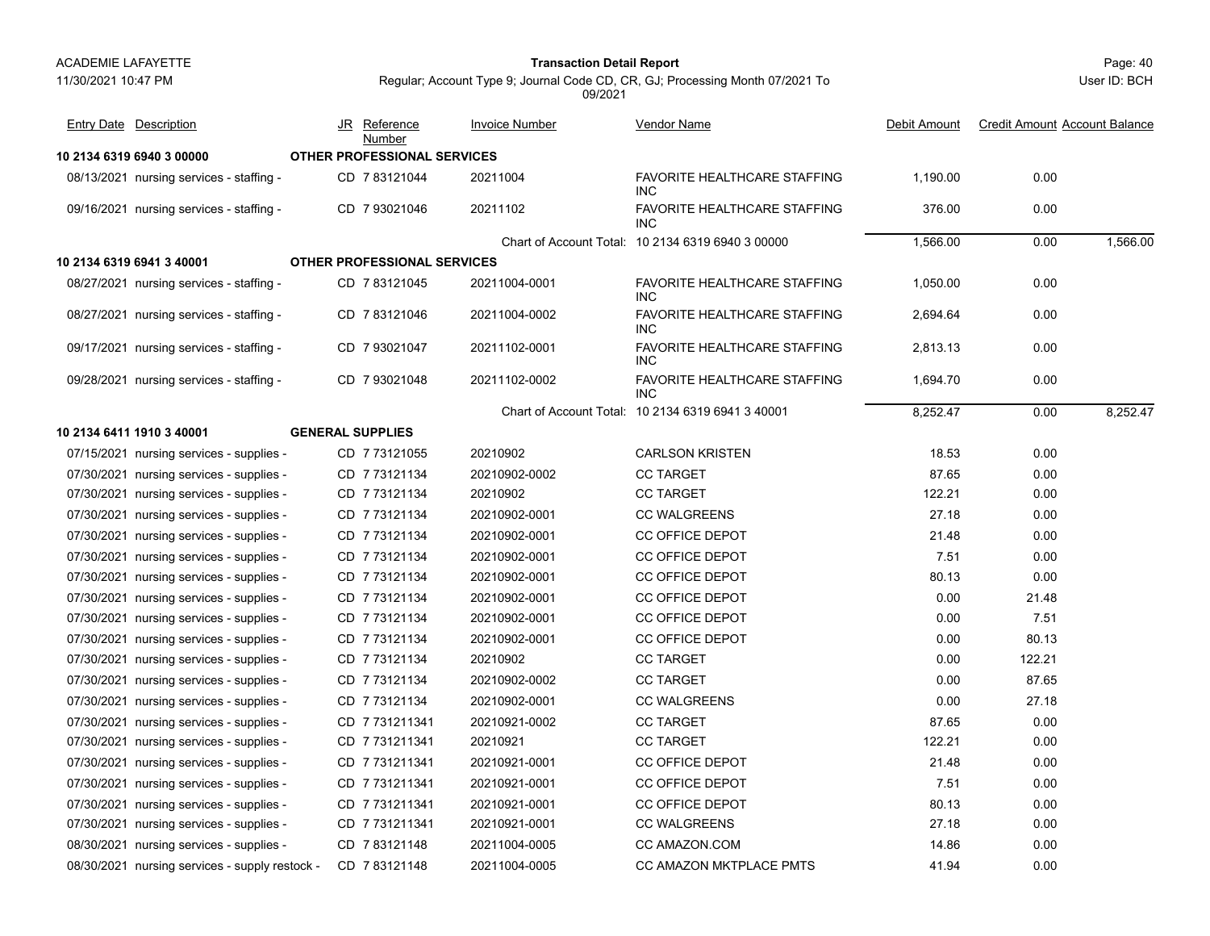ACADEMIE LAFAYETTE

11/30/2021 10:47 PM

**Transaction Detail Report**

Regular; Account Type 9; Journal Code CD, CR, GJ; Processing Month 07/2021 To 09/2021

User ID: BCH

| Entry Date | Description | JR | Reference Number | Invoice Number | Vendor Name | Debit Amount | Credit Amount | Account Balance |
|---|---|---|---|---|---|---|---|---|
| **10 2134 6319 6940 3 00000** | **OTHER PROFESSIONAL SERVICES** | | | | | | | |
| 08/13/2021 | nursing services - staffing - | CD | 7 83121044 | 20211004 | FAVORITE HEALTHCARE STAFFING INC | 1,190.00 | 0.00 | |
| 09/16/2021 | nursing services - staffing - | CD | 7 93021046 | 20211102 | FAVORITE HEALTHCARE STAFFING INC | 376.00 | 0.00 | |
| | | | | Chart of Account Total: | 10 2134 6319 6940 3 00000 | 1,566.00 | 0.00 | 1,566.00 |
| **10 2134 6319 6941 3 40001** | **OTHER PROFESSIONAL SERVICES** | | | | | | | |
| 08/27/2021 | nursing services - staffing - | CD | 7 83121045 | 20211004-0001 | FAVORITE HEALTHCARE STAFFING INC | 1,050.00 | 0.00 | |
| 08/27/2021 | nursing services - staffing - | CD | 7 83121046 | 20211004-0002 | FAVORITE HEALTHCARE STAFFING INC | 2,694.64 | 0.00 | |
| 09/17/2021 | nursing services - staffing - | CD | 7 93021047 | 20211102-0001 | FAVORITE HEALTHCARE STAFFING INC | 2,813.13 | 0.00 | |
| 09/28/2021 | nursing services - staffing - | CD | 7 93021048 | 20211102-0002 | FAVORITE HEALTHCARE STAFFING INC | 1,694.70 | 0.00 | |
| | | | | Chart of Account Total: | 10 2134 6319 6941 3 40001 | 8,252.47 | 0.00 | 8,252.47 |
| **10 2134 6411 1910 3 40001** | **GENERAL SUPPLIES** | | | | | | | |
| 07/15/2021 | nursing services - supplies - | CD | 7 73121055 | 20210902 | CARLSON KRISTEN | 18.53 | 0.00 | |
| 07/30/2021 | nursing services - supplies - | CD | 7 73121134 | 20210902-0002 | CC TARGET | 87.65 | 0.00 | |
| 07/30/2021 | nursing services - supplies - | CD | 7 73121134 | 20210902 | CC TARGET | 122.21 | 0.00 | |
| 07/30/2021 | nursing services - supplies - | CD | 7 73121134 | 20210902-0001 | CC WALGREENS | 27.18 | 0.00 | |
| 07/30/2021 | nursing services - supplies - | CD | 7 73121134 | 20210902-0001 | CC OFFICE DEPOT | 21.48 | 0.00 | |
| 07/30/2021 | nursing services - supplies - | CD | 7 73121134 | 20210902-0001 | CC OFFICE DEPOT | 7.51 | 0.00 | |
| 07/30/2021 | nursing services - supplies - | CD | 7 73121134 | 20210902-0001 | CC OFFICE DEPOT | 80.13 | 0.00 | |
| 07/30/2021 | nursing services - supplies - | CD | 7 73121134 | 20210902-0001 | CC OFFICE DEPOT | 0.00 | 21.48 | |
| 07/30/2021 | nursing services - supplies - | CD | 7 73121134 | 20210902-0001 | CC OFFICE DEPOT | 0.00 | 7.51 | |
| 07/30/2021 | nursing services - supplies - | CD | 7 73121134 | 20210902-0001 | CC OFFICE DEPOT | 0.00 | 80.13 | |
| 07/30/2021 | nursing services - supplies - | CD | 7 73121134 | 20210902 | CC TARGET | 0.00 | 122.21 | |
| 07/30/2021 | nursing services - supplies - | CD | 7 73121134 | 20210902-0002 | CC TARGET | 0.00 | 87.65 | |
| 07/30/2021 | nursing services - supplies - | CD | 7 73121134 | 20210902-0001 | CC WALGREENS | 0.00 | 27.18 | |
| 07/30/2021 | nursing services - supplies - | CD | 7 731211341 | 20210921-0002 | CC TARGET | 87.65 | 0.00 | |
| 07/30/2021 | nursing services - supplies - | CD | 7 731211341 | 20210921 | CC TARGET | 122.21 | 0.00 | |
| 07/30/2021 | nursing services - supplies - | CD | 7 731211341 | 20210921-0001 | CC OFFICE DEPOT | 21.48 | 0.00 | |
| 07/30/2021 | nursing services - supplies - | CD | 7 731211341 | 20210921-0001 | CC OFFICE DEPOT | 7.51 | 0.00 | |
| 07/30/2021 | nursing services - supplies - | CD | 7 731211341 | 20210921-0001 | CC OFFICE DEPOT | 80.13 | 0.00 | |
| 07/30/2021 | nursing services - supplies - | CD | 7 731211341 | 20210921-0001 | CC WALGREENS | 27.18 | 0.00 | |
| 08/30/2021 | nursing services - supplies - | CD | 7 83121148 | 20211004-0005 | CC AMAZON.COM | 14.86 | 0.00 | |
| 08/30/2021 | nursing services - supply restock - | CD | 7 83121148 | 20211004-0005 | CC AMAZON MKTPLACE PMTS | 41.94 | 0.00 | |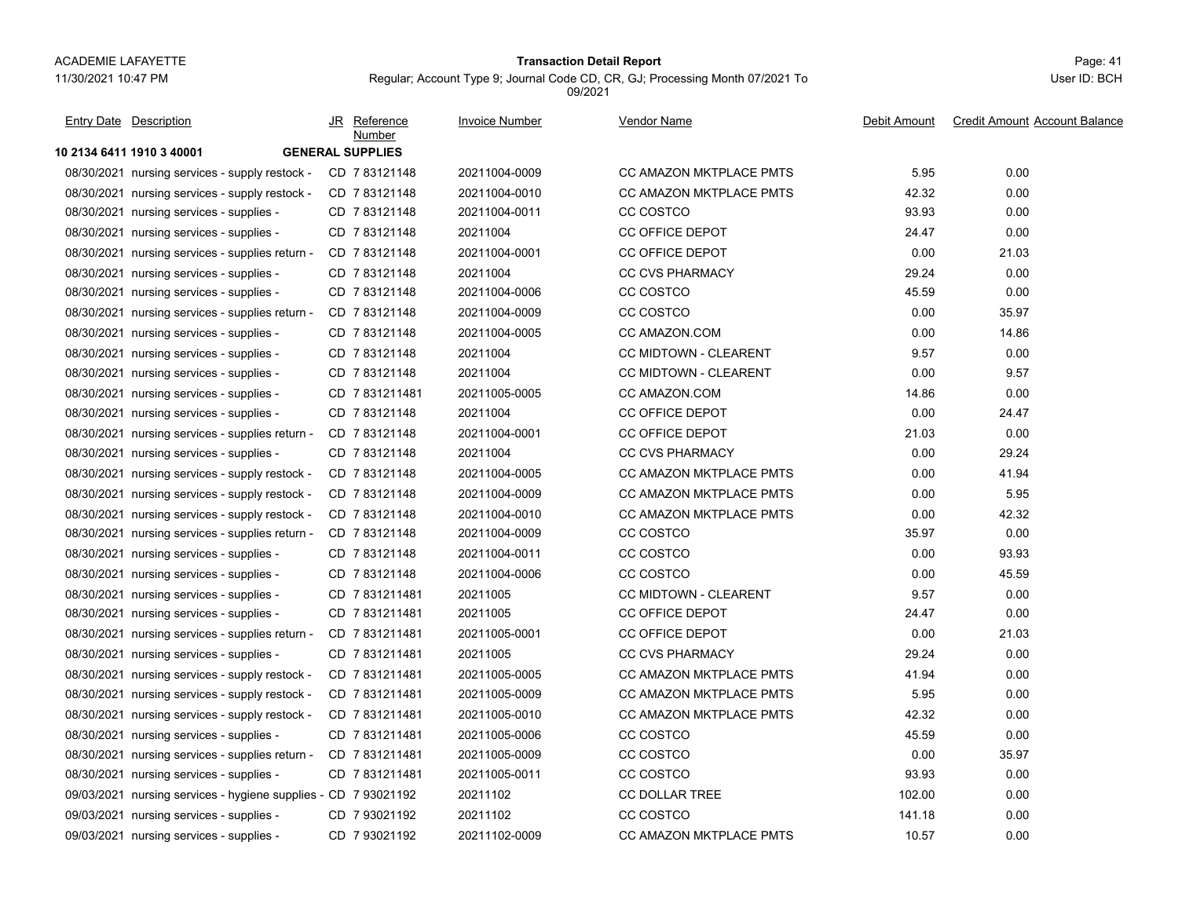ACADEMIE LAFAYETTE
11/30/2021 10:47 PM

**Transaction Detail Report**

Regular; Account Type 9; Journal Code CD, CR, GJ; Processing Month 07/2021 To 09/2021

User ID: BCH

| Entry Date | Description | JR | Reference Number | Invoice Number | Vendor Name | Debit Amount | Credit Amount | Account Balance |
|---|---|---|---|---|---|---|---|---|
| **10 2134 6411 1910 3 40001** | **GENERAL SUPPLIES** | | | | | | | |
| 08/30/2021 | nursing services - supply restock - | CD | 7 83121148 | 20211004-0009 | CC AMAZON MKTPLACE PMTS | 5.95 | 0.00 | |
| 08/30/2021 | nursing services - supply restock - | CD | 7 83121148 | 20211004-0010 | CC AMAZON MKTPLACE PMTS | 42.32 | 0.00 | |
| 08/30/2021 | nursing services - supplies - | CD | 7 83121148 | 20211004-0011 | CC COSTCO | 93.93 | 0.00 | |
| 08/30/2021 | nursing services - supplies - | CD | 7 83121148 | 20211004 | CC OFFICE DEPOT | 24.47 | 0.00 | |
| 08/30/2021 | nursing services - supplies return - | CD | 7 83121148 | 20211004-0001 | CC OFFICE DEPOT | 0.00 | 21.03 | |
| 08/30/2021 | nursing services - supplies - | CD | 7 83121148 | 20211004 | CC CVS PHARMACY | 29.24 | 0.00 | |
| 08/30/2021 | nursing services - supplies - | CD | 7 83121148 | 20211004-0006 | CC COSTCO | 45.59 | 0.00 | |
| 08/30/2021 | nursing services - supplies return - | CD | 7 83121148 | 20211004-0009 | CC COSTCO | 0.00 | 35.97 | |
| 08/30/2021 | nursing services - supplies - | CD | 7 83121148 | 20211004-0005 | CC AMAZON.COM | 0.00 | 14.86 | |
| 08/30/2021 | nursing services - supplies - | CD | 7 83121148 | 20211004 | CC MIDTOWN - CLEARENT | 9.57 | 0.00 | |
| 08/30/2021 | nursing services - supplies - | CD | 7 83121148 | 20211004 | CC MIDTOWN - CLEARENT | 0.00 | 9.57 | |
| 08/30/2021 | nursing services - supplies - | CD | 7 831211481 | 20211005-0005 | CC AMAZON.COM | 14.86 | 0.00 | |
| 08/30/2021 | nursing services - supplies - | CD | 7 83121148 | 20211004 | CC OFFICE DEPOT | 0.00 | 24.47 | |
| 08/30/2021 | nursing services - supplies return - | CD | 7 83121148 | 20211004-0001 | CC OFFICE DEPOT | 21.03 | 0.00 | |
| 08/30/2021 | nursing services - supplies - | CD | 7 83121148 | 20211004 | CC CVS PHARMACY | 0.00 | 29.24 | |
| 08/30/2021 | nursing services - supply restock - | CD | 7 83121148 | 20211004-0005 | CC AMAZON MKTPLACE PMTS | 0.00 | 41.94 | |
| 08/30/2021 | nursing services - supply restock - | CD | 7 83121148 | 20211004-0009 | CC AMAZON MKTPLACE PMTS | 0.00 | 5.95 | |
| 08/30/2021 | nursing services - supply restock - | CD | 7 83121148 | 20211004-0010 | CC AMAZON MKTPLACE PMTS | 0.00 | 42.32 | |
| 08/30/2021 | nursing services - supplies return - | CD | 7 83121148 | 20211004-0009 | CC COSTCO | 35.97 | 0.00 | |
| 08/30/2021 | nursing services - supplies - | CD | 7 83121148 | 20211004-0011 | CC COSTCO | 0.00 | 93.93 | |
| 08/30/2021 | nursing services - supplies - | CD | 7 83121148 | 20211004-0006 | CC COSTCO | 0.00 | 45.59 | |
| 08/30/2021 | nursing services - supplies - | CD | 7 831211481 | 20211005 | CC MIDTOWN - CLEARENT | 9.57 | 0.00 | |
| 08/30/2021 | nursing services - supplies - | CD | 7 831211481 | 20211005 | CC OFFICE DEPOT | 24.47 | 0.00 | |
| 08/30/2021 | nursing services - supplies return - | CD | 7 831211481 | 20211005-0001 | CC OFFICE DEPOT | 0.00 | 21.03 | |
| 08/30/2021 | nursing services - supplies - | CD | 7 831211481 | 20211005 | CC CVS PHARMACY | 29.24 | 0.00 | |
| 08/30/2021 | nursing services - supply restock - | CD | 7 831211481 | 20211005-0005 | CC AMAZON MKTPLACE PMTS | 41.94 | 0.00 | |
| 08/30/2021 | nursing services - supply restock - | CD | 7 831211481 | 20211005-0009 | CC AMAZON MKTPLACE PMTS | 5.95 | 0.00 | |
| 08/30/2021 | nursing services - supply restock - | CD | 7 831211481 | 20211005-0010 | CC AMAZON MKTPLACE PMTS | 42.32 | 0.00 | |
| 08/30/2021 | nursing services - supplies - | CD | 7 831211481 | 20211005-0006 | CC COSTCO | 45.59 | 0.00 | |
| 08/30/2021 | nursing services - supplies return - | CD | 7 831211481 | 20211005-0009 | CC COSTCO | 0.00 | 35.97 | |
| 08/30/2021 | nursing services - supplies - | CD | 7 831211481 | 20211005-0011 | CC COSTCO | 93.93 | 0.00 | |
| 09/03/2021 | nursing services - hygiene supplies - | CD | 7 93021192 | 20211102 | CC DOLLAR TREE | 102.00 | 0.00 | |
| 09/03/2021 | nursing services - supplies - | CD | 7 93021192 | 20211102 | CC COSTCO | 141.18 | 0.00 | |
| 09/03/2021 | nursing services - supplies - | CD | 7 93021192 | 20211102-0009 | CC AMAZON MKTPLACE PMTS | 10.57 | 0.00 | |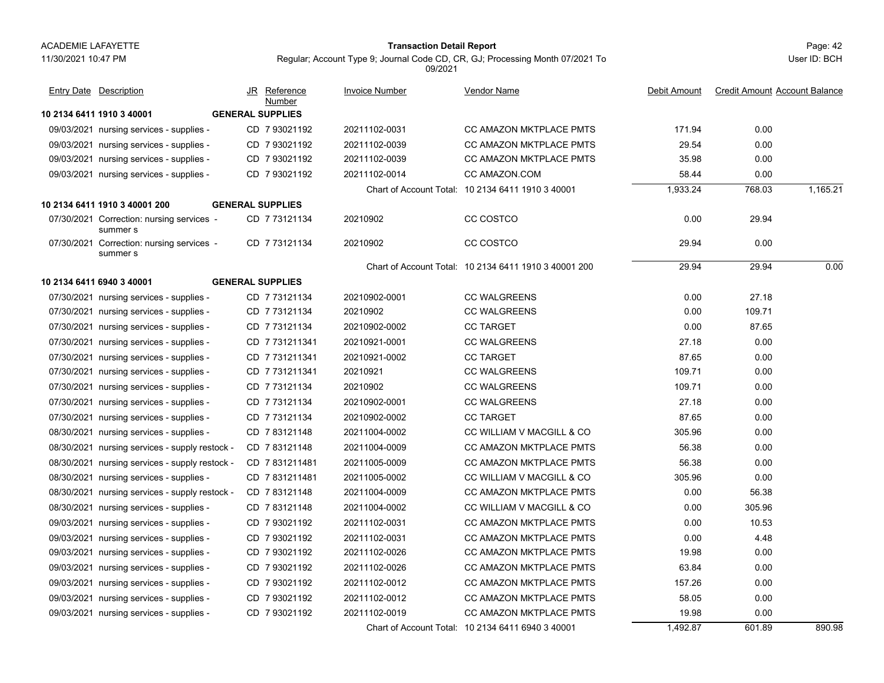| Entry Date | Description | JR | Reference Number | Invoice Number | Vendor Name | Debit Amount | Credit Amount | Account Balance |
|---|---|---|---|---|---|---|---|---|
| **10 2134 6411 1910 3 40001** | **GENERAL SUPPLIES** | | | | | | | |
| 09/03/2021 | nursing services - supplies - | CD | 7 93021192 | 20211102-0031 | CC AMAZON MKTPLACE PMTS | 171.94 | 0.00 | |
| 09/03/2021 | nursing services - supplies - | CD | 7 93021192 | 20211102-0039 | CC AMAZON MKTPLACE PMTS | 29.54 | 0.00 | |
| 09/03/2021 | nursing services - supplies - | CD | 7 93021192 | 20211102-0039 | CC AMAZON MKTPLACE PMTS | 35.98 | 0.00 | |
| 09/03/2021 | nursing services - supplies - | CD | 7 93021192 | 20211102-0014 | CC AMAZON.COM | 58.44 | 0.00 | |
| | | | | Chart of Account Total: | 10 2134 6411 1910 3 40001 | 1,933.24 | 768.03 | 1,165.21 |
| **10 2134 6411 1910 3 40001 200** | **GENERAL SUPPLIES** | | | | | | | |
| 07/30/2021 | Correction: nursing services - summer s | CD | 7 73121134 | 20210902 | CC COSTCO | 0.00 | 29.94 | |
| 07/30/2021 | Correction: nursing services - summer s | CD | 7 73121134 | 20210902 | CC COSTCO | 29.94 | 0.00 | |
| | | | | Chart of Account Total: | 10 2134 6411 1910 3 40001 200 | 29.94 | 29.94 | 0.00 |
| **10 2134 6411 6940 3 40001** | **GENERAL SUPPLIES** | | | | | | | |
| 07/30/2021 | nursing services - supplies - | CD | 7 73121134 | 20210902-0001 | CC WALGREENS | 0.00 | 27.18 | |
| 07/30/2021 | nursing services - supplies - | CD | 7 73121134 | 20210902 | CC WALGREENS | 0.00 | 109.71 | |
| 07/30/2021 | nursing services - supplies - | CD | 7 73121134 | 20210902-0002 | CC TARGET | 0.00 | 87.65 | |
| 07/30/2021 | nursing services - supplies - | CD | 7 731211341 | 20210921-0001 | CC WALGREENS | 27.18 | 0.00 | |
| 07/30/2021 | nursing services - supplies - | CD | 7 731211341 | 20210921-0002 | CC TARGET | 87.65 | 0.00 | |
| 07/30/2021 | nursing services - supplies - | CD | 7 731211341 | 20210921 | CC WALGREENS | 109.71 | 0.00 | |
| 07/30/2021 | nursing services - supplies - | CD | 7 73121134 | 20210902 | CC WALGREENS | 109.71 | 0.00 | |
| 07/30/2021 | nursing services - supplies - | CD | 7 73121134 | 20210902-0001 | CC WALGREENS | 27.18 | 0.00 | |
| 07/30/2021 | nursing services - supplies - | CD | 7 73121134 | 20210902-0002 | CC TARGET | 87.65 | 0.00 | |
| 08/30/2021 | nursing services - supplies - | CD | 7 83121148 | 20211004-0002 | CC WILLIAM V MACGILL & CO | 305.96 | 0.00 | |
| 08/30/2021 | nursing services - supply restock - | CD | 7 83121148 | 20211004-0009 | CC AMAZON MKTPLACE PMTS | 56.38 | 0.00 | |
| 08/30/2021 | nursing services - supply restock - | CD | 7 831211481 | 20211005-0009 | CC AMAZON MKTPLACE PMTS | 56.38 | 0.00 | |
| 08/30/2021 | nursing services - supplies - | CD | 7 831211481 | 20211005-0002 | CC WILLIAM V MACGILL & CO | 305.96 | 0.00 | |
| 08/30/2021 | nursing services - supply restock - | CD | 7 83121148 | 20211004-0009 | CC AMAZON MKTPLACE PMTS | 0.00 | 56.38 | |
| 08/30/2021 | nursing services - supplies - | CD | 7 83121148 | 20211004-0002 | CC WILLIAM V MACGILL & CO | 0.00 | 305.96 | |
| 09/03/2021 | nursing services - supplies - | CD | 7 93021192 | 20211102-0031 | CC AMAZON MKTPLACE PMTS | 0.00 | 10.53 | |
| 09/03/2021 | nursing services - supplies - | CD | 7 93021192 | 20211102-0031 | CC AMAZON MKTPLACE PMTS | 0.00 | 4.48 | |
| 09/03/2021 | nursing services - supplies - | CD | 7 93021192 | 20211102-0026 | CC AMAZON MKTPLACE PMTS | 19.98 | 0.00 | |
| 09/03/2021 | nursing services - supplies - | CD | 7 93021192 | 20211102-0026 | CC AMAZON MKTPLACE PMTS | 63.84 | 0.00 | |
| 09/03/2021 | nursing services - supplies - | CD | 7 93021192 | 20211102-0012 | CC AMAZON MKTPLACE PMTS | 157.26 | 0.00 | |
| 09/03/2021 | nursing services - supplies - | CD | 7 93021192 | 20211102-0012 | CC AMAZON MKTPLACE PMTS | 58.05 | 0.00 | |
| 09/03/2021 | nursing services - supplies - | CD | 7 93021192 | 20211102-0019 | CC AMAZON MKTPLACE PMTS | 19.98 | 0.00 | |
| | | | | Chart of Account Total: | 10 2134 6411 6940 3 40001 | 1,492.87 | 601.89 | 890.98 |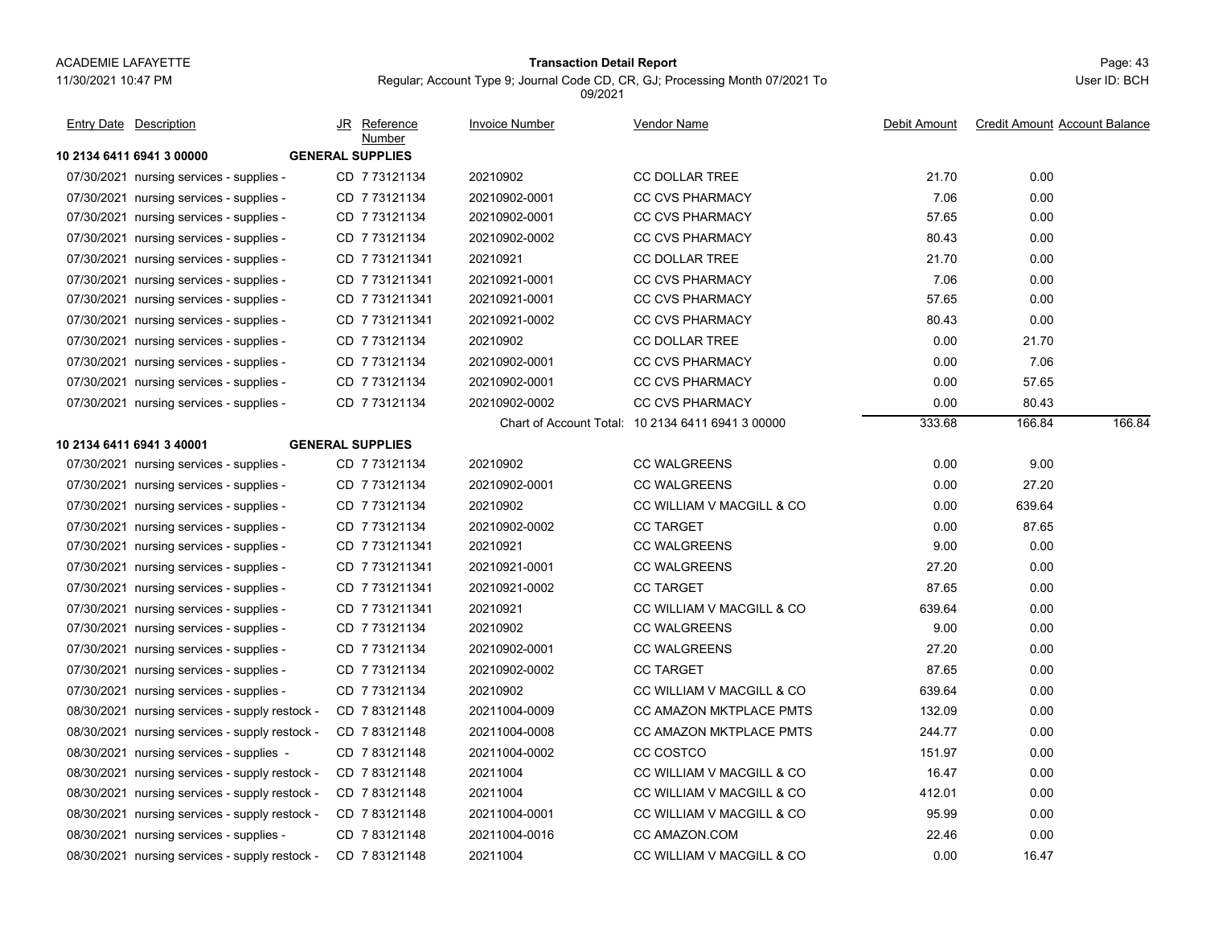**Transaction Detail Report**

Regular; Account Type 9; Journal Code CD, CR, GJ; Processing Month 07/2021 To 09/2021

| Entry Date | Description | JR | Reference Number | Invoice Number | Vendor Name | Debit Amount | Credit Amount | Account Balance |
|---|---|---|---|---|---|---|---|---|
| **10 2134 6411 6941 3 00000** | **GENERAL SUPPLIES** | | | | | | | |
| 07/30/2021 | nursing services - supplies - | CD | 7 73121134 | 20210902 | CC DOLLAR TREE | 21.70 | 0.00 | |
| 07/30/2021 | nursing services - supplies - | CD | 7 73121134 | 20210902-0001 | CC CVS PHARMACY | 7.06 | 0.00 | |
| 07/30/2021 | nursing services - supplies - | CD | 7 73121134 | 20210902-0001 | CC CVS PHARMACY | 57.65 | 0.00 | |
| 07/30/2021 | nursing services - supplies - | CD | 7 73121134 | 20210902-0002 | CC CVS PHARMACY | 80.43 | 0.00 | |
| 07/30/2021 | nursing services - supplies - | CD | 7 731211341 | 20210921 | CC DOLLAR TREE | 21.70 | 0.00 | |
| 07/30/2021 | nursing services - supplies - | CD | 7 731211341 | 20210921-0001 | CC CVS PHARMACY | 7.06 | 0.00 | |
| 07/30/2021 | nursing services - supplies - | CD | 7 731211341 | 20210921-0001 | CC CVS PHARMACY | 57.65 | 0.00 | |
| 07/30/2021 | nursing services - supplies - | CD | 7 731211341 | 20210921-0002 | CC CVS PHARMACY | 80.43 | 0.00 | |
| 07/30/2021 | nursing services - supplies - | CD | 7 73121134 | 20210902 | CC DOLLAR TREE | 0.00 | 21.70 | |
| 07/30/2021 | nursing services - supplies - | CD | 7 73121134 | 20210902-0001 | CC CVS PHARMACY | 0.00 | 7.06 | |
| 07/30/2021 | nursing services - supplies - | CD | 7 73121134 | 20210902-0001 | CC CVS PHARMACY | 0.00 | 57.65 | |
| 07/30/2021 | nursing services - supplies - | CD | 7 73121134 | 20210902-0002 | CC CVS PHARMACY | 0.00 | 80.43 | |
| | | | | Chart of Account Total: | 10 2134 6411 6941 3 00000 | 333.68 | 166.84 | 166.84 |
| **10 2134 6411 6941 3 40001** | **GENERAL SUPPLIES** | | | | | | | |
| 07/30/2021 | nursing services - supplies - | CD | 7 73121134 | 20210902 | CC WALGREENS | 0.00 | 9.00 | |
| 07/30/2021 | nursing services - supplies - | CD | 7 73121134 | 20210902-0001 | CC WALGREENS | 0.00 | 27.20 | |
| 07/30/2021 | nursing services - supplies - | CD | 7 73121134 | 20210902 | CC WILLIAM V MACGILL & CO | 0.00 | 639.64 | |
| 07/30/2021 | nursing services - supplies - | CD | 7 73121134 | 20210902-0002 | CC TARGET | 0.00 | 87.65 | |
| 07/30/2021 | nursing services - supplies - | CD | 7 731211341 | 20210921 | CC WALGREENS | 9.00 | 0.00 | |
| 07/30/2021 | nursing services - supplies - | CD | 7 731211341 | 20210921-0001 | CC WALGREENS | 27.20 | 0.00 | |
| 07/30/2021 | nursing services - supplies - | CD | 7 731211341 | 20210921-0002 | CC TARGET | 87.65 | 0.00 | |
| 07/30/2021 | nursing services - supplies - | CD | 7 731211341 | 20210921 | CC WILLIAM V MACGILL & CO | 639.64 | 0.00 | |
| 07/30/2021 | nursing services - supplies - | CD | 7 73121134 | 20210902 | CC WALGREENS | 9.00 | 0.00 | |
| 07/30/2021 | nursing services - supplies - | CD | 7 73121134 | 20210902-0001 | CC WALGREENS | 27.20 | 0.00 | |
| 07/30/2021 | nursing services - supplies - | CD | 7 73121134 | 20210902-0002 | CC TARGET | 87.65 | 0.00 | |
| 07/30/2021 | nursing services - supplies - | CD | 7 73121134 | 20210902 | CC WILLIAM V MACGILL & CO | 639.64 | 0.00 | |
| 08/30/2021 | nursing services - supply restock - | CD | 7 83121148 | 20211004-0009 | CC AMAZON MKTPLACE PMTS | 132.09 | 0.00 | |
| 08/30/2021 | nursing services - supply restock - | CD | 7 83121148 | 20211004-0008 | CC AMAZON MKTPLACE PMTS | 244.77 | 0.00 | |
| 08/30/2021 | nursing services - supplies - | CD | 7 83121148 | 20211004-0002 | CC COSTCO | 151.97 | 0.00 | |
| 08/30/2021 | nursing services - supply restock - | CD | 7 83121148 | 20211004 | CC WILLIAM V MACGILL & CO | 16.47 | 0.00 | |
| 08/30/2021 | nursing services - supply restock - | CD | 7 83121148 | 20211004 | CC WILLIAM V MACGILL & CO | 412.01 | 0.00 | |
| 08/30/2021 | nursing services - supply restock - | CD | 7 83121148 | 20211004-0001 | CC WILLIAM V MACGILL & CO | 95.99 | 0.00 | |
| 08/30/2021 | nursing services - supplies - | CD | 7 83121148 | 20211004-0016 | CC AMAZON.COM | 22.46 | 0.00 | |
| 08/30/2021 | nursing services - supply restock - | CD | 7 83121148 | 20211004 | CC WILLIAM V MACGILL & CO | 0.00 | 16.47 | |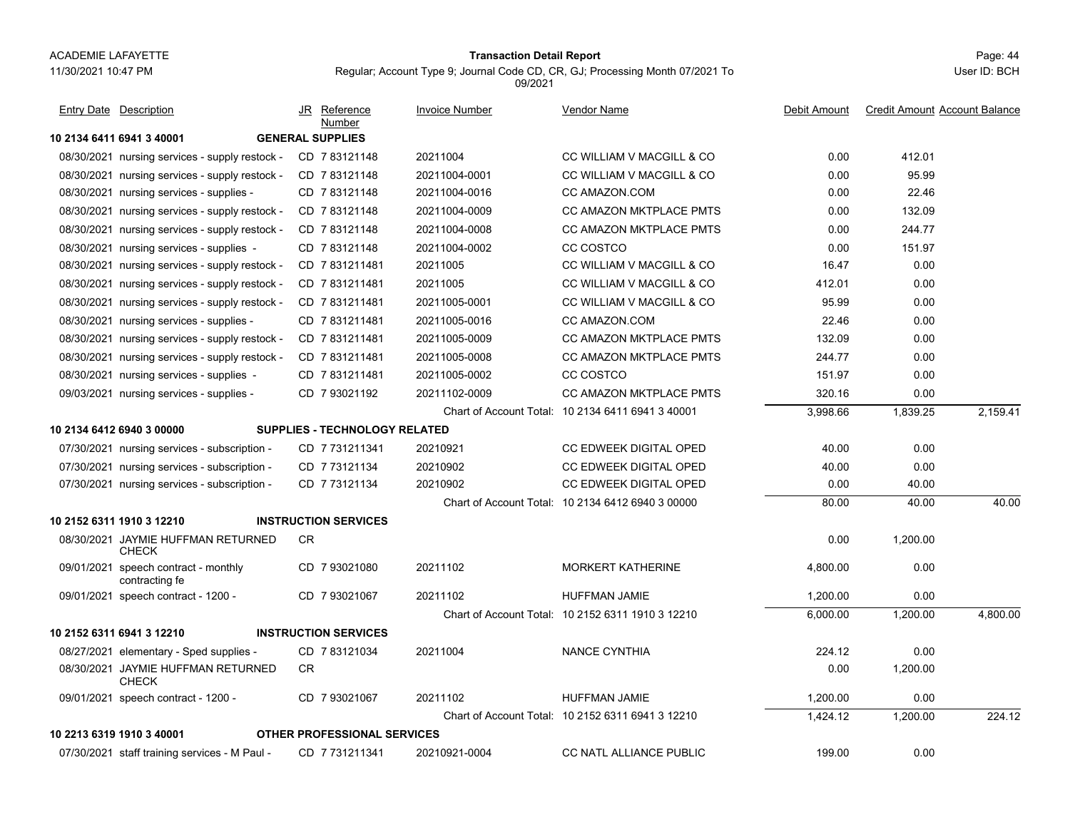ACADEMIE LAFAYETTE

11/30/2021 10:47 PM

**Transaction Detail Report**

Regular; Account Type 9; Journal Code CD, CR, GJ; Processing Month 07/2021 To 09/2021

User ID: BCH

| Entry Date | Description | JR | Reference Number | Invoice Number | Vendor Name | Debit Amount | Credit Amount | Account Balance |
|---|---|---|---|---|---|---|---|---|
| **10 2134 6411 6941 3 40001** | **GENERAL SUPPLIES** | | | | | | | |
| 08/30/2021 | nursing services - supply restock - | CD | 7 83121148 | 20211004 | CC WILLIAM V MACGILL & CO | 0.00 | 412.01 | |
| 08/30/2021 | nursing services - supply restock - | CD | 7 83121148 | 20211004-0001 | CC WILLIAM V MACGILL & CO | 0.00 | 95.99 | |
| 08/30/2021 | nursing services - supplies - | CD | 7 83121148 | 20211004-0016 | CC AMAZON.COM | 0.00 | 22.46 | |
| 08/30/2021 | nursing services - supply restock - | CD | 7 83121148 | 20211004-0009 | CC AMAZON MKTPLACE PMTS | 0.00 | 132.09 | |
| 08/30/2021 | nursing services - supply restock - | CD | 7 83121148 | 20211004-0008 | CC AMAZON MKTPLACE PMTS | 0.00 | 244.77 | |
| 08/30/2021 | nursing services - supplies - | CD | 7 83121148 | 20211004-0002 | CC COSTCO | 0.00 | 151.97 | |
| 08/30/2021 | nursing services - supply restock - | CD | 7 831211481 | 20211005 | CC WILLIAM V MACGILL & CO | 16.47 | 0.00 | |
| 08/30/2021 | nursing services - supply restock - | CD | 7 831211481 | 20211005 | CC WILLIAM V MACGILL & CO | 412.01 | 0.00 | |
| 08/30/2021 | nursing services - supply restock - | CD | 7 831211481 | 20211005-0001 | CC WILLIAM V MACGILL & CO | 95.99 | 0.00 | |
| 08/30/2021 | nursing services - supplies - | CD | 7 831211481 | 20211005-0016 | CC AMAZON.COM | 22.46 | 0.00 | |
| 08/30/2021 | nursing services - supply restock - | CD | 7 831211481 | 20211005-0009 | CC AMAZON MKTPLACE PMTS | 132.09 | 0.00 | |
| 08/30/2021 | nursing services - supply restock - | CD | 7 831211481 | 20211005-0008 | CC AMAZON MKTPLACE PMTS | 244.77 | 0.00 | |
| 08/30/2021 | nursing services - supplies - | CD | 7 831211481 | 20211005-0002 | CC COSTCO | 151.97 | 0.00 | |
| 09/03/2021 | nursing services - supplies - | CD | 7 93021192 | 20211102-0009 | CC AMAZON MKTPLACE PMTS | 320.16 | 0.00 | |
| | | | | Chart of Account Total: | 10 2134 6411 6941 3 40001 | 3,998.66 | 1,839.25 | 2,159.41 |
| **10 2134 6412 6940 3 00000** | **SUPPLIES - TECHNOLOGY RELATED** | | | | | | | |
| 07/30/2021 | nursing services - subscription - | CD | 7 731211341 | 20210921 | CC EDWEEK DIGITAL OPED | 40.00 | 0.00 | |
| 07/30/2021 | nursing services - subscription - | CD | 7 73121134 | 20210902 | CC EDWEEK DIGITAL OPED | 40.00 | 0.00 | |
| 07/30/2021 | nursing services - subscription - | CD | 7 73121134 | 20210902 | CC EDWEEK DIGITAL OPED | 0.00 | 40.00 | |
| | | | | Chart of Account Total: | 10 2134 6412 6940 3 00000 | 80.00 | 40.00 | 40.00 |
| **10 2152 6311 1910 3 12210** | **INSTRUCTION SERVICES** | | | | | | | |
| 08/30/2021 | JAYMIE HUFFMAN RETURNED CHECK | CR | | | | 0.00 | 1,200.00 | |
| 09/01/2021 | speech contract - monthly contracting fe | CD | 7 93021080 | 20211102 | MORKERT KATHERINE | 4,800.00 | 0.00 | |
| 09/01/2021 | speech contract - 1200 - | CD | 7 93021067 | 20211102 | HUFFMAN JAMIE | 1,200.00 | 0.00 | |
| | | | | Chart of Account Total: | 10 2152 6311 1910 3 12210 | 6,000.00 | 1,200.00 | 4,800.00 |
| **10 2152 6311 6941 3 12210** | **INSTRUCTION SERVICES** | | | | | | | |
| 08/27/2021 | elementary - Sped supplies - | CD | 7 83121034 | 20211004 | NANCE CYNTHIA | 224.12 | 0.00 | |
| 08/30/2021 | JAYMIE HUFFMAN RETURNED CHECK | CR | | | | 0.00 | 1,200.00 | |
| 09/01/2021 | speech contract - 1200 - | CD | 7 93021067 | 20211102 | HUFFMAN JAMIE | 1,200.00 | 0.00 | |
| | | | | Chart of Account Total: | 10 2152 6311 6941 3 12210 | 1,424.12 | 1,200.00 | 224.12 |
| **10 2213 6319 1910 3 40001** | **OTHER PROFESSIONAL SERVICES** | | | | | | | |
| 07/30/2021 | staff training services - M Paul - | CD | 7 731211341 | 20210921-0004 | CC NATL ALLIANCE PUBLIC | 199.00 | 0.00 | |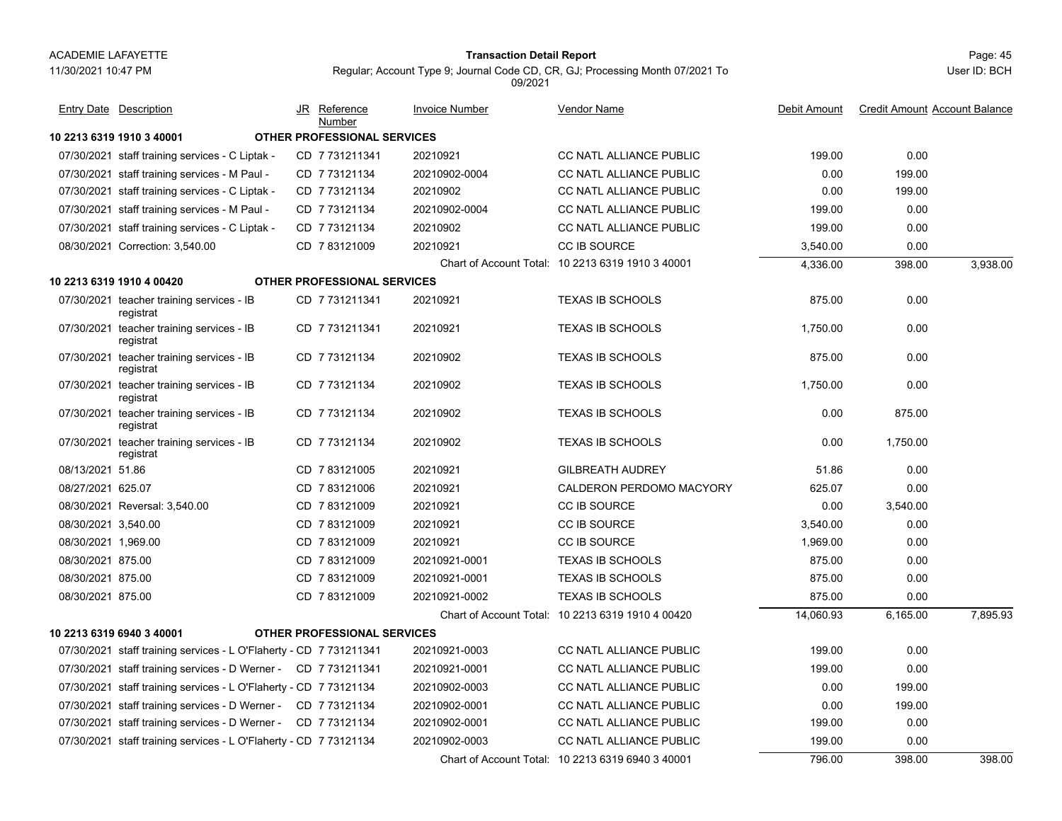ACADEMIE LAFAYETTE

11/30/2021 10:47 PM

**Transaction Detail Report**

Regular; Account Type 9; Journal Code CD, CR, GJ; Processing Month 07/2021 To 09/2021

User ID: BCH

| Entry Date | Description | JR | Reference Number | Invoice Number | Vendor Name | Debit Amount | Credit Amount | Account Balance |
|---|---|---|---|---|---|---|---|---|
| **10 2213 6319 1910 3 40001** | **OTHER PROFESSIONAL SERVICES** | | | | | | | |
| 07/30/2021 | staff training services - C Liptak - | CD | 7 731211341 | 20210921 | CC NATL ALLIANCE PUBLIC | 199.00 | 0.00 | |
| 07/30/2021 | staff training services - M Paul - | CD | 7 73121134 | 20210902-0004 | CC NATL ALLIANCE PUBLIC | 0.00 | 199.00 | |
| 07/30/2021 | staff training services - C Liptak - | CD | 7 73121134 | 20210902 | CC NATL ALLIANCE PUBLIC | 0.00 | 199.00 | |
| 07/30/2021 | staff training services - M Paul - | CD | 7 73121134 | 20210902-0004 | CC NATL ALLIANCE PUBLIC | 199.00 | 0.00 | |
| 07/30/2021 | staff training services - C Liptak - | CD | 7 73121134 | 20210902 | CC NATL ALLIANCE PUBLIC | 199.00 | 0.00 | |
| 08/30/2021 | Correction: 3,540.00 | CD | 7 83121009 | 20210921 | CC IB SOURCE | 3,540.00 | 0.00 | |
| | | | | Chart of Account Total: | 10 2213 6319 1910 3 40001 | 4,336.00 | 398.00 | 3,938.00 |
| **10 2213 6319 1910 4 00420** | **OTHER PROFESSIONAL SERVICES** | | | | | | | |
| 07/30/2021 | teacher training services - IB registrat | CD | 7 731211341 | 20210921 | TEXAS IB SCHOOLS | 875.00 | 0.00 | |
| 07/30/2021 | teacher training services - IB registrat | CD | 7 731211341 | 20210921 | TEXAS IB SCHOOLS | 1,750.00 | 0.00 | |
| 07/30/2021 | teacher training services - IB registrat | CD | 7 73121134 | 20210902 | TEXAS IB SCHOOLS | 875.00 | 0.00 | |
| 07/30/2021 | teacher training services - IB registrat | CD | 7 73121134 | 20210902 | TEXAS IB SCHOOLS | 1,750.00 | 0.00 | |
| 07/30/2021 | teacher training services - IB registrat | CD | 7 73121134 | 20210902 | TEXAS IB SCHOOLS | 0.00 | 875.00 | |
| 07/30/2021 | teacher training services - IB registrat | CD | 7 73121134 | 20210902 | TEXAS IB SCHOOLS | 0.00 | 1,750.00 | |
| 08/13/2021 | 51.86 | CD | 7 83121005 | 20210921 | GILBREATH AUDREY | 51.86 | 0.00 | |
| 08/27/2021 | 625.07 | CD | 7 83121006 | 20210921 | CALDERON PERDOMO MACYORY | 625.07 | 0.00 | |
| 08/30/2021 | Reversal: 3,540.00 | CD | 7 83121009 | 20210921 | CC IB SOURCE | 0.00 | 3,540.00 | |
| 08/30/2021 | 3,540.00 | CD | 7 83121009 | 20210921 | CC IB SOURCE | 3,540.00 | 0.00 | |
| 08/30/2021 | 1,969.00 | CD | 7 83121009 | 20210921 | CC IB SOURCE | 1,969.00 | 0.00 | |
| 08/30/2021 | 875.00 | CD | 7 83121009 | 20210921-0001 | TEXAS IB SCHOOLS | 875.00 | 0.00 | |
| 08/30/2021 | 875.00 | CD | 7 83121009 | 20210921-0001 | TEXAS IB SCHOOLS | 875.00 | 0.00 | |
| 08/30/2021 | 875.00 | CD | 7 83121009 | 20210921-0002 | TEXAS IB SCHOOLS | 875.00 | 0.00 | |
| | | | | Chart of Account Total: | 10 2213 6319 1910 4 00420 | 14,060.93 | 6,165.00 | 7,895.93 |
| **10 2213 6319 6940 3 40001** | **OTHER PROFESSIONAL SERVICES** | | | | | | | |
| 07/30/2021 | staff training services - L O'Flaherty - | CD | 7 731211341 | 20210921-0003 | CC NATL ALLIANCE PUBLIC | 199.00 | 0.00 | |
| 07/30/2021 | staff training services - D Werner - | CD | 7 731211341 | 20210921-0001 | CC NATL ALLIANCE PUBLIC | 199.00 | 0.00 | |
| 07/30/2021 | staff training services - L O'Flaherty - | CD | 7 73121134 | 20210902-0003 | CC NATL ALLIANCE PUBLIC | 0.00 | 199.00 | |
| 07/30/2021 | staff training services - D Werner - | CD | 7 73121134 | 20210902-0001 | CC NATL ALLIANCE PUBLIC | 0.00 | 199.00 | |
| 07/30/2021 | staff training services - D Werner - | CD | 7 73121134 | 20210902-0001 | CC NATL ALLIANCE PUBLIC | 199.00 | 0.00 | |
| 07/30/2021 | staff training services - L O'Flaherty - | CD | 7 73121134 | 20210902-0003 | CC NATL ALLIANCE PUBLIC | 199.00 | 0.00 | |
| | | | | Chart of Account Total: | 10 2213 6319 6940 3 40001 | 796.00 | 398.00 | 398.00 |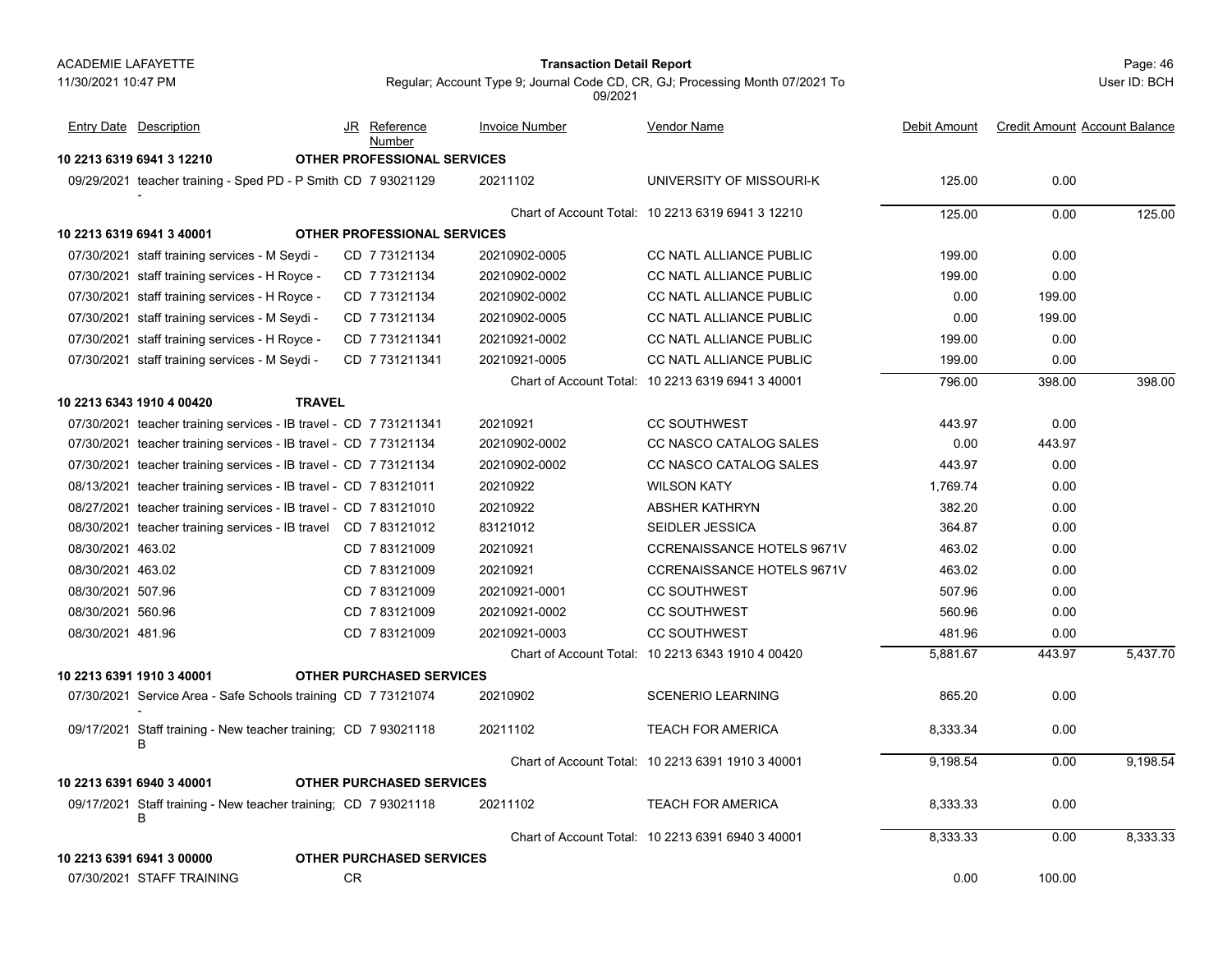**ACADEMIE LAFAYETTE**
11/30/2021 10:47 PM

**Transaction Detail Report**
Regular; Account Type 9; Journal Code CD, CR, GJ; Processing Month 07/2021 To 09/2021

Page: 46
User ID: BCH

| Entry Date | Description | JR | Reference Number | Invoice Number | Vendor Name | Debit Amount | Credit Amount | Account Balance |
|---|---|---|---|---|---|---|---|---|
| **10 2213 6319 6941 3 12210** | **OTHER PROFESSIONAL SERVICES** | | | | | | | |
| 09/29/2021 | teacher training - Sped PD - P Smith - | CD | 7 93021129 | 20211102 | UNIVERSITY OF MISSOURI-K | 125.00 | 0.00 | |
| | | | | | Chart of Account Total: 10 2213 6319 6941 3 12210 | 125.00 | 0.00 | 125.00 |
| **10 2213 6319 6941 3 40001** | **OTHER PROFESSIONAL SERVICES** | | | | | | | |
| 07/30/2021 | staff training services - M Seydi - | CD | 7 73121134 | 20210902-0005 | CC NATL ALLIANCE PUBLIC | 199.00 | 0.00 | |
| 07/30/2021 | staff training services - H Royce - | CD | 7 73121134 | 20210902-0002 | CC NATL ALLIANCE PUBLIC | 199.00 | 0.00 | |
| 07/30/2021 | staff training services - H Royce - | CD | 7 73121134 | 20210902-0002 | CC NATL ALLIANCE PUBLIC | 0.00 | 199.00 | |
| 07/30/2021 | staff training services - M Seydi - | CD | 7 73121134 | 20210902-0005 | CC NATL ALLIANCE PUBLIC | 0.00 | 199.00 | |
| 07/30/2021 | staff training services - H Royce - | CD | 7 731211341 | 20210921-0002 | CC NATL ALLIANCE PUBLIC | 199.00 | 0.00 | |
| 07/30/2021 | staff training services - M Seydi - | CD | 7 731211341 | 20210921-0005 | CC NATL ALLIANCE PUBLIC | 199.00 | 0.00 | |
| | | | | | Chart of Account Total: 10 2213 6319 6941 3 40001 | 796.00 | 398.00 | 398.00 |
| **10 2213 6343 1910 4 00420** | **TRAVEL** | | | | | | | |
| 07/30/2021 | teacher training services - IB travel - | CD | 7 731211341 | 20210921 | CC SOUTHWEST | 443.97 | 0.00 | |
| 07/30/2021 | teacher training services - IB travel - | CD | 7 73121134 | 20210902-0002 | CC NASCO CATALOG SALES | 0.00 | 443.97 | |
| 07/30/2021 | teacher training services - IB travel - | CD | 7 73121134 | 20210902-0002 | CC NASCO CATALOG SALES | 443.97 | 0.00 | |
| 08/13/2021 | teacher training services - IB travel - | CD | 7 83121011 | 20210922 | WILSON KATY | 1,769.74 | 0.00 | |
| 08/27/2021 | teacher training services - IB travel - | CD | 7 83121010 | 20210922 | ABSHER KATHRYN | 382.20 | 0.00 | |
| 08/30/2021 | teacher training services - IB travel | CD | 7 83121012 | 83121012 | SEIDLER JESSICA | 364.87 | 0.00 | |
| 08/30/2021 | 463.02 | CD | 7 83121009 | 20210921 | CCRENAISSANCE HOTELS 9671V | 463.02 | 0.00 | |
| 08/30/2021 | 463.02 | CD | 7 83121009 | 20210921 | CCRENAISSANCE HOTELS 9671V | 463.02 | 0.00 | |
| 08/30/2021 | 507.96 | CD | 7 83121009 | 20210921-0001 | CC SOUTHWEST | 507.96 | 0.00 | |
| 08/30/2021 | 560.96 | CD | 7 83121009 | 20210921-0002 | CC SOUTHWEST | 560.96 | 0.00 | |
| 08/30/2021 | 481.96 | CD | 7 83121009 | 20210921-0003 | CC SOUTHWEST | 481.96 | 0.00 | |
| | | | | | Chart of Account Total: 10 2213 6343 1910 4 00420 | 5,881.67 | 443.97 | 5,437.70 |
| **10 2213 6391 1910 3 40001** | **OTHER PURCHASED SERVICES** | | | | | | | |
| 07/30/2021 | Service Area - Safe Schools training - | CD | 7 73121074 | 20210902 | SCENERIO LEARNING | 865.20 | 0.00 | |
| 09/17/2021 | Staff training - New teacher training; B | CD | 7 93021118 | 20211102 | TEACH FOR AMERICA | 8,333.34 | 0.00 | |
| | | | | | Chart of Account Total: 10 2213 6391 1910 3 40001 | 9,198.54 | 0.00 | 9,198.54 |
| **10 2213 6391 6940 3 40001** | **OTHER PURCHASED SERVICES** | | | | | | | |
| 09/17/2021 | Staff training - New teacher training; B | CD | 7 93021118 | 20211102 | TEACH FOR AMERICA | 8,333.33 | 0.00 | |
| | | | | | Chart of Account Total: 10 2213 6391 6940 3 40001 | 8,333.33 | 0.00 | 8,333.33 |
| **10 2213 6391 6941 3 00000** | **OTHER PURCHASED SERVICES** | | | | | | | |
| 07/30/2021 | STAFF TRAINING | CR | | | | 0.00 | 100.00 | |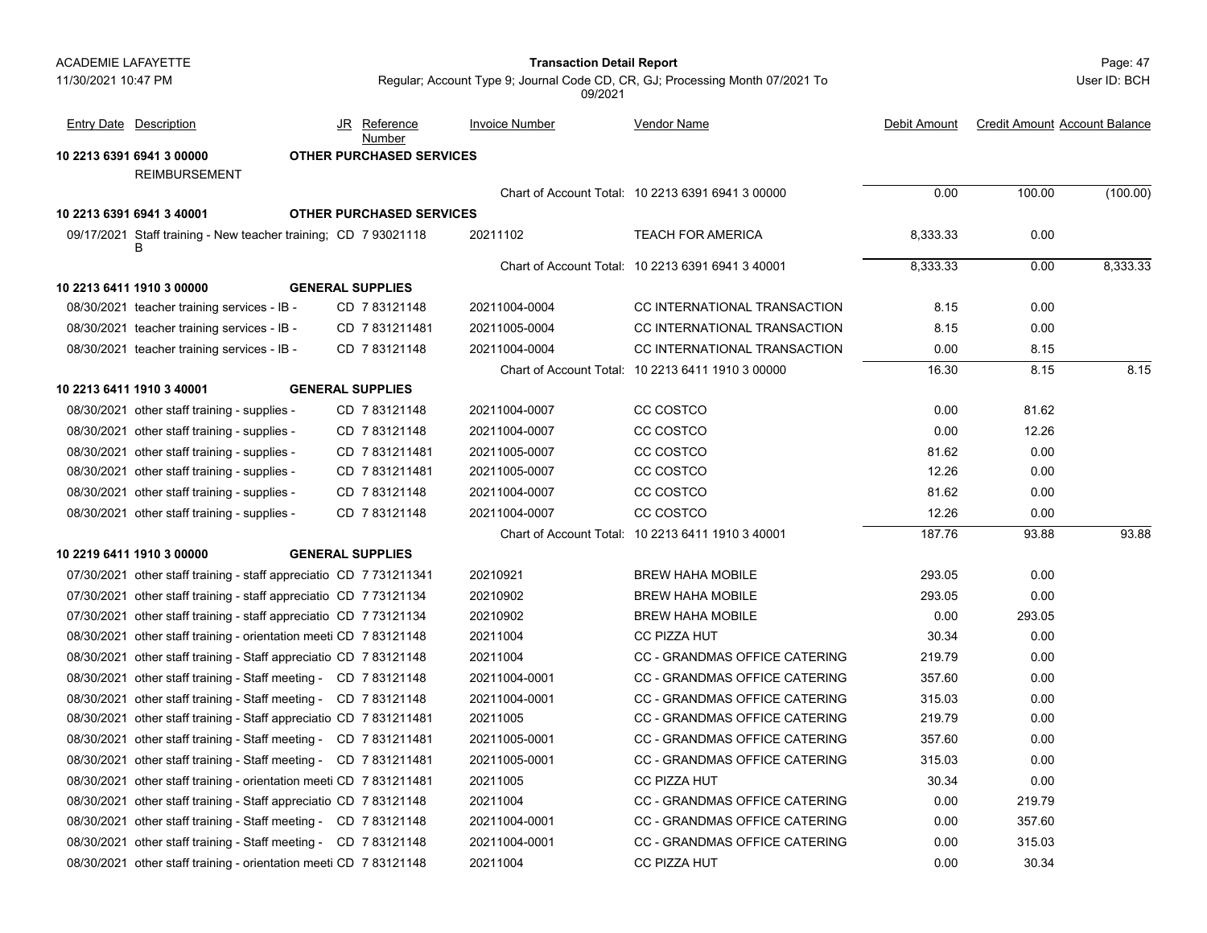| Entry Date | Description | JR | Reference Number | Invoice Number | Vendor Name | Debit Amount | Credit Amount | Account Balance |
|---|---|---|---|---|---|---|---|---|
| **10 2213 6391 6941 3 00000** | **OTHER PURCHASED SERVICES** | | | | | | | |
| | REIMBURSEMENT | | | | | | | |
| | | | | Chart of Account Total: | 10 2213 6391 6941 3 00000 | 0.00 | 100.00 | (100.00) |
| **10 2213 6391 6941 3 40001** | **OTHER PURCHASED SERVICES** | | | | | | | |
| 09/17/2021 | Staff training - New teacher training; B | CD | 7 93021118 | 20211102 | TEACH FOR AMERICA | 8,333.33 | 0.00 | |
| | | | | Chart of Account Total: | 10 2213 6391 6941 3 40001 | 8,333.33 | 0.00 | 8,333.33 |
| **10 2213 6411 1910 3 00000** | **GENERAL SUPPLIES** | | | | | | | |
| 08/30/2021 | teacher training services - IB - | CD | 7 83121148 | 20211004-0004 | CC INTERNATIONAL TRANSACTION | 8.15 | 0.00 | |
| 08/30/2021 | teacher training services - IB - | CD | 7 831211481 | 20211005-0004 | CC INTERNATIONAL TRANSACTION | 8.15 | 0.00 | |
| 08/30/2021 | teacher training services - IB - | CD | 7 83121148 | 20211004-0004 | CC INTERNATIONAL TRANSACTION | 0.00 | 8.15 | |
| | | | | Chart of Account Total: | 10 2213 6411 1910 3 00000 | 16.30 | 8.15 | 8.15 |
| **10 2213 6411 1910 3 40001** | **GENERAL SUPPLIES** | | | | | | | |
| 08/30/2021 | other staff training - supplies - | CD | 7 83121148 | 20211004-0007 | CC COSTCO | 0.00 | 81.62 | |
| 08/30/2021 | other staff training - supplies - | CD | 7 83121148 | 20211004-0007 | CC COSTCO | 0.00 | 12.26 | |
| 08/30/2021 | other staff training - supplies - | CD | 7 831211481 | 20211005-0007 | CC COSTCO | 81.62 | 0.00 | |
| 08/30/2021 | other staff training - supplies - | CD | 7 831211481 | 20211005-0007 | CC COSTCO | 12.26 | 0.00 | |
| 08/30/2021 | other staff training - supplies - | CD | 7 83121148 | 20211004-0007 | CC COSTCO | 81.62 | 0.00 | |
| 08/30/2021 | other staff training - supplies - | CD | 7 83121148 | 20211004-0007 | CC COSTCO | 12.26 | 0.00 | |
| | | | | Chart of Account Total: | 10 2213 6411 1910 3 40001 | 187.76 | 93.88 | 93.88 |
| **10 2219 6411 1910 3 00000** | **GENERAL SUPPLIES** | | | | | | | |
| 07/30/2021 | other staff training - staff appreciatio | CD | 7 731211341 | 20210921 | BREW HAHA MOBILE | 293.05 | 0.00 | |
| 07/30/2021 | other staff training - staff appreciatio | CD | 7 73121134 | 20210902 | BREW HAHA MOBILE | 293.05 | 0.00 | |
| 07/30/2021 | other staff training - staff appreciatio | CD | 7 73121134 | 20210902 | BREW HAHA MOBILE | 0.00 | 293.05 | |
| 08/30/2021 | other staff training - orientation meeti | CD | 7 83121148 | 20211004 | CC PIZZA HUT | 30.34 | 0.00 | |
| 08/30/2021 | other staff training - Staff appreciatio | CD | 7 83121148 | 20211004 | CC - GRANDMAS OFFICE CATERING | 219.79 | 0.00 | |
| 08/30/2021 | other staff training - Staff meeting - | CD | 7 83121148 | 20211004-0001 | CC - GRANDMAS OFFICE CATERING | 357.60 | 0.00 | |
| 08/30/2021 | other staff training - Staff meeting - | CD | 7 83121148 | 20211004-0001 | CC - GRANDMAS OFFICE CATERING | 315.03 | 0.00 | |
| 08/30/2021 | other staff training - Staff appreciatio | CD | 7 831211481 | 20211005 | CC - GRANDMAS OFFICE CATERING | 219.79 | 0.00 | |
| 08/30/2021 | other staff training - Staff meeting - | CD | 7 831211481 | 20211005-0001 | CC - GRANDMAS OFFICE CATERING | 357.60 | 0.00 | |
| 08/30/2021 | other staff training - Staff meeting - | CD | 7 831211481 | 20211005-0001 | CC - GRANDMAS OFFICE CATERING | 315.03 | 0.00 | |
| 08/30/2021 | other staff training - orientation meeti | CD | 7 831211481 | 20211005 | CC PIZZA HUT | 30.34 | 0.00 | |
| 08/30/2021 | other staff training - Staff appreciatio | CD | 7 83121148 | 20211004 | CC - GRANDMAS OFFICE CATERING | 0.00 | 219.79 | |
| 08/30/2021 | other staff training - Staff meeting - | CD | 7 83121148 | 20211004-0001 | CC - GRANDMAS OFFICE CATERING | 0.00 | 357.60 | |
| 08/30/2021 | other staff training - Staff meeting - | CD | 7 83121148 | 20211004-0001 | CC - GRANDMAS OFFICE CATERING | 0.00 | 315.03 | |
| 08/30/2021 | other staff training - orientation meeti | CD | 7 83121148 | 20211004 | CC PIZZA HUT | 0.00 | 30.34 | |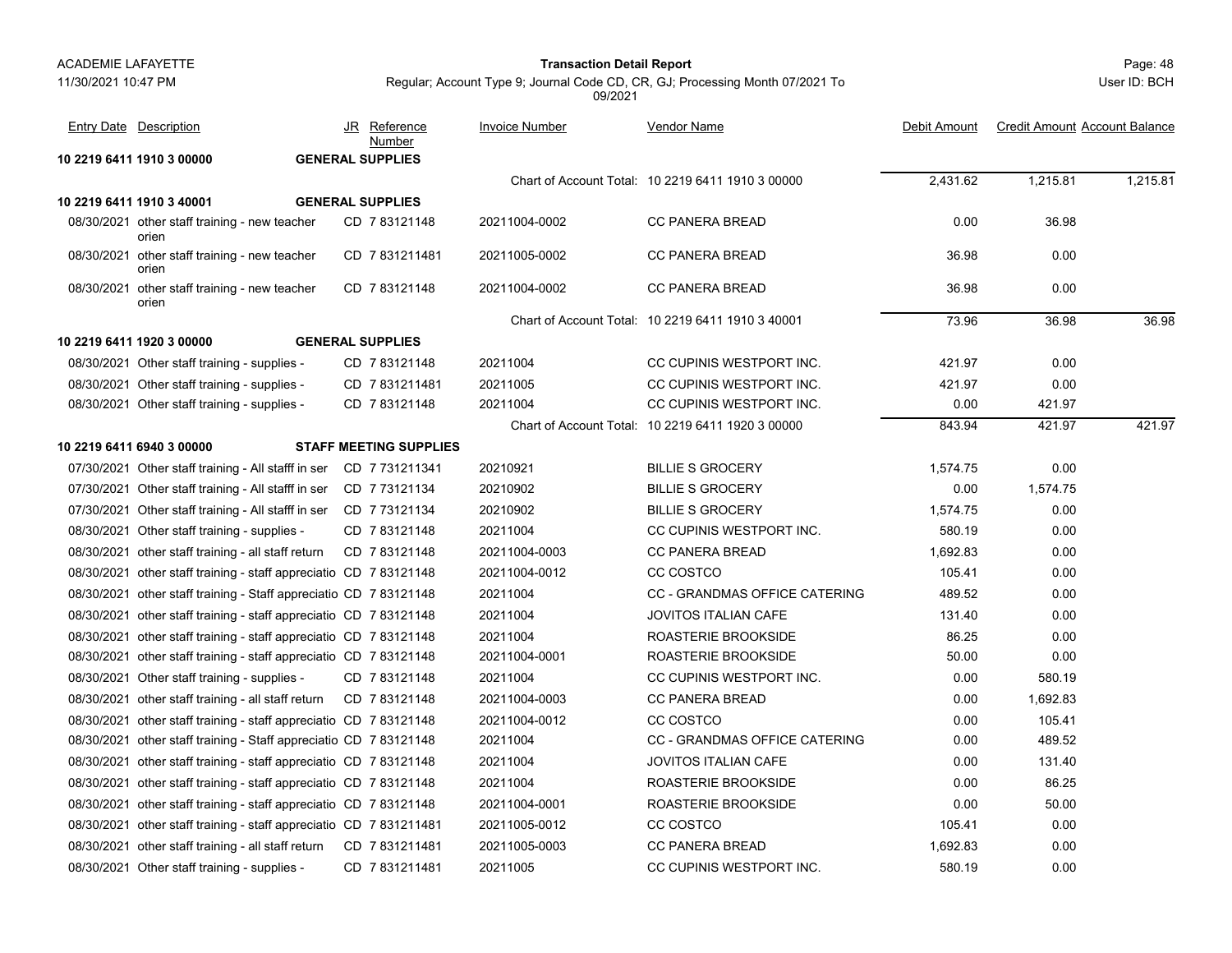| Entry Date | Description | JR | Reference Number | Invoice Number | Vendor Name | Debit Amount | Credit Amount | Account Balance |
|---|---|---|---|---|---|---|---|---|
| **10 2219 6411 1910 3 00000** | **GENERAL SUPPLIES** | | | | | | | |
| | | | | Chart of Account Total: | 10 2219 6411 1910 3 00000 | 2,431.62 | 1,215.81 | 1,215.81 |
| **10 2219 6411 1910 3 40001** | **GENERAL SUPPLIES** | | | | | | | |
| 08/30/2021 | other staff training - new teacher orien | CD | 7 83121148 | 20211004-0002 | CC PANERA BREAD | 0.00 | 36.98 | |
| 08/30/2021 | other staff training - new teacher orien | CD | 7 831211481 | 20211005-0002 | CC PANERA BREAD | 36.98 | 0.00 | |
| 08/30/2021 | other staff training - new teacher orien | CD | 7 83121148 | 20211004-0002 | CC PANERA BREAD | 36.98 | 0.00 | |
| | | | | Chart of Account Total: | 10 2219 6411 1910 3 40001 | 73.96 | 36.98 | 36.98 |
| **10 2219 6411 1920 3 00000** | **GENERAL SUPPLIES** | | | | | | | |
| 08/30/2021 | Other staff training - supplies - | CD | 7 83121148 | 20211004 | CC CUPINIS WESTPORT INC. | 421.97 | 0.00 | |
| 08/30/2021 | Other staff training - supplies - | CD | 7 831211481 | 20211005 | CC CUPINIS WESTPORT INC. | 421.97 | 0.00 | |
| 08/30/2021 | Other staff training - supplies - | CD | 7 83121148 | 20211004 | CC CUPINIS WESTPORT INC. | 0.00 | 421.97 | |
| | | | | Chart of Account Total: | 10 2219 6411 1920 3 00000 | 843.94 | 421.97 | 421.97 |
| **10 2219 6411 6940 3 00000** | **STAFF MEETING SUPPLIES** | | | | | | | |
| 07/30/2021 | Other staff training - All stafff in ser | CD | 7 731211341 | 20210921 | BILLIE S GROCERY | 1,574.75 | 0.00 | |
| 07/30/2021 | Other staff training - All stafff in ser | CD | 7 73121134 | 20210902 | BILLIE S GROCERY | 0.00 | 1,574.75 | |
| 07/30/2021 | Other staff training - All stafff in ser | CD | 7 73121134 | 20210902 | BILLIE S GROCERY | 1,574.75 | 0.00 | |
| 08/30/2021 | Other staff training - supplies - | CD | 7 83121148 | 20211004 | CC CUPINIS WESTPORT INC. | 580.19 | 0.00 | |
| 08/30/2021 | other staff training - all staff return | CD | 7 83121148 | 20211004-0003 | CC PANERA BREAD | 1,692.83 | 0.00 | |
| 08/30/2021 | other staff training - staff appreciatio | CD | 7 83121148 | 20211004-0012 | CC COSTCO | 105.41 | 0.00 | |
| 08/30/2021 | other staff training - Staff appreciatio | CD | 7 83121148 | 20211004 | CC - GRANDMAS OFFICE CATERING | 489.52 | 0.00 | |
| 08/30/2021 | other staff training - staff appreciatio | CD | 7 83121148 | 20211004 | JOVITOS ITALIAN CAFE | 131.40 | 0.00 | |
| 08/30/2021 | other staff training - staff appreciatio | CD | 7 83121148 | 20211004 | ROASTERIE BROOKSIDE | 86.25 | 0.00 | |
| 08/30/2021 | other staff training - staff appreciatio | CD | 7 83121148 | 20211004-0001 | ROASTERIE BROOKSIDE | 50.00 | 0.00 | |
| 08/30/2021 | Other staff training - supplies - | CD | 7 83121148 | 20211004 | CC CUPINIS WESTPORT INC. | 0.00 | 580.19 | |
| 08/30/2021 | other staff training - all staff return | CD | 7 83121148 | 20211004-0003 | CC PANERA BREAD | 0.00 | 1,692.83 | |
| 08/30/2021 | other staff training - staff appreciatio | CD | 7 83121148 | 20211004-0012 | CC COSTCO | 0.00 | 105.41 | |
| 08/30/2021 | other staff training - Staff appreciatio | CD | 7 83121148 | 20211004 | CC - GRANDMAS OFFICE CATERING | 0.00 | 489.52 | |
| 08/30/2021 | other staff training - staff appreciatio | CD | 7 83121148 | 20211004 | JOVITOS ITALIAN CAFE | 0.00 | 131.40 | |
| 08/30/2021 | other staff training - staff appreciatio | CD | 7 83121148 | 20211004 | ROASTERIE BROOKSIDE | 0.00 | 86.25 | |
| 08/30/2021 | other staff training - staff appreciatio | CD | 7 83121148 | 20211004-0001 | ROASTERIE BROOKSIDE | 0.00 | 50.00 | |
| 08/30/2021 | other staff training - staff appreciatio | CD | 7 831211481 | 20211005-0012 | CC COSTCO | 105.41 | 0.00 | |
| 08/30/2021 | other staff training - all staff return | CD | 7 831211481 | 20211005-0003 | CC PANERA BREAD | 1,692.83 | 0.00 | |
| 08/30/2021 | Other staff training - supplies - | CD | 7 831211481 | 20211005 | CC CUPINIS WESTPORT INC. | 580.19 | 0.00 | |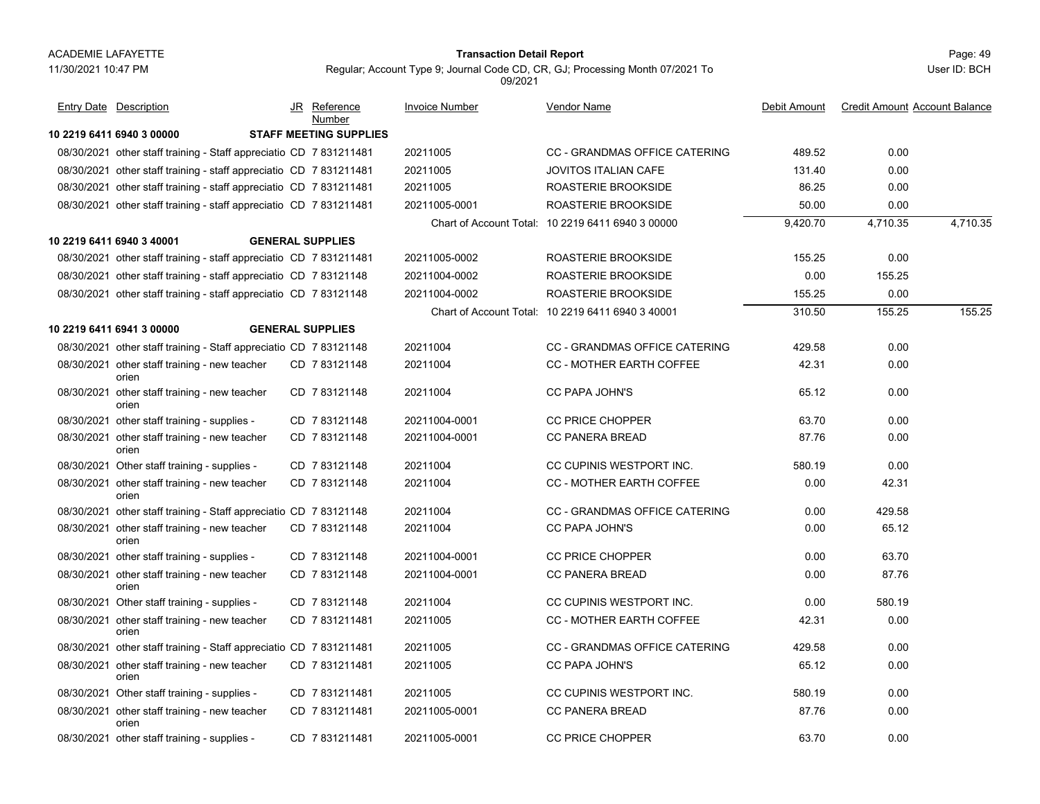ACADEMIE LAFAYETTE
11/30/2021 10:47 PM

**Transaction Detail Report**

Regular; Account Type 9; Journal Code CD, CR, GJ; Processing Month 07/2021 To 09/2021

User ID: BCH

| Entry Date | Description | JR | Reference Number | Invoice Number | Vendor Name | Debit Amount | Credit Amount | Account Balance |
|---|---|---|---|---|---|---|---|---|
| **10 2219 6411 6940 3 00000** | **STAFF MEETING SUPPLIES** | | | | | | | |
| 08/30/2021 | other staff training - Staff appreciatio | CD | 7 831211481 | 20211005 | CC - GRANDMAS OFFICE CATERING | 489.52 | 0.00 | |
| 08/30/2021 | other staff training - staff appreciatio | CD | 7 831211481 | 20211005 | JOVITOS ITALIAN CAFE | 131.40 | 0.00 | |
| 08/30/2021 | other staff training - staff appreciatio | CD | 7 831211481 | 20211005 | ROASTERIE BROOKSIDE | 86.25 | 0.00 | |
| 08/30/2021 | other staff training - staff appreciatio | CD | 7 831211481 | 20211005-0001 | ROASTERIE BROOKSIDE | 50.00 | 0.00 | |
| | | | | Chart of Account Total: | 10 2219 6411 6940 3 00000 | 9,420.70 | 4,710.35 | 4,710.35 |
| **10 2219 6411 6940 3 40001** | **GENERAL SUPPLIES** | | | | | | | |
| 08/30/2021 | other staff training - staff appreciatio | CD | 7 831211481 | 20211005-0002 | ROASTERIE BROOKSIDE | 155.25 | 0.00 | |
| 08/30/2021 | other staff training - staff appreciatio | CD | 7 83121148 | 20211004-0002 | ROASTERIE BROOKSIDE | 0.00 | 155.25 | |
| 08/30/2021 | other staff training - staff appreciatio | CD | 7 83121148 | 20211004-0002 | ROASTERIE BROOKSIDE | 155.25 | 0.00 | |
| | | | | Chart of Account Total: | 10 2219 6411 6940 3 40001 | 310.50 | 155.25 | 155.25 |
| **10 2219 6411 6941 3 00000** | **GENERAL SUPPLIES** | | | | | | | |
| 08/30/2021 | other staff training - Staff appreciatio | CD | 7 83121148 | 20211004 | CC - GRANDMAS OFFICE CATERING | 429.58 | 0.00 | |
| 08/30/2021 | other staff training - new teacher orien | CD | 7 83121148 | 20211004 | CC - MOTHER EARTH COFFEE | 42.31 | 0.00 | |
| 08/30/2021 | other staff training - new teacher orien | CD | 7 83121148 | 20211004 | CC PAPA JOHN'S | 65.12 | 0.00 | |
| 08/30/2021 | other staff training - supplies - | CD | 7 83121148 | 20211004-0001 | CC PRICE CHOPPER | 63.70 | 0.00 | |
| 08/30/2021 | other staff training - new teacher orien | CD | 7 83121148 | 20211004-0001 | CC PANERA BREAD | 87.76 | 0.00 | |
| 08/30/2021 | Other staff training - supplies - | CD | 7 83121148 | 20211004 | CC CUPINIS WESTPORT INC. | 580.19 | 0.00 | |
| 08/30/2021 | other staff training - new teacher orien | CD | 7 83121148 | 20211004 | CC - MOTHER EARTH COFFEE | 0.00 | 42.31 | |
| 08/30/2021 | other staff training - Staff appreciatio | CD | 7 83121148 | 20211004 | CC - GRANDMAS OFFICE CATERING | 0.00 | 429.58 | |
| 08/30/2021 | other staff training - new teacher orien | CD | 7 83121148 | 20211004 | CC PAPA JOHN'S | 0.00 | 65.12 | |
| 08/30/2021 | other staff training - supplies - | CD | 7 83121148 | 20211004-0001 | CC PRICE CHOPPER | 0.00 | 63.70 | |
| 08/30/2021 | other staff training - new teacher orien | CD | 7 83121148 | 20211004-0001 | CC PANERA BREAD | 0.00 | 87.76 | |
| 08/30/2021 | Other staff training - supplies - | CD | 7 83121148 | 20211004 | CC CUPINIS WESTPORT INC. | 0.00 | 580.19 | |
| 08/30/2021 | other staff training - new teacher orien | CD | 7 831211481 | 20211005 | CC - MOTHER EARTH COFFEE | 42.31 | 0.00 | |
| 08/30/2021 | other staff training - Staff appreciatio | CD | 7 831211481 | 20211005 | CC - GRANDMAS OFFICE CATERING | 429.58 | 0.00 | |
| 08/30/2021 | other staff training - new teacher orien | CD | 7 831211481 | 20211005 | CC PAPA JOHN'S | 65.12 | 0.00 | |
| 08/30/2021 | Other staff training - supplies - | CD | 7 831211481 | 20211005 | CC CUPINIS WESTPORT INC. | 580.19 | 0.00 | |
| 08/30/2021 | other staff training - new teacher orien | CD | 7 831211481 | 20211005-0001 | CC PANERA BREAD | 87.76 | 0.00 | |
| 08/30/2021 | other staff training - supplies - | CD | 7 831211481 | 20211005-0001 | CC PRICE CHOPPER | 63.70 | 0.00 | |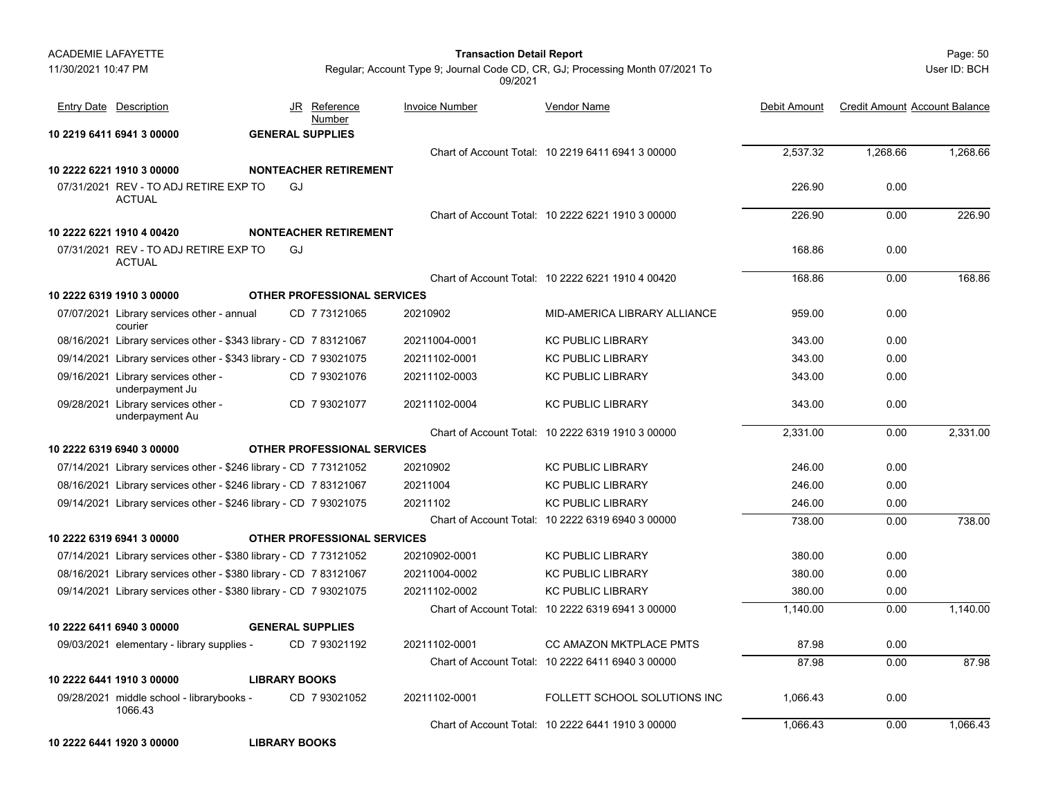| Entry Date | Description | JR | Reference Number | Invoice Number | Vendor Name | Debit Amount | Credit Amount | Account Balance |
|---|---|---|---|---|---|---|---|---|
| **10 2219 6411 6941 3 00000** | **GENERAL SUPPLIES** | | | | | | | |
| | | | | | Chart of Account Total: 10 2219 6411 6941 3 00000 | 2,537.32 | 1,268.66 | 1,268.66 |
| **10 2222 6221 1910 3 00000** | **NONTEACHER RETIREMENT** | | | | | | | |
| 07/31/2021 | REV - TO ADJ RETIRE EXP TO ACTUAL | GJ | | | | 226.90 | 0.00 | |
| | | | | | Chart of Account Total: 10 2222 6221 1910 3 00000 | 226.90 | 0.00 | 226.90 |
| **10 2222 6221 1910 4 00420** | **NONTEACHER RETIREMENT** | | | | | | | |
| 07/31/2021 | REV - TO ADJ RETIRE EXP TO ACTUAL | GJ | | | | 168.86 | 0.00 | |
| | | | | | Chart of Account Total: 10 2222 6221 1910 4 00420 | 168.86 | 0.00 | 168.86 |
| **10 2222 6319 1910 3 00000** | **OTHER PROFESSIONAL SERVICES** | | | | | | | |
| 07/07/2021 | Library services other - annual courier | CD | 7 73121065 | 20210902 | MID-AMERICA LIBRARY ALLIANCE | 959.00 | 0.00 | |
| 08/16/2021 | Library services other - $343 library - | CD | 7 83121067 | 20211004-0001 | KC PUBLIC LIBRARY | 343.00 | 0.00 | |
| 09/14/2021 | Library services other - $343 library - | CD | 7 93021075 | 20211102-0001 | KC PUBLIC LIBRARY | 343.00 | 0.00 | |
| 09/16/2021 | Library services other - underpayment Ju | CD | 7 93021076 | 20211102-0003 | KC PUBLIC LIBRARY | 343.00 | 0.00 | |
| 09/28/2021 | Library services other - underpayment Au | CD | 7 93021077 | 20211102-0004 | KC PUBLIC LIBRARY | 343.00 | 0.00 | |
| | | | | | Chart of Account Total: 10 2222 6319 1910 3 00000 | 2,331.00 | 0.00 | 2,331.00 |
| **10 2222 6319 6940 3 00000** | **OTHER PROFESSIONAL SERVICES** | | | | | | | |
| 07/14/2021 | Library services other - $246 library - | CD | 7 73121052 | 20210902 | KC PUBLIC LIBRARY | 246.00 | 0.00 | |
| 08/16/2021 | Library services other - $246 library - | CD | 7 83121067 | 20211004 | KC PUBLIC LIBRARY | 246.00 | 0.00 | |
| 09/14/2021 | Library services other - $246 library - | CD | 7 93021075 | 20211102 | KC PUBLIC LIBRARY | 246.00 | 0.00 | |
| | | | | | Chart of Account Total: 10 2222 6319 6940 3 00000 | 738.00 | 0.00 | 738.00 |
| **10 2222 6319 6941 3 00000** | **OTHER PROFESSIONAL SERVICES** | | | | | | | |
| 07/14/2021 | Library services other - $380 library - | CD | 7 73121052 | 20210902-0001 | KC PUBLIC LIBRARY | 380.00 | 0.00 | |
| 08/16/2021 | Library services other - $380 library - | CD | 7 83121067 | 20211004-0002 | KC PUBLIC LIBRARY | 380.00 | 0.00 | |
| 09/14/2021 | Library services other - $380 library - | CD | 7 93021075 | 20211102-0002 | KC PUBLIC LIBRARY | 380.00 | 0.00 | |
| | | | | | Chart of Account Total: 10 2222 6319 6941 3 00000 | 1,140.00 | 0.00 | 1,140.00 |
| **10 2222 6411 6940 3 00000** | **GENERAL SUPPLIES** | | | | | | | |
| 09/03/2021 | elementary - library supplies - | CD | 7 93021192 | 20211102-0001 | CC AMAZON MKTPLACE PMTS | 87.98 | 0.00 | |
| | | | | | Chart of Account Total: 10 2222 6411 6940 3 00000 | 87.98 | 0.00 | 87.98 |
| **10 2222 6441 1910 3 00000** | **LIBRARY BOOKS** | | | | | | | |
| 09/28/2021 | middle school - librarybooks - 1066.43 | CD | 7 93021052 | 20211102-0001 | FOLLETT SCHOOL SOLUTIONS INC | 1,066.43 | 0.00 | |
| | | | | | Chart of Account Total: 10 2222 6441 1910 3 00000 | 1,066.43 | 0.00 | 1,066.43 |
| **10 2222 6441 1920 3 00000** | **LIBRARY BOOKS** | | | | | | | |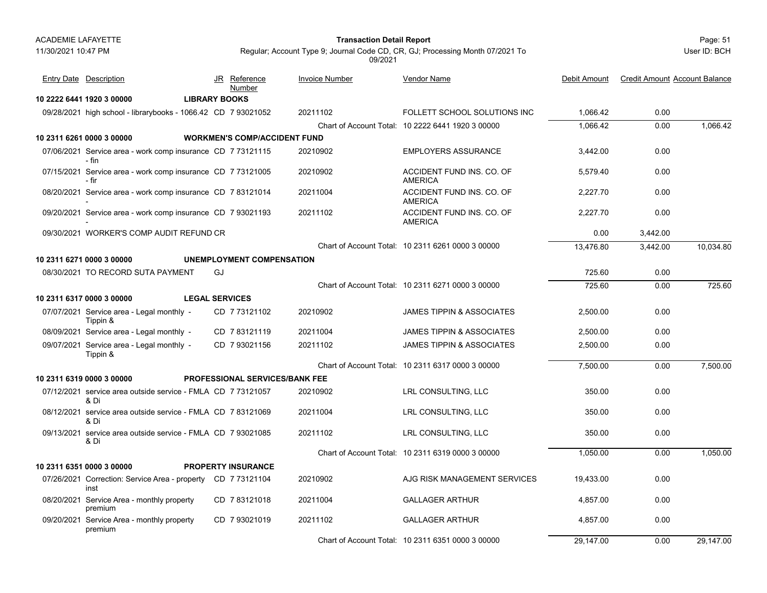| Entry Date | Description | JR | Reference Number | Invoice Number | Vendor Name | Debit Amount | Credit Amount | Account Balance |
|---|---|---|---|---|---|---|---|---|
| **10 2222 6441 1920 3 00000** | **LIBRARY BOOKS** | | | | | | | |
| 09/28/2021 | high school - librarybooks - 1066.42 | CD | 7 93021052 | 20211102 | FOLLETT SCHOOL SOLUTIONS INC | 1,066.42 | 0.00 | |
| | | | | Chart of Account Total: | 10 2222 6441 1920 3 00000 | 1,066.42 | 0.00 | 1,066.42 |
| **10 2311 6261 0000 3 00000** | **WORKMEN'S COMP/ACCIDENT FUND** | | | | | | | |
| 07/06/2021 | Service area - work comp insurance - fin | CD | 7 73121115 | 20210902 | EMPLOYERS ASSURANCE | 3,442.00 | 0.00 | |
| 07/15/2021 | Service area - work comp insurance - fir | CD | 7 73121005 | 20210902 | ACCIDENT FUND INS. CO. OF AMERICA | 5,579.40 | 0.00 | |
| 08/20/2021 | Service area - work comp insurance - | CD | 7 83121014 | 20211004 | ACCIDENT FUND INS. CO. OF AMERICA | 2,227.70 | 0.00 | |
| 09/20/2021 | Service area - work comp insurance - | CD | 7 93021193 | 20211102 | ACCIDENT FUND INS. CO. OF AMERICA | 2,227.70 | 0.00 | |
| 09/30/2021 | WORKER'S COMP AUDIT REFUND | CR | | | | 0.00 | 3,442.00 | |
| | | | | Chart of Account Total: | 10 2311 6261 0000 3 00000 | 13,476.80 | 3,442.00 | 10,034.80 |
| **10 2311 6271 0000 3 00000** | **UNEMPLOYMENT COMPENSATION** | | | | | | | |
| 08/30/2021 | TO RECORD SUTA PAYMENT | GJ | | | | 725.60 | 0.00 | |
| | | | | Chart of Account Total: | 10 2311 6271 0000 3 00000 | 725.60 | 0.00 | 725.60 |
| **10 2311 6317 0000 3 00000** | **LEGAL SERVICES** | | | | | | | |
| 07/07/2021 | Service area - Legal monthly - Tippin & | CD | 7 73121102 | 20210902 | JAMES TIPPIN & ASSOCIATES | 2,500.00 | 0.00 | |
| 08/09/2021 | Service area - Legal monthly - | CD | 7 83121119 | 20211004 | JAMES TIPPIN & ASSOCIATES | 2,500.00 | 0.00 | |
| 09/07/2021 | Service area - Legal monthly - Tippin & | CD | 7 93021156 | 20211102 | JAMES TIPPIN & ASSOCIATES | 2,500.00 | 0.00 | |
| | | | | Chart of Account Total: | 10 2311 6317 0000 3 00000 | 7,500.00 | 0.00 | 7,500.00 |
| **10 2311 6319 0000 3 00000** | **PROFESSIONAL SERVICES/BANK FEE** | | | | | | | |
| 07/12/2021 | service area outside service - FMLA & Di | CD | 7 73121057 | 20210902 | LRL CONSULTING, LLC | 350.00 | 0.00 | |
| 08/12/2021 | service area outside service - FMLA & Di | CD | 7 83121069 | 20211004 | LRL CONSULTING, LLC | 350.00 | 0.00 | |
| 09/13/2021 | service area outside service - FMLA & Di | CD | 7 93021085 | 20211102 | LRL CONSULTING, LLC | 350.00 | 0.00 | |
| | | | | Chart of Account Total: | 10 2311 6319 0000 3 00000 | 1,050.00 | 0.00 | 1,050.00 |
| **10 2311 6351 0000 3 00000** | **PROPERTY INSURANCE** | | | | | | | |
| 07/26/2021 | Correction: Service Area - property inst | CD | 7 73121104 | 20210902 | AJG RISK MANAGEMENT SERVICES | 19,433.00 | 0.00 | |
| 08/20/2021 | Service Area - monthly property premium | CD | 7 83121018 | 20211004 | GALLAGER ARTHUR | 4,857.00 | 0.00 | |
| 09/20/2021 | Service Area - monthly property premium | CD | 7 93021019 | 20211102 | GALLAGER ARTHUR | 4,857.00 | 0.00 | |
| | | | | Chart of Account Total: | 10 2311 6351 0000 3 00000 | 29,147.00 | 0.00 | 29,147.00 |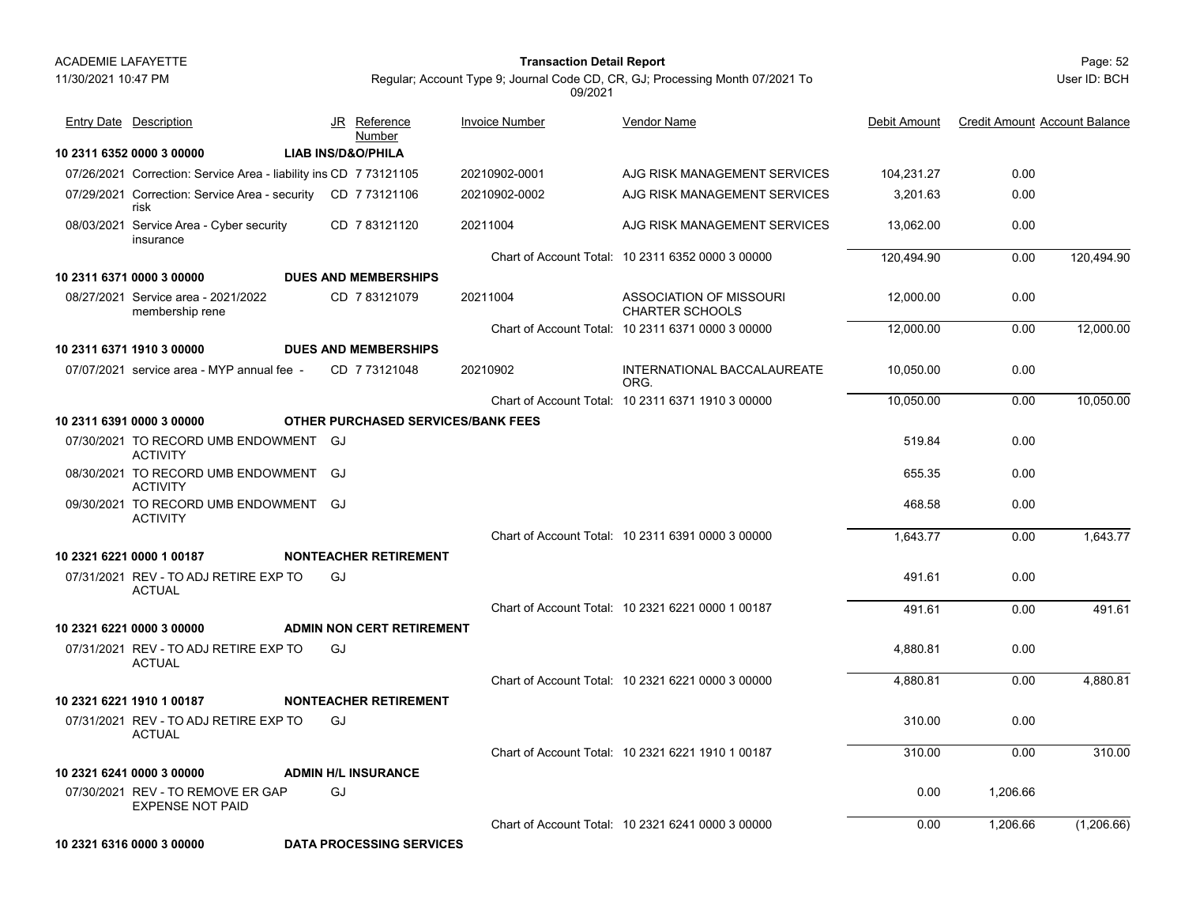| Entry Date | Description | JR | Reference Number | Invoice Number | Vendor Name | Debit Amount | Credit Amount | Account Balance |
|---|---|---|---|---|---|---|---|---|
| **10 2311 6352 0000 3 00000** | **LIAB INS/D&O/PHILA** | | | | | | | |
| 07/26/2021 | Correction: Service Area - liability ins | CD | 7 73121105 | 20210902-0001 | AJG RISK MANAGEMENT SERVICES | 104,231.27 | 0.00 | |
| 07/29/2021 | Correction: Service Area - security risk | CD | 7 73121106 | 20210902-0002 | AJG RISK MANAGEMENT SERVICES | 3,201.63 | 0.00 | |
| 08/03/2021 | Service Area - Cyber security insurance | CD | 7 83121120 | 20211004 | AJG RISK MANAGEMENT SERVICES | 13,062.00 | 0.00 | |
| | | | | Chart of Account Total: | 10 2311 6352 0000 3 00000 | 120,494.90 | 0.00 | 120,494.90 |
| **10 2311 6371 0000 3 00000** | **DUES AND MEMBERSHIPS** | | | | | | | |
| 08/27/2021 | Service area - 2021/2022 membership rene | CD | 7 83121079 | 20211004 | ASSOCIATION OF MISSOURI CHARTER SCHOOLS | 12,000.00 | 0.00 | |
| | | | | Chart of Account Total: | 10 2311 6371 0000 3 00000 | 12,000.00 | 0.00 | 12,000.00 |
| **10 2311 6371 1910 3 00000** | **DUES AND MEMBERSHIPS** | | | | | | | |
| 07/07/2021 | service area - MYP annual fee - | CD | 7 73121048 | 20210902 | INTERNATIONAL BACCALAUREATE ORG. | 10,050.00 | 0.00 | |
| | | | | Chart of Account Total: | 10 2311 6371 1910 3 00000 | 10,050.00 | 0.00 | 10,050.00 |
| **10 2311 6391 0000 3 00000** | **OTHER PURCHASED SERVICES/BANK FEES** | | | | | | | |
| 07/30/2021 | TO RECORD UMB ENDOWMENT ACTIVITY | GJ | | | | 519.84 | 0.00 | |
| 08/30/2021 | TO RECORD UMB ENDOWMENT ACTIVITY | GJ | | | | 655.35 | 0.00 | |
| 09/30/2021 | TO RECORD UMB ENDOWMENT ACTIVITY | GJ | | | | 468.58 | 0.00 | |
| | | | | Chart of Account Total: | 10 2311 6391 0000 3 00000 | 1,643.77 | 0.00 | 1,643.77 |
| **10 2321 6221 0000 1 00187** | **NONTEACHER RETIREMENT** | | | | | | | |
| 07/31/2021 | REV - TO ADJ RETIRE EXP TO ACTUAL | GJ | | | | 491.61 | 0.00 | |
| | | | | Chart of Account Total: | 10 2321 6221 0000 1 00187 | 491.61 | 0.00 | 491.61 |
| **10 2321 6221 0000 3 00000** | **ADMIN NON CERT RETIREMENT** | | | | | | | |
| 07/31/2021 | REV - TO ADJ RETIRE EXP TO ACTUAL | GJ | | | | 4,880.81 | 0.00 | |
| | | | | Chart of Account Total: | 10 2321 6221 0000 3 00000 | 4,880.81 | 0.00 | 4,880.81 |
| **10 2321 6221 1910 1 00187** | **NONTEACHER RETIREMENT** | | | | | | | |
| 07/31/2021 | REV - TO ADJ RETIRE EXP TO ACTUAL | GJ | | | | 310.00 | 0.00 | |
| | | | | Chart of Account Total: | 10 2321 6221 1910 1 00187 | 310.00 | 0.00 | 310.00 |
| **10 2321 6241 0000 3 00000** | **ADMIN H/L INSURANCE** | | | | | | | |
| 07/30/2021 | REV - TO REMOVE ER GAP EXPENSE NOT PAID | GJ | | | | 0.00 | 1,206.66 | |
| | | | | Chart of Account Total: | 10 2321 6241 0000 3 00000 | 0.00 | 1,206.66 | (1,206.66) |
| **10 2321 6316 0000 3 00000** | **DATA PROCESSING SERVICES** | | | | | | | |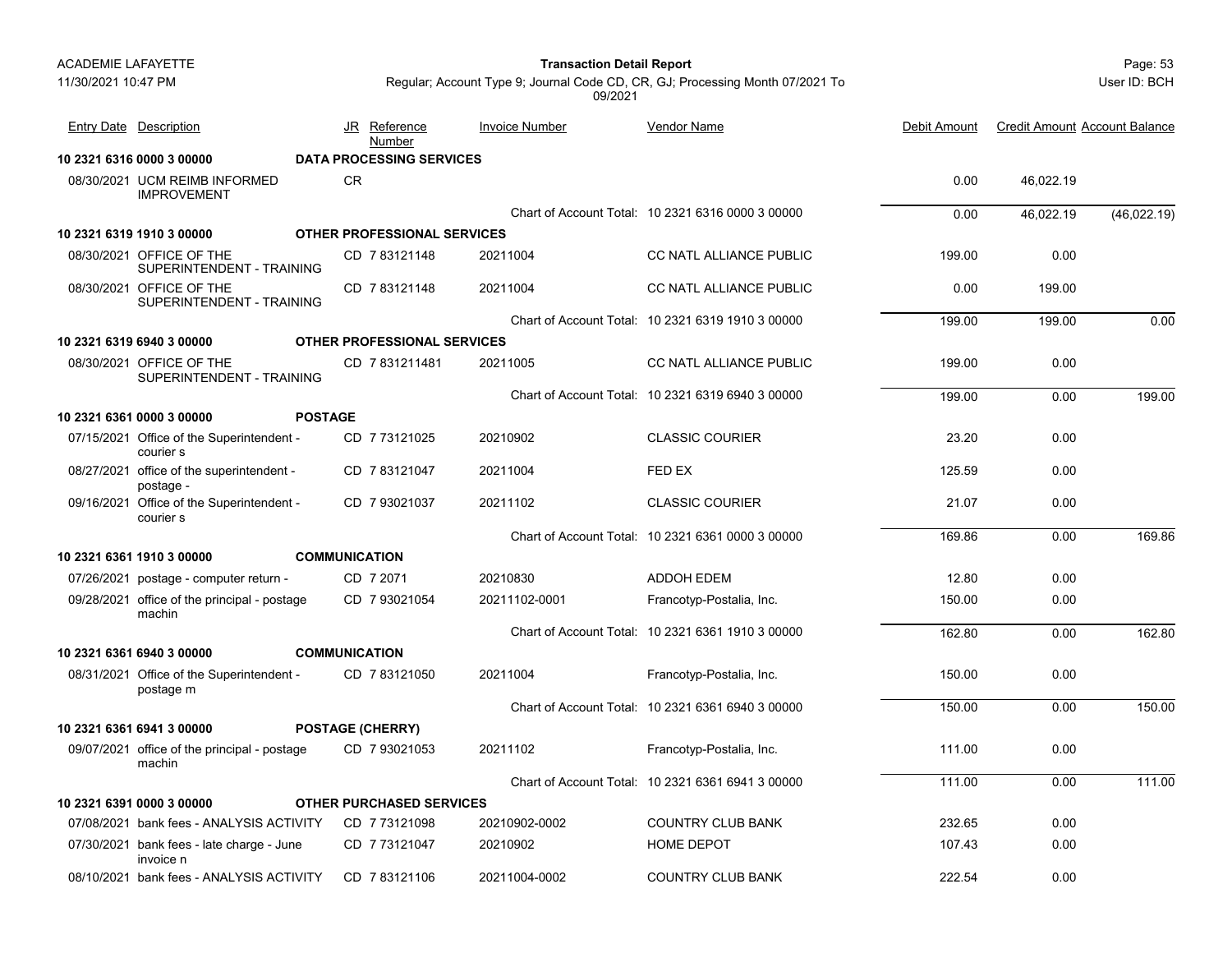ACADEMIE LAFAYETTE
11/30/2021 10:47 PM

**Transaction Detail Report**

Regular; Account Type 9; Journal Code CD, CR, GJ; Processing Month 07/2021 To 09/2021

User ID: BCH

| Entry Date | Description | JR | Reference Number | Invoice Number | Vendor Name | Debit Amount | Credit Amount | Account Balance |
|---|---|---|---|---|---|---|---|---|
| **10 2321 6316 0000 3 00000** | **DATA PROCESSING SERVICES** | | | | | | | |
| 08/30/2021 | UCM REIMB INFORMED IMPROVEMENT | CR | | | | 0.00 | 46,022.19 | |
| | | | | | Chart of Account Total: 10 2321 6316 0000 3 00000 | 0.00 | 46,022.19 | (46,022.19) |
| **10 2321 6319 1910 3 00000** | **OTHER PROFESSIONAL SERVICES** | | | | | | | |
| 08/30/2021 | OFFICE OF THE SUPERINTENDENT - TRAINING | CD | 7 83121148 | 20211004 | CC NATL ALLIANCE PUBLIC | 199.00 | 0.00 | |
| 08/30/2021 | OFFICE OF THE SUPERINTENDENT - TRAINING | CD | 7 83121148 | 20211004 | CC NATL ALLIANCE PUBLIC | 0.00 | 199.00 | |
| | | | | | Chart of Account Total: 10 2321 6319 1910 3 00000 | 199.00 | 199.00 | 0.00 |
| **10 2321 6319 6940 3 00000** | **OTHER PROFESSIONAL SERVICES** | | | | | | | |
| 08/30/2021 | OFFICE OF THE SUPERINTENDENT - TRAINING | CD | 7 831211481 | 20211005 | CC NATL ALLIANCE PUBLIC | 199.00 | 0.00 | |
| | | | | | Chart of Account Total: 10 2321 6319 6940 3 00000 | 199.00 | 0.00 | 199.00 |
| **10 2321 6361 0000 3 00000** | **POSTAGE** | | | | | | | |
| 07/15/2021 | Office of the Superintendent - courier s | CD | 7 73121025 | 20210902 | CLASSIC COURIER | 23.20 | 0.00 | |
| 08/27/2021 | office of the superintendent - postage - | CD | 7 83121047 | 20211004 | FED EX | 125.59 | 0.00 | |
| 09/16/2021 | Office of the Superintendent - courier s | CD | 7 93021037 | 20211102 | CLASSIC COURIER | 21.07 | 0.00 | |
| | | | | | Chart of Account Total: 10 2321 6361 0000 3 00000 | 169.86 | 0.00 | 169.86 |
| **10 2321 6361 1910 3 00000** | **COMMUNICATION** | | | | | | | |
| 07/26/2021 | postage - computer return - | CD | 7 2071 | 20210830 | ADDOH EDEM | 12.80 | 0.00 | |
| 09/28/2021 | office of the principal - postage machin | CD | 7 93021054 | 20211102-0001 | Francotyp-Postalia, Inc. | 150.00 | 0.00 | |
| | | | | | Chart of Account Total: 10 2321 6361 1910 3 00000 | 162.80 | 0.00 | 162.80 |
| **10 2321 6361 6940 3 00000** | **COMMUNICATION** | | | | | | | |
| 08/31/2021 | Office of the Superintendent - postage m | CD | 7 83121050 | 20211004 | Francotyp-Postalia, Inc. | 150.00 | 0.00 | |
| | | | | | Chart of Account Total: 10 2321 6361 6940 3 00000 | 150.00 | 0.00 | 150.00 |
| **10 2321 6361 6941 3 00000** | **POSTAGE (CHERRY)** | | | | | | | |
| 09/07/2021 | office of the principal - postage machin | CD | 7 93021053 | 20211102 | Francotyp-Postalia, Inc. | 111.00 | 0.00 | |
| | | | | | Chart of Account Total: 10 2321 6361 6941 3 00000 | 111.00 | 0.00 | 111.00 |
| **10 2321 6391 0000 3 00000** | **OTHER PURCHASED SERVICES** | | | | | | | |
| 07/08/2021 | bank fees - ANALYSIS ACTIVITY | CD | 7 73121098 | 20210902-0002 | COUNTRY CLUB BANK | 232.65 | 0.00 | |
| 07/30/2021 | bank fees - late charge - June invoice n | CD | 7 73121047 | 20210902 | HOME DEPOT | 107.43 | 0.00 | |
| 08/10/2021 | bank fees - ANALYSIS ACTIVITY | CD | 7 83121106 | 20211004-0002 | COUNTRY CLUB BANK | 222.54 | 0.00 | |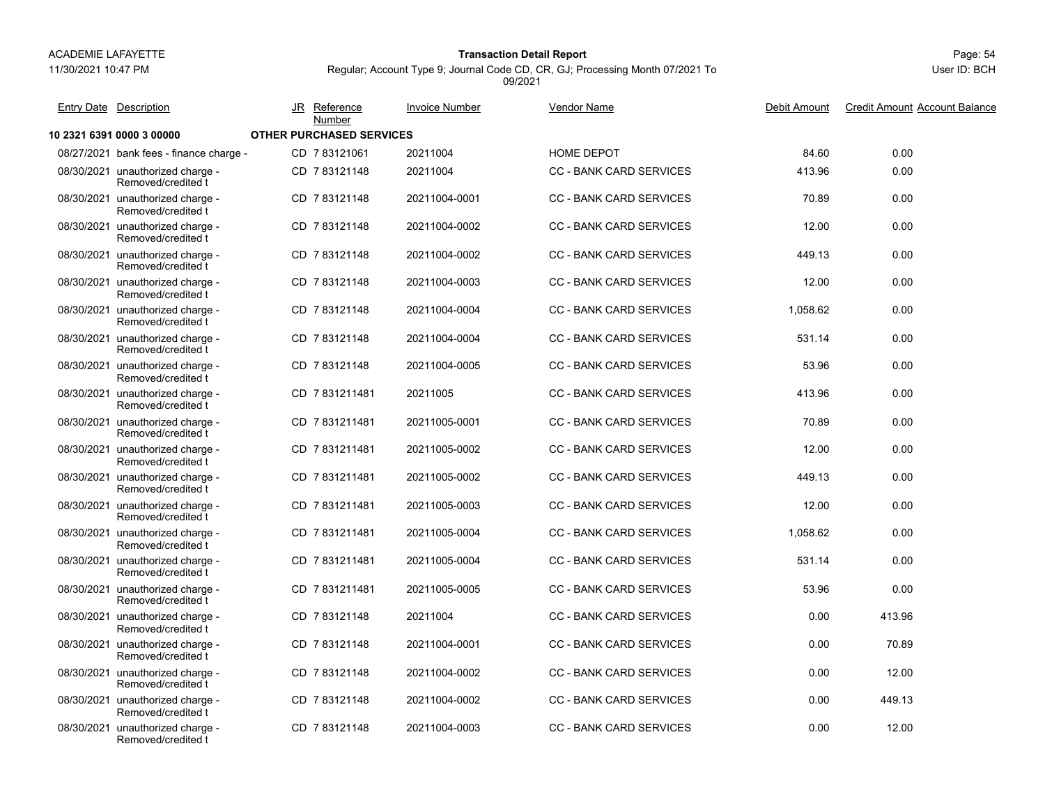ACADEMIE LAFAYETTE

11/30/2021 10:47 PM

**Transaction Detail Report**

Regular; Account Type 9; Journal Code CD, CR, GJ; Processing Month 07/2021 To 09/2021

User ID: BCH

| Entry Date | Description | JR | Reference Number | Invoice Number | Vendor Name | Debit Amount | Credit Amount | Account Balance |
|---|---|---|---|---|---|---|---|---|
| **10 2321 6391 0000 3 00000** | | **OTHER PURCHASED SERVICES** | | | | | | |
| 08/27/2021 | bank fees - finance charge - | CD | 7 83121061 | 20211004 | HOME DEPOT | 84.60 | 0.00 | |
| 08/30/2021 | unauthorized charge - Removed/credited t | CD | 7 83121148 | 20211004 | CC - BANK CARD SERVICES | 413.96 | 0.00 | |
| 08/30/2021 | unauthorized charge - Removed/credited t | CD | 7 83121148 | 20211004-0001 | CC - BANK CARD SERVICES | 70.89 | 0.00 | |
| 08/30/2021 | unauthorized charge - Removed/credited t | CD | 7 83121148 | 20211004-0002 | CC - BANK CARD SERVICES | 12.00 | 0.00 | |
| 08/30/2021 | unauthorized charge - Removed/credited t | CD | 7 83121148 | 20211004-0002 | CC - BANK CARD SERVICES | 449.13 | 0.00 | |
| 08/30/2021 | unauthorized charge - Removed/credited t | CD | 7 83121148 | 20211004-0003 | CC - BANK CARD SERVICES | 12.00 | 0.00 | |
| 08/30/2021 | unauthorized charge - Removed/credited t | CD | 7 83121148 | 20211004-0004 | CC - BANK CARD SERVICES | 1,058.62 | 0.00 | |
| 08/30/2021 | unauthorized charge - Removed/credited t | CD | 7 83121148 | 20211004-0004 | CC - BANK CARD SERVICES | 531.14 | 0.00 | |
| 08/30/2021 | unauthorized charge - Removed/credited t | CD | 7 83121148 | 20211004-0005 | CC - BANK CARD SERVICES | 53.96 | 0.00 | |
| 08/30/2021 | unauthorized charge - Removed/credited t | CD | 7 831211481 | 20211005 | CC - BANK CARD SERVICES | 413.96 | 0.00 | |
| 08/30/2021 | unauthorized charge - Removed/credited t | CD | 7 831211481 | 20211005-0001 | CC - BANK CARD SERVICES | 70.89 | 0.00 | |
| 08/30/2021 | unauthorized charge - Removed/credited t | CD | 7 831211481 | 20211005-0002 | CC - BANK CARD SERVICES | 12.00 | 0.00 | |
| 08/30/2021 | unauthorized charge - Removed/credited t | CD | 7 831211481 | 20211005-0002 | CC - BANK CARD SERVICES | 449.13 | 0.00 | |
| 08/30/2021 | unauthorized charge - Removed/credited t | CD | 7 831211481 | 20211005-0003 | CC - BANK CARD SERVICES | 12.00 | 0.00 | |
| 08/30/2021 | unauthorized charge - Removed/credited t | CD | 7 831211481 | 20211005-0004 | CC - BANK CARD SERVICES | 1,058.62 | 0.00 | |
| 08/30/2021 | unauthorized charge - Removed/credited t | CD | 7 831211481 | 20211005-0004 | CC - BANK CARD SERVICES | 531.14 | 0.00 | |
| 08/30/2021 | unauthorized charge - Removed/credited t | CD | 7 831211481 | 20211005-0005 | CC - BANK CARD SERVICES | 53.96 | 0.00 | |
| 08/30/2021 | unauthorized charge - Removed/credited t | CD | 7 83121148 | 20211004 | CC - BANK CARD SERVICES | 0.00 | 413.96 | |
| 08/30/2021 | unauthorized charge - Removed/credited t | CD | 7 83121148 | 20211004-0001 | CC - BANK CARD SERVICES | 0.00 | 70.89 | |
| 08/30/2021 | unauthorized charge - Removed/credited t | CD | 7 83121148 | 20211004-0002 | CC - BANK CARD SERVICES | 0.00 | 12.00 | |
| 08/30/2021 | unauthorized charge - Removed/credited t | CD | 7 83121148 | 20211004-0002 | CC - BANK CARD SERVICES | 0.00 | 449.13 | |
| 08/30/2021 | unauthorized charge - Removed/credited t | CD | 7 83121148 | 20211004-0003 | CC - BANK CARD SERVICES | 0.00 | 12.00 | |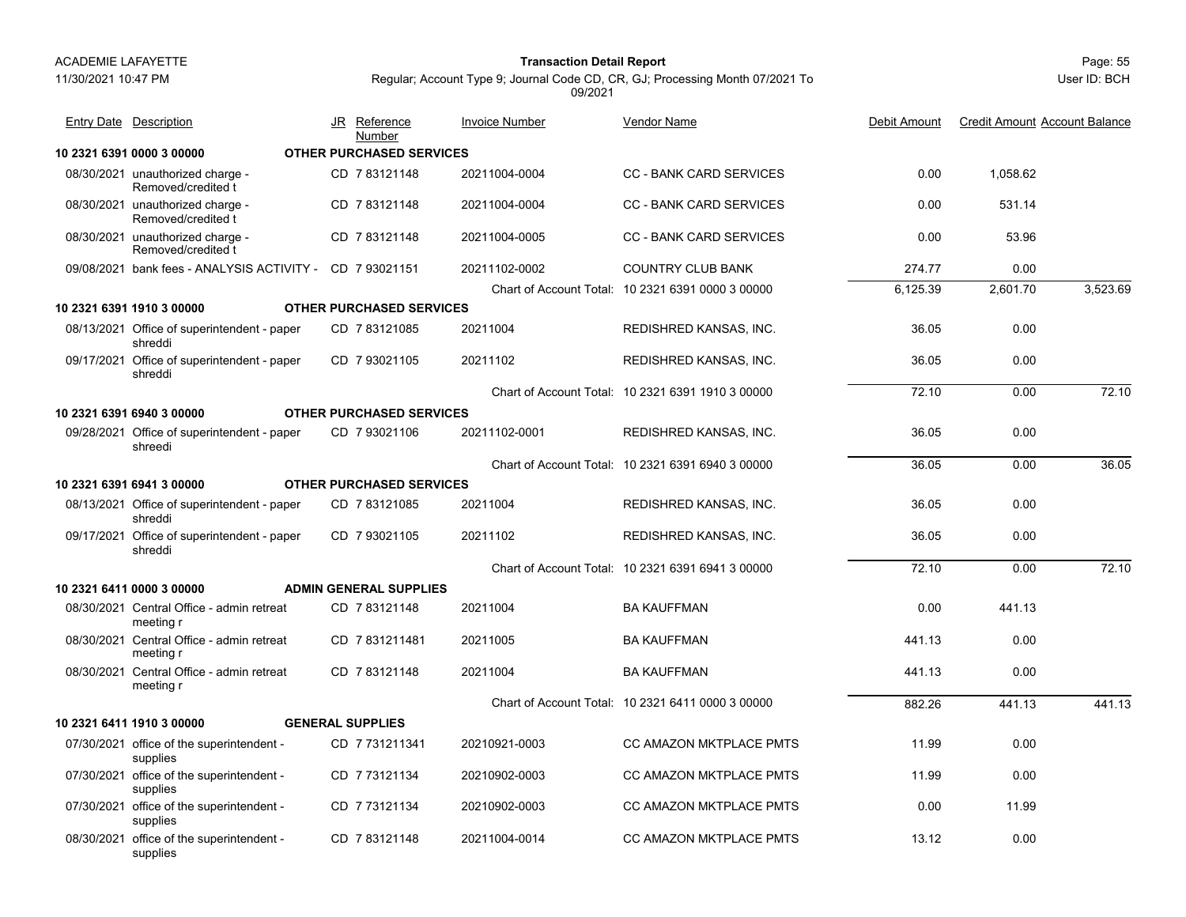| Entry Date | Description | JR | Reference Number | Invoice Number | Vendor Name | Debit Amount | Credit Amount | Account Balance |
|---|---|---|---|---|---|---|---|---|
| **10 2321 6391 0000 3 00000** | **OTHER PURCHASED SERVICES** | | | | | | | |
| 08/30/2021 | unauthorized charge - Removed/credited t | CD | 7 83121148 | 20211004-0004 | CC - BANK CARD SERVICES | 0.00 | 1,058.62 | |
| 08/30/2021 | unauthorized charge - Removed/credited t | CD | 7 83121148 | 20211004-0004 | CC - BANK CARD SERVICES | 0.00 | 531.14 | |
| 08/30/2021 | unauthorized charge - Removed/credited t | CD | 7 83121148 | 20211004-0005 | CC - BANK CARD SERVICES | 0.00 | 53.96 | |
| 09/08/2021 | bank fees - ANALYSIS ACTIVITY - | CD | 7 93021151 | 20211102-0002 | COUNTRY CLUB BANK | 274.77 | 0.00 | |
| | | | | Chart of Account Total: | 10 2321 6391 0000 3 00000 | 6,125.39 | 2,601.70 | 3,523.69 |
| **10 2321 6391 1910 3 00000** | **OTHER PURCHASED SERVICES** | | | | | | | |
| 08/13/2021 | Office of superintendent - paper shreddi | CD | 7 83121085 | 20211004 | REDISHRED KANSAS, INC. | 36.05 | 0.00 | |
| 09/17/2021 | Office of superintendent - paper shreddi | CD | 7 93021105 | 20211102 | REDISHRED KANSAS, INC. | 36.05 | 0.00 | |
| | | | | Chart of Account Total: | 10 2321 6391 1910 3 00000 | 72.10 | 0.00 | 72.10 |
| **10 2321 6391 6940 3 00000** | **OTHER PURCHASED SERVICES** | | | | | | | |
| 09/28/2021 | Office of superintendent - paper shreedi | CD | 7 93021106 | 20211102-0001 | REDISHRED KANSAS, INC. | 36.05 | 0.00 | |
| | | | | Chart of Account Total: | 10 2321 6391 6940 3 00000 | 36.05 | 0.00 | 36.05 |
| **10 2321 6391 6941 3 00000** | **OTHER PURCHASED SERVICES** | | | | | | | |
| 08/13/2021 | Office of superintendent - paper shreddi | CD | 7 83121085 | 20211004 | REDISHRED KANSAS, INC. | 36.05 | 0.00 | |
| 09/17/2021 | Office of superintendent - paper shreddi | CD | 7 93021105 | 20211102 | REDISHRED KANSAS, INC. | 36.05 | 0.00 | |
| | | | | Chart of Account Total: | 10 2321 6391 6941 3 00000 | 72.10 | 0.00 | 72.10 |
| **10 2321 6411 0000 3 00000** | **ADMIN GENERAL SUPPLIES** | | | | | | | |
| 08/30/2021 | Central Office - admin retreat meeting r | CD | 7 83121148 | 20211004 | BA KAUFFMAN | 0.00 | 441.13 | |
| 08/30/2021 | Central Office - admin retreat meeting r | CD | 7 831211481 | 20211005 | BA KAUFFMAN | 441.13 | 0.00 | |
| 08/30/2021 | Central Office - admin retreat meeting r | CD | 7 83121148 | 20211004 | BA KAUFFMAN | 441.13 | 0.00 | |
| | | | | Chart of Account Total: | 10 2321 6411 0000 3 00000 | 882.26 | 441.13 | 441.13 |
| **10 2321 6411 1910 3 00000** | **GENERAL SUPPLIES** | | | | | | | |
| 07/30/2021 | office of the superintendent - supplies | CD | 7 731211341 | 20210921-0003 | CC AMAZON MKTPLACE PMTS | 11.99 | 0.00 | |
| 07/30/2021 | office of the superintendent - supplies | CD | 7 73121134 | 20210902-0003 | CC AMAZON MKTPLACE PMTS | 11.99 | 0.00 | |
| 07/30/2021 | office of the superintendent - supplies | CD | 7 73121134 | 20210902-0003 | CC AMAZON MKTPLACE PMTS | 0.00 | 11.99 | |
| 08/30/2021 | office of the superintendent - supplies | CD | 7 83121148 | 20211004-0014 | CC AMAZON MKTPLACE PMTS | 13.12 | 0.00 | |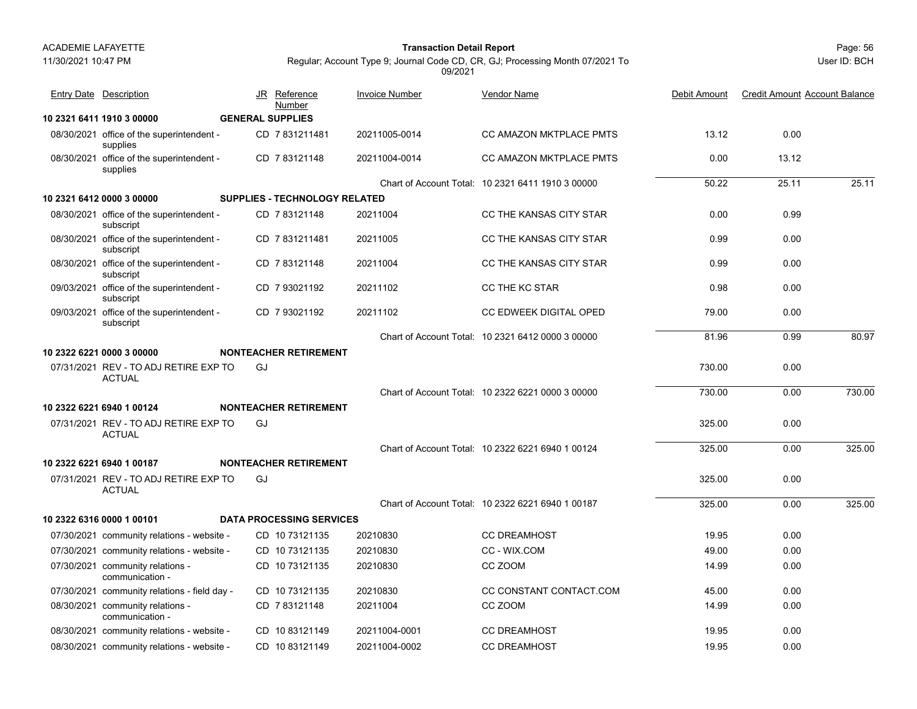# Transaction Detail Report

ACADEMIE LAFAYETTE

11/30/2021 10:47 PM

Regular; Account Type 9; Journal Code CD, CR, GJ; Processing Month 07/2021 To 09/2021

User ID: BCH

| Entry Date | Description | JR | Reference Number | Invoice Number | Vendor Name | Debit Amount | Credit Amount | Account Balance |
|---|---|---|---|---|---|---|---|---|
| **10 2321 6411 1910 3 00000** | **GENERAL SUPPLIES** | | | | | | | |
| 08/30/2021 | office of the superintendent - supplies | CD | 7 831211481 | 20211005-0014 | CC AMAZON MKTPLACE PMTS | 13.12 | 0.00 | |
| 08/30/2021 | office of the superintendent - supplies | CD | 7 83121148 | 20211004-0014 | CC AMAZON MKTPLACE PMTS | 0.00 | 13.12 | |
| | | | | Chart of Account Total: | 10 2321 6411 1910 3 00000 | 50.22 | 25.11 | 25.11 |
| **10 2321 6412 0000 3 00000** | **SUPPLIES - TECHNOLOGY RELATED** | | | | | | | |
| 08/30/2021 | office of the superintendent - subscript | CD | 7 83121148 | 20211004 | CC THE KANSAS CITY STAR | 0.00 | 0.99 | |
| 08/30/2021 | office of the superintendent - subscript | CD | 7 831211481 | 20211005 | CC THE KANSAS CITY STAR | 0.99 | 0.00 | |
| 08/30/2021 | office of the superintendent - subscript | CD | 7 83121148 | 20211004 | CC THE KANSAS CITY STAR | 0.99 | 0.00 | |
| 09/03/2021 | office of the superintendent - subscript | CD | 7 93021192 | 20211102 | CC THE KC STAR | 0.98 | 0.00 | |
| 09/03/2021 | office of the superintendent - subscript | CD | 7 93021192 | 20211102 | CC EDWEEK DIGITAL OPED | 79.00 | 0.00 | |
| | | | | Chart of Account Total: | 10 2321 6412 0000 3 00000 | 81.96 | 0.99 | 80.97 |
| **10 2322 6221 0000 3 00000** | **NONTEACHER RETIREMENT** | | | | | | | |
| 07/31/2021 | REV - TO ADJ RETIRE EXP TO ACTUAL | GJ | | | | 730.00 | 0.00 | |
| | | | | Chart of Account Total: | 10 2322 6221 0000 3 00000 | 730.00 | 0.00 | 730.00 |
| **10 2322 6221 6940 1 00124** | **NONTEACHER RETIREMENT** | | | | | | | |
| 07/31/2021 | REV - TO ADJ RETIRE EXP TO ACTUAL | GJ | | | | 325.00 | 0.00 | |
| | | | | Chart of Account Total: | 10 2322 6221 6940 1 00124 | 325.00 | 0.00 | 325.00 |
| **10 2322 6221 6940 1 00187** | **NONTEACHER RETIREMENT** | | | | | | | |
| 07/31/2021 | REV - TO ADJ RETIRE EXP TO ACTUAL | GJ | | | | 325.00 | 0.00 | |
| | | | | Chart of Account Total: | 10 2322 6221 6940 1 00187 | 325.00 | 0.00 | 325.00 |
| **10 2322 6316 0000 1 00101** | **DATA PROCESSING SERVICES** | | | | | | | |
| 07/30/2021 | community relations - website - | CD | 10 73121135 | 20210830 | CC DREAMHOST | 19.95 | 0.00 | |
| 07/30/2021 | community relations - website - | CD | 10 73121135 | 20210830 | CC - WIX.COM | 49.00 | 0.00 | |
| 07/30/2021 | community relations - communication - | CD | 10 73121135 | 20210830 | CC ZOOM | 14.99 | 0.00 | |
| 07/30/2021 | community relations - field day - | CD | 10 73121135 | 20210830 | CC CONSTANT CONTACT.COM | 45.00 | 0.00 | |
| 08/30/2021 | community relations - communication - | CD | 7 83121148 | 20211004 | CC ZOOM | 14.99 | 0.00 | |
| 08/30/2021 | community relations - website - | CD | 10 83121149 | 20211004-0001 | CC DREAMHOST | 19.95 | 0.00 | |
| 08/30/2021 | community relations - website - | CD | 10 83121149 | 20211004-0002 | CC DREAMHOST | 19.95 | 0.00 | |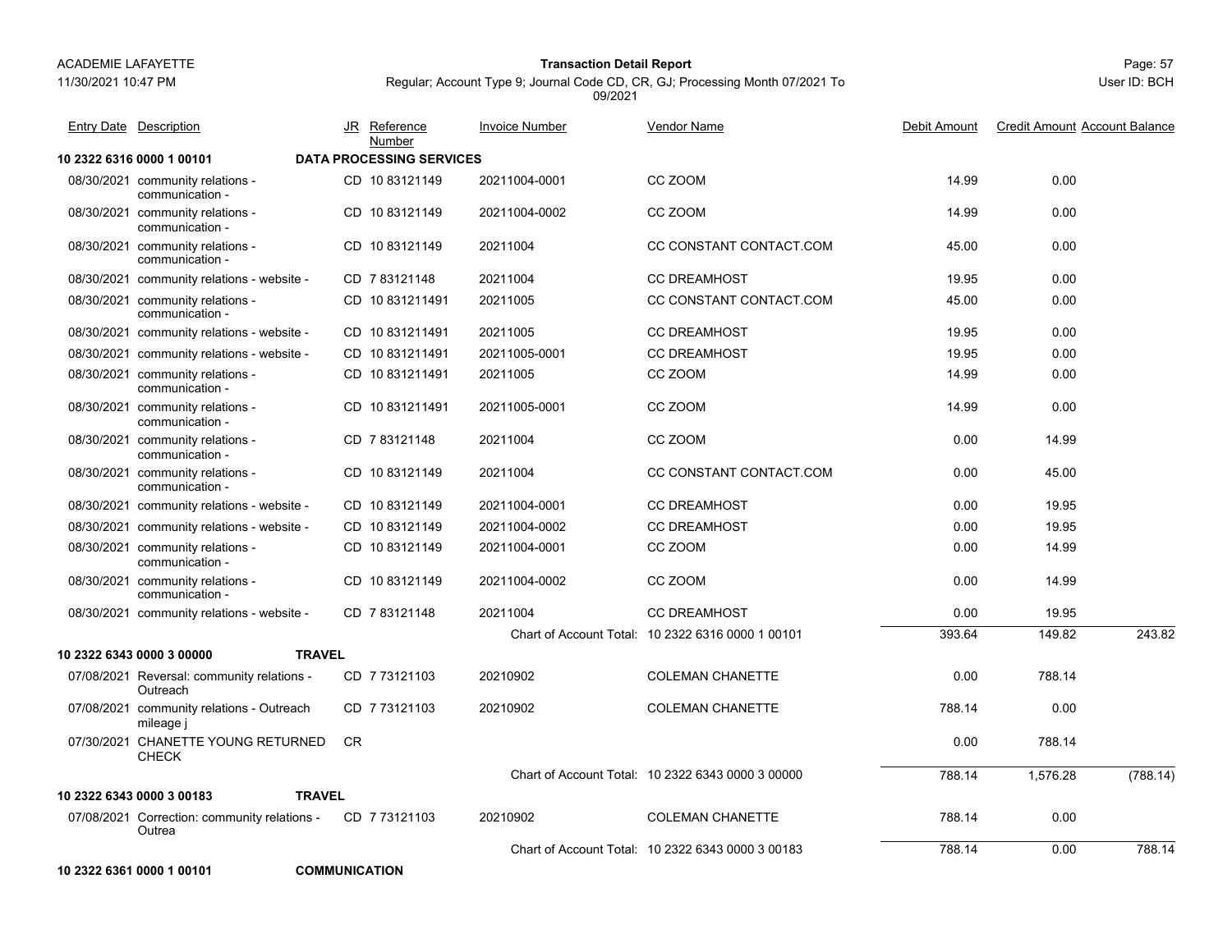| Entry Date | Description | JR | Reference Number | Invoice Number | Vendor Name | Debit Amount | Credit Amount | Account Balance |
|---|---|---|---|---|---|---|---|---|
| **10 2322 6316 0000 1 00101** | **DATA PROCESSING SERVICES** | | | | | | | |
| 08/30/2021 | community relations - communication - | CD | 10 83121149 | 20211004-0001 | CC ZOOM | 14.99 | 0.00 | |
| 08/30/2021 | community relations - communication - | CD | 10 83121149 | 20211004-0002 | CC ZOOM | 14.99 | 0.00 | |
| 08/30/2021 | community relations - communication - | CD | 10 83121149 | 20211004 | CC CONSTANT CONTACT.COM | 45.00 | 0.00 | |
| 08/30/2021 | community relations - website - | CD | 7 83121148 | 20211004 | CC DREAMHOST | 19.95 | 0.00 | |
| 08/30/2021 | community relations - communication - | CD | 10 831211491 | 20211005 | CC CONSTANT CONTACT.COM | 45.00 | 0.00 | |
| 08/30/2021 | community relations - website - | CD | 10 831211491 | 20211005 | CC DREAMHOST | 19.95 | 0.00 | |
| 08/30/2021 | community relations - website - | CD | 10 831211491 | 20211005-0001 | CC DREAMHOST | 19.95 | 0.00 | |
| 08/30/2021 | community relations - communication - | CD | 10 831211491 | 20211005 | CC ZOOM | 14.99 | 0.00 | |
| 08/30/2021 | community relations - communication - | CD | 10 831211491 | 20211005-0001 | CC ZOOM | 14.99 | 0.00 | |
| 08/30/2021 | community relations - communication - | CD | 7 83121148 | 20211004 | CC ZOOM | 0.00 | 14.99 | |
| 08/30/2021 | community relations - communication - | CD | 10 83121149 | 20211004 | CC CONSTANT CONTACT.COM | 0.00 | 45.00 | |
| 08/30/2021 | community relations - website - | CD | 10 83121149 | 20211004-0001 | CC DREAMHOST | 0.00 | 19.95 | |
| 08/30/2021 | community relations - website - | CD | 10 83121149 | 20211004-0002 | CC DREAMHOST | 0.00 | 19.95 | |
| 08/30/2021 | community relations - communication - | CD | 10 83121149 | 20211004-0001 | CC ZOOM | 0.00 | 14.99 | |
| 08/30/2021 | community relations - communication - | CD | 10 83121149 | 20211004-0002 | CC ZOOM | 0.00 | 14.99 | |
| 08/30/2021 | community relations - website - | CD | 7 83121148 | 20211004 | CC DREAMHOST | 0.00 | 19.95 | |
| | | | | Chart of Account Total: | 10 2322 6316 0000 1 00101 | 393.64 | 149.82 | 243.82 |
| **10 2322 6343 0000 3 00000** | **TRAVEL** | | | | | | | |
| 07/08/2021 | Reversal: community relations - Outreach | CD | 7 73121103 | 20210902 | COLEMAN CHANETTE | 0.00 | 788.14 | |
| 07/08/2021 | community relations - Outreach mileage j | CD | 7 73121103 | 20210902 | COLEMAN CHANETTE | 788.14 | 0.00 | |
| 07/30/2021 | CHANETTE YOUNG RETURNED CHECK | CR | | | | 0.00 | 788.14 | |
| | | | | Chart of Account Total: | 10 2322 6343 0000 3 00000 | 788.14 | 1,576.28 | (788.14) |
| **10 2322 6343 0000 3 00183** | **TRAVEL** | | | | | | | |
| 07/08/2021 | Correction: community relations - Outrea | CD | 7 73121103 | 20210902 | COLEMAN CHANETTE | 788.14 | 0.00 | |
| | | | | Chart of Account Total: | 10 2322 6343 0000 3 00183 | 788.14 | 0.00 | 788.14 |
| **10 2322 6361 0000 1 00101** | **COMMUNICATION** | | | | | | | |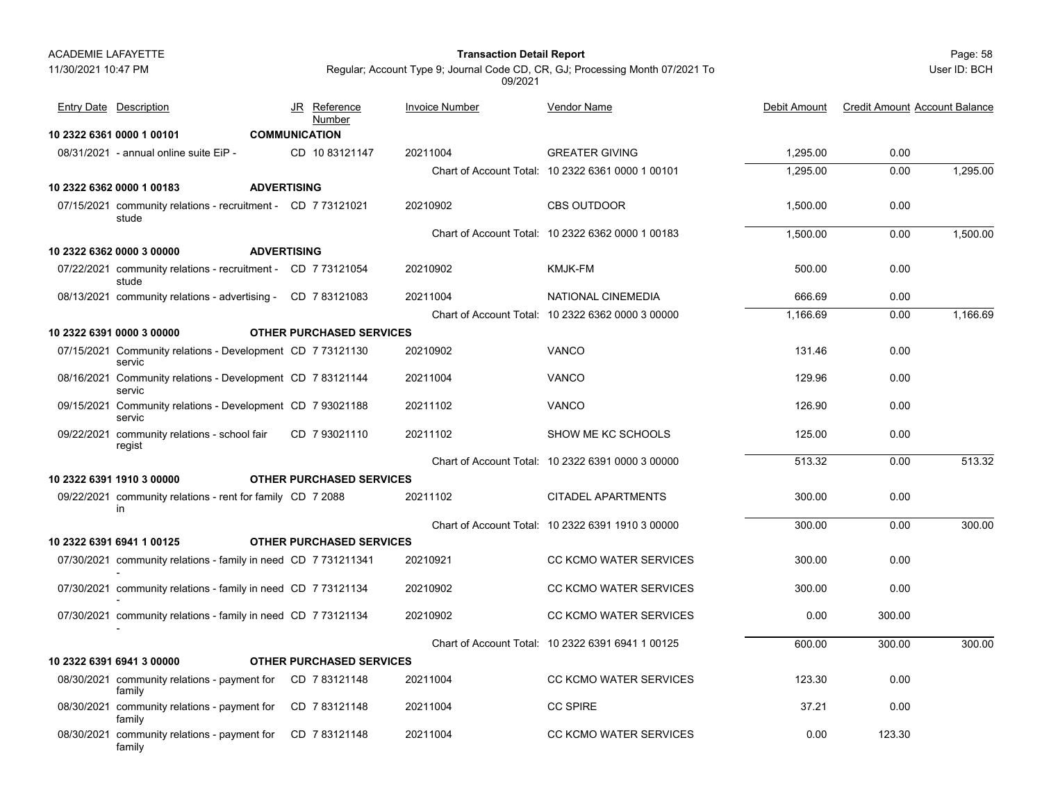ACADEMIE LAFAYETTE
11/30/2021 10:47 PM

**Transaction Detail Report**

Regular; Account Type 9; Journal Code CD, CR, GJ; Processing Month 07/2021 To 09/2021

User ID: BCH

| Entry Date | Description | JR | Reference Number | Invoice Number | Vendor Name | Debit Amount | Credit Amount | Account Balance |
|---|---|---|---|---|---|---|---|---|
| **10 2322 6361 0000 1 00101** | **COMMUNICATION** | | | | | | | |
| 08/31/2021 | - annual online suite EiP - | CD | 10 83121147 | 20211004 | GREATER GIVING | 1,295.00 | 0.00 | |
| | | | | Chart of Account Total: | 10 2322 6361 0000 1 00101 | 1,295.00 | 0.00 | 1,295.00 |
| **10 2322 6362 0000 1 00183** | **ADVERTISING** | | | | | | | |
| 07/15/2021 | community relations - recruitment - stude | CD | 7 73121021 | 20210902 | CBS OUTDOOR | 1,500.00 | 0.00 | |
| | | | | Chart of Account Total: | 10 2322 6362 0000 1 00183 | 1,500.00 | 0.00 | 1,500.00 |
| **10 2322 6362 0000 3 00000** | **ADVERTISING** | | | | | | | |
| 07/22/2021 | community relations - recruitment - stude | CD | 7 73121054 | 20210902 | KMJK-FM | 500.00 | 0.00 | |
| 08/13/2021 | community relations - advertising - | CD | 7 83121083 | 20211004 | NATIONAL CINEMEDIA | 666.69 | 0.00 | |
| | | | | Chart of Account Total: | 10 2322 6362 0000 3 00000 | 1,166.69 | 0.00 | 1,166.69 |
| **10 2322 6391 0000 3 00000** | **OTHER PURCHASED SERVICES** | | | | | | | |
| 07/15/2021 | Community relations - Development servic | CD | 7 73121130 | 20210902 | VANCO | 131.46 | 0.00 | |
| 08/16/2021 | Community relations - Development servic | CD | 7 83121144 | 20211004 | VANCO | 129.96 | 0.00 | |
| 09/15/2021 | Community relations - Development servic | CD | 7 93021188 | 20211102 | VANCO | 126.90 | 0.00 | |
| 09/22/2021 | community relations - school fair regist | CD | 7 93021110 | 20211102 | SHOW ME KC SCHOOLS | 125.00 | 0.00 | |
| | | | | Chart of Account Total: | 10 2322 6391 0000 3 00000 | 513.32 | 0.00 | 513.32 |
| **10 2322 6391 1910 3 00000** | **OTHER PURCHASED SERVICES** | | | | | | | |
| 09/22/2021 | community relations - rent for family in | CD | 7 2088 | 20211102 | CITADEL APARTMENTS | 300.00 | 0.00 | |
| | | | | Chart of Account Total: | 10 2322 6391 1910 3 00000 | 300.00 | 0.00 | 300.00 |
| **10 2322 6391 6941 1 00125** | **OTHER PURCHASED SERVICES** | | | | | | | |
| 07/30/2021 | community relations - family in need - | CD | 7 731211341 | 20210921 | CC KCMO WATER SERVICES | 300.00 | 0.00 | |
| 07/30/2021 | community relations - family in need - | CD | 7 73121134 | 20210902 | CC KCMO WATER SERVICES | 300.00 | 0.00 | |
| 07/30/2021 | community relations - family in need - | CD | 7 73121134 | 20210902 | CC KCMO WATER SERVICES | 0.00 | 300.00 | |
| | | | | Chart of Account Total: | 10 2322 6391 6941 1 00125 | 600.00 | 300.00 | 300.00 |
| **10 2322 6391 6941 3 00000** | **OTHER PURCHASED SERVICES** | | | | | | | |
| 08/30/2021 | community relations - payment for family | CD | 7 83121148 | 20211004 | CC KCMO WATER SERVICES | 123.30 | 0.00 | |
| 08/30/2021 | community relations - payment for family | CD | 7 83121148 | 20211004 | CC SPIRE | 37.21 | 0.00 | |
| 08/30/2021 | community relations - payment for family | CD | 7 83121148 | 20211004 | CC KCMO WATER SERVICES | 0.00 | 123.30 | |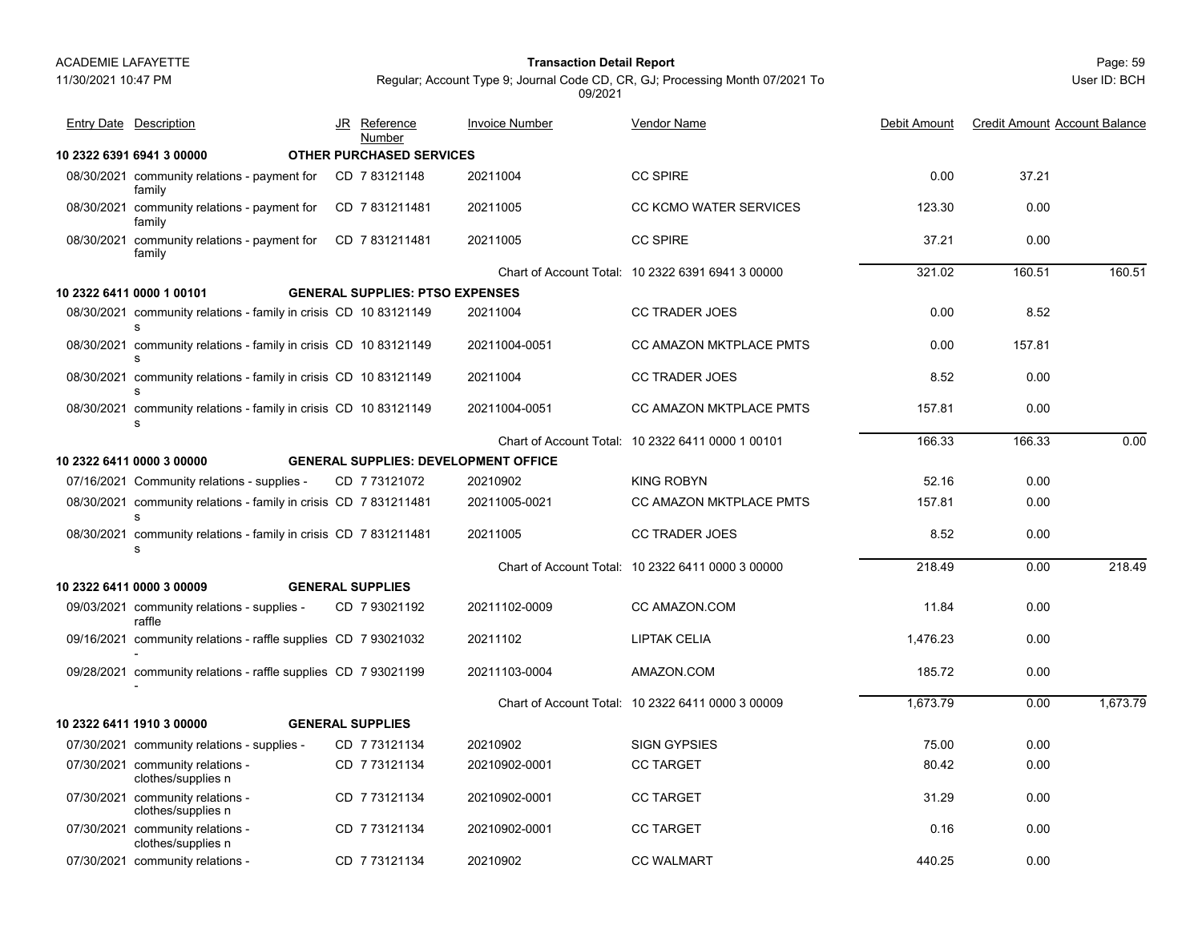| Entry Date | Description | JR | Reference Number | Invoice Number | Vendor Name | Debit Amount | Credit Amount | Account Balance |
|---|---|---|---|---|---|---|---|---|
| **10 2322 6391 6941 3 00000** | **OTHER PURCHASED SERVICES** | | | | | | | |
| 08/30/2021 | community relations - payment for family | CD | 7 83121148 | 20211004 | CC SPIRE | 0.00 | 37.21 | |
| 08/30/2021 | community relations - payment for family | CD | 7 831211481 | 20211005 | CC KCMO WATER SERVICES | 123.30 | 0.00 | |
| 08/30/2021 | community relations - payment for family | CD | 7 831211481 | 20211005 | CC SPIRE | 37.21 | 0.00 | |
| | | | | Chart of Account Total: | 10 2322 6391 6941 3 00000 | 321.02 | 160.51 | 160.51 |
| **10 2322 6411 0000 1 00101** | **GENERAL SUPPLIES: PTSO EXPENSES** | | | | | | | |
| 08/30/2021 | community relations - family in crisis s | CD | 10 83121149 | 20211004 | CC TRADER JOES | 0.00 | 8.52 | |
| 08/30/2021 | community relations - family in crisis s | CD | 10 83121149 | 20211004-0051 | CC AMAZON MKTPLACE PMTS | 0.00 | 157.81 | |
| 08/30/2021 | community relations - family in crisis s | CD | 10 83121149 | 20211004 | CC TRADER JOES | 8.52 | 0.00 | |
| 08/30/2021 | community relations - family in crisis s | CD | 10 83121149 | 20211004-0051 | CC AMAZON MKTPLACE PMTS | 157.81 | 0.00 | |
| | | | | Chart of Account Total: | 10 2322 6411 0000 1 00101 | 166.33 | 166.33 | 0.00 |
| **10 2322 6411 0000 3 00000** | **GENERAL SUPPLIES: DEVELOPMENT OFFICE** | | | | | | | |
| 07/16/2021 | Community relations - supplies - | CD | 7 73121072 | 20210902 | KING ROBYN | 52.16 | 0.00 | |
| 08/30/2021 | community relations - family in crisis s | CD | 7 831211481 | 20211005-0021 | CC AMAZON MKTPLACE PMTS | 157.81 | 0.00 | |
| 08/30/2021 | community relations - family in crisis s | CD | 7 831211481 | 20211005 | CC TRADER JOES | 8.52 | 0.00 | |
| | | | | Chart of Account Total: | 10 2322 6411 0000 3 00000 | 218.49 | 0.00 | 218.49 |
| **10 2322 6411 0000 3 00009** | **GENERAL SUPPLIES** | | | | | | | |
| 09/03/2021 | community relations - supplies - raffle | CD | 7 93021192 | 20211102-0009 | CC AMAZON.COM | 11.84 | 0.00 | |
| 09/16/2021 | community relations - raffle supplies - | CD | 7 93021032 | 20211102 | LIPTAK CELIA | 1,476.23 | 0.00 | |
| 09/28/2021 | community relations - raffle supplies - | CD | 7 93021199 | 20211103-0004 | AMAZON.COM | 185.72 | 0.00 | |
| | | | | Chart of Account Total: | 10 2322 6411 0000 3 00009 | 1,673.79 | 0.00 | 1,673.79 |
| **10 2322 6411 1910 3 00000** | **GENERAL SUPPLIES** | | | | | | | |
| 07/30/2021 | community relations - supplies - | CD | 7 73121134 | 20210902 | SIGN GYPSIES | 75.00 | 0.00 | |
| 07/30/2021 | community relations - clothes/supplies n | CD | 7 73121134 | 20210902-0001 | CC TARGET | 80.42 | 0.00 | |
| 07/30/2021 | community relations - clothes/supplies n | CD | 7 73121134 | 20210902-0001 | CC TARGET | 31.29 | 0.00 | |
| 07/30/2021 | community relations - clothes/supplies n | CD | 7 73121134 | 20210902-0001 | CC TARGET | 0.16 | 0.00 | |
| 07/30/2021 | community relations - | CD | 7 73121134 | 20210902 | CC WALMART | 440.25 | 0.00 | |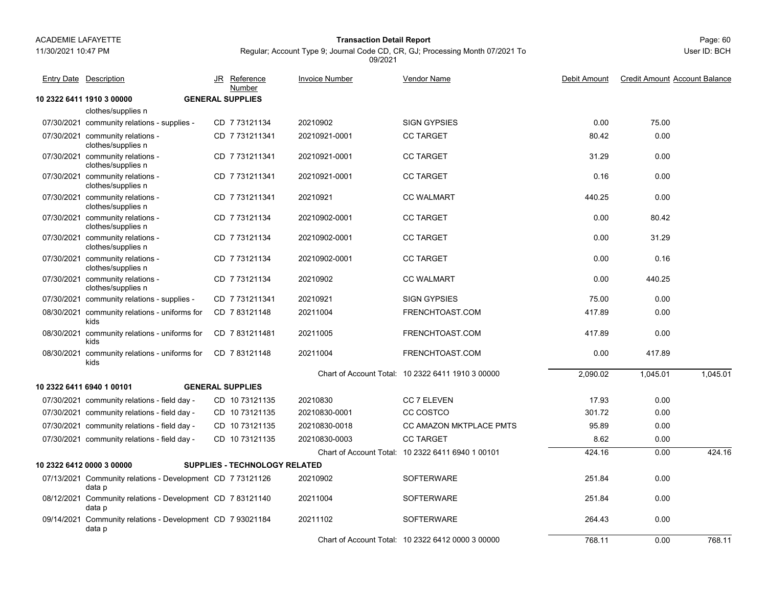ACADEMIE LAFAYETTE

11/30/2021 10:47 PM

**Transaction Detail Report**

Regular; Account Type 9; Journal Code CD, CR, GJ; Processing Month 07/2021 To 09/2021

User ID: BCH

| Entry Date | Description | JR | Reference Number | Invoice Number | Vendor Name | Debit Amount | Credit Amount | Account Balance |
|---|---|---|---|---|---|---|---|---|
| **10 2322 6411 1910 3 00000** | **GENERAL SUPPLIES** | | | | | | | |
| | clothes/supplies n | | | | | | | |
| 07/30/2021 | community relations - supplies - | CD | 7 73121134 | 20210902 | SIGN GYPSIES | 0.00 | 75.00 | |
| 07/30/2021 | community relations - clothes/supplies n | CD | 7 731211341 | 20210921-0001 | CC TARGET | 80.42 | 0.00 | |
| 07/30/2021 | community relations - clothes/supplies n | CD | 7 731211341 | 20210921-0001 | CC TARGET | 31.29 | 0.00 | |
| 07/30/2021 | community relations - clothes/supplies n | CD | 7 731211341 | 20210921-0001 | CC TARGET | 0.16 | 0.00 | |
| 07/30/2021 | community relations - clothes/supplies n | CD | 7 731211341 | 20210921 | CC WALMART | 440.25 | 0.00 | |
| 07/30/2021 | community relations - clothes/supplies n | CD | 7 73121134 | 20210902-0001 | CC TARGET | 0.00 | 80.42 | |
| 07/30/2021 | community relations - clothes/supplies n | CD | 7 73121134 | 20210902-0001 | CC TARGET | 0.00 | 31.29 | |
| 07/30/2021 | community relations - clothes/supplies n | CD | 7 73121134 | 20210902-0001 | CC TARGET | 0.00 | 0.16 | |
| 07/30/2021 | community relations - clothes/supplies n | CD | 7 73121134 | 20210902 | CC WALMART | 0.00 | 440.25 | |
| 07/30/2021 | community relations - supplies - | CD | 7 731211341 | 20210921 | SIGN GYPSIES | 75.00 | 0.00 | |
| 08/30/2021 | community relations - uniforms for kids | CD | 7 83121148 | 20211004 | FRENCHTOAST.COM | 417.89 | 0.00 | |
| 08/30/2021 | community relations - uniforms for kids | CD | 7 831211481 | 20211005 | FRENCHTOAST.COM | 417.89 | 0.00 | |
| 08/30/2021 | community relations - uniforms for kids | CD | 7 83121148 | 20211004 | FRENCHTOAST.COM | 0.00 | 417.89 | |
| | | | | Chart of Account Total: | 10 2322 6411 1910 3 00000 | 2,090.02 | 1,045.01 | 1,045.01 |
| **10 2322 6411 6940 1 00101** | **GENERAL SUPPLIES** | | | | | | | |
| 07/30/2021 | community relations - field day - | CD | 10 73121135 | 20210830 | CC 7 ELEVEN | 17.93 | 0.00 | |
| 07/30/2021 | community relations - field day - | CD | 10 73121135 | 20210830-0001 | CC COSTCO | 301.72 | 0.00 | |
| 07/30/2021 | community relations - field day - | CD | 10 73121135 | 20210830-0018 | CC AMAZON MKTPLACE PMTS | 95.89 | 0.00 | |
| 07/30/2021 | community relations - field day - | CD | 10 73121135 | 20210830-0003 | CC TARGET | 8.62 | 0.00 | |
| | | | | Chart of Account Total: | 10 2322 6411 6940 1 00101 | 424.16 | 0.00 | 424.16 |
| **10 2322 6412 0000 3 00000** | **SUPPLIES - TECHNOLOGY RELATED** | | | | | | | |
| 07/13/2021 | Community relations - Development data p | CD | 7 73121126 | 20210902 | SOFTERWARE | 251.84 | 0.00 | |
| 08/12/2021 | Community relations - Development data p | CD | 7 83121140 | 20211004 | SOFTERWARE | 251.84 | 0.00 | |
| 09/14/2021 | Community relations - Development data p | CD | 7 93021184 | 20211102 | SOFTERWARE | 264.43 | 0.00 | |
| | | | | Chart of Account Total: | 10 2322 6412 0000 3 00000 | 768.11 | 0.00 | 768.11 |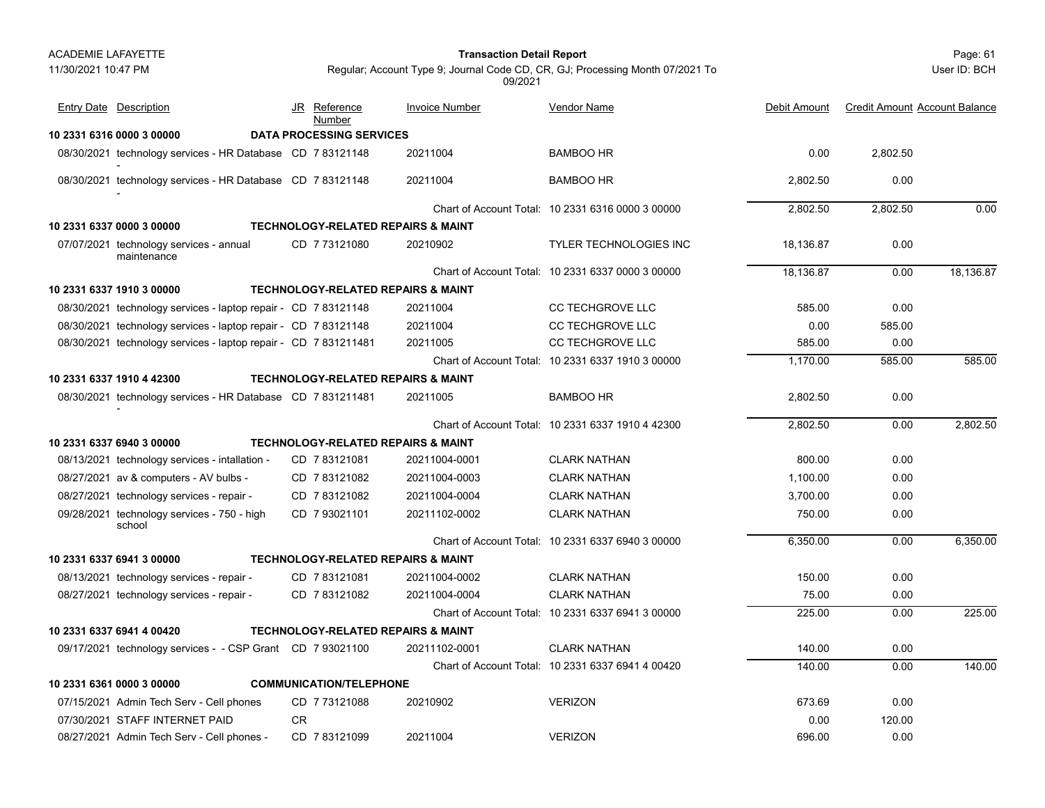ACADEMIE LAFAYETTE

11/30/2021 10:47 PM

**Transaction Detail Report**

Regular; Account Type 9; Journal Code CD, CR, GJ; Processing Month 07/2021 To 09/2021

User ID: BCH

| Entry Date | Description | JR | Reference Number | Invoice Number | Vendor Name | Debit Amount | Credit Amount | Account Balance |
|---|---|---|---|---|---|---|---|---|
| **10 2331 6316 0000 3 00000** | **DATA PROCESSING SERVICES** | | | | | | | |
| 08/30/2021 | technology services - HR Database - | CD | 7 83121148 | 20211004 | BAMBOO HR | 0.00 | 2,802.50 | |
| 08/30/2021 | technology services - HR Database - | CD | 7 83121148 | 20211004 | BAMBOO HR | 2,802.50 | 0.00 | |
| | | | | Chart of Account Total: | 10 2331 6316 0000 3 00000 | 2,802.50 | 2,802.50 | 0.00 |
| **10 2331 6337 0000 3 00000** | **TECHNOLOGY-RELATED REPAIRS & MAINT** | | | | | | | |
| 07/07/2021 | technology services - annual maintenance | CD | 7 73121080 | 20210902 | TYLER TECHNOLOGIES INC | 18,136.87 | 0.00 | |
| | | | | Chart of Account Total: | 10 2331 6337 0000 3 00000 | 18,136.87 | 0.00 | 18,136.87 |
| **10 2331 6337 1910 3 00000** | **TECHNOLOGY-RELATED REPAIRS & MAINT** | | | | | | | |
| 08/30/2021 | technology services - laptop repair - | CD | 7 83121148 | 20211004 | CC TECHGROVE LLC | 585.00 | 0.00 | |
| 08/30/2021 | technology services - laptop repair - | CD | 7 83121148 | 20211004 | CC TECHGROVE LLC | 0.00 | 585.00 | |
| 08/30/2021 | technology services - laptop repair - | CD | 7 831211481 | 20211005 | CC TECHGROVE LLC | 585.00 | 0.00 | |
| | | | | Chart of Account Total: | 10 2331 6337 1910 3 00000 | 1,170.00 | 585.00 | 585.00 |
| **10 2331 6337 1910 4 42300** | **TECHNOLOGY-RELATED REPAIRS & MAINT** | | | | | | | |
| 08/30/2021 | technology services - HR Database - | CD | 7 831211481 | 20211005 | BAMBOO HR | 2,802.50 | 0.00 | |
| | | | | Chart of Account Total: | 10 2331 6337 1910 4 42300 | 2,802.50 | 0.00 | 2,802.50 |
| **10 2331 6337 6940 3 00000** | **TECHNOLOGY-RELATED REPAIRS & MAINT** | | | | | | | |
| 08/13/2021 | technology services - intallation - | CD | 7 83121081 | 20211004-0001 | CLARK NATHAN | 800.00 | 0.00 | |
| 08/27/2021 | av & computers - AV bulbs - | CD | 7 83121082 | 20211004-0003 | CLARK NATHAN | 1,100.00 | 0.00 | |
| 08/27/2021 | technology services - repair - | CD | 7 83121082 | 20211004-0004 | CLARK NATHAN | 3,700.00 | 0.00 | |
| 09/28/2021 | technology services - 750 - high school | CD | 7 93021101 | 20211102-0002 | CLARK NATHAN | 750.00 | 0.00 | |
| | | | | Chart of Account Total: | 10 2331 6337 6940 3 00000 | 6,350.00 | 0.00 | 6,350.00 |
| **10 2331 6337 6941 3 00000** | **TECHNOLOGY-RELATED REPAIRS & MAINT** | | | | | | | |
| 08/13/2021 | technology services - repair - | CD | 7 83121081 | 20211004-0002 | CLARK NATHAN | 150.00 | 0.00 | |
| 08/27/2021 | technology services - repair - | CD | 7 83121082 | 20211004-0004 | CLARK NATHAN | 75.00 | 0.00 | |
| | | | | Chart of Account Total: | 10 2331 6337 6941 3 00000 | 225.00 | 0.00 | 225.00 |
| **10 2331 6337 6941 4 00420** | **TECHNOLOGY-RELATED REPAIRS & MAINT** | | | | | | | |
| 09/17/2021 | technology services - - CSP Grant | CD | 7 93021100 | 20211102-0001 | CLARK NATHAN | 140.00 | 0.00 | |
| | | | | Chart of Account Total: | 10 2331 6337 6941 4 00420 | 140.00 | 0.00 | 140.00 |
| **10 2331 6361 0000 3 00000** | **COMMUNICATION/TELEPHONE** | | | | | | | |
| 07/15/2021 | Admin Tech Serv - Cell phones | CD | 7 73121088 | 20210902 | VERIZON | 673.69 | 0.00 | |
| 07/30/2021 | STAFF INTERNET PAID | CR | | | | 0.00 | 120.00 | |
| 08/27/2021 | Admin Tech Serv - Cell phones - | CD | 7 83121099 | 20211004 | VERIZON | 696.00 | 0.00 | |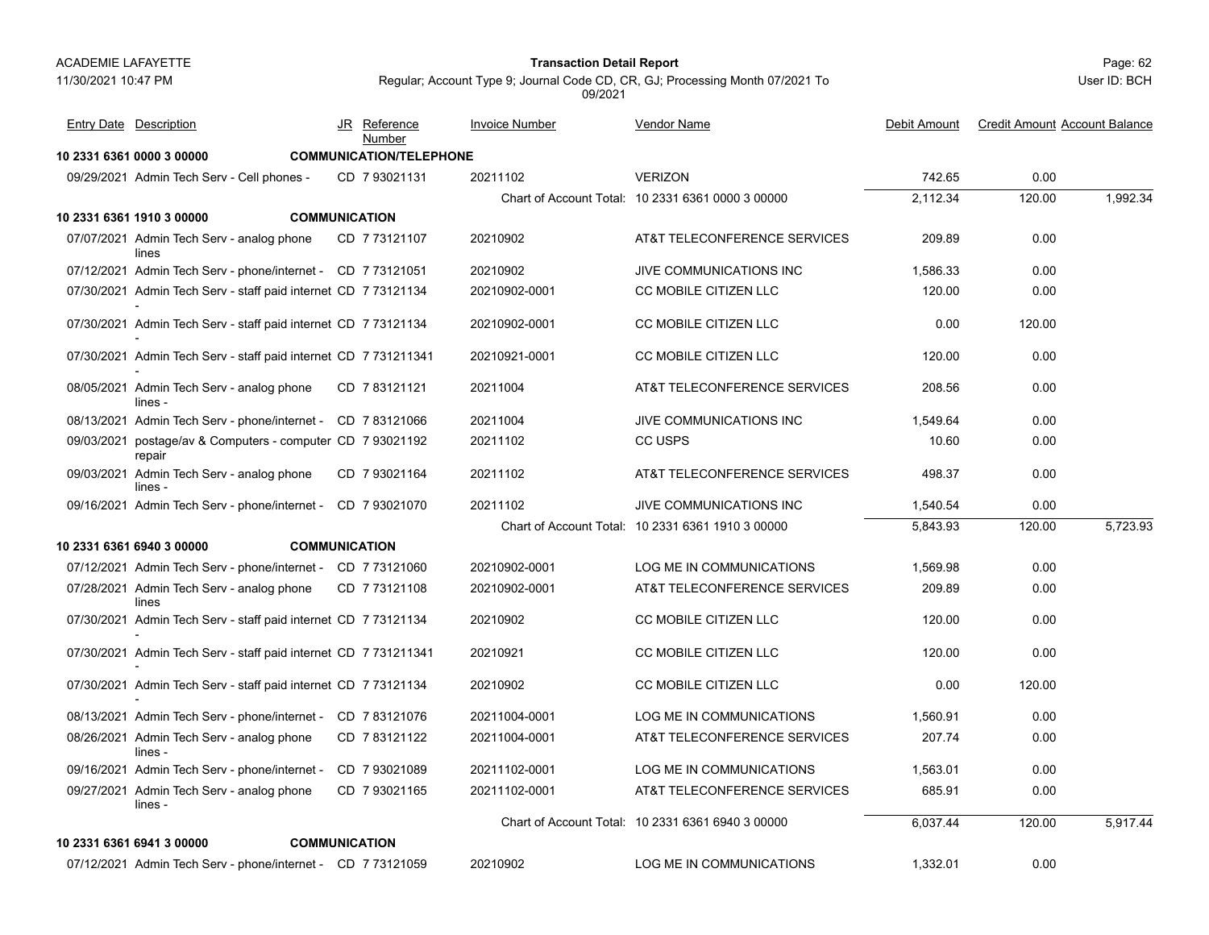| Entry Date | Description | JR | Reference Number | Invoice Number | Vendor Name | Debit Amount | Credit Amount | Account Balance |
|---|---|---|---|---|---|---|---|---|
| **10 2331 6361 0000 3 00000** | **COMMUNICATION/TELEPHONE** | | | | | | | |
| 09/29/2021 | Admin Tech Serv - Cell phones - | CD | 7 93021131 | 20211102 | VERIZON | 742.65 | 0.00 | |
| | | | | Chart of Account Total: | 10 2331 6361 0000 3 00000 | 2,112.34 | 120.00 | 1,992.34 |
| **10 2331 6361 1910 3 00000** | **COMMUNICATION** | | | | | | | |
| 07/07/2021 | Admin Tech Serv - analog phone lines | CD | 7 73121107 | 20210902 | AT&T TELECONFERENCE SERVICES | 209.89 | 0.00 | |
| 07/12/2021 | Admin Tech Serv - phone/internet - | CD | 7 73121051 | 20210902 | JIVE COMMUNICATIONS INC | 1,586.33 | 0.00 | |
| 07/30/2021 | Admin Tech Serv - staff paid internet - | CD | 7 73121134 | 20210902-0001 | CC MOBILE CITIZEN LLC | 120.00 | 0.00 | |
| 07/30/2021 | Admin Tech Serv - staff paid internet - | CD | 7 73121134 | 20210902-0001 | CC MOBILE CITIZEN LLC | 0.00 | 120.00 | |
| 07/30/2021 | Admin Tech Serv - staff paid internet - | CD | 7 731211341 | 20210921-0001 | CC MOBILE CITIZEN LLC | 120.00 | 0.00 | |
| 08/05/2021 | Admin Tech Serv - analog phone lines - | CD | 7 83121121 | 20211004 | AT&T TELECONFERENCE SERVICES | 208.56 | 0.00 | |
| 08/13/2021 | Admin Tech Serv - phone/internet - | CD | 7 83121066 | 20211004 | JIVE COMMUNICATIONS INC | 1,549.64 | 0.00 | |
| 09/03/2021 | postage/av & Computers - computer repair | CD | 7 93021192 | 20211102 | CC USPS | 10.60 | 0.00 | |
| 09/03/2021 | Admin Tech Serv - analog phone lines - | CD | 7 93021164 | 20211102 | AT&T TELECONFERENCE SERVICES | 498.37 | 0.00 | |
| 09/16/2021 | Admin Tech Serv - phone/internet - | CD | 7 93021070 | 20211102 | JIVE COMMUNICATIONS INC | 1,540.54 | 0.00 | |
| | | | | Chart of Account Total: | 10 2331 6361 1910 3 00000 | 5,843.93 | 120.00 | 5,723.93 |
| **10 2331 6361 6940 3 00000** | **COMMUNICATION** | | | | | | | |
| 07/12/2021 | Admin Tech Serv - phone/internet - | CD | 7 73121060 | 20210902-0001 | LOG ME IN COMMUNICATIONS | 1,569.98 | 0.00 | |
| 07/28/2021 | Admin Tech Serv - analog phone lines | CD | 7 73121108 | 20210902-0001 | AT&T TELECONFERENCE SERVICES | 209.89 | 0.00 | |
| 07/30/2021 | Admin Tech Serv - staff paid internet - | CD | 7 73121134 | 20210902 | CC MOBILE CITIZEN LLC | 120.00 | 0.00 | |
| 07/30/2021 | Admin Tech Serv - staff paid internet - | CD | 7 731211341 | 20210921 | CC MOBILE CITIZEN LLC | 120.00 | 0.00 | |
| 07/30/2021 | Admin Tech Serv - staff paid internet - | CD | 7 73121134 | 20210902 | CC MOBILE CITIZEN LLC | 0.00 | 120.00 | |
| 08/13/2021 | Admin Tech Serv - phone/internet - | CD | 7 83121076 | 20211004-0001 | LOG ME IN COMMUNICATIONS | 1,560.91 | 0.00 | |
| 08/26/2021 | Admin Tech Serv - analog phone lines - | CD | 7 83121122 | 20211004-0001 | AT&T TELECONFERENCE SERVICES | 207.74 | 0.00 | |
| 09/16/2021 | Admin Tech Serv - phone/internet - | CD | 7 93021089 | 20211102-0001 | LOG ME IN COMMUNICATIONS | 1,563.01 | 0.00 | |
| 09/27/2021 | Admin Tech Serv - analog phone lines - | CD | 7 93021165 | 20211102-0001 | AT&T TELECONFERENCE SERVICES | 685.91 | 0.00 | |
| | | | | Chart of Account Total: | 10 2331 6361 6940 3 00000 | 6,037.44 | 120.00 | 5,917.44 |
| **10 2331 6361 6941 3 00000** | **COMMUNICATION** | | | | | | | |
| 07/12/2021 | Admin Tech Serv - phone/internet - | CD | 7 73121059 | 20210902 | LOG ME IN COMMUNICATIONS | 1,332.01 | 0.00 | |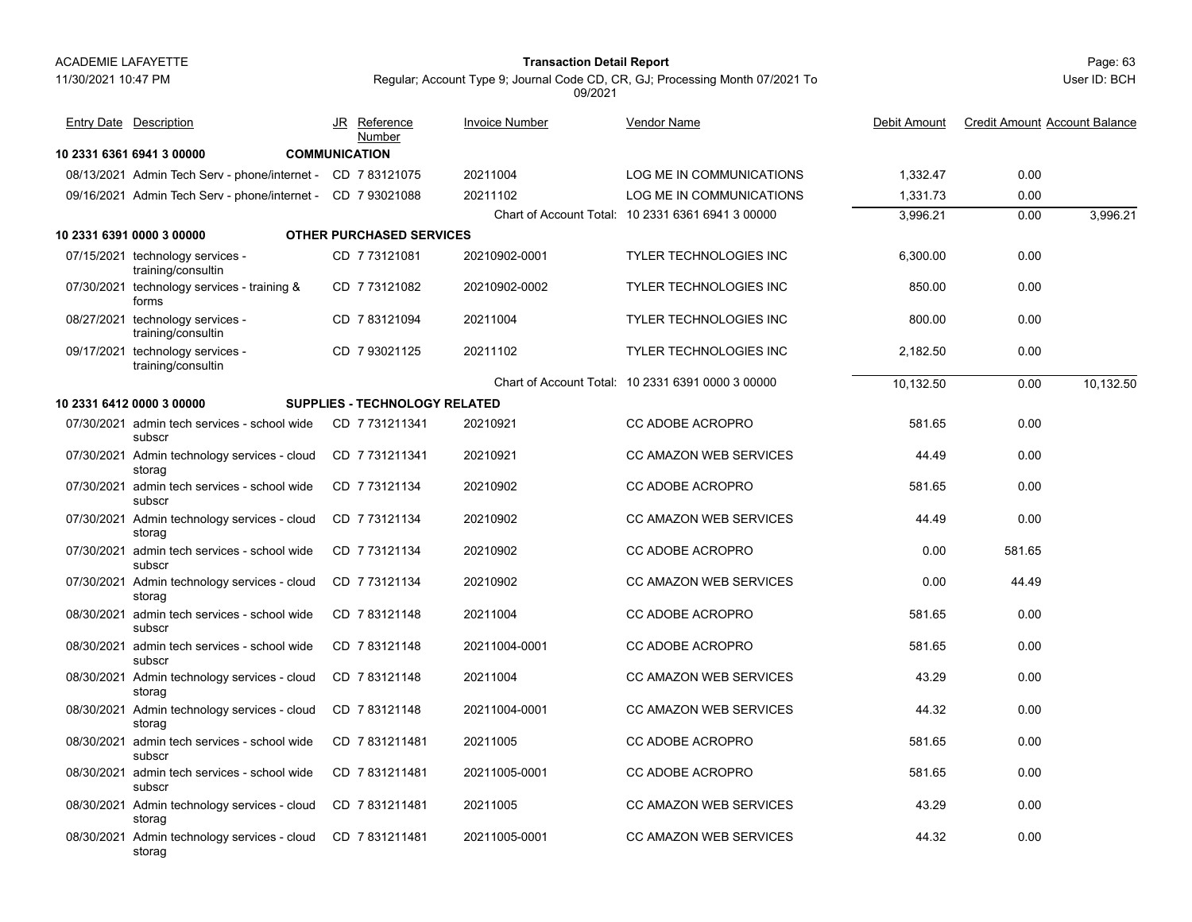| Entry Date | Description | JR | Reference Number | Invoice Number | Vendor Name | Debit Amount | Credit Amount | Account Balance |
|---|---|---|---|---|---|---|---|---|
| **10 2331 6361 6941 3 00000** | | **COMMUNICATION** | | | | | | |
| 08/13/2021 | Admin Tech Serv - phone/internet - | CD | 7 83121075 | 20211004 | LOG ME IN COMMUNICATIONS | 1,332.47 | 0.00 | |
| 09/16/2021 | Admin Tech Serv - phone/internet - | CD | 7 93021088 | 20211102 | LOG ME IN COMMUNICATIONS | 1,331.73 | 0.00 | |
| | | | | Chart of Account Total: | 10 2331 6361 6941 3 00000 | 3,996.21 | 0.00 | 3,996.21 |
| **10 2331 6391 0000 3 00000** | | **OTHER PURCHASED SERVICES** | | | | | | |
| 07/15/2021 | technology services - training/consultin | CD | 7 73121081 | 20210902-0001 | TYLER TECHNOLOGIES INC | 6,300.00 | 0.00 | |
| 07/30/2021 | technology services - training & forms | CD | 7 73121082 | 20210902-0002 | TYLER TECHNOLOGIES INC | 850.00 | 0.00 | |
| 08/27/2021 | technology services - training/consultin | CD | 7 83121094 | 20211004 | TYLER TECHNOLOGIES INC | 800.00 | 0.00 | |
| 09/17/2021 | technology services - training/consultin | CD | 7 93021125 | 20211102 | TYLER TECHNOLOGIES INC | 2,182.50 | 0.00 | |
| | | | | Chart of Account Total: | 10 2331 6391 0000 3 00000 | 10,132.50 | 0.00 | 10,132.50 |
| **10 2331 6412 0000 3 00000** | | **SUPPLIES - TECHNOLOGY RELATED** | | | | | | |
| 07/30/2021 | admin tech services - school wide subscr | CD | 7 731211341 | 20210921 | CC ADOBE ACROPRO | 581.65 | 0.00 | |
| 07/30/2021 | Admin technology services - cloud storag | CD | 7 731211341 | 20210921 | CC AMAZON WEB SERVICES | 44.49 | 0.00 | |
| 07/30/2021 | admin tech services - school wide subscr | CD | 7 73121134 | 20210902 | CC ADOBE ACROPRO | 581.65 | 0.00 | |
| 07/30/2021 | Admin technology services - cloud storag | CD | 7 73121134 | 20210902 | CC AMAZON WEB SERVICES | 44.49 | 0.00 | |
| 07/30/2021 | admin tech services - school wide subscr | CD | 7 73121134 | 20210902 | CC ADOBE ACROPRO | 0.00 | 581.65 | |
| 07/30/2021 | Admin technology services - cloud storag | CD | 7 73121134 | 20210902 | CC AMAZON WEB SERVICES | 0.00 | 44.49 | |
| 08/30/2021 | admin tech services - school wide subscr | CD | 7 83121148 | 20211004 | CC ADOBE ACROPRO | 581.65 | 0.00 | |
| 08/30/2021 | admin tech services - school wide subscr | CD | 7 83121148 | 20211004-0001 | CC ADOBE ACROPRO | 581.65 | 0.00 | |
| 08/30/2021 | Admin technology services - cloud storag | CD | 7 83121148 | 20211004 | CC AMAZON WEB SERVICES | 43.29 | 0.00 | |
| 08/30/2021 | Admin technology services - cloud storag | CD | 7 83121148 | 20211004-0001 | CC AMAZON WEB SERVICES | 44.32 | 0.00 | |
| 08/30/2021 | admin tech services - school wide subscr | CD | 7 831211481 | 20211005 | CC ADOBE ACROPRO | 581.65 | 0.00 | |
| 08/30/2021 | admin tech services - school wide subscr | CD | 7 831211481 | 20211005-0001 | CC ADOBE ACROPRO | 581.65 | 0.00 | |
| 08/30/2021 | Admin technology services - cloud storag | CD | 7 831211481 | 20211005 | CC AMAZON WEB SERVICES | 43.29 | 0.00 | |
| 08/30/2021 | Admin technology services - cloud storag | CD | 7 831211481 | 20211005-0001 | CC AMAZON WEB SERVICES | 44.32 | 0.00 | |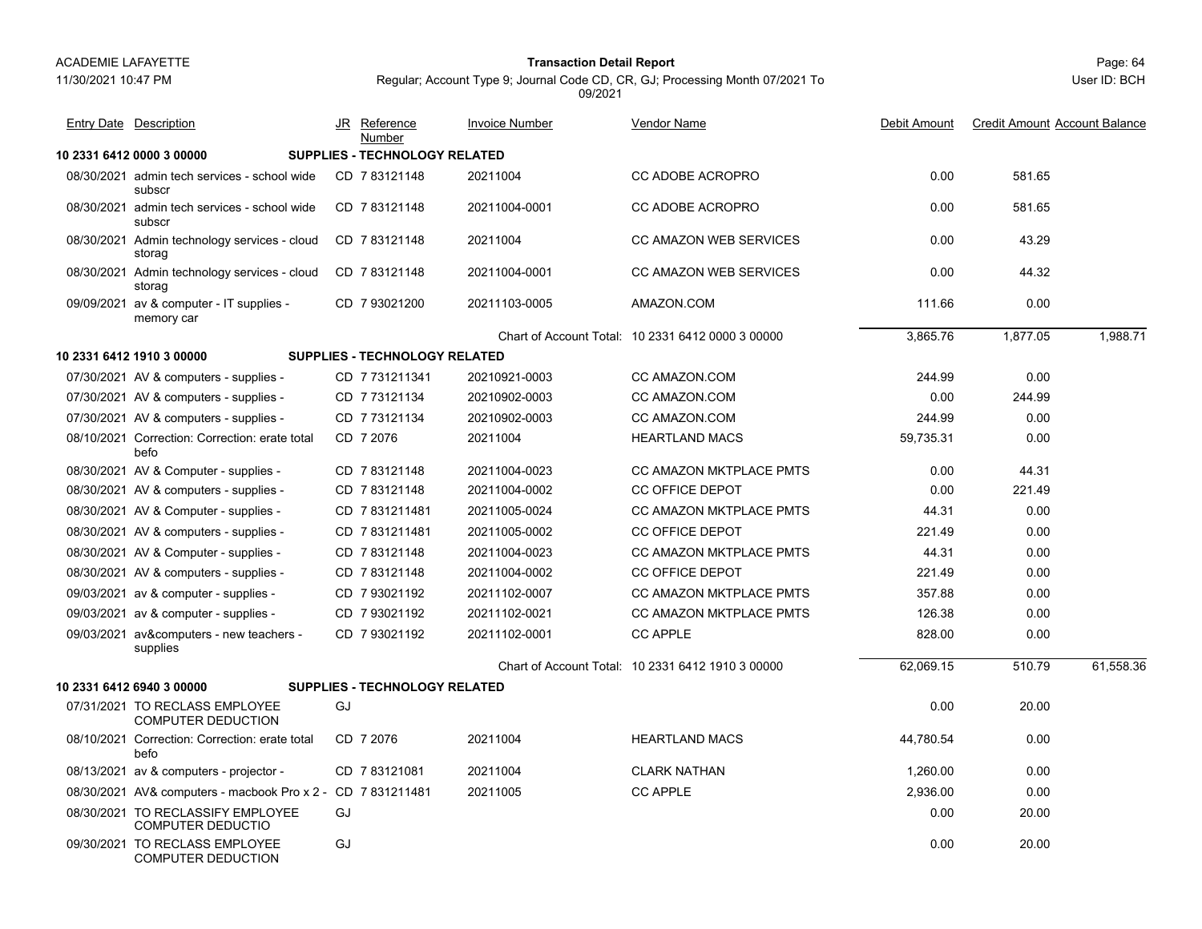| Entry Date | Description | JR | Reference Number | Invoice Number | Vendor Name | Debit Amount | Credit Amount | Account Balance |
|---|---|---|---|---|---|---|---|---|
| **10 2331 6412 0000 3 00000** | **SUPPLIES - TECHNOLOGY RELATED** | | | | | | | |
| 08/30/2021 | admin tech services - school wide subscr | CD | 7 83121148 | 20211004 | CC ADOBE ACROPRO | 0.00 | 581.65 | |
| 08/30/2021 | admin tech services - school wide subscr | CD | 7 83121148 | 20211004-0001 | CC ADOBE ACROPRO | 0.00 | 581.65 | |
| 08/30/2021 | Admin technology services - cloud storag | CD | 7 83121148 | 20211004 | CC AMAZON WEB SERVICES | 0.00 | 43.29 | |
| 08/30/2021 | Admin technology services - cloud storag | CD | 7 83121148 | 20211004-0001 | CC AMAZON WEB SERVICES | 0.00 | 44.32 | |
| 09/09/2021 | av & computer - IT supplies - memory car | CD | 7 93021200 | 20211103-0005 | AMAZON.COM | 111.66 | 0.00 | |
| | | | | Chart of Account Total: | 10 2331 6412 0000 3 00000 | 3,865.76 | 1,877.05 | 1,988.71 |
| **10 2331 6412 1910 3 00000** | **SUPPLIES - TECHNOLOGY RELATED** | | | | | | | |
| 07/30/2021 | AV & computers - supplies - | CD | 7 731211341 | 20210921-0003 | CC AMAZON.COM | 244.99 | 0.00 | |
| 07/30/2021 | AV & computers - supplies - | CD | 7 73121134 | 20210902-0003 | CC AMAZON.COM | 0.00 | 244.99 | |
| 07/30/2021 | AV & computers - supplies - | CD | 7 73121134 | 20210902-0003 | CC AMAZON.COM | 244.99 | 0.00 | |
| 08/10/2021 | Correction: Correction: erate total befo | CD | 7 2076 | 20211004 | HEARTLAND MACS | 59,735.31 | 0.00 | |
| 08/30/2021 | AV & Computer - supplies - | CD | 7 83121148 | 20211004-0023 | CC AMAZON MKTPLACE PMTS | 0.00 | 44.31 | |
| 08/30/2021 | AV & computers - supplies - | CD | 7 83121148 | 20211004-0002 | CC OFFICE DEPOT | 0.00 | 221.49 | |
| 08/30/2021 | AV & Computer - supplies - | CD | 7 831211481 | 20211005-0024 | CC AMAZON MKTPLACE PMTS | 44.31 | 0.00 | |
| 08/30/2021 | AV & computers - supplies - | CD | 7 831211481 | 20211005-0002 | CC OFFICE DEPOT | 221.49 | 0.00 | |
| 08/30/2021 | AV & Computer - supplies - | CD | 7 83121148 | 20211004-0023 | CC AMAZON MKTPLACE PMTS | 44.31 | 0.00 | |
| 08/30/2021 | AV & computers - supplies - | CD | 7 83121148 | 20211004-0002 | CC OFFICE DEPOT | 221.49 | 0.00 | |
| 09/03/2021 | av & computer - supplies - | CD | 7 93021192 | 20211102-0007 | CC AMAZON MKTPLACE PMTS | 357.88 | 0.00 | |
| 09/03/2021 | av & computer - supplies - | CD | 7 93021192 | 20211102-0021 | CC AMAZON MKTPLACE PMTS | 126.38 | 0.00 | |
| 09/03/2021 | av&computers - new teachers - supplies | CD | 7 93021192 | 20211102-0001 | CC APPLE | 828.00 | 0.00 | |
| | | | | Chart of Account Total: | 10 2331 6412 1910 3 00000 | 62,069.15 | 510.79 | 61,558.36 |
| **10 2331 6412 6940 3 00000** | **SUPPLIES - TECHNOLOGY RELATED** | | | | | | | |
| 07/31/2021 | TO RECLASS EMPLOYEE COMPUTER DEDUCTION | GJ | | | | 0.00 | 20.00 | |
| 08/10/2021 | Correction: Correction: erate total befo | CD | 7 2076 | 20211004 | HEARTLAND MACS | 44,780.54 | 0.00 | |
| 08/13/2021 | av & computers - projector - | CD | 7 83121081 | 20211004 | CLARK NATHAN | 1,260.00 | 0.00 | |
| 08/30/2021 | AV& computers - macbook Pro x 2 - | CD | 7 831211481 | 20211005 | CC APPLE | 2,936.00 | 0.00 | |
| 08/30/2021 | TO RECLASSIFY EMPLOYEE COMPUTER DEDUCTIO | GJ | | | | 0.00 | 20.00 | |
| 09/30/2021 | TO RECLASS EMPLOYEE COMPUTER DEDUCTION | GJ | | | | 0.00 | 20.00 | |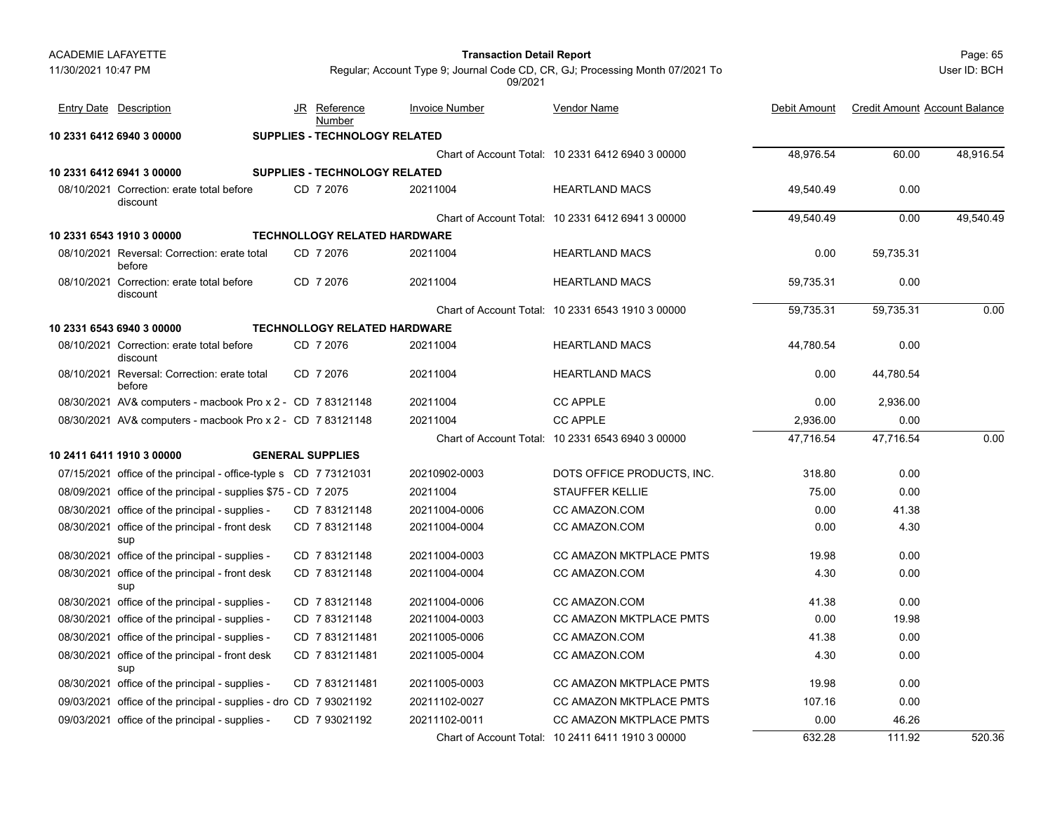ACADEMIE LAFAYETTE
11/30/2021 10:47 PM

**Transaction Detail Report**

Regular; Account Type 9; Journal Code CD, CR, GJ; Processing Month 07/2021 To 09/2021

User ID: BCH

| Entry Date | Description | JR | Reference Number | Invoice Number | Vendor Name | Debit Amount | Credit Amount | Account Balance |
|---|---|---|---|---|---|---|---|---|
| **10 2331 6412 6940 3 00000** | **SUPPLIES - TECHNOLOGY RELATED** | | | | | | | |
| | | | | Chart of Account Total: | 10 2331 6412 6940 3 00000 | 48,976.54 | 60.00 | 48,916.54 |
| **10 2331 6412 6941 3 00000** | **SUPPLIES - TECHNOLOGY RELATED** | | | | | | | |
| 08/10/2021 | Correction: erate total before discount | CD | 7 2076 | 20211004 | HEARTLAND MACS | 49,540.49 | 0.00 | |
| | | | | Chart of Account Total: | 10 2331 6412 6941 3 00000 | 49,540.49 | 0.00 | 49,540.49 |
| **10 2331 6543 1910 3 00000** | **TECHNOLLOGY RELATED HARDWARE** | | | | | | | |
| 08/10/2021 | Reversal: Correction: erate total before | CD | 7 2076 | 20211004 | HEARTLAND MACS | 0.00 | 59,735.31 | |
| 08/10/2021 | Correction: erate total before discount | CD | 7 2076 | 20211004 | HEARTLAND MACS | 59,735.31 | 0.00 | |
| | | | | Chart of Account Total: | 10 2331 6543 1910 3 00000 | 59,735.31 | 59,735.31 | 0.00 |
| **10 2331 6543 6940 3 00000** | **TECHNOLLOGY RELATED HARDWARE** | | | | | | | |
| 08/10/2021 | Correction: erate total before discount | CD | 7 2076 | 20211004 | HEARTLAND MACS | 44,780.54 | 0.00 | |
| 08/10/2021 | Reversal: Correction: erate total before | CD | 7 2076 | 20211004 | HEARTLAND MACS | 0.00 | 44,780.54 | |
| 08/30/2021 | AV& computers - macbook Pro x 2 - | CD | 7 83121148 | 20211004 | CC APPLE | 0.00 | 2,936.00 | |
| 08/30/2021 | AV& computers - macbook Pro x 2 - | CD | 7 83121148 | 20211004 | CC APPLE | 2,936.00 | 0.00 | |
| | | | | Chart of Account Total: | 10 2331 6543 6940 3 00000 | 47,716.54 | 47,716.54 | 0.00 |
| **10 2411 6411 1910 3 00000** | **GENERAL SUPPLIES** | | | | | | | |
| 07/15/2021 | office of the principal - office-typle s | CD | 7 73121031 | 20210902-0003 | DOTS OFFICE PRODUCTS, INC. | 318.80 | 0.00 | |
| 08/09/2021 | office of the principal - supplies $75 - | CD | 7 2075 | 20211004 | STAUFFER KELLIE | 75.00 | 0.00 | |
| 08/30/2021 | office of the principal - supplies - | CD | 7 83121148 | 20211004-0006 | CC AMAZON.COM | 0.00 | 41.38 | |
| 08/30/2021 | office of the principal - front desk sup | CD | 7 83121148 | 20211004-0004 | CC AMAZON.COM | 0.00 | 4.30 | |
| 08/30/2021 | office of the principal - supplies - | CD | 7 83121148 | 20211004-0003 | CC AMAZON MKTPLACE PMTS | 19.98 | 0.00 | |
| 08/30/2021 | office of the principal - front desk sup | CD | 7 83121148 | 20211004-0004 | CC AMAZON.COM | 4.30 | 0.00 | |
| 08/30/2021 | office of the principal - supplies - | CD | 7 83121148 | 20211004-0006 | CC AMAZON.COM | 41.38 | 0.00 | |
| 08/30/2021 | office of the principal - supplies - | CD | 7 83121148 | 20211004-0003 | CC AMAZON MKTPLACE PMTS | 0.00 | 19.98 | |
| 08/30/2021 | office of the principal - supplies - | CD | 7 831211481 | 20211005-0006 | CC AMAZON.COM | 41.38 | 0.00 | |
| 08/30/2021 | office of the principal - front desk sup | CD | 7 831211481 | 20211005-0004 | CC AMAZON.COM | 4.30 | 0.00 | |
| 08/30/2021 | office of the principal - supplies - | CD | 7 831211481 | 20211005-0003 | CC AMAZON MKTPLACE PMTS | 19.98 | 0.00 | |
| 09/03/2021 | office of the principal - supplies - dro | CD | 7 93021192 | 20211102-0027 | CC AMAZON MKTPLACE PMTS | 107.16 | 0.00 | |
| 09/03/2021 | office of the principal - supplies - | CD | 7 93021192 | 20211102-0011 | CC AMAZON MKTPLACE PMTS | 0.00 | 46.26 | |
| | | | | Chart of Account Total: | 10 2411 6411 1910 3 00000 | 632.28 | 111.92 | 520.36 |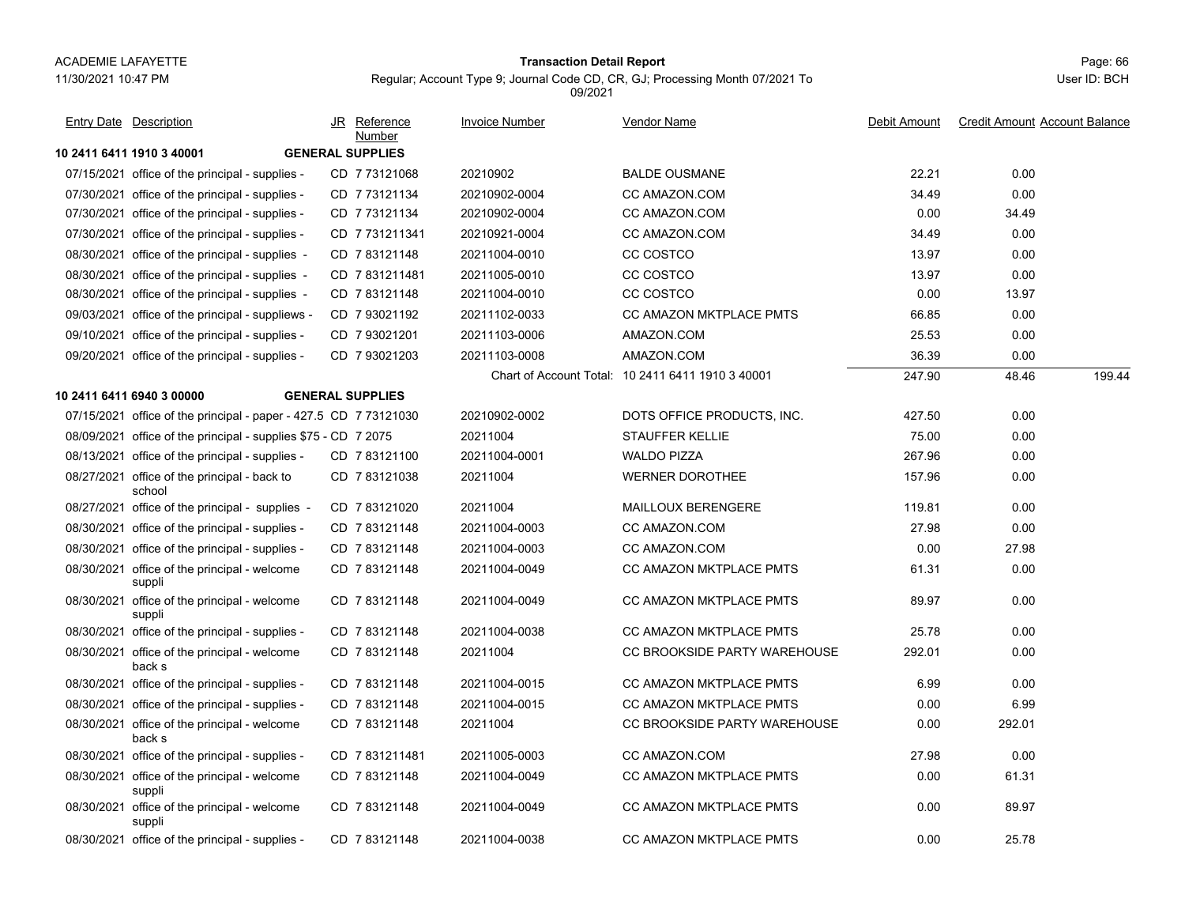ACADEMIE LAFAYETTE
11/30/2021 10:47 PM

**Transaction Detail Report**

Regular; Account Type 9; Journal Code CD, CR, GJ; Processing Month 07/2021 To 09/2021

User ID: BCH

| Entry Date | Description | JR | Reference Number | Invoice Number | Vendor Name | Debit Amount | Credit Amount | Account Balance |
|---|---|---|---|---|---|---|---|---|
| **10 2411 6411 1910 3 40001** | **GENERAL SUPPLIES** | | | | | | | |
| 07/15/2021 | office of the principal - supplies - | CD | 7 73121068 | 20210902 | BALDE OUSMANE | 22.21 | 0.00 | |
| 07/30/2021 | office of the principal - supplies - | CD | 7 73121134 | 20210902-0004 | CC AMAZON.COM | 34.49 | 0.00 | |
| 07/30/2021 | office of the principal - supplies - | CD | 7 73121134 | 20210902-0004 | CC AMAZON.COM | 0.00 | 34.49 | |
| 07/30/2021 | office of the principal - supplies - | CD | 7 731211341 | 20210921-0004 | CC AMAZON.COM | 34.49 | 0.00 | |
| 08/30/2021 | office of the principal - supplies - | CD | 7 83121148 | 20211004-0010 | CC COSTCO | 13.97 | 0.00 | |
| 08/30/2021 | office of the principal - supplies - | CD | 7 831211481 | 20211005-0010 | CC COSTCO | 13.97 | 0.00 | |
| 08/30/2021 | office of the principal - supplies - | CD | 7 83121148 | 20211004-0010 | CC COSTCO | 0.00 | 13.97 | |
| 09/03/2021 | office of the principal - suppliews - | CD | 7 93021192 | 20211102-0033 | CC AMAZON MKTPLACE PMTS | 66.85 | 0.00 | |
| 09/10/2021 | office of the principal - supplies - | CD | 7 93021201 | 20211103-0006 | AMAZON.COM | 25.53 | 0.00 | |
| 09/20/2021 | office of the principal - supplies - | CD | 7 93021203 | 20211103-0008 | AMAZON.COM | 36.39 | 0.00 | |
| | | | | Chart of Account Total: | 10 2411 6411 1910 3 40001 | 247.90 | 48.46 | 199.44 |
| **10 2411 6411 6940 3 00000** | **GENERAL SUPPLIES** | | | | | | | |
| 07/15/2021 | office of the principal - paper - 427.5 | CD | 7 73121030 | 20210902-0002 | DOTS OFFICE PRODUCTS, INC. | 427.50 | 0.00 | |
| 08/09/2021 | office of the principal - supplies $75 - | CD | 7 2075 | 20211004 | STAUFFER KELLIE | 75.00 | 0.00 | |
| 08/13/2021 | office of the principal - supplies - | CD | 7 83121100 | 20211004-0001 | WALDO PIZZA | 267.96 | 0.00 | |
| 08/27/2021 | office of the principal - back to school | CD | 7 83121038 | 20211004 | WERNER DOROTHEE | 157.96 | 0.00 | |
| 08/27/2021 | office of the principal - supplies - | CD | 7 83121020 | 20211004 | MAILLOUX BERENGERE | 119.81 | 0.00 | |
| 08/30/2021 | office of the principal - supplies - | CD | 7 83121148 | 20211004-0003 | CC AMAZON.COM | 27.98 | 0.00 | |
| 08/30/2021 | office of the principal - supplies - | CD | 7 83121148 | 20211004-0003 | CC AMAZON.COM | 0.00 | 27.98 | |
| 08/30/2021 | office of the principal - welcome suppli | CD | 7 83121148 | 20211004-0049 | CC AMAZON MKTPLACE PMTS | 61.31 | 0.00 | |
| 08/30/2021 | office of the principal - welcome suppli | CD | 7 83121148 | 20211004-0049 | CC AMAZON MKTPLACE PMTS | 89.97 | 0.00 | |
| 08/30/2021 | office of the principal - supplies - | CD | 7 83121148 | 20211004-0038 | CC AMAZON MKTPLACE PMTS | 25.78 | 0.00 | |
| 08/30/2021 | office of the principal - welcome back s | CD | 7 83121148 | 20211004 | CC BROOKSIDE PARTY WAREHOUSE | 292.01 | 0.00 | |
| 08/30/2021 | office of the principal - supplies - | CD | 7 83121148 | 20211004-0015 | CC AMAZON MKTPLACE PMTS | 6.99 | 0.00 | |
| 08/30/2021 | office of the principal - supplies - | CD | 7 83121148 | 20211004-0015 | CC AMAZON MKTPLACE PMTS | 0.00 | 6.99 | |
| 08/30/2021 | office of the principal - welcome back s | CD | 7 83121148 | 20211004 | CC BROOKSIDE PARTY WAREHOUSE | 0.00 | 292.01 | |
| 08/30/2021 | office of the principal - supplies - | CD | 7 831211481 | 20211005-0003 | CC AMAZON.COM | 27.98 | 0.00 | |
| 08/30/2021 | office of the principal - welcome suppli | CD | 7 83121148 | 20211004-0049 | CC AMAZON MKTPLACE PMTS | 0.00 | 61.31 | |
| 08/30/2021 | office of the principal - welcome suppli | CD | 7 83121148 | 20211004-0049 | CC AMAZON MKTPLACE PMTS | 0.00 | 89.97 | |
| 08/30/2021 | office of the principal - supplies - | CD | 7 83121148 | 20211004-0038 | CC AMAZON MKTPLACE PMTS | 0.00 | 25.78 | |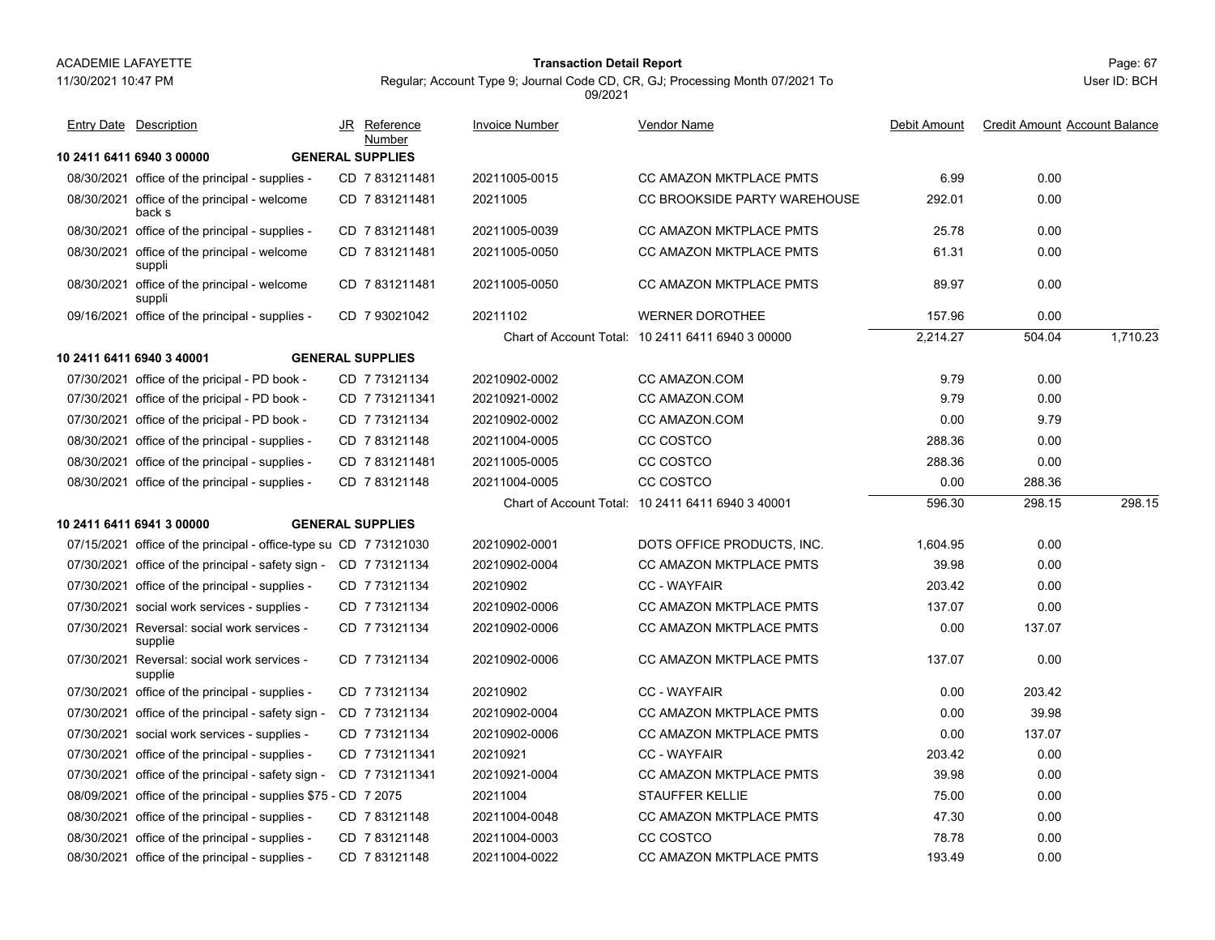ACADEMIE LAFAYETTE

11/30/2021 10:47 PM

**Transaction Detail Report**

Regular; Account Type 9; Journal Code CD, CR, GJ; Processing Month 07/2021 To 09/2021

User ID: BCH

| Entry Date | Description | JR | Reference Number | Invoice Number | Vendor Name | Debit Amount | Credit Amount | Account Balance |
|---|---|---|---|---|---|---|---|---|
| **10 2411 6411 6940 3 00000** | **GENERAL SUPPLIES** | | | | | | | |
| 08/30/2021 | office of the principal - supplies - | CD | 7 831211481 | 20211005-0015 | CC AMAZON MKTPLACE PMTS | 6.99 | 0.00 | |
| 08/30/2021 | office of the principal - welcome back s | CD | 7 831211481 | 20211005 | CC BROOKSIDE PARTY WAREHOUSE | 292.01 | 0.00 | |
| 08/30/2021 | office of the principal - supplies - | CD | 7 831211481 | 20211005-0039 | CC AMAZON MKTPLACE PMTS | 25.78 | 0.00 | |
| 08/30/2021 | office of the principal - welcome suppli | CD | 7 831211481 | 20211005-0050 | CC AMAZON MKTPLACE PMTS | 61.31 | 0.00 | |
| 08/30/2021 | office of the principal - welcome suppli | CD | 7 831211481 | 20211005-0050 | CC AMAZON MKTPLACE PMTS | 89.97 | 0.00 | |
| 09/16/2021 | office of the principal - supplies - | CD | 7 93021042 | 20211102 | WERNER DOROTHEE | 157.96 | 0.00 | |
| | | | | Chart of Account Total: | 10 2411 6411 6940 3 00000 | 2,214.27 | 504.04 | 1,710.23 |
| **10 2411 6411 6940 3 40001** | **GENERAL SUPPLIES** | | | | | | | |
| 07/30/2021 | office of the pricipal - PD book - | CD | 7 73121134 | 20210902-0002 | CC AMAZON.COM | 9.79 | 0.00 | |
| 07/30/2021 | office of the pricipal - PD book - | CD | 7 731211341 | 20210921-0002 | CC AMAZON.COM | 9.79 | 0.00 | |
| 07/30/2021 | office of the pricipal - PD book - | CD | 7 73121134 | 20210902-0002 | CC AMAZON.COM | 0.00 | 9.79 | |
| 08/30/2021 | office of the principal - supplies - | CD | 7 83121148 | 20211004-0005 | CC COSTCO | 288.36 | 0.00 | |
| 08/30/2021 | office of the principal - supplies - | CD | 7 831211481 | 20211005-0005 | CC COSTCO | 288.36 | 0.00 | |
| 08/30/2021 | office of the principal - supplies - | CD | 7 83121148 | 20211004-0005 | CC COSTCO | 0.00 | 288.36 | |
| | | | | Chart of Account Total: | 10 2411 6411 6940 3 40001 | 596.30 | 298.15 | 298.15 |
| **10 2411 6411 6941 3 00000** | **GENERAL SUPPLIES** | | | | | | | |
| 07/15/2021 | office of the principal - office-type su | CD | 7 73121030 | 20210902-0001 | DOTS OFFICE PRODUCTS, INC. | 1,604.95 | 0.00 | |
| 07/30/2021 | office of the principal - safety sign - | CD | 7 73121134 | 20210902-0004 | CC AMAZON MKTPLACE PMTS | 39.98 | 0.00 | |
| 07/30/2021 | office of the principal - supplies - | CD | 7 73121134 | 20210902 | CC - WAYFAIR | 203.42 | 0.00 | |
| 07/30/2021 | social work services - supplies - | CD | 7 73121134 | 20210902-0006 | CC AMAZON MKTPLACE PMTS | 137.07 | 0.00 | |
| 07/30/2021 | Reversal: social work services - supplie | CD | 7 73121134 | 20210902-0006 | CC AMAZON MKTPLACE PMTS | 0.00 | 137.07 | |
| 07/30/2021 | Reversal: social work services - supplie | CD | 7 73121134 | 20210902-0006 | CC AMAZON MKTPLACE PMTS | 137.07 | 0.00 | |
| 07/30/2021 | office of the principal - supplies - | CD | 7 73121134 | 20210902 | CC - WAYFAIR | 0.00 | 203.42 | |
| 07/30/2021 | office of the principal - safety sign - | CD | 7 73121134 | 20210902-0004 | CC AMAZON MKTPLACE PMTS | 0.00 | 39.98 | |
| 07/30/2021 | social work services - supplies - | CD | 7 73121134 | 20210902-0006 | CC AMAZON MKTPLACE PMTS | 0.00 | 137.07 | |
| 07/30/2021 | office of the principal - supplies - | CD | 7 731211341 | 20210921 | CC - WAYFAIR | 203.42 | 0.00 | |
| 07/30/2021 | office of the principal - safety sign - | CD | 7 731211341 | 20210921-0004 | CC AMAZON MKTPLACE PMTS | 39.98 | 0.00 | |
| 08/09/2021 | office of the principal - supplies $75 - | CD | 7 2075 | 20211004 | STAUFFER KELLIE | 75.00 | 0.00 | |
| 08/30/2021 | office of the principal - supplies - | CD | 7 83121148 | 20211004-0048 | CC AMAZON MKTPLACE PMTS | 47.30 | 0.00 | |
| 08/30/2021 | office of the principal - supplies - | CD | 7 83121148 | 20211004-0003 | CC COSTCO | 78.78 | 0.00 | |
| 08/30/2021 | office of the principal - supplies - | CD | 7 83121148 | 20211004-0022 | CC AMAZON MKTPLACE PMTS | 193.49 | 0.00 | |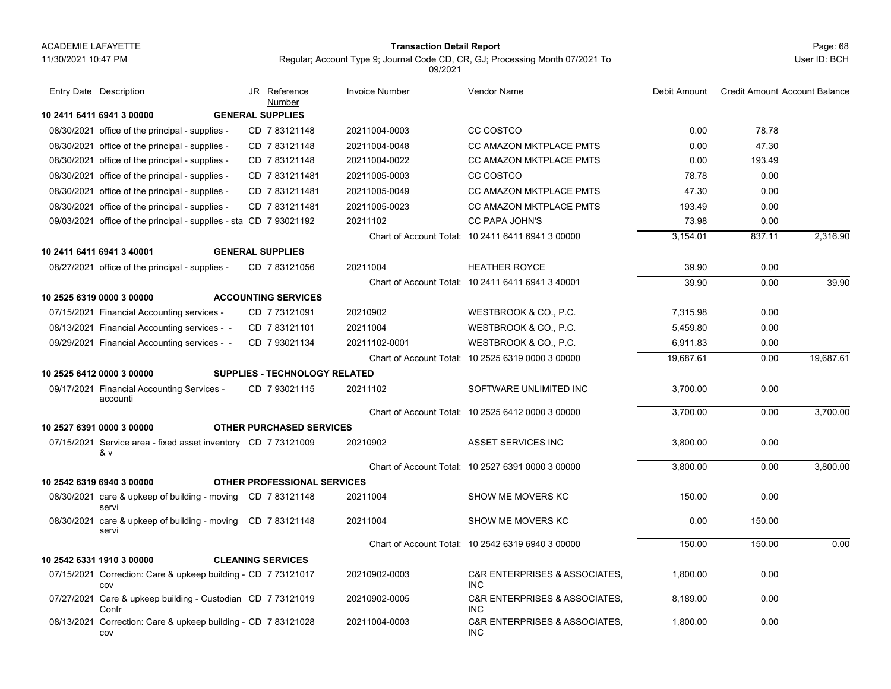ACADEMIE LAFAYETTE

11/30/2021 10:47 PM

**Transaction Detail Report**

Regular; Account Type 9; Journal Code CD, CR, GJ; Processing Month 07/2021 To 09/2021

User ID: BCH

| Entry Date | Description | JR | Reference Number | Invoice Number | Vendor Name | Debit Amount | Credit Amount | Account Balance |
|---|---|---|---|---|---|---|---|---|
| **10 2411 6411 6941 3 00000** | **GENERAL SUPPLIES** | | | | | | | |
| 08/30/2021 | office of the principal - supplies - | CD | 7 83121148 | 20211004-0003 | CC COSTCO | 0.00 | 78.78 | |
| 08/30/2021 | office of the principal - supplies - | CD | 7 83121148 | 20211004-0048 | CC AMAZON MKTPLACE PMTS | 0.00 | 47.30 | |
| 08/30/2021 | office of the principal - supplies - | CD | 7 83121148 | 20211004-0022 | CC AMAZON MKTPLACE PMTS | 0.00 | 193.49 | |
| 08/30/2021 | office of the principal - supplies - | CD | 7 831211481 | 20211005-0003 | CC COSTCO | 78.78 | 0.00 | |
| 08/30/2021 | office of the principal - supplies - | CD | 7 831211481 | 20211005-0049 | CC AMAZON MKTPLACE PMTS | 47.30 | 0.00 | |
| 08/30/2021 | office of the principal - supplies - | CD | 7 831211481 | 20211005-0023 | CC AMAZON MKTPLACE PMTS | 193.49 | 0.00 | |
| 09/03/2021 | office of the principal - supplies - sta | CD | 7 93021192 | 20211102 | CC PAPA JOHN'S | 73.98 | 0.00 | |
| | | | | Chart of Account Total: | 10 2411 6411 6941 3 00000 | 3,154.01 | 837.11 | 2,316.90 |
| **10 2411 6411 6941 3 40001** | **GENERAL SUPPLIES** | | | | | | | |
| 08/27/2021 | office of the principal - supplies - | CD | 7 83121056 | 20211004 | HEATHER ROYCE | 39.90 | 0.00 | |
| | | | | Chart of Account Total: | 10 2411 6411 6941 3 40001 | 39.90 | 0.00 | 39.90 |
| **10 2525 6319 0000 3 00000** | **ACCOUNTING SERVICES** | | | | | | | |
| 07/15/2021 | Financial Accounting services - | CD | 7 73121091 | 20210902 | WESTBROOK & CO., P.C. | 7,315.98 | 0.00 | |
| 08/13/2021 | Financial Accounting services - - | CD | 7 83121101 | 20211004 | WESTBROOK & CO., P.C. | 5,459.80 | 0.00 | |
| 09/29/2021 | Financial Accounting services - - | CD | 7 93021134 | 20211102-0001 | WESTBROOK & CO., P.C. | 6,911.83 | 0.00 | |
| | | | | Chart of Account Total: | 10 2525 6319 0000 3 00000 | 19,687.61 | 0.00 | 19,687.61 |
| **10 2525 6412 0000 3 00000** | **SUPPLIES - TECHNOLOGY RELATED** | | | | | | | |
| 09/17/2021 | Financial Accounting Services - accounti | CD | 7 93021115 | 20211102 | SOFTWARE UNLIMITED INC | 3,700.00 | 0.00 | |
| | | | | Chart of Account Total: | 10 2525 6412 0000 3 00000 | 3,700.00 | 0.00 | 3,700.00 |
| **10 2527 6391 0000 3 00000** | **OTHER PURCHASED SERVICES** | | | | | | | |
| 07/15/2021 | Service area - fixed asset inventory & v | CD | 7 73121009 | 20210902 | ASSET SERVICES INC | 3,800.00 | 0.00 | |
| | | | | Chart of Account Total: | 10 2527 6391 0000 3 00000 | 3,800.00 | 0.00 | 3,800.00 |
| **10 2542 6319 6940 3 00000** | **OTHER PROFESSIONAL SERVICES** | | | | | | | |
| 08/30/2021 | care & upkeep of building - moving servi | CD | 7 83121148 | 20211004 | SHOW ME MOVERS KC | 150.00 | 0.00 | |
| 08/30/2021 | care & upkeep of building - moving servi | CD | 7 83121148 | 20211004 | SHOW ME MOVERS KC | 0.00 | 150.00 | |
| | | | | Chart of Account Total: | 10 2542 6319 6940 3 00000 | 150.00 | 150.00 | 0.00 |
| **10 2542 6331 1910 3 00000** | **CLEANING SERVICES** | | | | | | | |
| 07/15/2021 | Correction: Care & upkeep building - cov | CD | 7 73121017 | 20210902-0003 | C&R ENTERPRISES & ASSOCIATES, INC | 1,800.00 | 0.00 | |
| 07/27/2021 | Care & upkeep building - Custodian Contr | CD | 7 73121019 | 20210902-0005 | C&R ENTERPRISES & ASSOCIATES, INC | 8,189.00 | 0.00 | |
| 08/13/2021 | Correction: Care & upkeep building - cov | CD | 7 83121028 | 20211004-0003 | C&R ENTERPRISES & ASSOCIATES, INC | 1,800.00 | 0.00 | |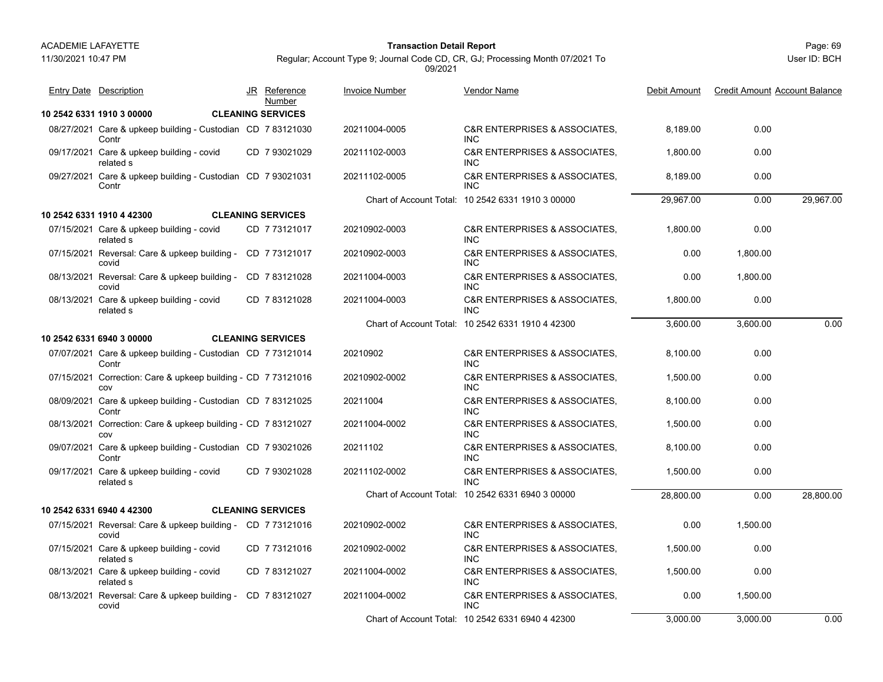ACADEMIE LAFAYETTE

11/30/2021 10:47 PM

**Transaction Detail Report**

Regular; Account Type 9; Journal Code CD, CR, GJ; Processing Month 07/2021 To 09/2021

User ID: BCH

| Entry Date | Description | JR | Reference Number | Invoice Number | Vendor Name | Debit Amount | Credit Amount | Account Balance |
|---|---|---|---|---|---|---|---|---|
| **10 2542 6331 1910 3 00000** | **CLEANING SERVICES** | | | | | | | |
| 08/27/2021 | Care & upkeep building - Custodian Contr | CD | 7 83121030 | 20211004-0005 | C&R ENTERPRISES & ASSOCIATES, INC | 8,189.00 | 0.00 | |
| 09/17/2021 | Care & upkeep building - covid related s | CD | 7 93021029 | 20211102-0003 | C&R ENTERPRISES & ASSOCIATES, INC | 1,800.00 | 0.00 | |
| 09/27/2021 | Care & upkeep building - Custodian Contr | CD | 7 93021031 | 20211102-0005 | C&R ENTERPRISES & ASSOCIATES, INC | 8,189.00 | 0.00 | |
| | | | | Chart of Account Total: | 10 2542 6331 1910 3 00000 | 29,967.00 | 0.00 | 29,967.00 |
| **10 2542 6331 1910 4 42300** | **CLEANING SERVICES** | | | | | | | |
| 07/15/2021 | Care & upkeep building - covid related s | CD | 7 73121017 | 20210902-0003 | C&R ENTERPRISES & ASSOCIATES, INC | 1,800.00 | 0.00 | |
| 07/15/2021 | Reversal: Care & upkeep building - covid | CD | 7 73121017 | 20210902-0003 | C&R ENTERPRISES & ASSOCIATES, INC | 0.00 | 1,800.00 | |
| 08/13/2021 | Reversal: Care & upkeep building - covid | CD | 7 83121028 | 20211004-0003 | C&R ENTERPRISES & ASSOCIATES, INC | 0.00 | 1,800.00 | |
| 08/13/2021 | Care & upkeep building - covid related s | CD | 7 83121028 | 20211004-0003 | C&R ENTERPRISES & ASSOCIATES, INC | 1,800.00 | 0.00 | |
| | | | | Chart of Account Total: | 10 2542 6331 1910 4 42300 | 3,600.00 | 3,600.00 | 0.00 |
| **10 2542 6331 6940 3 00000** | **CLEANING SERVICES** | | | | | | | |
| 07/07/2021 | Care & upkeep building - Custodian Contr | CD | 7 73121014 | 20210902 | C&R ENTERPRISES & ASSOCIATES, INC | 8,100.00 | 0.00 | |
| 07/15/2021 | Correction: Care & upkeep building - cov | CD | 7 73121016 | 20210902-0002 | C&R ENTERPRISES & ASSOCIATES, INC | 1,500.00 | 0.00 | |
| 08/09/2021 | Care & upkeep building - Custodian Contr | CD | 7 83121025 | 20211004 | C&R ENTERPRISES & ASSOCIATES, INC | 8,100.00 | 0.00 | |
| 08/13/2021 | Correction: Care & upkeep building - cov | CD | 7 83121027 | 20211004-0002 | C&R ENTERPRISES & ASSOCIATES, INC | 1,500.00 | 0.00 | |
| 09/07/2021 | Care & upkeep building - Custodian Contr | CD | 7 93021026 | 20211102 | C&R ENTERPRISES & ASSOCIATES, INC | 8,100.00 | 0.00 | |
| 09/17/2021 | Care & upkeep building - covid related s | CD | 7 93021028 | 20211102-0002 | C&R ENTERPRISES & ASSOCIATES, INC | 1,500.00 | 0.00 | |
| | | | | Chart of Account Total: | 10 2542 6331 6940 3 00000 | 28,800.00 | 0.00 | 28,800.00 |
| **10 2542 6331 6940 4 42300** | **CLEANING SERVICES** | | | | | | | |
| 07/15/2021 | Reversal: Care & upkeep building - covid | CD | 7 73121016 | 20210902-0002 | C&R ENTERPRISES & ASSOCIATES, INC | 0.00 | 1,500.00 | |
| 07/15/2021 | Care & upkeep building - covid related s | CD | 7 73121016 | 20210902-0002 | C&R ENTERPRISES & ASSOCIATES, INC | 1,500.00 | 0.00 | |
| 08/13/2021 | Care & upkeep building - covid related s | CD | 7 83121027 | 20211004-0002 | C&R ENTERPRISES & ASSOCIATES, INC | 1,500.00 | 0.00 | |
| 08/13/2021 | Reversal: Care & upkeep building - covid | CD | 7 83121027 | 20211004-0002 | C&R ENTERPRISES & ASSOCIATES, INC | 0.00 | 1,500.00 | |
| | | | | Chart of Account Total: | 10 2542 6331 6940 4 42300 | 3,000.00 | 3,000.00 | 0.00 |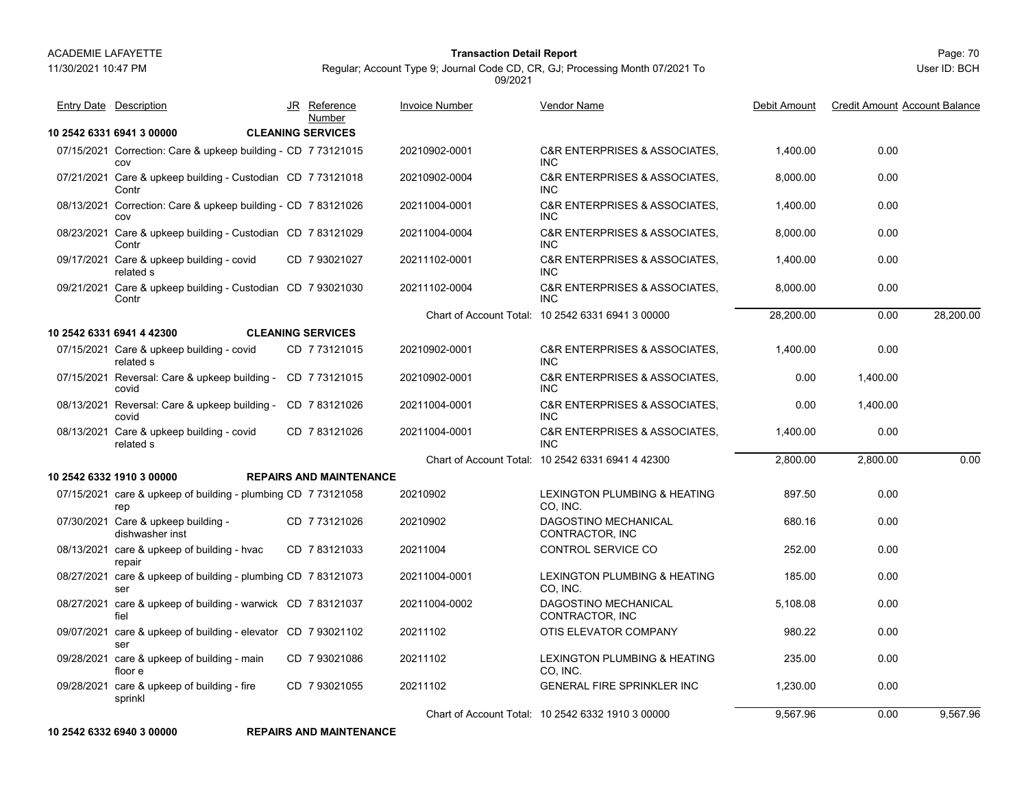ACADEMIE LAFAYETTE

11/30/2021 10:47 PM

**Transaction Detail Report**

Regular; Account Type 9; Journal Code CD, CR, GJ; Processing Month 07/2021 To 09/2021

User ID: BCH

| Entry Date | Description | JR | Reference Number | Invoice Number | Vendor Name | Debit Amount | Credit Amount | Account Balance |
|---|---|---|---|---|---|---|---|---|
| **10 2542 6331 6941 3 00000** | | **CLEANING SERVICES** | | | | | | |
| 07/15/2021 | Correction: Care & upkeep building - cov | CD | 7 73121015 | 20210902-0001 | C&R ENTERPRISES & ASSOCIATES, INC | 1,400.00 | 0.00 | |
| 07/21/2021 | Care & upkeep building - Custodian Contr | CD | 7 73121018 | 20210902-0004 | C&R ENTERPRISES & ASSOCIATES, INC | 8,000.00 | 0.00 | |
| 08/13/2021 | Correction: Care & upkeep building - cov | CD | 7 83121026 | 20211004-0001 | C&R ENTERPRISES & ASSOCIATES, INC | 1,400.00 | 0.00 | |
| 08/23/2021 | Care & upkeep building - Custodian Contr | CD | 7 83121029 | 20211004-0004 | C&R ENTERPRISES & ASSOCIATES, INC | 8,000.00 | 0.00 | |
| 09/17/2021 | Care & upkeep building - covid related s | CD | 7 93021027 | 20211102-0001 | C&R ENTERPRISES & ASSOCIATES, INC | 1,400.00 | 0.00 | |
| 09/21/2021 | Care & upkeep building - Custodian Contr | CD | 7 93021030 | 20211102-0004 | C&R ENTERPRISES & ASSOCIATES, INC | 8,000.00 | 0.00 | |
| | | | | Chart of Account Total: | 10 2542 6331 6941 3 00000 | 28,200.00 | 0.00 | 28,200.00 |
| **10 2542 6331 6941 4 42300** | | **CLEANING SERVICES** | | | | | | |
| 07/15/2021 | Care & upkeep building - covid related s | CD | 7 73121015 | 20210902-0001 | C&R ENTERPRISES & ASSOCIATES, INC | 1,400.00 | 0.00 | |
| 07/15/2021 | Reversal: Care & upkeep building - covid | CD | 7 73121015 | 20210902-0001 | C&R ENTERPRISES & ASSOCIATES, INC | 0.00 | 1,400.00 | |
| 08/13/2021 | Reversal: Care & upkeep building - covid | CD | 7 83121026 | 20211004-0001 | C&R ENTERPRISES & ASSOCIATES, INC | 0.00 | 1,400.00 | |
| 08/13/2021 | Care & upkeep building - covid related s | CD | 7 83121026 | 20211004-0001 | C&R ENTERPRISES & ASSOCIATES, INC | 1,400.00 | 0.00 | |
| | | | | Chart of Account Total: | 10 2542 6331 6941 4 42300 | 2,800.00 | 2,800.00 | 0.00 |
| **10 2542 6332 1910 3 00000** | | **REPAIRS AND MAINTENANCE** | | | | | | |
| 07/15/2021 | care & upkeep of building - plumbing rep | CD | 7 73121058 | 20210902 | LEXINGTON PLUMBING & HEATING CO, INC. | 897.50 | 0.00 | |
| 07/30/2021 | Care & upkeep building - dishwasher inst | CD | 7 73121026 | 20210902 | DAGOSTINO MECHANICAL CONTRACTOR, INC | 680.16 | 0.00 | |
| 08/13/2021 | care & upkeep of building - hvac repair | CD | 7 83121033 | 20211004 | CONTROL SERVICE CO | 252.00 | 0.00 | |
| 08/27/2021 | care & upkeep of building - plumbing ser | CD | 7 83121073 | 20211004-0001 | LEXINGTON PLUMBING & HEATING CO, INC. | 185.00 | 0.00 | |
| 08/27/2021 | care & upkeep of building - warwick fiel | CD | 7 83121037 | 20211004-0002 | DAGOSTINO MECHANICAL CONTRACTOR, INC | 5,108.08 | 0.00 | |
| 09/07/2021 | care & upkeep of building - elevator ser | CD | 7 93021102 | 20211102 | OTIS ELEVATOR COMPANY | 980.22 | 0.00 | |
| 09/28/2021 | care & upkeep of building - main floor e | CD | 7 93021086 | 20211102 | LEXINGTON PLUMBING & HEATING CO, INC. | 235.00 | 0.00 | |
| 09/28/2021 | care & upkeep of building - fire sprinkl | CD | 7 93021055 | 20211102 | GENERAL FIRE SPRINKLER INC | 1,230.00 | 0.00 | |
| | | | | Chart of Account Total: | 10 2542 6332 1910 3 00000 | 9,567.96 | 0.00 | 9,567.96 |
| **10 2542 6332 6940 3 00000** | | **REPAIRS AND MAINTENANCE** | | | | | | |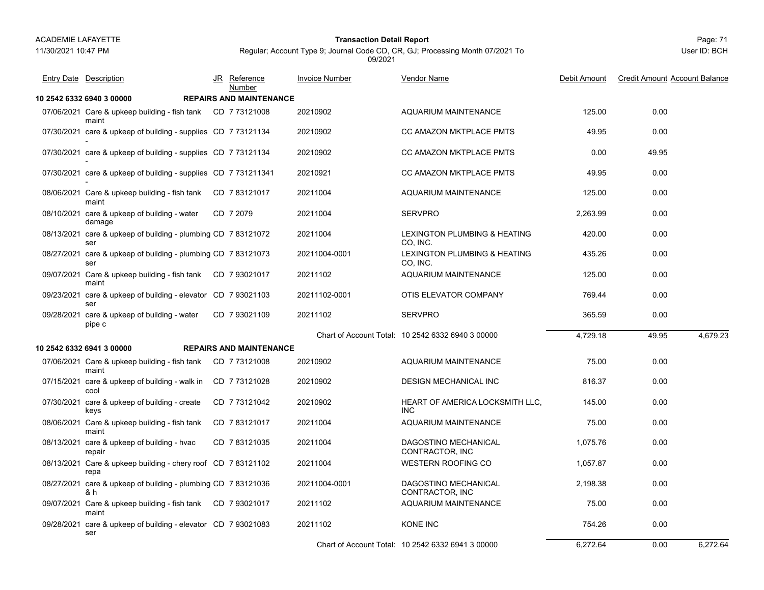| Entry Date | Description | JR | Reference Number | Invoice Number | Vendor Name | Debit Amount | Credit Amount | Account Balance |
|---|---|---|---|---|---|---|---|---|
| **10 2542 6332 6940 3 00000** | **REPAIRS AND MAINTENANCE** | | | | | | | |
| 07/06/2021 | Care & upkeep building - fish tank maint | CD | 7 73121008 | 20210902 | AQUARIUM MAINTENANCE | 125.00 | 0.00 | |
| 07/30/2021 | care & upkeep of building - supplies - | CD | 7 73121134 | 20210902 | CC AMAZON MKTPLACE PMTS | 49.95 | 0.00 | |
| 07/30/2021 | care & upkeep of building - supplies - | CD | 7 73121134 | 20210902 | CC AMAZON MKTPLACE PMTS | 0.00 | 49.95 | |
| 07/30/2021 | care & upkeep of building - supplies - | CD | 7 731211341 | 20210921 | CC AMAZON MKTPLACE PMTS | 49.95 | 0.00 | |
| 08/06/2021 | Care & upkeep building - fish tank maint | CD | 7 83121017 | 20211004 | AQUARIUM MAINTENANCE | 125.00 | 0.00 | |
| 08/10/2021 | care & upkeep of building - water damage | CD | 7 2079 | 20211004 | SERVPRO | 2,263.99 | 0.00 | |
| 08/13/2021 | care & upkeep of building - plumbing ser | CD | 7 83121072 | 20211004 | LEXINGTON PLUMBING & HEATING CO, INC. | 420.00 | 0.00 | |
| 08/27/2021 | care & upkeep of building - plumbing ser | CD | 7 83121073 | 20211004-0001 | LEXINGTON PLUMBING & HEATING CO, INC. | 435.26 | 0.00 | |
| 09/07/2021 | Care & upkeep building - fish tank maint | CD | 7 93021017 | 20211102 | AQUARIUM MAINTENANCE | 125.00 | 0.00 | |
| 09/23/2021 | care & upkeep of building - elevator ser | CD | 7 93021103 | 20211102-0001 | OTIS ELEVATOR COMPANY | 769.44 | 0.00 | |
| 09/28/2021 | care & upkeep of building - water pipe c | CD | 7 93021109 | 20211102 | SERVPRO | 365.59 | 0.00 | |
| | | | | Chart of Account Total: | 10 2542 6332 6940 3 00000 | 4,729.18 | 49.95 | 4,679.23 |
| **10 2542 6332 6941 3 00000** | **REPAIRS AND MAINTENANCE** | | | | | | | |
| 07/06/2021 | Care & upkeep building - fish tank maint | CD | 7 73121008 | 20210902 | AQUARIUM MAINTENANCE | 75.00 | 0.00 | |
| 07/15/2021 | care & upkeep of building - walk in cool | CD | 7 73121028 | 20210902 | DESIGN MECHANICAL INC | 816.37 | 0.00 | |
| 07/30/2021 | care & upkeep of building - create keys | CD | 7 73121042 | 20210902 | HEART OF AMERICA LOCKSMITH LLC, INC | 145.00 | 0.00 | |
| 08/06/2021 | Care & upkeep building - fish tank maint | CD | 7 83121017 | 20211004 | AQUARIUM MAINTENANCE | 75.00 | 0.00 | |
| 08/13/2021 | care & upkeep of building - hvac repair | CD | 7 83121035 | 20211004 | DAGOSTINO MECHANICAL CONTRACTOR, INC | 1,075.76 | 0.00 | |
| 08/13/2021 | Care & upkeep building - chery roof repa | CD | 7 83121102 | 20211004 | WESTERN ROOFING CO | 1,057.87 | 0.00 | |
| 08/27/2021 | care & upkeep of building - plumbing & h | CD | 7 83121036 | 20211004-0001 | DAGOSTINO MECHANICAL CONTRACTOR, INC | 2,198.38 | 0.00 | |
| 09/07/2021 | Care & upkeep building - fish tank maint | CD | 7 93021017 | 20211102 | AQUARIUM MAINTENANCE | 75.00 | 0.00 | |
| 09/28/2021 | care & upkeep of building - elevator ser | CD | 7 93021083 | 20211102 | KONE INC | 754.26 | 0.00 | |
| | | | | Chart of Account Total: | 10 2542 6332 6941 3 00000 | 6,272.64 | 0.00 | 6,272.64 |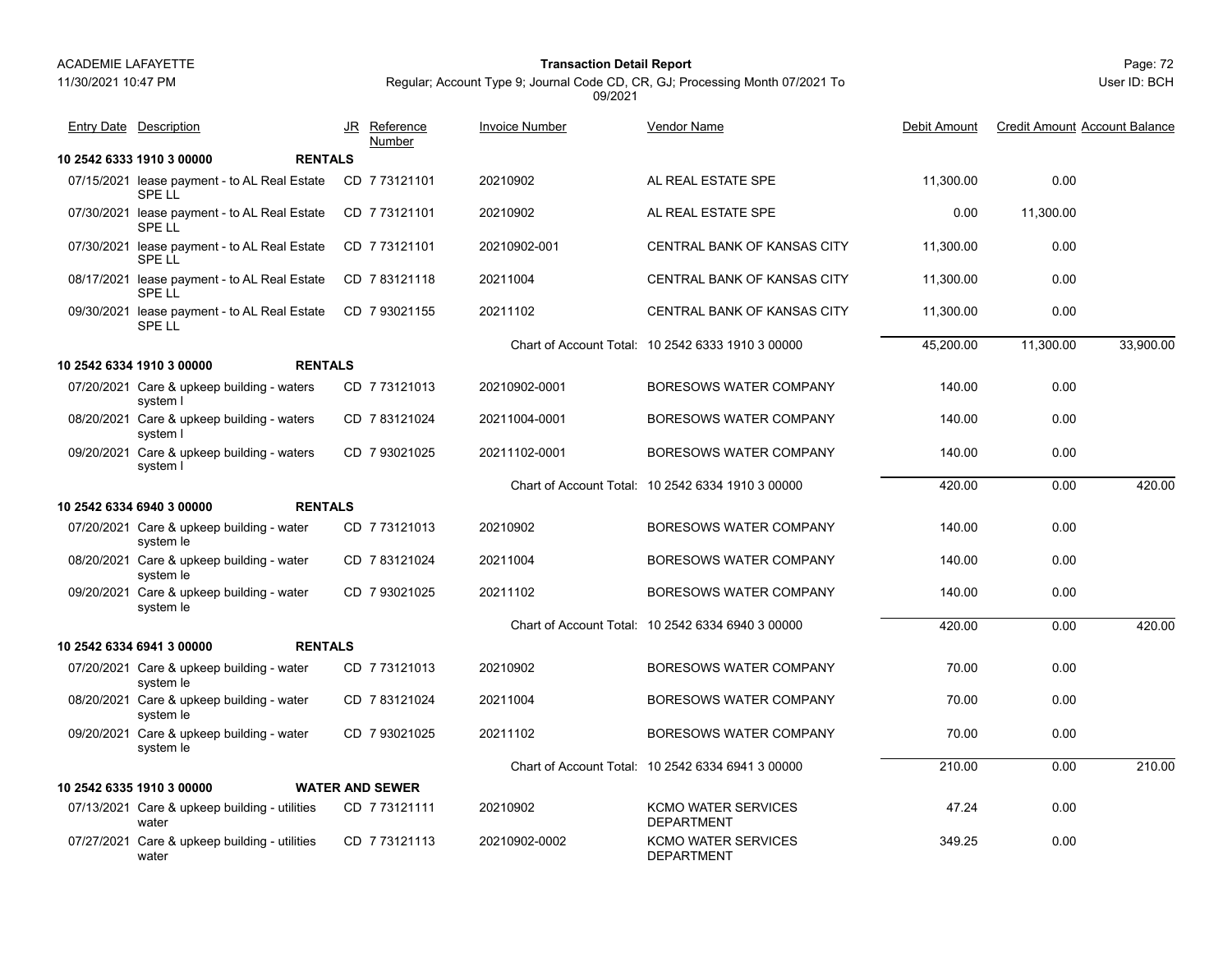| Entry Date | Description | JR | Reference Number | Invoice Number | Vendor Name | Debit Amount | Credit Amount | Account Balance |
|---|---|---|---|---|---|---|---|---|
| **10 2542 6333 1910 3 00000** | **RENTALS** | | | | | | | |
| 07/15/2021 | lease payment - to AL Real Estate SPE LL | CD | 7 73121101 | 20210902 | AL REAL ESTATE SPE | 11,300.00 | 0.00 | |
| 07/30/2021 | lease payment - to AL Real Estate SPE LL | CD | 7 73121101 | 20210902 | AL REAL ESTATE SPE | 0.00 | 11,300.00 | |
| 07/30/2021 | lease payment - to AL Real Estate SPE LL | CD | 7 73121101 | 20210902-001 | CENTRAL BANK OF KANSAS CITY | 11,300.00 | 0.00 | |
| 08/17/2021 | lease payment - to AL Real Estate SPE LL | CD | 7 83121118 | 20211004 | CENTRAL BANK OF KANSAS CITY | 11,300.00 | 0.00 | |
| 09/30/2021 | lease payment - to AL Real Estate SPE LL | CD | 7 93021155 | 20211102 | CENTRAL BANK OF KANSAS CITY | 11,300.00 | 0.00 | |
| | | | | Chart of Account Total: | 10 2542 6333 1910 3 00000 | 45,200.00 | 11,300.00 | 33,900.00 |
| **10 2542 6334 1910 3 00000** | **RENTALS** | | | | | | | |
| 07/20/2021 | Care & upkeep building - waters system l | CD | 7 73121013 | 20210902-0001 | BORESOWS WATER COMPANY | 140.00 | 0.00 | |
| 08/20/2021 | Care & upkeep building - waters system l | CD | 7 83121024 | 20211004-0001 | BORESOWS WATER COMPANY | 140.00 | 0.00 | |
| 09/20/2021 | Care & upkeep building - waters system l | CD | 7 93021025 | 20211102-0001 | BORESOWS WATER COMPANY | 140.00 | 0.00 | |
| | | | | Chart of Account Total: | 10 2542 6334 1910 3 00000 | 420.00 | 0.00 | 420.00 |
| **10 2542 6334 6940 3 00000** | **RENTALS** | | | | | | | |
| 07/20/2021 | Care & upkeep building - water system le | CD | 7 73121013 | 20210902 | BORESOWS WATER COMPANY | 140.00 | 0.00 | |
| 08/20/2021 | Care & upkeep building - water system le | CD | 7 83121024 | 20211004 | BORESOWS WATER COMPANY | 140.00 | 0.00 | |
| 09/20/2021 | Care & upkeep building - water system le | CD | 7 93021025 | 20211102 | BORESOWS WATER COMPANY | 140.00 | 0.00 | |
| | | | | Chart of Account Total: | 10 2542 6334 6940 3 00000 | 420.00 | 0.00 | 420.00 |
| **10 2542 6334 6941 3 00000** | **RENTALS** | | | | | | | |
| 07/20/2021 | Care & upkeep building - water system le | CD | 7 73121013 | 20210902 | BORESOWS WATER COMPANY | 70.00 | 0.00 | |
| 08/20/2021 | Care & upkeep building - water system le | CD | 7 83121024 | 20211004 | BORESOWS WATER COMPANY | 70.00 | 0.00 | |
| 09/20/2021 | Care & upkeep building - water system le | CD | 7 93021025 | 20211102 | BORESOWS WATER COMPANY | 70.00 | 0.00 | |
| | | | | Chart of Account Total: | 10 2542 6334 6941 3 00000 | 210.00 | 0.00 | 210.00 |
| **10 2542 6335 1910 3 00000** | **WATER AND SEWER** | | | | | | | |
| 07/13/2021 | Care & upkeep building - utilities water | CD | 7 73121111 | 20210902 | KCMO WATER SERVICES DEPARTMENT | 47.24 | 0.00 | |
| 07/27/2021 | Care & upkeep building - utilities water | CD | 7 73121113 | 20210902-0002 | KCMO WATER SERVICES DEPARTMENT | 349.25 | 0.00 | |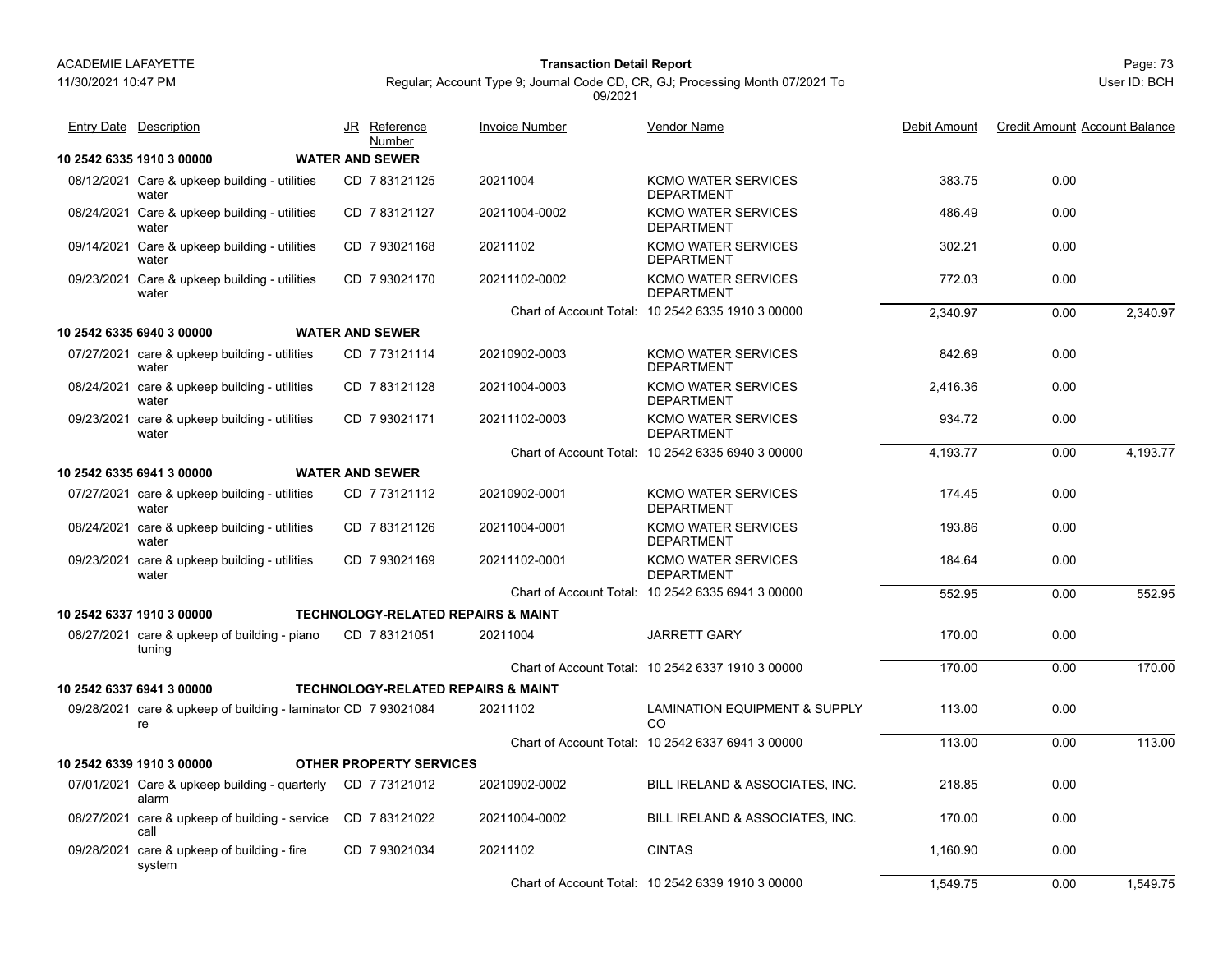| Entry Date | Description | JR | Reference Number | Invoice Number | Vendor Name | Debit Amount | Credit Amount | Account Balance |
|---|---|---|---|---|---|---|---|---|
| **10 2542 6335 1910 3 00000** | **WATER AND SEWER** | | | | | | | |
| 08/12/2021 | Care & upkeep building - utilities water | CD | 7 83121125 | 20211004 | KCMO WATER SERVICES DEPARTMENT | 383.75 | 0.00 | |
| 08/24/2021 | Care & upkeep building - utilities water | CD | 7 83121127 | 20211004-0002 | KCMO WATER SERVICES DEPARTMENT | 486.49 | 0.00 | |
| 09/14/2021 | Care & upkeep building - utilities water | CD | 7 93021168 | 20211102 | KCMO WATER SERVICES DEPARTMENT | 302.21 | 0.00 | |
| 09/23/2021 | Care & upkeep building - utilities water | CD | 7 93021170 | 20211102-0002 | KCMO WATER SERVICES DEPARTMENT | 772.03 | 0.00 | |
| | | | | Chart of Account Total: | 10 2542 6335 1910 3 00000 | 2,340.97 | 0.00 | 2,340.97 |
| **10 2542 6335 6940 3 00000** | **WATER AND SEWER** | | | | | | | |
| 07/27/2021 | care & upkeep building - utilities water | CD | 7 73121114 | 20210902-0003 | KCMO WATER SERVICES DEPARTMENT | 842.69 | 0.00 | |
| 08/24/2021 | care & upkeep building - utilities water | CD | 7 83121128 | 20211004-0003 | KCMO WATER SERVICES DEPARTMENT | 2,416.36 | 0.00 | |
| 09/23/2021 | care & upkeep building - utilities water | CD | 7 93021171 | 20211102-0003 | KCMO WATER SERVICES DEPARTMENT | 934.72 | 0.00 | |
| | | | | Chart of Account Total: | 10 2542 6335 6940 3 00000 | 4,193.77 | 0.00 | 4,193.77 |
| **10 2542 6335 6941 3 00000** | **WATER AND SEWER** | | | | | | | |
| 07/27/2021 | care & upkeep building - utilities water | CD | 7 73121112 | 20210902-0001 | KCMO WATER SERVICES DEPARTMENT | 174.45 | 0.00 | |
| 08/24/2021 | care & upkeep building - utilities water | CD | 7 83121126 | 20211004-0001 | KCMO WATER SERVICES DEPARTMENT | 193.86 | 0.00 | |
| 09/23/2021 | care & upkeep building - utilities water | CD | 7 93021169 | 20211102-0001 | KCMO WATER SERVICES DEPARTMENT | 184.64 | 0.00 | |
| | | | | Chart of Account Total: | 10 2542 6335 6941 3 00000 | 552.95 | 0.00 | 552.95 |
| **10 2542 6337 1910 3 00000** | **TECHNOLOGY-RELATED REPAIRS & MAINT** | | | | | | | |
| 08/27/2021 | care & upkeep of building - piano tuning | CD | 7 83121051 | 20211004 | JARRETT GARY | 170.00 | 0.00 | |
| | | | | Chart of Account Total: | 10 2542 6337 1910 3 00000 | 170.00 | 0.00 | 170.00 |
| **10 2542 6337 6941 3 00000** | **TECHNOLOGY-RELATED REPAIRS & MAINT** | | | | | | | |
| 09/28/2021 | care & upkeep of building - laminator re | CD | 7 93021084 | 20211102 | LAMINATION EQUIPMENT & SUPPLY CO | 113.00 | 0.00 | |
| | | | | Chart of Account Total: | 10 2542 6337 6941 3 00000 | 113.00 | 0.00 | 113.00 |
| **10 2542 6339 1910 3 00000** | **OTHER PROPERTY SERVICES** | | | | | | | |
| 07/01/2021 | Care & upkeep building - quarterly alarm | CD | 7 73121012 | 20210902-0002 | BILL IRELAND & ASSOCIATES, INC. | 218.85 | 0.00 | |
| 08/27/2021 | care & upkeep of building - service call | CD | 7 83121022 | 20211004-0002 | BILL IRELAND & ASSOCIATES, INC. | 170.00 | 0.00 | |
| 09/28/2021 | care & upkeep of building - fire system | CD | 7 93021034 | 20211102 | CINTAS | 1,160.90 | 0.00 | |
| | | | | Chart of Account Total: | 10 2542 6339 1910 3 00000 | 1,549.75 | 0.00 | 1,549.75 |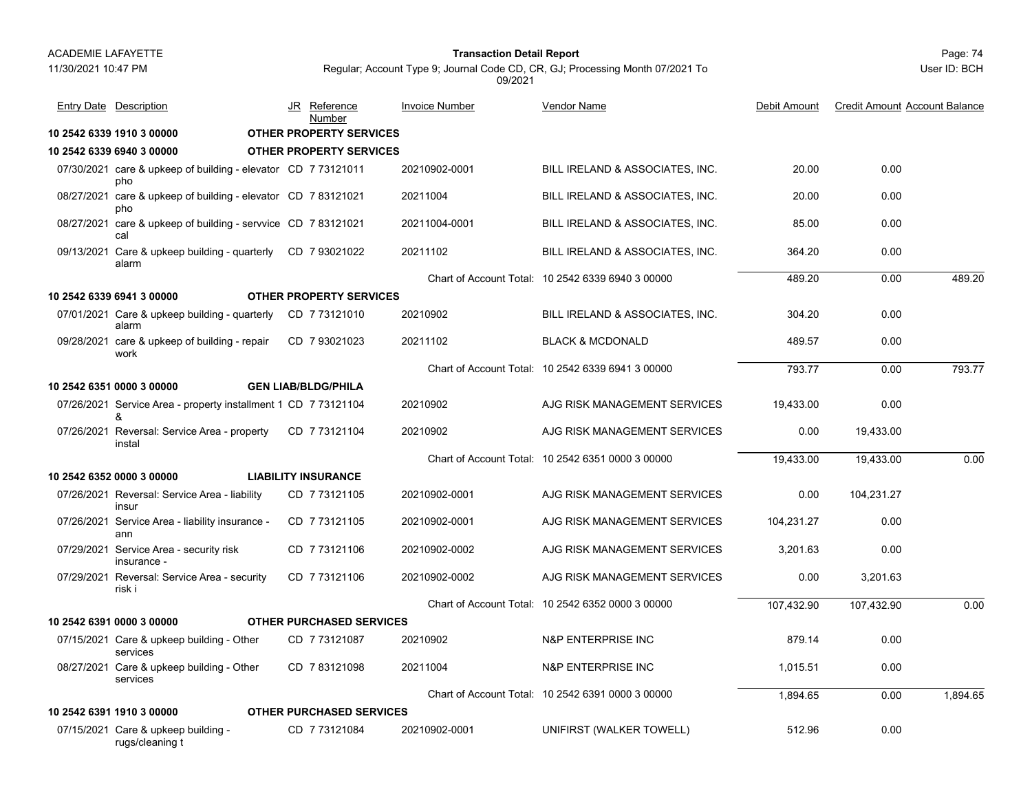**ACADEMIE LAFAYETTE**
11/30/2021 10:47 PM

**Transaction Detail Report**

Regular; Account Type 9; Journal Code CD, CR, GJ; Processing Month 07/2021 To 09/2021

User ID: BCH

| Entry Date | Description | JR | Reference Number | Invoice Number | Vendor Name | Debit Amount | Credit Amount | Account Balance |
|---|---|---|---|---|---|---|---|---|
| **10 2542 6339 1910 3 00000** | **OTHER PROPERTY SERVICES** | | | | | | | |
| **10 2542 6339 6940 3 00000** | **OTHER PROPERTY SERVICES** | | | | | | | |
| 07/30/2021 | care & upkeep of building - elevator pho | CD | 7 73121011 | 20210902-0001 | BILL IRELAND & ASSOCIATES, INC. | 20.00 | 0.00 | |
| 08/27/2021 | care & upkeep of building - elevator pho | CD | 7 83121021 | 20211004 | BILL IRELAND & ASSOCIATES, INC. | 20.00 | 0.00 | |
| 08/27/2021 | care & upkeep of building - servvice cal | CD | 7 83121021 | 20211004-0001 | BILL IRELAND & ASSOCIATES, INC. | 85.00 | 0.00 | |
| 09/13/2021 | Care & upkeep building - quarterly alarm | CD | 7 93021022 | 20211102 | BILL IRELAND & ASSOCIATES, INC. | 364.20 | 0.00 | |
| | | | | Chart of Account Total: | 10 2542 6339 6940 3 00000 | 489.20 | 0.00 | 489.20 |
| **10 2542 6339 6941 3 00000** | **OTHER PROPERTY SERVICES** | | | | | | | |
| 07/01/2021 | Care & upkeep building - quarterly alarm | CD | 7 73121010 | 20210902 | BILL IRELAND & ASSOCIATES, INC. | 304.20 | 0.00 | |
| 09/28/2021 | care & upkeep of building - repair work | CD | 7 93021023 | 20211102 | BLACK & MCDONALD | 489.57 | 0.00 | |
| | | | | Chart of Account Total: | 10 2542 6339 6941 3 00000 | 793.77 | 0.00 | 793.77 |
| **10 2542 6351 0000 3 00000** | **GEN LIAB/BLDG/PHILA** | | | | | | | |
| 07/26/2021 | Service Area - property installment 1 & | CD | 7 73121104 | 20210902 | AJG RISK MANAGEMENT SERVICES | 19,433.00 | 0.00 | |
| 07/26/2021 | Reversal: Service Area - property instal | CD | 7 73121104 | 20210902 | AJG RISK MANAGEMENT SERVICES | 0.00 | 19,433.00 | |
| | | | | Chart of Account Total: | 10 2542 6351 0000 3 00000 | 19,433.00 | 19,433.00 | 0.00 |
| **10 2542 6352 0000 3 00000** | **LIABILITY INSURANCE** | | | | | | | |
| 07/26/2021 | Reversal: Service Area - liability insur | CD | 7 73121105 | 20210902-0001 | AJG RISK MANAGEMENT SERVICES | 0.00 | 104,231.27 | |
| 07/26/2021 | Service Area - liability insurance - ann | CD | 7 73121105 | 20210902-0001 | AJG RISK MANAGEMENT SERVICES | 104,231.27 | 0.00 | |
| 07/29/2021 | Service Area - security risk insurance - | CD | 7 73121106 | 20210902-0002 | AJG RISK MANAGEMENT SERVICES | 3,201.63 | 0.00 | |
| 07/29/2021 | Reversal: Service Area - security risk i | CD | 7 73121106 | 20210902-0002 | AJG RISK MANAGEMENT SERVICES | 0.00 | 3,201.63 | |
| | | | | Chart of Account Total: | 10 2542 6352 0000 3 00000 | 107,432.90 | 107,432.90 | 0.00 |
| **10 2542 6391 0000 3 00000** | **OTHER PURCHASED SERVICES** | | | | | | | |
| 07/15/2021 | Care & upkeep building - Other services | CD | 7 73121087 | 20210902 | N&P ENTERPRISE INC | 879.14 | 0.00 | |
| 08/27/2021 | Care & upkeep building - Other services | CD | 7 83121098 | 20211004 | N&P ENTERPRISE INC | 1,015.51 | 0.00 | |
| | | | | Chart of Account Total: | 10 2542 6391 0000 3 00000 | 1,894.65 | 0.00 | 1,894.65 |
| **10 2542 6391 1910 3 00000** | **OTHER PURCHASED SERVICES** | | | | | | | |
| 07/15/2021 | Care & upkeep building - rugs/cleaning t | CD | 7 73121084 | 20210902-0001 | UNIFIRST (WALKER TOWELL) | 512.96 | 0.00 | |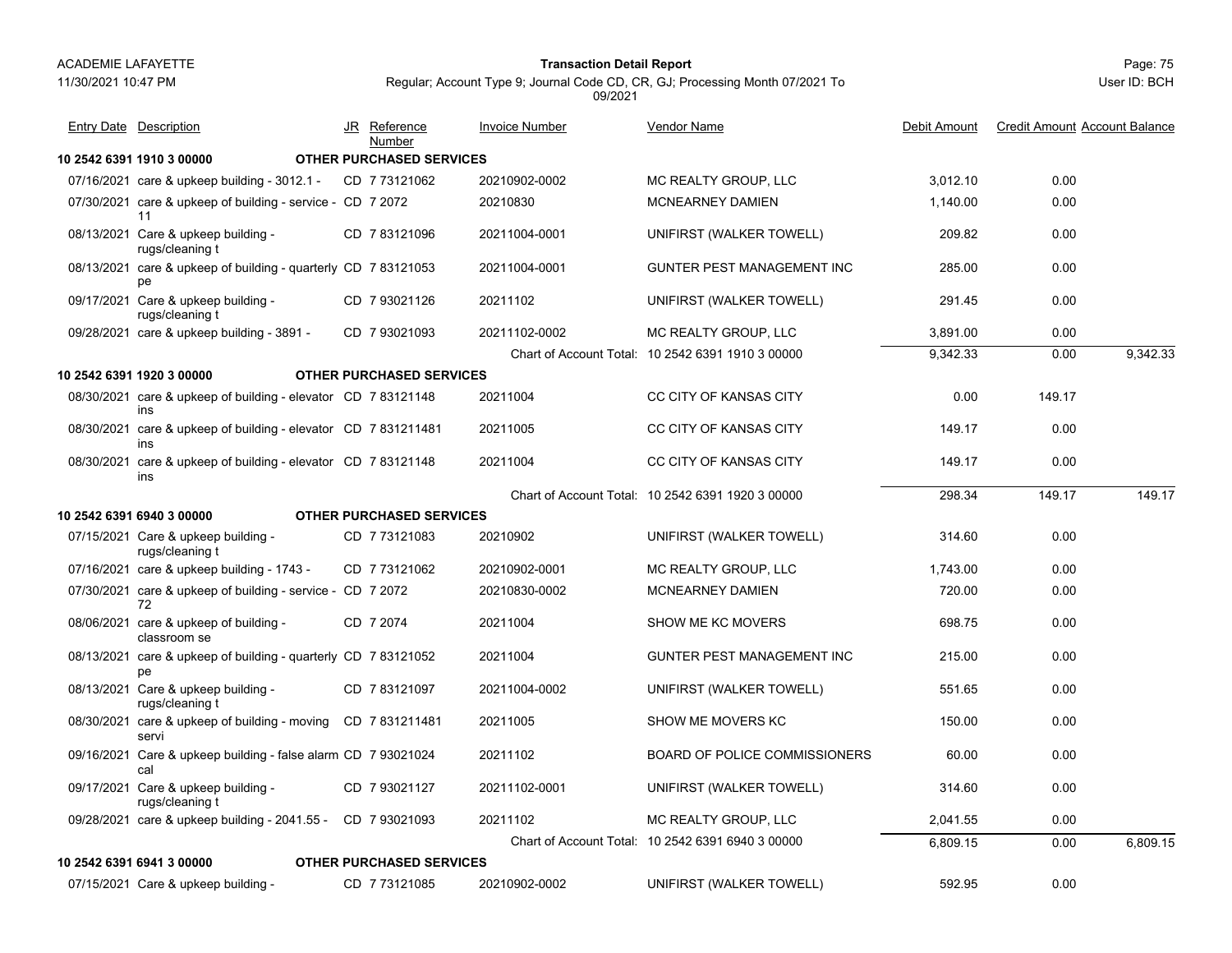ACADEMIE LAFAYETTE

11/30/2021 10:47 PM

**Transaction Detail Report**

Regular; Account Type 9; Journal Code CD, CR, GJ; Processing Month 07/2021 To 09/2021

User ID: BCH

| Entry Date | Description | JR | Reference Number | Invoice Number | Vendor Name | Debit Amount | Credit Amount | Account Balance |
|---|---|---|---|---|---|---|---|---|
| **10 2542 6391 1910 3 00000** | **OTHER PURCHASED SERVICES** | | | | | | | |
| 07/16/2021 | care & upkeep building - 3012.1 - | CD | 7 73121062 | 20210902-0002 | MC REALTY GROUP, LLC | 3,012.10 | 0.00 | |
| 07/30/2021 | care & upkeep of building - service - 11 | CD | 7 2072 | 20210830 | MCNEARNEY DAMIEN | 1,140.00 | 0.00 | |
| 08/13/2021 | Care & upkeep building - rugs/cleaning t | CD | 7 83121096 | 20211004-0001 | UNIFIRST (WALKER TOWELL) | 209.82 | 0.00 | |
| 08/13/2021 | care & upkeep of building - quarterly pe | CD | 7 83121053 | 20211004-0001 | GUNTER PEST MANAGEMENT INC | 285.00 | 0.00 | |
| 09/17/2021 | Care & upkeep building - rugs/cleaning t | CD | 7 93021126 | 20211102 | UNIFIRST (WALKER TOWELL) | 291.45 | 0.00 | |
| 09/28/2021 | care & upkeep building - 3891 - | CD | 7 93021093 | 20211102-0002 | MC REALTY GROUP, LLC | 3,891.00 | 0.00 | |
| | | | | Chart of Account Total: | 10 2542 6391 1910 3 00000 | 9,342.33 | 0.00 | 9,342.33 |
| **10 2542 6391 1920 3 00000** | **OTHER PURCHASED SERVICES** | | | | | | | |
| 08/30/2021 | care & upkeep of building - elevator ins | CD | 7 83121148 | 20211004 | CC CITY OF KANSAS CITY | 0.00 | 149.17 | |
| 08/30/2021 | care & upkeep of building - elevator ins | CD | 7 831211481 | 20211005 | CC CITY OF KANSAS CITY | 149.17 | 0.00 | |
| 08/30/2021 | care & upkeep of building - elevator ins | CD | 7 83121148 | 20211004 | CC CITY OF KANSAS CITY | 149.17 | 0.00 | |
| | | | | Chart of Account Total: | 10 2542 6391 1920 3 00000 | 298.34 | 149.17 | 149.17 |
| **10 2542 6391 6940 3 00000** | **OTHER PURCHASED SERVICES** | | | | | | | |
| 07/15/2021 | Care & upkeep building - rugs/cleaning t | CD | 7 73121083 | 20210902 | UNIFIRST (WALKER TOWELL) | 314.60 | 0.00 | |
| 07/16/2021 | care & upkeep building - 1743 - | CD | 7 73121062 | 20210902-0001 | MC REALTY GROUP, LLC | 1,743.00 | 0.00 | |
| 07/30/2021 | care & upkeep of building - service - 72 | CD | 7 2072 | 20210830-0002 | MCNEARNEY DAMIEN | 720.00 | 0.00 | |
| 08/06/2021 | care & upkeep of building - classroom se | CD | 7 2074 | 20211004 | SHOW ME KC MOVERS | 698.75 | 0.00 | |
| 08/13/2021 | care & upkeep of building - quarterly pe | CD | 7 83121052 | 20211004 | GUNTER PEST MANAGEMENT INC | 215.00 | 0.00 | |
| 08/13/2021 | Care & upkeep building - rugs/cleaning t | CD | 7 83121097 | 20211004-0002 | UNIFIRST (WALKER TOWELL) | 551.65 | 0.00 | |
| 08/30/2021 | care & upkeep of building - moving servi | CD | 7 831211481 | 20211005 | SHOW ME MOVERS KC | 150.00 | 0.00 | |
| 09/16/2021 | Care & upkeep building - false alarm cal | CD | 7 93021024 | 20211102 | BOARD OF POLICE COMMISSIONERS | 60.00 | 0.00 | |
| 09/17/2021 | Care & upkeep building - rugs/cleaning t | CD | 7 93021127 | 20211102-0001 | UNIFIRST (WALKER TOWELL) | 314.60 | 0.00 | |
| 09/28/2021 | care & upkeep building - 2041.55 - | CD | 7 93021093 | 20211102 | MC REALTY GROUP, LLC | 2,041.55 | 0.00 | |
| | | | | Chart of Account Total: | 10 2542 6391 6940 3 00000 | 6,809.15 | 0.00 | 6,809.15 |
| **10 2542 6391 6941 3 00000** | **OTHER PURCHASED SERVICES** | | | | | | | |
| 07/15/2021 | Care & upkeep building - | CD | 7 73121085 | 20210902-0002 | UNIFIRST (WALKER TOWELL) | 592.95 | 0.00 | |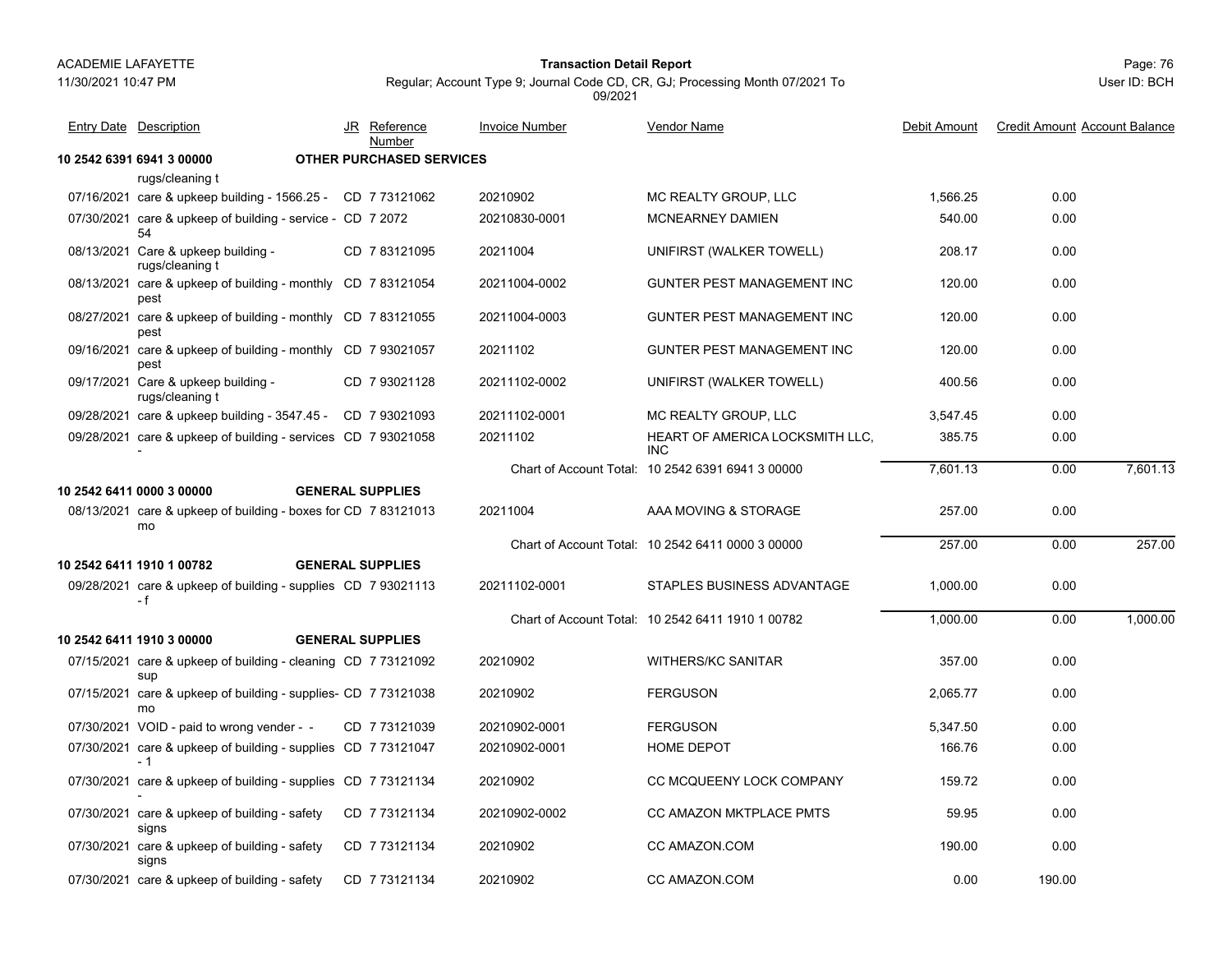| Entry Date | Description | JR | Reference Number | Invoice Number | Vendor Name | Debit Amount | Credit Amount | Account Balance |
|---|---|---|---|---|---|---|---|---|
| **10 2542 6391 6941 3 00000** | | | **OTHER PURCHASED SERVICES** | | | | | |
| | rugs/cleaning t | | | | | | | |
| 07/16/2021 | care & upkeep building - 1566.25 - | CD | 7 73121062 | 20210902 | MC REALTY GROUP, LLC | 1,566.25 | 0.00 | |
| 07/30/2021 | care & upkeep of building - service - 54 | CD | 7 2072 | 20210830-0001 | MCNEARNEY DAMIEN | 540.00 | 0.00 | |
| 08/13/2021 | Care & upkeep building - rugs/cleaning t | CD | 7 83121095 | 20211004 | UNIFIRST (WALKER TOWELL) | 208.17 | 0.00 | |
| 08/13/2021 | care & upkeep of building - monthly pest | CD | 7 83121054 | 20211004-0002 | GUNTER PEST MANAGEMENT INC | 120.00 | 0.00 | |
| 08/27/2021 | care & upkeep of building - monthly pest | CD | 7 83121055 | 20211004-0003 | GUNTER PEST MANAGEMENT INC | 120.00 | 0.00 | |
| 09/16/2021 | care & upkeep of building - monthly pest | CD | 7 93021057 | 20211102 | GUNTER PEST MANAGEMENT INC | 120.00 | 0.00 | |
| 09/17/2021 | Care & upkeep building - rugs/cleaning t | CD | 7 93021128 | 20211102-0002 | UNIFIRST (WALKER TOWELL) | 400.56 | 0.00 | |
| 09/28/2021 | care & upkeep building - 3547.45 - | CD | 7 93021093 | 20211102-0001 | MC REALTY GROUP, LLC | 3,547.45 | 0.00 | |
| 09/28/2021 | care & upkeep of building - services - | CD | 7 93021058 | 20211102 | HEART OF AMERICA LOCKSMITH LLC, INC | 385.75 | 0.00 | |
| | | | | Chart of Account Total: | 10 2542 6391 6941 3 00000 | 7,601.13 | 0.00 | 7,601.13 |
| **10 2542 6411 0000 3 00000** | | | **GENERAL SUPPLIES** | | | | | |
| 08/13/2021 | care & upkeep of building - boxes for mo | CD | 7 83121013 | 20211004 | AAA MOVING & STORAGE | 257.00 | 0.00 | |
| | | | | Chart of Account Total: | 10 2542 6411 0000 3 00000 | 257.00 | 0.00 | 257.00 |
| **10 2542 6411 1910 1 00782** | | | **GENERAL SUPPLIES** | | | | | |
| 09/28/2021 | care & upkeep of building - supplies - f | CD | 7 93021113 | 20211102-0001 | STAPLES BUSINESS ADVANTAGE | 1,000.00 | 0.00 | |
| | | | | Chart of Account Total: | 10 2542 6411 1910 1 00782 | 1,000.00 | 0.00 | 1,000.00 |
| **10 2542 6411 1910 3 00000** | | | **GENERAL SUPPLIES** | | | | | |
| 07/15/2021 | care & upkeep of building - cleaning sup | CD | 7 73121092 | 20210902 | WITHERS/KC SANITAR | 357.00 | 0.00 | |
| 07/15/2021 | care & upkeep of building - supplies- mo | CD | 7 73121038 | 20210902 | FERGUSON | 2,065.77 | 0.00 | |
| 07/30/2021 | VOID - paid to wrong vender - - | CD | 7 73121039 | 20210902-0001 | FERGUSON | 5,347.50 | 0.00 | |
| 07/30/2021 | care & upkeep of building - supplies - 1 | CD | 7 73121047 | 20210902-0001 | HOME DEPOT | 166.76 | 0.00 | |
| 07/30/2021 | care & upkeep of building - supplies - | CD | 7 73121134 | 20210902 | CC MCQUEENY LOCK COMPANY | 159.72 | 0.00 | |
| 07/30/2021 | care & upkeep of building - safety signs | CD | 7 73121134 | 20210902-0002 | CC AMAZON MKTPLACE PMTS | 59.95 | 0.00 | |
| 07/30/2021 | care & upkeep of building - safety signs | CD | 7 73121134 | 20210902 | CC AMAZON.COM | 190.00 | 0.00 | |
| 07/30/2021 | care & upkeep of building - safety | CD | 7 73121134 | 20210902 | CC AMAZON.COM | 0.00 | 190.00 | |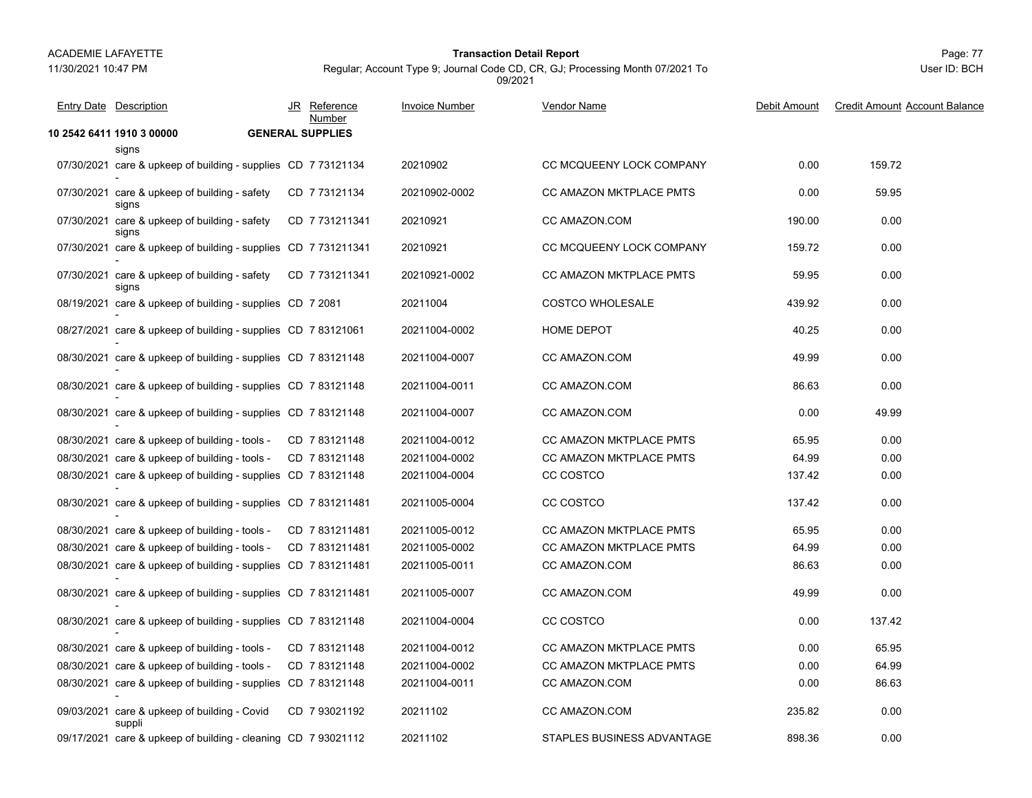| Entry Date | Description | JR | Reference Number | Invoice Number | Vendor Name | Debit Amount | Credit Amount | Account Balance |
|---|---|---|---|---|---|---|---|---|
| **10 2542 6411 1910 3 00000** | | **GENERAL SUPPLIES** | | | | | | |
| | signs | | | | | | | |
| 07/30/2021 | care & upkeep of building - supplies - | CD | 7 73121134 | 20210902 | CC MCQUEENY LOCK COMPANY | 0.00 | 159.72 | |
| 07/30/2021 | care & upkeep of building - safety signs | CD | 7 73121134 | 20210902-0002 | CC AMAZON MKTPLACE PMTS | 0.00 | 59.95 | |
| 07/30/2021 | care & upkeep of building - safety signs | CD | 7 731211341 | 20210921 | CC AMAZON.COM | 190.00 | 0.00 | |
| 07/30/2021 | care & upkeep of building - supplies - | CD | 7 731211341 | 20210921 | CC MCQUEENY LOCK COMPANY | 159.72 | 0.00 | |
| 07/30/2021 | care & upkeep of building - safety signs | CD | 7 731211341 | 20210921-0002 | CC AMAZON MKTPLACE PMTS | 59.95 | 0.00 | |
| 08/19/2021 | care & upkeep of building - supplies - | CD | 7 2081 | 20211004 | COSTCO WHOLESALE | 439.92 | 0.00 | |
| 08/27/2021 | care & upkeep of building - supplies - | CD | 7 83121061 | 20211004-0002 | HOME DEPOT | 40.25 | 0.00 | |
| 08/30/2021 | care & upkeep of building - supplies - | CD | 7 83121148 | 20211004-0007 | CC AMAZON.COM | 49.99 | 0.00 | |
| 08/30/2021 | care & upkeep of building - supplies - | CD | 7 83121148 | 20211004-0011 | CC AMAZON.COM | 86.63 | 0.00 | |
| 08/30/2021 | care & upkeep of building - supplies - | CD | 7 83121148 | 20211004-0007 | CC AMAZON.COM | 0.00 | 49.99 | |
| 08/30/2021 | care & upkeep of building - tools - | CD | 7 83121148 | 20211004-0012 | CC AMAZON MKTPLACE PMTS | 65.95 | 0.00 | |
| 08/30/2021 | care & upkeep of building - tools - | CD | 7 83121148 | 20211004-0002 | CC AMAZON MKTPLACE PMTS | 64.99 | 0.00 | |
| 08/30/2021 | care & upkeep of building - supplies - | CD | 7 83121148 | 20211004-0004 | CC COSTCO | 137.42 | 0.00 | |
| 08/30/2021 | care & upkeep of building - supplies - | CD | 7 831211481 | 20211005-0004 | CC COSTCO | 137.42 | 0.00 | |
| 08/30/2021 | care & upkeep of building - tools - | CD | 7 831211481 | 20211005-0012 | CC AMAZON MKTPLACE PMTS | 65.95 | 0.00 | |
| 08/30/2021 | care & upkeep of building - tools - | CD | 7 831211481 | 20211005-0002 | CC AMAZON MKTPLACE PMTS | 64.99 | 0.00 | |
| 08/30/2021 | care & upkeep of building - supplies - | CD | 7 831211481 | 20211005-0011 | CC AMAZON.COM | 86.63 | 0.00 | |
| 08/30/2021 | care & upkeep of building - supplies - | CD | 7 831211481 | 20211005-0007 | CC AMAZON.COM | 49.99 | 0.00 | |
| 08/30/2021 | care & upkeep of building - supplies - | CD | 7 83121148 | 20211004-0004 | CC COSTCO | 0.00 | 137.42 | |
| 08/30/2021 | care & upkeep of building - tools - | CD | 7 83121148 | 20211004-0012 | CC AMAZON MKTPLACE PMTS | 0.00 | 65.95 | |
| 08/30/2021 | care & upkeep of building - tools - | CD | 7 83121148 | 20211004-0002 | CC AMAZON MKTPLACE PMTS | 0.00 | 64.99 | |
| 08/30/2021 | care & upkeep of building - supplies - | CD | 7 83121148 | 20211004-0011 | CC AMAZON.COM | 0.00 | 86.63 | |
| 09/03/2021 | care & upkeep of building - Covid suppli | CD | 7 93021192 | 20211102 | CC AMAZON.COM | 235.82 | 0.00 | |
| 09/17/2021 | care & upkeep of building - cleaning | CD | 7 93021112 | 20211102 | STAPLES BUSINESS ADVANTAGE | 898.36 | 0.00 | |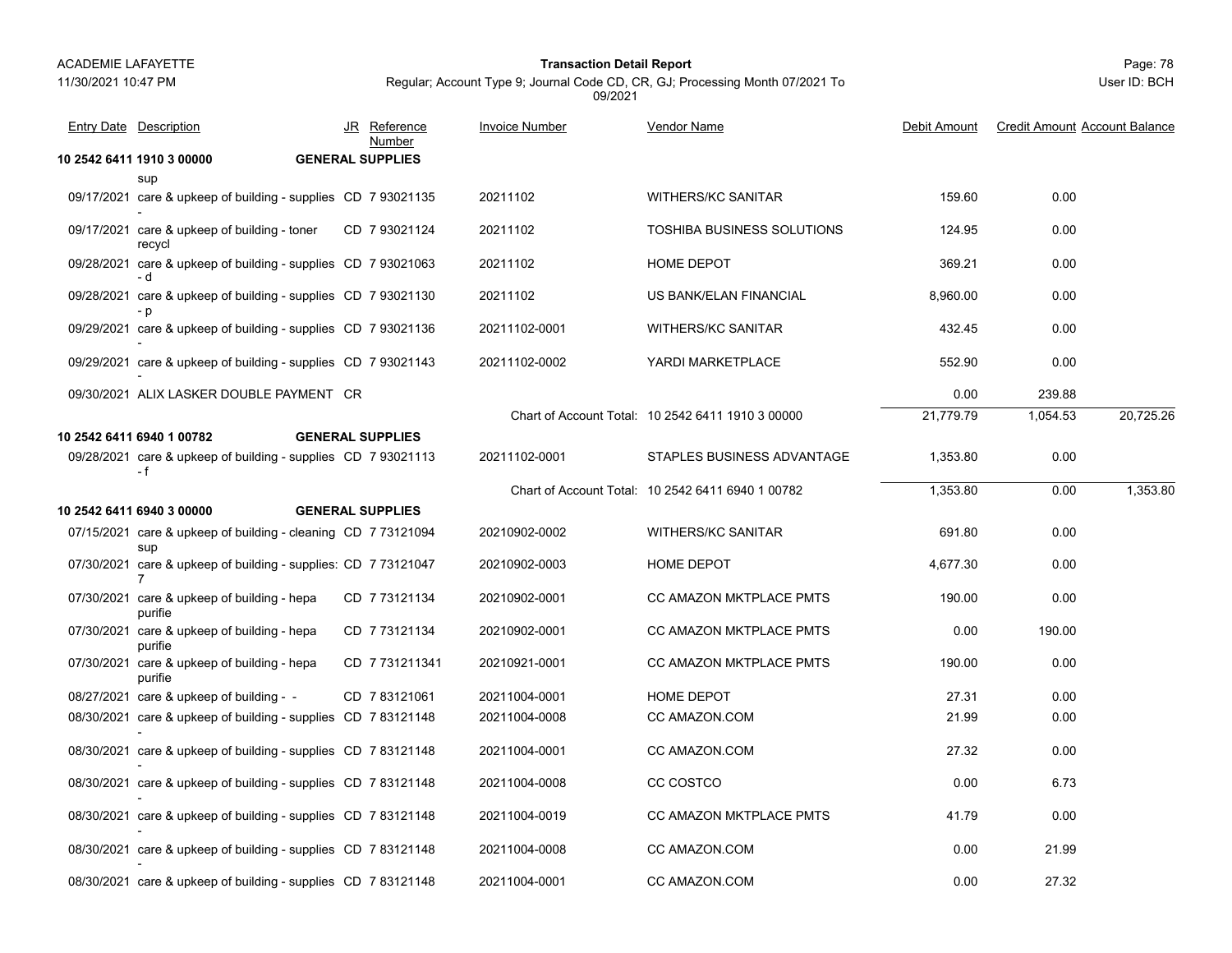ACADEMIE LAFAYETTE

11/30/2021 10:47 PM

**Transaction Detail Report**

Regular; Account Type 9; Journal Code CD, CR, GJ; Processing Month 07/2021 To 09/2021

User ID: BCH

| Entry Date | Description | JR | Reference Number | Invoice Number | Vendor Name | Debit Amount | Credit Amount | Account Balance |
|---|---|---|---|---|---|---|---|---|
| **10 2542 6411 1910 3 00000** | **GENERAL SUPPLIES** | | | | | | | |
| | sup | | | | | | | |
| 09/17/2021 | care & upkeep of building - supplies - | CD | 7 93021135 | 20211102 | WITHERS/KC SANITAR | 159.60 | 0.00 | |
| 09/17/2021 | care & upkeep of building - toner recycl | CD | 7 93021124 | 20211102 | TOSHIBA BUSINESS SOLUTIONS | 124.95 | 0.00 | |
| 09/28/2021 | care & upkeep of building - supplies - d | CD | 7 93021063 | 20211102 | HOME DEPOT | 369.21 | 0.00 | |
| 09/28/2021 | care & upkeep of building - supplies - p | CD | 7 93021130 | 20211102 | US BANK/ELAN FINANCIAL | 8,960.00 | 0.00 | |
| 09/29/2021 | care & upkeep of building - supplies - | CD | 7 93021136 | 20211102-0001 | WITHERS/KC SANITAR | 432.45 | 0.00 | |
| 09/29/2021 | care & upkeep of building - supplies - | CD | 7 93021143 | 20211102-0002 | YARDI MARKETPLACE | 552.90 | 0.00 | |
| 09/30/2021 | ALIX LASKER DOUBLE PAYMENT | CR | | | | 0.00 | 239.88 | |
| | | | | Chart of Account Total: | 10 2542 6411 1910 3 00000 | 21,779.79 | 1,054.53 | 20,725.26 |
| **10 2542 6411 6940 1 00782** | **GENERAL SUPPLIES** | | | | | | | |
| 09/28/2021 | care & upkeep of building - supplies - f | CD | 7 93021113 | 20211102-0001 | STAPLES BUSINESS ADVANTAGE | 1,353.80 | 0.00 | |
| | | | | Chart of Account Total: | 10 2542 6411 6940 1 00782 | 1,353.80 | 0.00 | 1,353.80 |
| **10 2542 6411 6940 3 00000** | **GENERAL SUPPLIES** | | | | | | | |
| 07/15/2021 | care & upkeep of building - cleaning sup | CD | 7 73121094 | 20210902-0002 | WITHERS/KC SANITAR | 691.80 | 0.00 | |
| 07/30/2021 | care & upkeep of building - supplies: 7 | CD | 7 73121047 | 20210902-0003 | HOME DEPOT | 4,677.30 | 0.00 | |
| 07/30/2021 | care & upkeep of building - hepa purifie | CD | 7 73121134 | 20210902-0001 | CC AMAZON MKTPLACE PMTS | 190.00 | 0.00 | |
| 07/30/2021 | care & upkeep of building - hepa purifie | CD | 7 73121134 | 20210902-0001 | CC AMAZON MKTPLACE PMTS | 0.00 | 190.00 | |
| 07/30/2021 | care & upkeep of building - hepa purifie | CD | 7 731211341 | 20210921-0001 | CC AMAZON MKTPLACE PMTS | 190.00 | 0.00 | |
| 08/27/2021 | care & upkeep of building - - | CD | 7 83121061 | 20211004-0001 | HOME DEPOT | 27.31 | 0.00 | |
| 08/30/2021 | care & upkeep of building - supplies - | CD | 7 83121148 | 20211004-0008 | CC AMAZON.COM | 21.99 | 0.00 | |
| 08/30/2021 | care & upkeep of building - supplies - | CD | 7 83121148 | 20211004-0001 | CC AMAZON.COM | 27.32 | 0.00 | |
| 08/30/2021 | care & upkeep of building - supplies - | CD | 7 83121148 | 20211004-0008 | CC COSTCO | 0.00 | 6.73 | |
| 08/30/2021 | care & upkeep of building - supplies - | CD | 7 83121148 | 20211004-0019 | CC AMAZON MKTPLACE PMTS | 41.79 | 0.00 | |
| 08/30/2021 | care & upkeep of building - supplies - | CD | 7 83121148 | 20211004-0008 | CC AMAZON.COM | 0.00 | 21.99 | |
| 08/30/2021 | care & upkeep of building - supplies | CD | 7 83121148 | 20211004-0001 | CC AMAZON.COM | 0.00 | 27.32 | |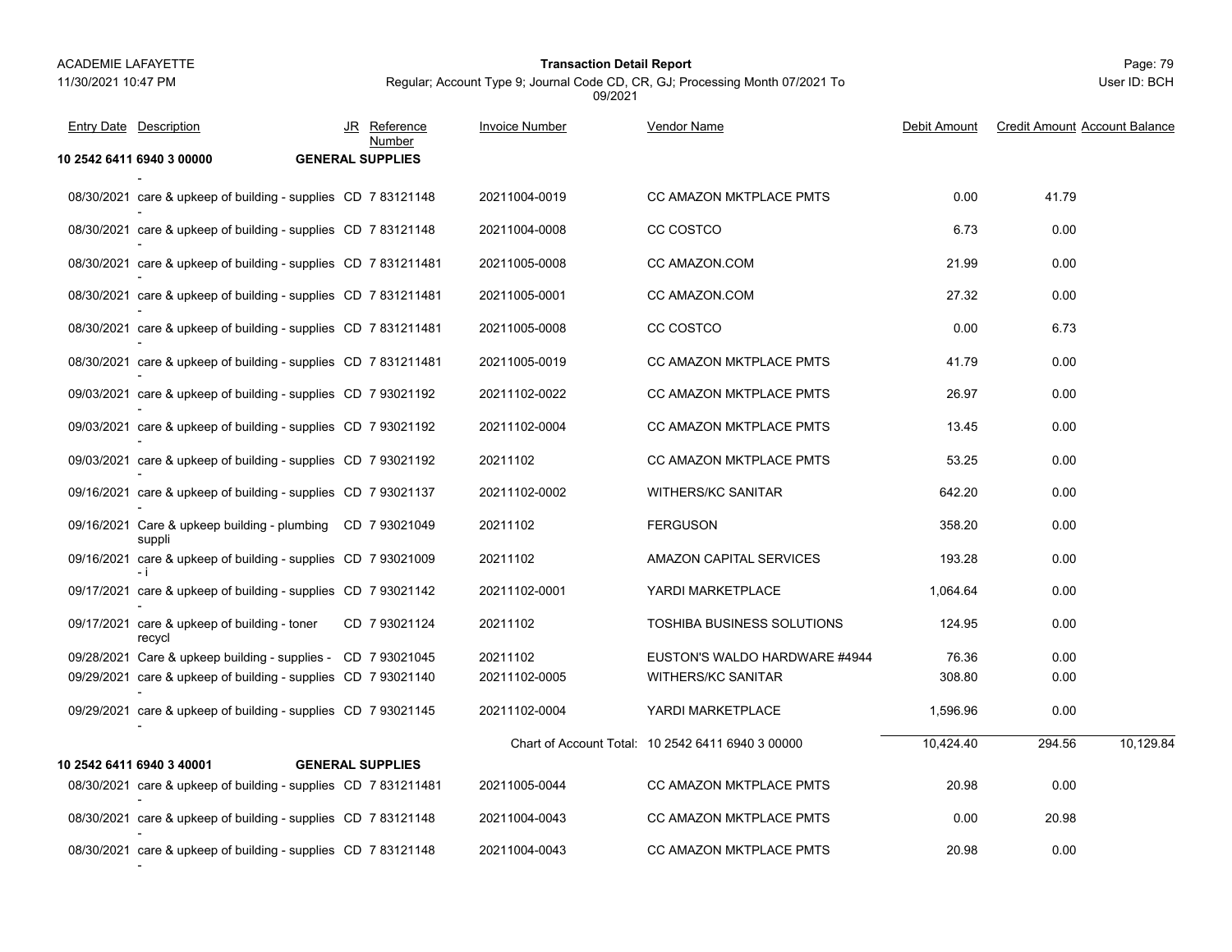ACADEMIE LAFAYETTE
11/30/2021 10:47 PM

**Transaction Detail Report**

Regular; Account Type 9; Journal Code CD, CR, GJ; Processing Month 07/2021 To 09/2021

User ID: BCH

| Entry Date | Description | JR | Reference Number | Invoice Number | Vendor Name | Debit Amount | Credit Amount | Account Balance |
|---|---|---|---|---|---|---|---|---|
| **10 2542 6411 6940 3 00000** | **GENERAL SUPPLIES** | | | | | | | |
| 08/30/2021 | care & upkeep of building - supplies - | CD | 7 83121148 | 20211004-0019 | CC AMAZON MKTPLACE PMTS | 0.00 | 41.79 | |
| 08/30/2021 | care & upkeep of building - supplies - | CD | 7 83121148 | 20211004-0008 | CC COSTCO | 6.73 | 0.00 | |
| 08/30/2021 | care & upkeep of building - supplies - | CD | 7 831211481 | 20211005-0008 | CC AMAZON.COM | 21.99 | 0.00 | |
| 08/30/2021 | care & upkeep of building - supplies - | CD | 7 831211481 | 20211005-0001 | CC AMAZON.COM | 27.32 | 0.00 | |
| 08/30/2021 | care & upkeep of building - supplies - | CD | 7 831211481 | 20211005-0008 | CC COSTCO | 0.00 | 6.73 | |
| 08/30/2021 | care & upkeep of building - supplies - | CD | 7 831211481 | 20211005-0019 | CC AMAZON MKTPLACE PMTS | 41.79 | 0.00 | |
| 09/03/2021 | care & upkeep of building - supplies - | CD | 7 93021192 | 20211102-0022 | CC AMAZON MKTPLACE PMTS | 26.97 | 0.00 | |
| 09/03/2021 | care & upkeep of building - supplies - | CD | 7 93021192 | 20211102-0004 | CC AMAZON MKTPLACE PMTS | 13.45 | 0.00 | |
| 09/03/2021 | care & upkeep of building - supplies - | CD | 7 93021192 | 20211102 | CC AMAZON MKTPLACE PMTS | 53.25 | 0.00 | |
| 09/16/2021 | care & upkeep of building - supplies - | CD | 7 93021137 | 20211102-0002 | WITHERS/KC SANITAR | 642.20 | 0.00 | |
| 09/16/2021 | Care & upkeep building - plumbing suppli | CD | 7 93021049 | 20211102 | FERGUSON | 358.20 | 0.00 | |
| 09/16/2021 | care & upkeep of building - supplies - i | CD | 7 93021009 | 20211102 | AMAZON CAPITAL SERVICES | 193.28 | 0.00 | |
| 09/17/2021 | care & upkeep of building - supplies - | CD | 7 93021142 | 20211102-0001 | YARDI MARKETPLACE | 1,064.64 | 0.00 | |
| 09/17/2021 | care & upkeep of building - toner recycl | CD | 7 93021124 | 20211102 | TOSHIBA BUSINESS SOLUTIONS | 124.95 | 0.00 | |
| 09/28/2021 | Care & upkeep building - supplies - | CD | 7 93021045 | 20211102 | EUSTON'S WALDO HARDWARE #4944 | 76.36 | 0.00 | |
| 09/29/2021 | care & upkeep of building - supplies - | CD | 7 93021140 | 20211102-0005 | WITHERS/KC SANITAR | 308.80 | 0.00 | |
| 09/29/2021 | care & upkeep of building - supplies - | CD | 7 93021145 | 20211102-0004 | YARDI MARKETPLACE | 1,596.96 | 0.00 | |
| | | | | Chart of Account Total: | 10 2542 6411 6940 3 00000 | 10,424.40 | 294.56 | 10,129.84 |
| **10 2542 6411 6940 3 40001** | **GENERAL SUPPLIES** | | | | | | | |
| 08/30/2021 | care & upkeep of building - supplies - | CD | 7 831211481 | 20211005-0044 | CC AMAZON MKTPLACE PMTS | 20.98 | 0.00 | |
| 08/30/2021 | care & upkeep of building - supplies - | CD | 7 83121148 | 20211004-0043 | CC AMAZON MKTPLACE PMTS | 0.00 | 20.98 | |
| 08/30/2021 | care & upkeep of building - supplies - | CD | 7 83121148 | 20211004-0043 | CC AMAZON MKTPLACE PMTS | 20.98 | 0.00 | |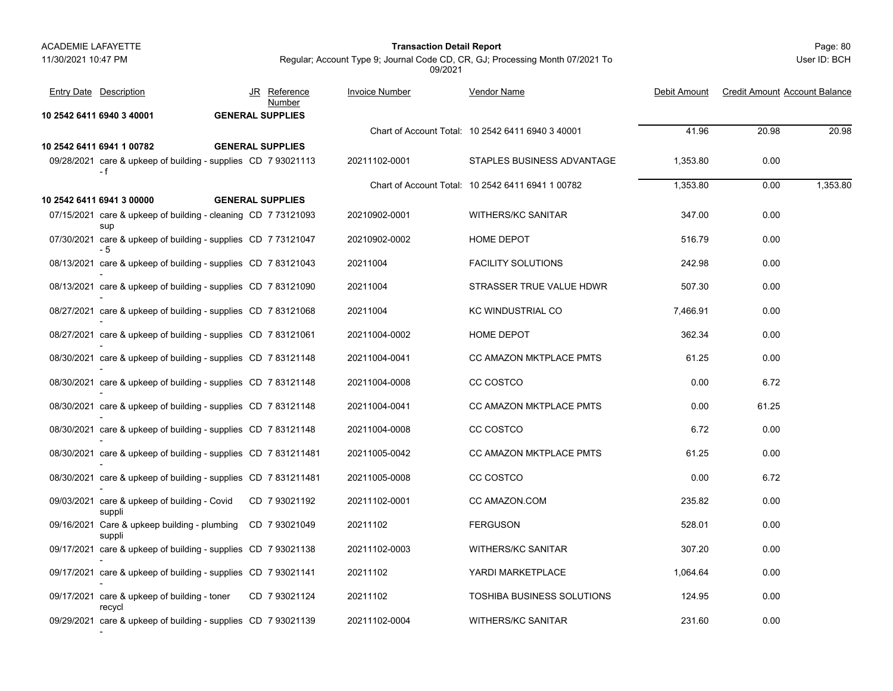ACADEMIE LAFAYETTE
11/30/2021 10:47 PM

**Transaction Detail Report**

Regular; Account Type 9; Journal Code CD, CR, GJ; Processing Month 07/2021 To 09/2021

| Entry Date | Description | JR | Reference Number | Invoice Number | Vendor Name | Debit Amount | Credit Amount | Account Balance |
|---|---|---|---|---|---|---|---|---|
| **10 2542 6411 6940 3 40001** | **GENERAL SUPPLIES** | | | | | | | |
| | | | | Chart of Account Total: | 10 2542 6411 6940 3 40001 | 41.96 | 20.98 | 20.98 |
| **10 2542 6411 6941 1 00782** | **GENERAL SUPPLIES** | | | | | | | |
| 09/28/2021 | care & upkeep of building - supplies - f | CD | 7 93021113 | 20211102-0001 | STAPLES BUSINESS ADVANTAGE | 1,353.80 | 0.00 | |
| | | | | Chart of Account Total: | 10 2542 6411 6941 1 00782 | 1,353.80 | 0.00 | 1,353.80 |
| **10 2542 6411 6941 3 00000** | **GENERAL SUPPLIES** | | | | | | | |
| 07/15/2021 | care & upkeep of building - cleaning sup | CD | 7 73121093 | 20210902-0001 | WITHERS/KC SANITAR | 347.00 | 0.00 | |
| 07/30/2021 | care & upkeep of building - supplies - 5 | CD | 7 73121047 | 20210902-0002 | HOME DEPOT | 516.79 | 0.00 | |
| 08/13/2021 | care & upkeep of building - supplies - | CD | 7 83121043 | 20211004 | FACILITY SOLUTIONS | 242.98 | 0.00 | |
| 08/13/2021 | care & upkeep of building - supplies - | CD | 7 83121090 | 20211004 | STRASSER TRUE VALUE HDWR | 507.30 | 0.00 | |
| 08/27/2021 | care & upkeep of building - supplies - | CD | 7 83121068 | 20211004 | KC WINDUSTRIAL CO | 7,466.91 | 0.00 | |
| 08/27/2021 | care & upkeep of building - supplies - | CD | 7 83121061 | 20211004-0002 | HOME DEPOT | 362.34 | 0.00 | |
| 08/30/2021 | care & upkeep of building - supplies - | CD | 7 83121148 | 20211004-0041 | CC AMAZON MKTPLACE PMTS | 61.25 | 0.00 | |
| 08/30/2021 | care & upkeep of building - supplies - | CD | 7 83121148 | 20211004-0008 | CC COSTCO | 0.00 | 6.72 | |
| 08/30/2021 | care & upkeep of building - supplies - | CD | 7 83121148 | 20211004-0041 | CC AMAZON MKTPLACE PMTS | 0.00 | 61.25 | |
| 08/30/2021 | care & upkeep of building - supplies - | CD | 7 83121148 | 20211004-0008 | CC COSTCO | 6.72 | 0.00 | |
| 08/30/2021 | care & upkeep of building - supplies - | CD | 7 831211481 | 20211005-0042 | CC AMAZON MKTPLACE PMTS | 61.25 | 0.00 | |
| 08/30/2021 | care & upkeep of building - supplies - | CD | 7 831211481 | 20211005-0008 | CC COSTCO | 0.00 | 6.72 | |
| 09/03/2021 | care & upkeep of building - Covid suppli | CD | 7 93021192 | 20211102-0001 | CC AMAZON.COM | 235.82 | 0.00 | |
| 09/16/2021 | Care & upkeep building - plumbing suppli | CD | 7 93021049 | 20211102 | FERGUSON | 528.01 | 0.00 | |
| 09/17/2021 | care & upkeep of building - supplies - | CD | 7 93021138 | 20211102-0003 | WITHERS/KC SANITAR | 307.20 | 0.00 | |
| 09/17/2021 | care & upkeep of building - supplies - | CD | 7 93021141 | 20211102 | YARDI MARKETPLACE | 1,064.64 | 0.00 | |
| 09/17/2021 | care & upkeep of building - toner recycl | CD | 7 93021124 | 20211102 | TOSHIBA BUSINESS SOLUTIONS | 124.95 | 0.00 | |
| 09/29/2021 | care & upkeep of building - supplies - | CD | 7 93021139 | 20211102-0004 | WITHERS/KC SANITAR | 231.60 | 0.00 | |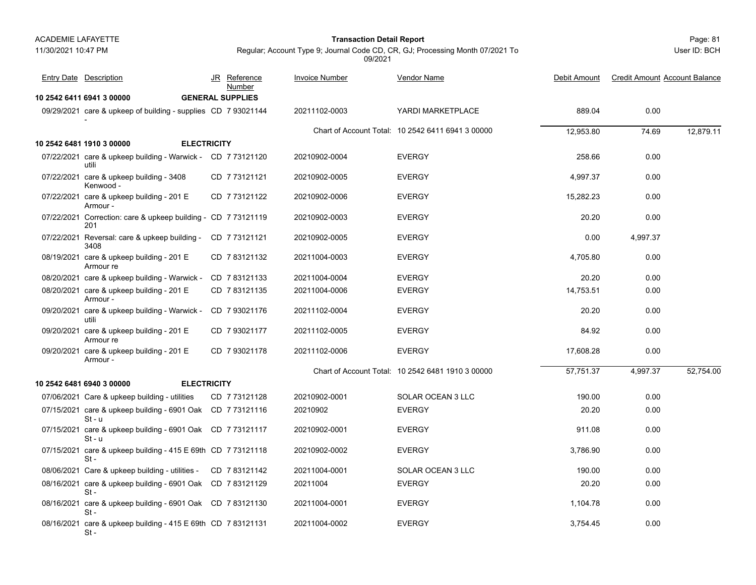| Entry Date | Description | JR | Reference Number | Invoice Number | Vendor Name | Debit Amount | Credit Amount | Account Balance |
|---|---|---|---|---|---|---|---|---|
| **10 2542 6411 6941 3 00000** | **GENERAL SUPPLIES** | | | | | | | |
| 09/29/2021 | care & upkeep of building - supplies - | CD | 7 93021144 | 20211102-0003 | YARDI MARKETPLACE | 889.04 | 0.00 | |
| | | | | | Chart of Account Total: 10 2542 6411 6941 3 00000 | 12,953.80 | 74.69 | 12,879.11 |
| **10 2542 6481 1910 3 00000** | **ELECTRICITY** | | | | | | | |
| 07/22/2021 | care & upkeep building - Warwick - utili | CD | 7 73121120 | 20210902-0004 | EVERGY | 258.66 | 0.00 | |
| 07/22/2021 | care & upkeep building - 3408 Kenwood - | CD | 7 73121121 | 20210902-0005 | EVERGY | 4,997.37 | 0.00 | |
| 07/22/2021 | care & upkeep building - 201 E Armour - | CD | 7 73121122 | 20210902-0006 | EVERGY | 15,282.23 | 0.00 | |
| 07/22/2021 | Correction: care & upkeep building - 201 | CD | 7 73121119 | 20210902-0003 | EVERGY | 20.20 | 0.00 | |
| 07/22/2021 | Reversal: care & upkeep building - 3408 | CD | 7 73121121 | 20210902-0005 | EVERGY | 0.00 | 4,997.37 | |
| 08/19/2021 | care & upkeep building - 201 E Armour re | CD | 7 83121132 | 20211004-0003 | EVERGY | 4,705.80 | 0.00 | |
| 08/20/2021 | care & upkeep building - Warwick - | CD | 7 83121133 | 20211004-0004 | EVERGY | 20.20 | 0.00 | |
| 08/20/2021 | care & upkeep building - 201 E Armour - | CD | 7 83121135 | 20211004-0006 | EVERGY | 14,753.51 | 0.00 | |
| 09/20/2021 | care & upkeep building - Warwick - utili | CD | 7 93021176 | 20211102-0004 | EVERGY | 20.20 | 0.00 | |
| 09/20/2021 | care & upkeep building - 201 E Armour re | CD | 7 93021177 | 20211102-0005 | EVERGY | 84.92 | 0.00 | |
| 09/20/2021 | care & upkeep building - 201 E Armour - | CD | 7 93021178 | 20211102-0006 | EVERGY | 17,608.28 | 0.00 | |
| | | | | | Chart of Account Total: 10 2542 6481 1910 3 00000 | 57,751.37 | 4,997.37 | 52,754.00 |
| **10 2542 6481 6940 3 00000** | **ELECTRICITY** | | | | | | | |
| 07/06/2021 | Care & upkeep building - utilities | CD | 7 73121128 | 20210902-0001 | SOLAR OCEAN 3 LLC | 190.00 | 0.00 | |
| 07/15/2021 | care & upkeep building - 6901 Oak St - u | CD | 7 73121116 | 20210902 | EVERGY | 20.20 | 0.00 | |
| 07/15/2021 | care & upkeep building - 6901 Oak St - u | CD | 7 73121117 | 20210902-0001 | EVERGY | 911.08 | 0.00 | |
| 07/15/2021 | care & upkeep building - 415 E 69th St - | CD | 7 73121118 | 20210902-0002 | EVERGY | 3,786.90 | 0.00 | |
| 08/06/2021 | Care & upkeep building - utilities - | CD | 7 83121142 | 20211004-0001 | SOLAR OCEAN 3 LLC | 190.00 | 0.00 | |
| 08/16/2021 | care & upkeep building - 6901 Oak St - | CD | 7 83121129 | 20211004 | EVERGY | 20.20 | 0.00 | |
| 08/16/2021 | care & upkeep building - 6901 Oak St - | CD | 7 83121130 | 20211004-0001 | EVERGY | 1,104.78 | 0.00 | |
| 08/16/2021 | care & upkeep building - 415 E 69th St - | CD | 7 83121131 | 20211004-0002 | EVERGY | 3,754.45 | 0.00 | |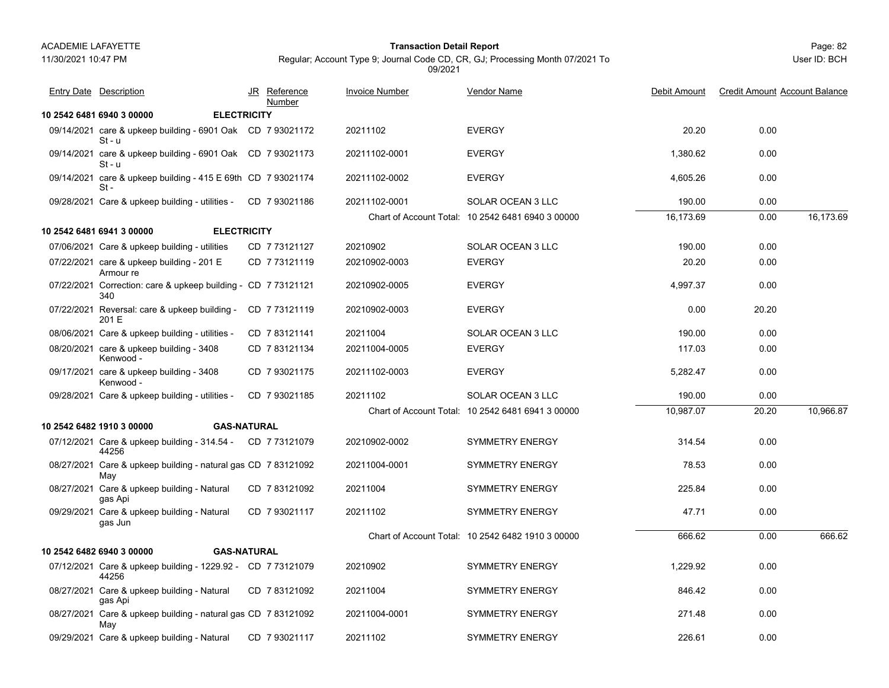ACADEMIE LAFAYETTE

11/30/2021 10:47 PM

**Transaction Detail Report**

Regular; Account Type 9; Journal Code CD, CR, GJ; Processing Month 07/2021 To 09/2021

User ID: BCH

| Entry Date | Description | JR | Reference Number | Invoice Number | Vendor Name | Debit Amount | Credit Amount | Account Balance |
|---|---|---|---|---|---|---|---|---|
| **10 2542 6481 6940 3 00000** | **ELECTRICITY** | | | | | | | |
| 09/14/2021 | care & upkeep building - 6901 Oak St - u | CD | 7 93021172 | 20211102 | EVERGY | 20.20 | 0.00 | |
| 09/14/2021 | care & upkeep building - 6901 Oak St - u | CD | 7 93021173 | 20211102-0001 | EVERGY | 1,380.62 | 0.00 | |
| 09/14/2021 | care & upkeep building - 415 E 69th St - | CD | 7 93021174 | 20211102-0002 | EVERGY | 4,605.26 | 0.00 | |
| 09/28/2021 | Care & upkeep building - utilities - | CD | 7 93021186 | 20211102-0001 | SOLAR OCEAN 3 LLC | 190.00 | 0.00 | |
| | | | | Chart of Account Total: | 10 2542 6481 6940 3 00000 | 16,173.69 | 0.00 | 16,173.69 |
| **10 2542 6481 6941 3 00000** | **ELECTRICITY** | | | | | | | |
| 07/06/2021 | Care & upkeep building - utilities | CD | 7 73121127 | 20210902 | SOLAR OCEAN 3 LLC | 190.00 | 0.00 | |
| 07/22/2021 | care & upkeep building - 201 E Armour re | CD | 7 73121119 | 20210902-0003 | EVERGY | 20.20 | 0.00 | |
| 07/22/2021 | Correction: care & upkeep building - 340 | CD | 7 73121121 | 20210902-0005 | EVERGY | 4,997.37 | 0.00 | |
| 07/22/2021 | Reversal: care & upkeep building - 201 E | CD | 7 73121119 | 20210902-0003 | EVERGY | 0.00 | 20.20 | |
| 08/06/2021 | Care & upkeep building - utilities - | CD | 7 83121141 | 20211004 | SOLAR OCEAN 3 LLC | 190.00 | 0.00 | |
| 08/20/2021 | care & upkeep building - 3408 Kenwood - | CD | 7 83121134 | 20211004-0005 | EVERGY | 117.03 | 0.00 | |
| 09/17/2021 | care & upkeep building - 3408 Kenwood - | CD | 7 93021175 | 20211102-0003 | EVERGY | 5,282.47 | 0.00 | |
| 09/28/2021 | Care & upkeep building - utilities - | CD | 7 93021185 | 20211102 | SOLAR OCEAN 3 LLC | 190.00 | 0.00 | |
| | | | | Chart of Account Total: | 10 2542 6481 6941 3 00000 | 10,987.07 | 20.20 | 10,966.87 |
| **10 2542 6482 1910 3 00000** | **GAS-NATURAL** | | | | | | | |
| 07/12/2021 | Care & upkeep building - 314.54 - 44256 | CD | 7 73121079 | 20210902-0002 | SYMMETRY ENERGY | 314.54 | 0.00 | |
| 08/27/2021 | Care & upkeep building - natural gas May | CD | 7 83121092 | 20211004-0001 | SYMMETRY ENERGY | 78.53 | 0.00 | |
| 08/27/2021 | Care & upkeep building - Natural gas Api | CD | 7 83121092 | 20211004 | SYMMETRY ENERGY | 225.84 | 0.00 | |
| 09/29/2021 | Care & upkeep building - Natural gas Jun | CD | 7 93021117 | 20211102 | SYMMETRY ENERGY | 47.71 | 0.00 | |
| | | | | Chart of Account Total: | 10 2542 6482 1910 3 00000 | 666.62 | 0.00 | 666.62 |
| **10 2542 6482 6940 3 00000** | **GAS-NATURAL** | | | | | | | |
| 07/12/2021 | Care & upkeep building - 1229.92 - 44256 | CD | 7 73121079 | 20210902 | SYMMETRY ENERGY | 1,229.92 | 0.00 | |
| 08/27/2021 | Care & upkeep building - Natural gas Api | CD | 7 83121092 | 20211004 | SYMMETRY ENERGY | 846.42 | 0.00 | |
| 08/27/2021 | Care & upkeep building - natural gas May | CD | 7 83121092 | 20211004-0001 | SYMMETRY ENERGY | 271.48 | 0.00 | |
| 09/29/2021 | Care & upkeep building - Natural | CD | 7 93021117 | 20211102 | SYMMETRY ENERGY | 226.61 | 0.00 | |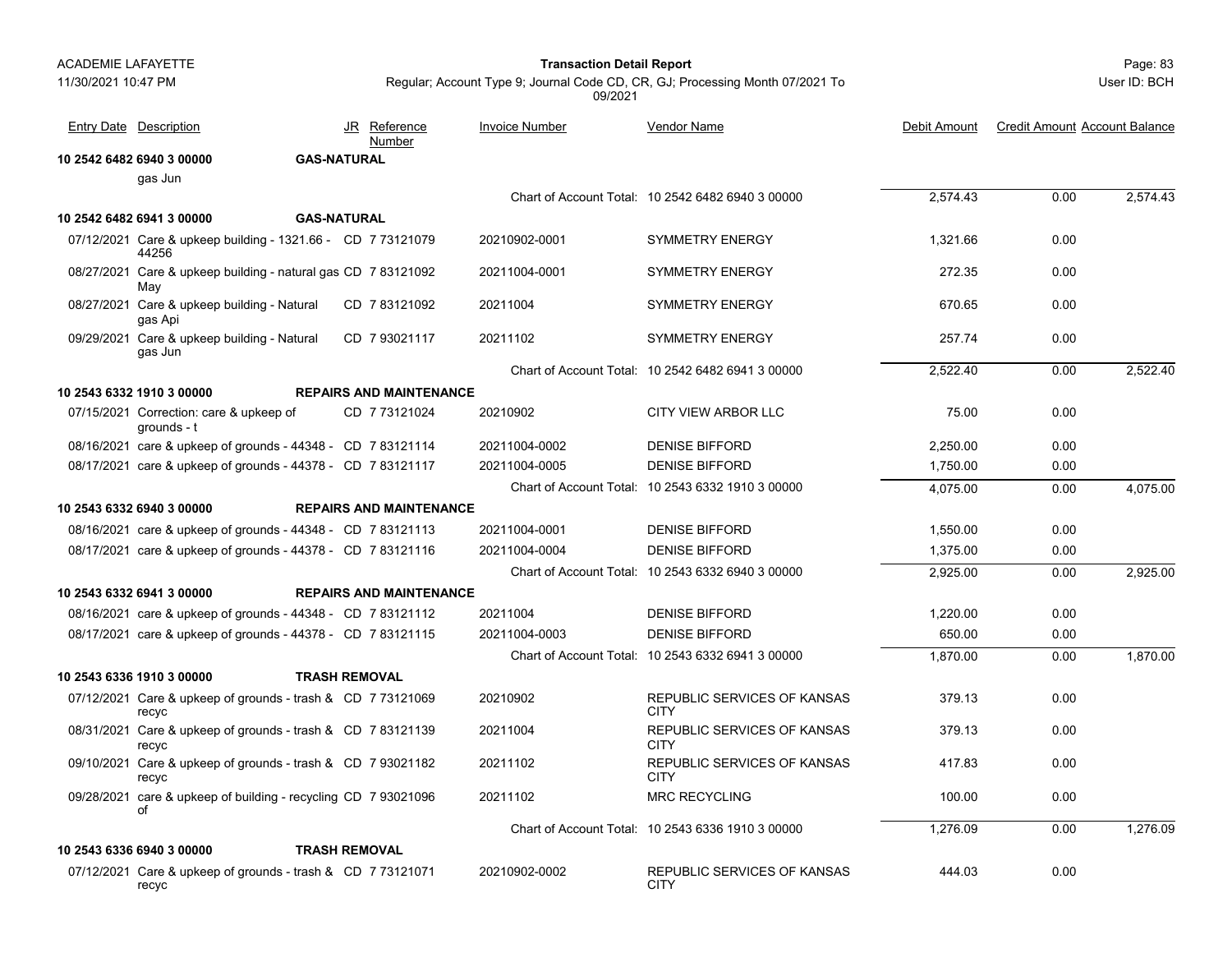| Entry Date | Description | JR | Reference Number | Invoice Number | Vendor Name | Debit Amount | Credit Amount | Account Balance |
|---|---|---|---|---|---|---|---|---|
| **10 2542 6482 6940 3 00000** | **GAS-NATURAL** | | | | | | | |
| | gas Jun | | | | | | | |
| | | | | | Chart of Account Total: 10 2542 6482 6940 3 00000 | 2,574.43 | 0.00 | 2,574.43 |
| **10 2542 6482 6941 3 00000** | **GAS-NATURAL** | | | | | | | |
| 07/12/2021 | Care & upkeep building - 1321.66 - 44256 | CD | 7 73121079 | 20210902-0001 | SYMMETRY ENERGY | 1,321.66 | 0.00 | |
| 08/27/2021 | Care & upkeep building - natural gas May | CD | 7 83121092 | 20211004-0001 | SYMMETRY ENERGY | 272.35 | 0.00 | |
| 08/27/2021 | Care & upkeep building - Natural gas Api | CD | 7 83121092 | 20211004 | SYMMETRY ENERGY | 670.65 | 0.00 | |
| 09/29/2021 | Care & upkeep building - Natural gas Jun | CD | 7 93021117 | 20211102 | SYMMETRY ENERGY | 257.74 | 0.00 | |
| | | | | | Chart of Account Total: 10 2542 6482 6941 3 00000 | 2,522.40 | 0.00 | 2,522.40 |
| **10 2543 6332 1910 3 00000** | **REPAIRS AND MAINTENANCE** | | | | | | | |
| 07/15/2021 | Correction: care & upkeep of grounds - t | CD | 7 73121024 | 20210902 | CITY VIEW ARBOR LLC | 75.00 | 0.00 | |
| 08/16/2021 | care & upkeep of grounds - 44348 - | CD | 7 83121114 | 20211004-0002 | DENISE BIFFORD | 2,250.00 | 0.00 | |
| 08/17/2021 | care & upkeep of grounds - 44378 - | CD | 7 83121117 | 20211004-0005 | DENISE BIFFORD | 1,750.00 | 0.00 | |
| | | | | | Chart of Account Total: 10 2543 6332 1910 3 00000 | 4,075.00 | 0.00 | 4,075.00 |
| **10 2543 6332 6940 3 00000** | **REPAIRS AND MAINTENANCE** | | | | | | | |
| 08/16/2021 | care & upkeep of grounds - 44348 - | CD | 7 83121113 | 20211004-0001 | DENISE BIFFORD | 1,550.00 | 0.00 | |
| 08/17/2021 | care & upkeep of grounds - 44378 - | CD | 7 83121116 | 20211004-0004 | DENISE BIFFORD | 1,375.00 | 0.00 | |
| | | | | | Chart of Account Total: 10 2543 6332 6940 3 00000 | 2,925.00 | 0.00 | 2,925.00 |
| **10 2543 6332 6941 3 00000** | **REPAIRS AND MAINTENANCE** | | | | | | | |
| 08/16/2021 | care & upkeep of grounds - 44348 - | CD | 7 83121112 | 20211004 | DENISE BIFFORD | 1,220.00 | 0.00 | |
| 08/17/2021 | care & upkeep of grounds - 44378 - | CD | 7 83121115 | 20211004-0003 | DENISE BIFFORD | 650.00 | 0.00 | |
| | | | | | Chart of Account Total: 10 2543 6332 6941 3 00000 | 1,870.00 | 0.00 | 1,870.00 |
| **10 2543 6336 1910 3 00000** | **TRASH REMOVAL** | | | | | | | |
| 07/12/2021 | Care & upkeep of grounds - trash & recyc | CD | 7 73121069 | 20210902 | REPUBLIC SERVICES OF KANSAS CITY | 379.13 | 0.00 | |
| 08/31/2021 | Care & upkeep of grounds - trash & recyc | CD | 7 83121139 | 20211004 | REPUBLIC SERVICES OF KANSAS CITY | 379.13 | 0.00 | |
| 09/10/2021 | Care & upkeep of grounds - trash & recyc | CD | 7 93021182 | 20211102 | REPUBLIC SERVICES OF KANSAS CITY | 417.83 | 0.00 | |
| 09/28/2021 | care & upkeep of building - recycling of | CD | 7 93021096 | 20211102 | MRC RECYCLING | 100.00 | 0.00 | |
| | | | | | Chart of Account Total: 10 2543 6336 1910 3 00000 | 1,276.09 | 0.00 | 1,276.09 |
| **10 2543 6336 6940 3 00000** | **TRASH REMOVAL** | | | | | | | |
| 07/12/2021 | Care & upkeep of grounds - trash & recyc | CD | 7 73121071 | 20210902-0002 | REPUBLIC SERVICES OF KANSAS CITY | 444.03 | 0.00 | |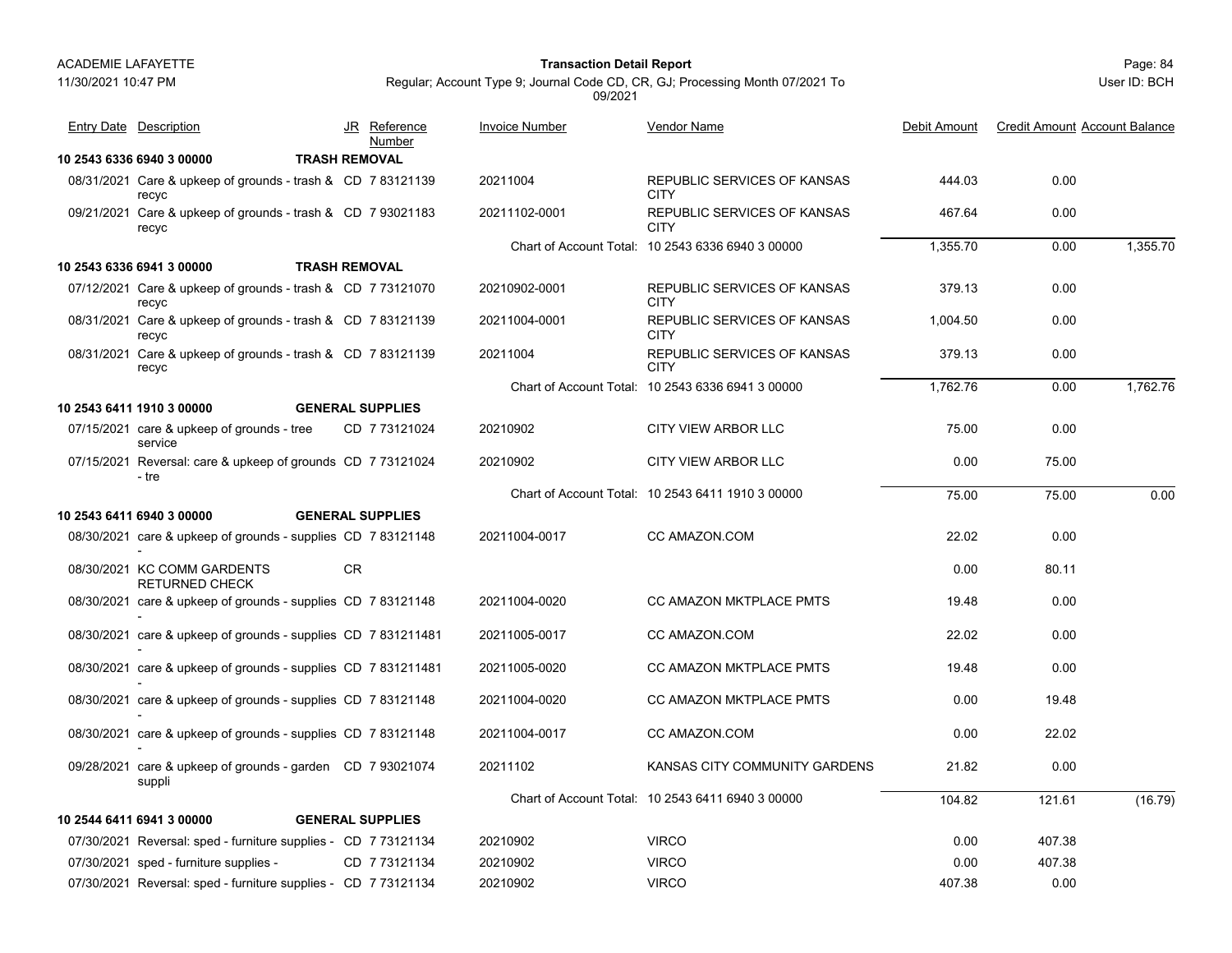| Entry Date | Description | JR | Reference Number | Invoice Number | Vendor Name | Debit Amount | Credit Amount | Account Balance |
|---|---|---|---|---|---|---|---|---|
| **10 2543 6336 6940 3 00000** | **TRASH REMOVAL** | | | | | | | |
| 08/31/2021 | Care & upkeep of grounds - trash & recyc | CD | 7 83121139 | 20211004 | REPUBLIC SERVICES OF KANSAS CITY | 444.03 | 0.00 | |
| 09/21/2021 | Care & upkeep of grounds - trash & recyc | CD | 7 93021183 | 20211102-0001 | REPUBLIC SERVICES OF KANSAS CITY | 467.64 | 0.00 | |
| | | | | Chart of Account Total: | 10 2543 6336 6940 3 00000 | 1,355.70 | 0.00 | 1,355.70 |
| **10 2543 6336 6941 3 00000** | **TRASH REMOVAL** | | | | | | | |
| 07/12/2021 | Care & upkeep of grounds - trash & recyc | CD | 7 73121070 | 20210902-0001 | REPUBLIC SERVICES OF KANSAS CITY | 379.13 | 0.00 | |
| 08/31/2021 | Care & upkeep of grounds - trash & recyc | CD | 7 83121139 | 20211004-0001 | REPUBLIC SERVICES OF KANSAS CITY | 1,004.50 | 0.00 | |
| 08/31/2021 | Care & upkeep of grounds - trash & recyc | CD | 7 83121139 | 20211004 | REPUBLIC SERVICES OF KANSAS CITY | 379.13 | 0.00 | |
| | | | | Chart of Account Total: | 10 2543 6336 6941 3 00000 | 1,762.76 | 0.00 | 1,762.76 |
| **10 2543 6411 1910 3 00000** | **GENERAL SUPPLIES** | | | | | | | |
| 07/15/2021 | care & upkeep of grounds - tree service | CD | 7 73121024 | 20210902 | CITY VIEW ARBOR LLC | 75.00 | 0.00 | |
| 07/15/2021 | Reversal: care & upkeep of grounds - tre | CD | 7 73121024 | 20210902 | CITY VIEW ARBOR LLC | 0.00 | 75.00 | |
| | | | | Chart of Account Total: | 10 2543 6411 1910 3 00000 | 75.00 | 75.00 | 0.00 |
| **10 2543 6411 6940 3 00000** | **GENERAL SUPPLIES** | | | | | | | |
| 08/30/2021 | care & upkeep of grounds - supplies - | CD | 7 83121148 | 20211004-0017 | CC AMAZON.COM | 22.02 | 0.00 | |
| 08/30/2021 | KC COMM GARDENTS RETURNED CHECK | CR | | | | 0.00 | 80.11 | |
| 08/30/2021 | care & upkeep of grounds - supplies - | CD | 7 83121148 | 20211004-0020 | CC AMAZON MKTPLACE PMTS | 19.48 | 0.00 | |
| 08/30/2021 | care & upkeep of grounds - supplies - | CD | 7 831211481 | 20211005-0017 | CC AMAZON.COM | 22.02 | 0.00 | |
| 08/30/2021 | care & upkeep of grounds - supplies - | CD | 7 831211481 | 20211005-0020 | CC AMAZON MKTPLACE PMTS | 19.48 | 0.00 | |
| 08/30/2021 | care & upkeep of grounds - supplies - | CD | 7 83121148 | 20211004-0020 | CC AMAZON MKTPLACE PMTS | 0.00 | 19.48 | |
| 08/30/2021 | care & upkeep of grounds - supplies - | CD | 7 83121148 | 20211004-0017 | CC AMAZON.COM | 0.00 | 22.02 | |
| 09/28/2021 | care & upkeep of grounds - garden suppli | CD | 7 93021074 | 20211102 | KANSAS CITY COMMUNITY GARDENS | 21.82 | 0.00 | |
| | | | | Chart of Account Total: | 10 2543 6411 6940 3 00000 | 104.82 | 121.61 | (16.79) |
| **10 2544 6411 6941 3 00000** | **GENERAL SUPPLIES** | | | | | | | |
| 07/30/2021 | Reversal: sped - furniture supplies - | CD | 7 73121134 | 20210902 | VIRCO | 0.00 | 407.38 | |
| 07/30/2021 | sped - furniture supplies - | CD | 7 73121134 | 20210902 | VIRCO | 0.00 | 407.38 | |
| 07/30/2021 | Reversal: sped - furniture supplies - | CD | 7 73121134 | 20210902 | VIRCO | 407.38 | 0.00 | |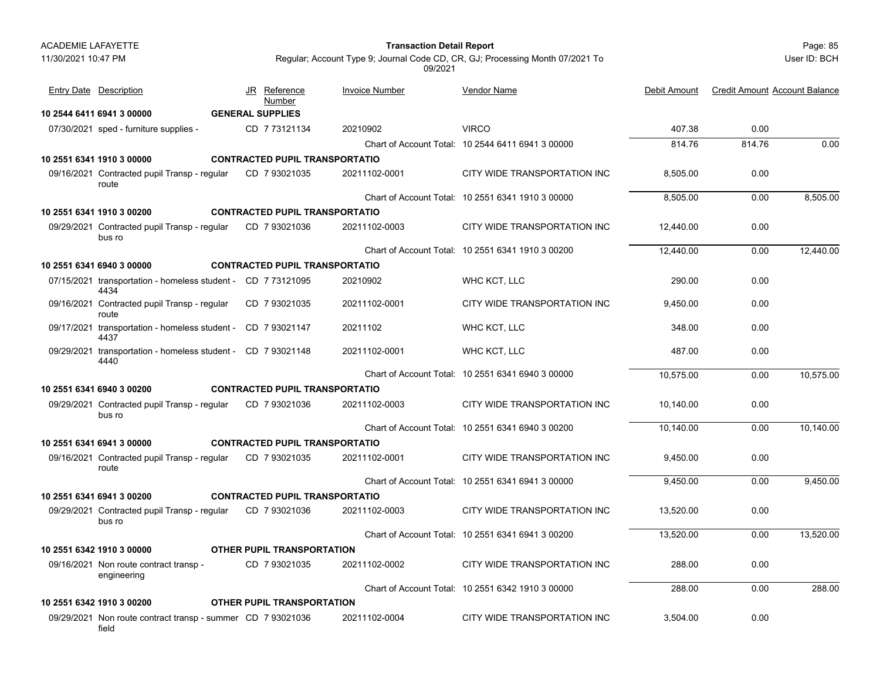| Entry Date | Description | JR | Reference Number | Invoice Number | Vendor Name | Debit Amount | Credit Amount | Account Balance |
|---|---|---|---|---|---|---|---|---|
| **10 2544 6411 6941 3 00000** | **GENERAL SUPPLIES** | | | | | | | |
| 07/30/2021 | sped - furniture supplies - | CD | 7 73121134 | 20210902 | VIRCO | 407.38 | 0.00 | |
| | | | | | Chart of Account Total: 10 2544 6411 6941 3 00000 | 814.76 | 814.76 | 0.00 |
| **10 2551 6341 1910 3 00000** | **CONTRACTED PUPIL TRANSPORTATIO** | | | | | | | |
| 09/16/2021 | Contracted pupil Transp - regular route | CD | 7 93021035 | 20211102-0001 | CITY WIDE TRANSPORTATION INC | 8,505.00 | 0.00 | |
| | | | | | Chart of Account Total: 10 2551 6341 1910 3 00000 | 8,505.00 | 0.00 | 8,505.00 |
| **10 2551 6341 1910 3 00200** | **CONTRACTED PUPIL TRANSPORTATIO** | | | | | | | |
| 09/29/2021 | Contracted pupil Transp - regular bus ro | CD | 7 93021036 | 20211102-0003 | CITY WIDE TRANSPORTATION INC | 12,440.00 | 0.00 | |
| | | | | | Chart of Account Total: 10 2551 6341 1910 3 00200 | 12,440.00 | 0.00 | 12,440.00 |
| **10 2551 6341 6940 3 00000** | **CONTRACTED PUPIL TRANSPORTATIO** | | | | | | | |
| 07/15/2021 | transportation - homeless student - 4434 | CD | 7 73121095 | 20210902 | WHC KCT, LLC | 290.00 | 0.00 | |
| 09/16/2021 | Contracted pupil Transp - regular route | CD | 7 93021035 | 20211102-0001 | CITY WIDE TRANSPORTATION INC | 9,450.00 | 0.00 | |
| 09/17/2021 | transportation - homeless student - 4437 | CD | 7 93021147 | 20211102 | WHC KCT, LLC | 348.00 | 0.00 | |
| 09/29/2021 | transportation - homeless student - 4440 | CD | 7 93021148 | 20211102-0001 | WHC KCT, LLC | 487.00 | 0.00 | |
| | | | | | Chart of Account Total: 10 2551 6341 6940 3 00000 | 10,575.00 | 0.00 | 10,575.00 |
| **10 2551 6341 6940 3 00200** | **CONTRACTED PUPIL TRANSPORTATIO** | | | | | | | |
| 09/29/2021 | Contracted pupil Transp - regular bus ro | CD | 7 93021036 | 20211102-0003 | CITY WIDE TRANSPORTATION INC | 10,140.00 | 0.00 | |
| | | | | | Chart of Account Total: 10 2551 6341 6940 3 00200 | 10,140.00 | 0.00 | 10,140.00 |
| **10 2551 6341 6941 3 00000** | **CONTRACTED PUPIL TRANSPORTATIO** | | | | | | | |
| 09/16/2021 | Contracted pupil Transp - regular route | CD | 7 93021035 | 20211102-0001 | CITY WIDE TRANSPORTATION INC | 9,450.00 | 0.00 | |
| | | | | | Chart of Account Total: 10 2551 6341 6941 3 00000 | 9,450.00 | 0.00 | 9,450.00 |
| **10 2551 6341 6941 3 00200** | **CONTRACTED PUPIL TRANSPORTATIO** | | | | | | | |
| 09/29/2021 | Contracted pupil Transp - regular bus ro | CD | 7 93021036 | 20211102-0003 | CITY WIDE TRANSPORTATION INC | 13,520.00 | 0.00 | |
| | | | | | Chart of Account Total: 10 2551 6341 6941 3 00200 | 13,520.00 | 0.00 | 13,520.00 |
| **10 2551 6342 1910 3 00000** | **OTHER PUPIL TRANSPORTATION** | | | | | | | |
| 09/16/2021 | Non route contract transp - engineering | CD | 7 93021035 | 20211102-0002 | CITY WIDE TRANSPORTATION INC | 288.00 | 0.00 | |
| | | | | | Chart of Account Total: 10 2551 6342 1910 3 00000 | 288.00 | 0.00 | 288.00 |
| **10 2551 6342 1910 3 00200** | **OTHER PUPIL TRANSPORTATION** | | | | | | | |
| 09/29/2021 | Non route contract transp - summer field | CD | 7 93021036 | 20211102-0004 | CITY WIDE TRANSPORTATION INC | 3,504.00 | 0.00 | |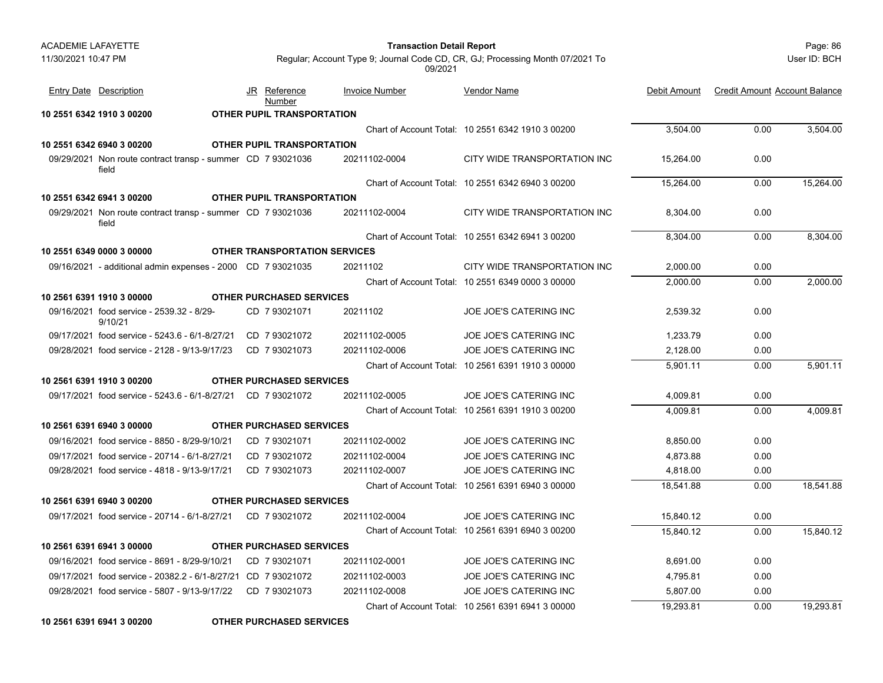**Transaction Detail Report**

Regular; Account Type 9; Journal Code CD, CR, GJ; Processing Month 07/2021 To 09/2021

| Entry Date | Description | JR | Reference Number | Invoice Number | Vendor Name | Debit Amount | Credit Amount | Account Balance |
|---|---|---|---|---|---|---|---|---|
| **10 2551 6342 1910 3 00200** | | | **OTHER PUPIL TRANSPORTATION** | | | | | |
| | | | | | Chart of Account Total: 10 2551 6342 1910 3 00200 | 3,504.00 | 0.00 | 3,504.00 |
| **10 2551 6342 6940 3 00200** | | | **OTHER PUPIL TRANSPORTATION** | | | | | |
| 09/29/2021 | Non route contract transp - summer field | CD | 7 93021036 | 20211102-0004 | CITY WIDE TRANSPORTATION INC | 15,264.00 | 0.00 | |
| | | | | | Chart of Account Total: 10 2551 6342 6940 3 00200 | 15,264.00 | 0.00 | 15,264.00 |
| **10 2551 6342 6941 3 00200** | | | **OTHER PUPIL TRANSPORTATION** | | | | | |
| 09/29/2021 | Non route contract transp - summer field | CD | 7 93021036 | 20211102-0004 | CITY WIDE TRANSPORTATION INC | 8,304.00 | 0.00 | |
| | | | | | Chart of Account Total: 10 2551 6342 6941 3 00200 | 8,304.00 | 0.00 | 8,304.00 |
| **10 2551 6349 0000 3 00000** | | | **OTHER TRANSPORTATION SERVICES** | | | | | |
| 09/16/2021 | - additional admin expenses - 2000 | CD | 7 93021035 | 20211102 | CITY WIDE TRANSPORTATION INC | 2,000.00 | 0.00 | |
| | | | | | Chart of Account Total: 10 2551 6349 0000 3 00000 | 2,000.00 | 0.00 | 2,000.00 |
| **10 2561 6391 1910 3 00000** | | | **OTHER PURCHASED SERVICES** | | | | | |
| 09/16/2021 | food service - 2539.32 - 8/29-9/10/21 | CD | 7 93021071 | 20211102 | JOE JOE'S CATERING INC | 2,539.32 | 0.00 | |
| 09/17/2021 | food service - 5243.6 - 6/1-8/27/21 | CD | 7 93021072 | 20211102-0005 | JOE JOE'S CATERING INC | 1,233.79 | 0.00 | |
| 09/28/2021 | food service - 2128 - 9/13-9/17/23 | CD | 7 93021073 | 20211102-0006 | JOE JOE'S CATERING INC | 2,128.00 | 0.00 | |
| | | | | | Chart of Account Total: 10 2561 6391 1910 3 00000 | 5,901.11 | 0.00 | 5,901.11 |
| **10 2561 6391 1910 3 00200** | | | **OTHER PURCHASED SERVICES** | | | | | |
| 09/17/2021 | food service - 5243.6 - 6/1-8/27/21 | CD | 7 93021072 | 20211102-0005 | JOE JOE'S CATERING INC | 4,009.81 | 0.00 | |
| | | | | | Chart of Account Total: 10 2561 6391 1910 3 00200 | 4,009.81 | 0.00 | 4,009.81 |
| **10 2561 6391 6940 3 00000** | | | **OTHER PURCHASED SERVICES** | | | | | |
| 09/16/2021 | food service - 8850 - 8/29-9/10/21 | CD | 7 93021071 | 20211102-0002 | JOE JOE'S CATERING INC | 8,850.00 | 0.00 | |
| 09/17/2021 | food service - 20714 - 6/1-8/27/21 | CD | 7 93021072 | 20211102-0004 | JOE JOE'S CATERING INC | 4,873.88 | 0.00 | |
| 09/28/2021 | food service - 4818 - 9/13-9/17/21 | CD | 7 93021073 | 20211102-0007 | JOE JOE'S CATERING INC | 4,818.00 | 0.00 | |
| | | | | | Chart of Account Total: 10 2561 6391 6940 3 00000 | 18,541.88 | 0.00 | 18,541.88 |
| **10 2561 6391 6940 3 00200** | | | **OTHER PURCHASED SERVICES** | | | | | |
| 09/17/2021 | food service - 20714 - 6/1-8/27/21 | CD | 7 93021072 | 20211102-0004 | JOE JOE'S CATERING INC | 15,840.12 | 0.00 | |
| | | | | | Chart of Account Total: 10 2561 6391 6940 3 00200 | 15,840.12 | 0.00 | 15,840.12 |
| **10 2561 6391 6941 3 00000** | | | **OTHER PURCHASED SERVICES** | | | | | |
| 09/16/2021 | food service - 8691 - 8/29-9/10/21 | CD | 7 93021071 | 20211102-0001 | JOE JOE'S CATERING INC | 8,691.00 | 0.00 | |
| 09/17/2021 | food service - 20382.2 - 6/1-8/27/21 | CD | 7 93021072 | 20211102-0003 | JOE JOE'S CATERING INC | 4,795.81 | 0.00 | |
| 09/28/2021 | food service - 5807 - 9/13-9/17/22 | CD | 7 93021073 | 20211102-0008 | JOE JOE'S CATERING INC | 5,807.00 | 0.00 | |
| | | | | | Chart of Account Total: 10 2561 6391 6941 3 00000 | 19,293.81 | 0.00 | 19,293.81 |
| **10 2561 6391 6941 3 00200** | | | **OTHER PURCHASED SERVICES** | | | | | |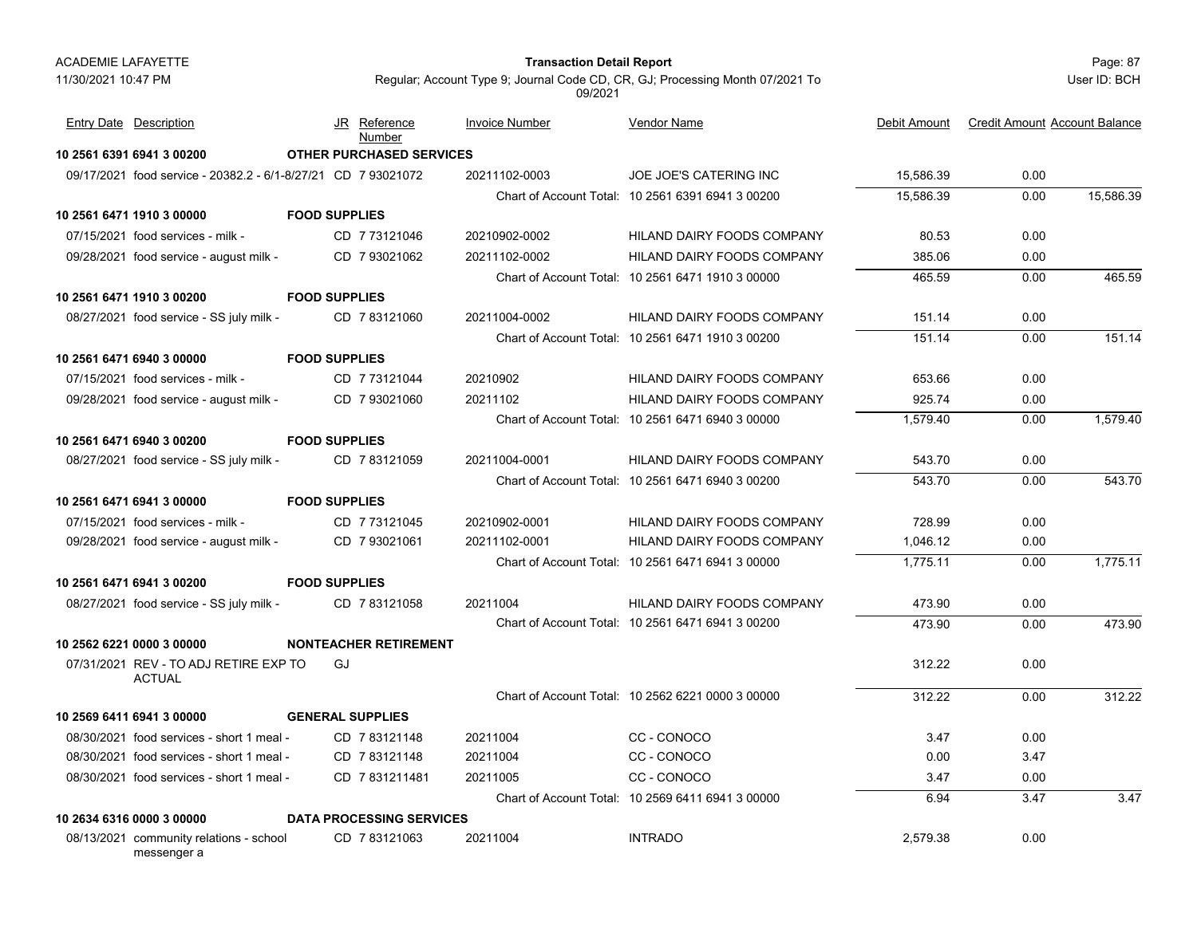| Entry Date | Description | JR | Reference Number | Invoice Number | Vendor Name | Debit Amount | Credit Amount | Account Balance |
|---|---|---|---|---|---|---|---|---|
| **10 2561 6391 6941 3 00200** | | **OTHER PURCHASED SERVICES** | | | | | | |
| 09/17/2021 | food service - 20382.2 - 6/1-8/27/21 | CD | 7 93021072 | 20211102-0003 | JOE JOE'S CATERING INC | 15,586.39 | 0.00 | |
| | | | | | Chart of Account Total: 10 2561 6391 6941 3 00200 | 15,586.39 | 0.00 | 15,586.39 |
| **10 2561 6471 1910 3 00000** | | **FOOD SUPPLIES** | | | | | | |
| 07/15/2021 | food services - milk - | CD | 7 73121046 | 20210902-0002 | HILAND DAIRY FOODS COMPANY | 80.53 | 0.00 | |
| 09/28/2021 | food service - august milk - | CD | 7 93021062 | 20211102-0002 | HILAND DAIRY FOODS COMPANY | 385.06 | 0.00 | |
| | | | | | Chart of Account Total: 10 2561 6471 1910 3 00000 | 465.59 | 0.00 | 465.59 |
| **10 2561 6471 1910 3 00200** | | **FOOD SUPPLIES** | | | | | | |
| 08/27/2021 | food service - SS july milk - | CD | 7 83121060 | 20211004-0002 | HILAND DAIRY FOODS COMPANY | 151.14 | 0.00 | |
| | | | | | Chart of Account Total: 10 2561 6471 1910 3 00200 | 151.14 | 0.00 | 151.14 |
| **10 2561 6471 6940 3 00000** | | **FOOD SUPPLIES** | | | | | | |
| 07/15/2021 | food services - milk - | CD | 7 73121044 | 20210902 | HILAND DAIRY FOODS COMPANY | 653.66 | 0.00 | |
| 09/28/2021 | food service - august milk - | CD | 7 93021060 | 20211102 | HILAND DAIRY FOODS COMPANY | 925.74 | 0.00 | |
| | | | | | Chart of Account Total: 10 2561 6471 6940 3 00000 | 1,579.40 | 0.00 | 1,579.40 |
| **10 2561 6471 6940 3 00200** | | **FOOD SUPPLIES** | | | | | | |
| 08/27/2021 | food service - SS july milk - | CD | 7 83121059 | 20211004-0001 | HILAND DAIRY FOODS COMPANY | 543.70 | 0.00 | |
| | | | | | Chart of Account Total: 10 2561 6471 6940 3 00200 | 543.70 | 0.00 | 543.70 |
| **10 2561 6471 6941 3 00000** | | **FOOD SUPPLIES** | | | | | | |
| 07/15/2021 | food services - milk - | CD | 7 73121045 | 20210902-0001 | HILAND DAIRY FOODS COMPANY | 728.99 | 0.00 | |
| 09/28/2021 | food service - august milk - | CD | 7 93021061 | 20211102-0001 | HILAND DAIRY FOODS COMPANY | 1,046.12 | 0.00 | |
| | | | | | Chart of Account Total: 10 2561 6471 6941 3 00000 | 1,775.11 | 0.00 | 1,775.11 |
| **10 2561 6471 6941 3 00200** | | **FOOD SUPPLIES** | | | | | | |
| 08/27/2021 | food service - SS july milk - | CD | 7 83121058 | 20211004 | HILAND DAIRY FOODS COMPANY | 473.90 | 0.00 | |
| | | | | | Chart of Account Total: 10 2561 6471 6941 3 00200 | 473.90 | 0.00 | 473.90 |
| **10 2562 6221 0000 3 00000** | | **NONTEACHER RETIREMENT** | | | | | | |
| 07/31/2021 | REV - TO ADJ RETIRE EXP TO ACTUAL | GJ | | | | 312.22 | 0.00 | |
| | | | | | Chart of Account Total: 10 2562 6221 0000 3 00000 | 312.22 | 0.00 | 312.22 |
| **10 2569 6411 6941 3 00000** | | **GENERAL SUPPLIES** | | | | | | |
| 08/30/2021 | food services - short 1 meal - | CD | 7 83121148 | 20211004 | CC - CONOCO | 3.47 | 0.00 | |
| 08/30/2021 | food services - short 1 meal - | CD | 7 83121148 | 20211004 | CC - CONOCO | 0.00 | 3.47 | |
| 08/30/2021 | food services - short 1 meal - | CD | 7 831211481 | 20211005 | CC - CONOCO | 3.47 | 0.00 | |
| | | | | | Chart of Account Total: 10 2569 6411 6941 3 00000 | 6.94 | 3.47 | 3.47 |
| **10 2634 6316 0000 3 00000** | | **DATA PROCESSING SERVICES** | | | | | | |
| 08/13/2021 | community relations - school messenger a | CD | 7 83121063 | 20211004 | INTRADO | 2,579.38 | 0.00 | |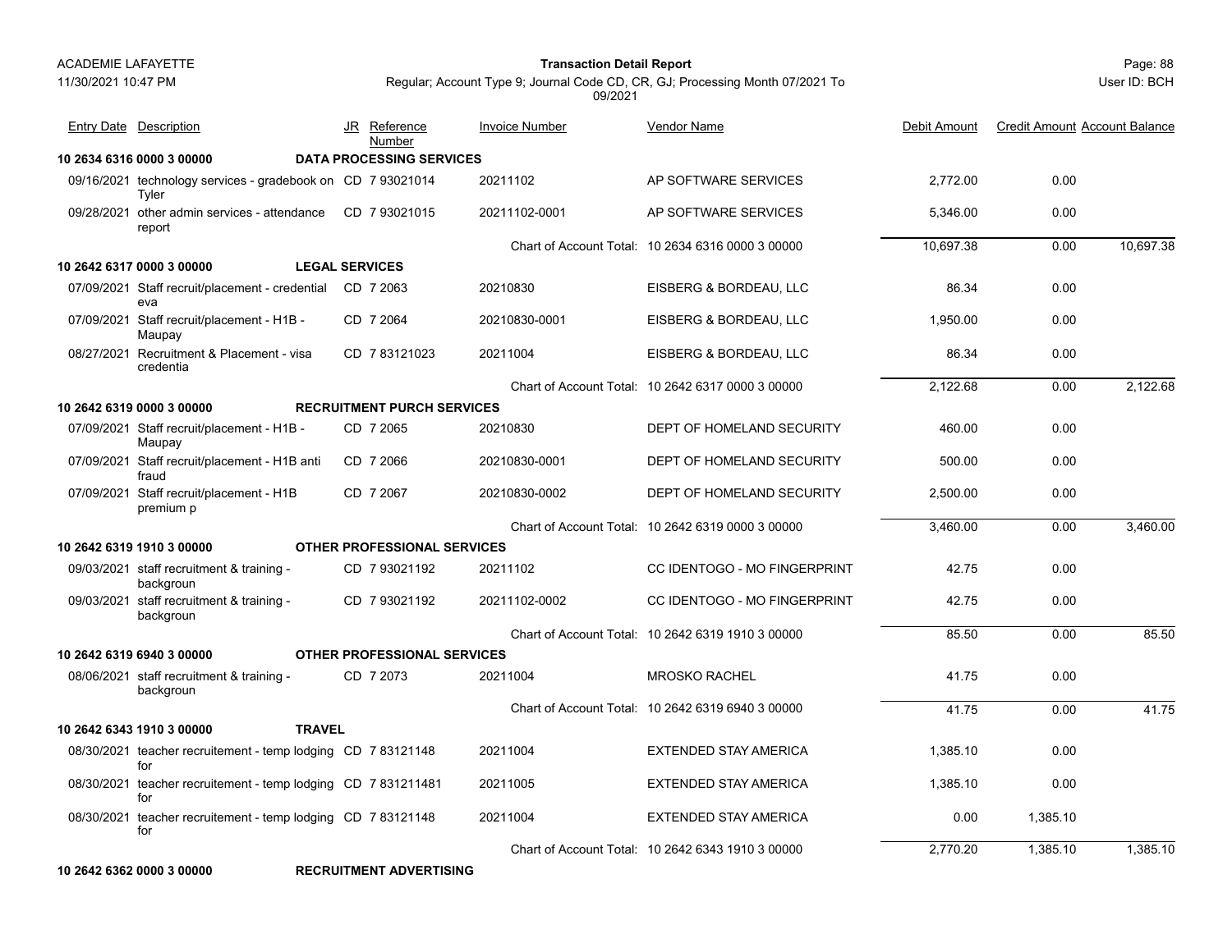| Entry Date | Description | JR | Reference Number | Invoice Number | Vendor Name | Debit Amount | Credit Amount | Account Balance |
|---|---|---|---|---|---|---|---|---|
| **10 2634 6316 0000 3 00000** | **DATA PROCESSING SERVICES** | | | | | | | |
| 09/16/2021 | technology services - gradebook on Tyler | CD | 7 93021014 | 20211102 | AP SOFTWARE SERVICES | 2,772.00 | 0.00 | |
| 09/28/2021 | other admin services - attendance report | CD | 7 93021015 | 20211102-0001 | AP SOFTWARE SERVICES | 5,346.00 | 0.00 | |
| | | | | Chart of Account Total: | 10 2634 6316 0000 3 00000 | 10,697.38 | 0.00 | 10,697.38 |
| **10 2642 6317 0000 3 00000** | **LEGAL SERVICES** | | | | | | | |
| 07/09/2021 | Staff recruit/placement - credential eva | CD | 7 2063 | 20210830 | EISBERG & BORDEAU, LLC | 86.34 | 0.00 | |
| 07/09/2021 | Staff recruit/placement - H1B - Maupay | CD | 7 2064 | 20210830-0001 | EISBERG & BORDEAU, LLC | 1,950.00 | 0.00 | |
| 08/27/2021 | Recruitment & Placement - visa credentia | CD | 7 83121023 | 20211004 | EISBERG & BORDEAU, LLC | 86.34 | 0.00 | |
| | | | | Chart of Account Total: | 10 2642 6317 0000 3 00000 | 2,122.68 | 0.00 | 2,122.68 |
| **10 2642 6319 0000 3 00000** | **RECRUITMENT PURCH SERVICES** | | | | | | | |
| 07/09/2021 | Staff recruit/placement - H1B - Maupay | CD | 7 2065 | 20210830 | DEPT OF HOMELAND SECURITY | 460.00 | 0.00 | |
| 07/09/2021 | Staff recruit/placement - H1B anti fraud | CD | 7 2066 | 20210830-0001 | DEPT OF HOMELAND SECURITY | 500.00 | 0.00 | |
| 07/09/2021 | Staff recruit/placement - H1B premium p | CD | 7 2067 | 20210830-0002 | DEPT OF HOMELAND SECURITY | 2,500.00 | 0.00 | |
| | | | | Chart of Account Total: | 10 2642 6319 0000 3 00000 | 3,460.00 | 0.00 | 3,460.00 |
| **10 2642 6319 1910 3 00000** | **OTHER PROFESSIONAL SERVICES** | | | | | | | |
| 09/03/2021 | staff recruitment & training - backgroun | CD | 7 93021192 | 20211102 | CC IDENTOGO - MO FINGERPRINT | 42.75 | 0.00 | |
| 09/03/2021 | staff recruitment & training - backgroun | CD | 7 93021192 | 20211102-0002 | CC IDENTOGO - MO FINGERPRINT | 42.75 | 0.00 | |
| | | | | Chart of Account Total: | 10 2642 6319 1910 3 00000 | 85.50 | 0.00 | 85.50 |
| **10 2642 6319 6940 3 00000** | **OTHER PROFESSIONAL SERVICES** | | | | | | | |
| 08/06/2021 | staff recruitment & training - backgroun | CD | 7 2073 | 20211004 | MROSKO RACHEL | 41.75 | 0.00 | |
| | | | | Chart of Account Total: | 10 2642 6319 6940 3 00000 | 41.75 | 0.00 | 41.75 |
| **10 2642 6343 1910 3 00000** | **TRAVEL** | | | | | | | |
| 08/30/2021 | teacher recruitement - temp lodging for | CD | 7 83121148 | 20211004 | EXTENDED STAY AMERICA | 1,385.10 | 0.00 | |
| 08/30/2021 | teacher recruitement - temp lodging for | CD | 7 831211481 | 20211005 | EXTENDED STAY AMERICA | 1,385.10 | 0.00 | |
| 08/30/2021 | teacher recruitement - temp lodging for | CD | 7 83121148 | 20211004 | EXTENDED STAY AMERICA | 0.00 | 1,385.10 | |
| | | | | Chart of Account Total: | 10 2642 6343 1910 3 00000 | 2,770.20 | 1,385.10 | 1,385.10 |
| **10 2642 6362 0000 3 00000** | **RECRUITMENT ADVERTISING** | | | | | | | |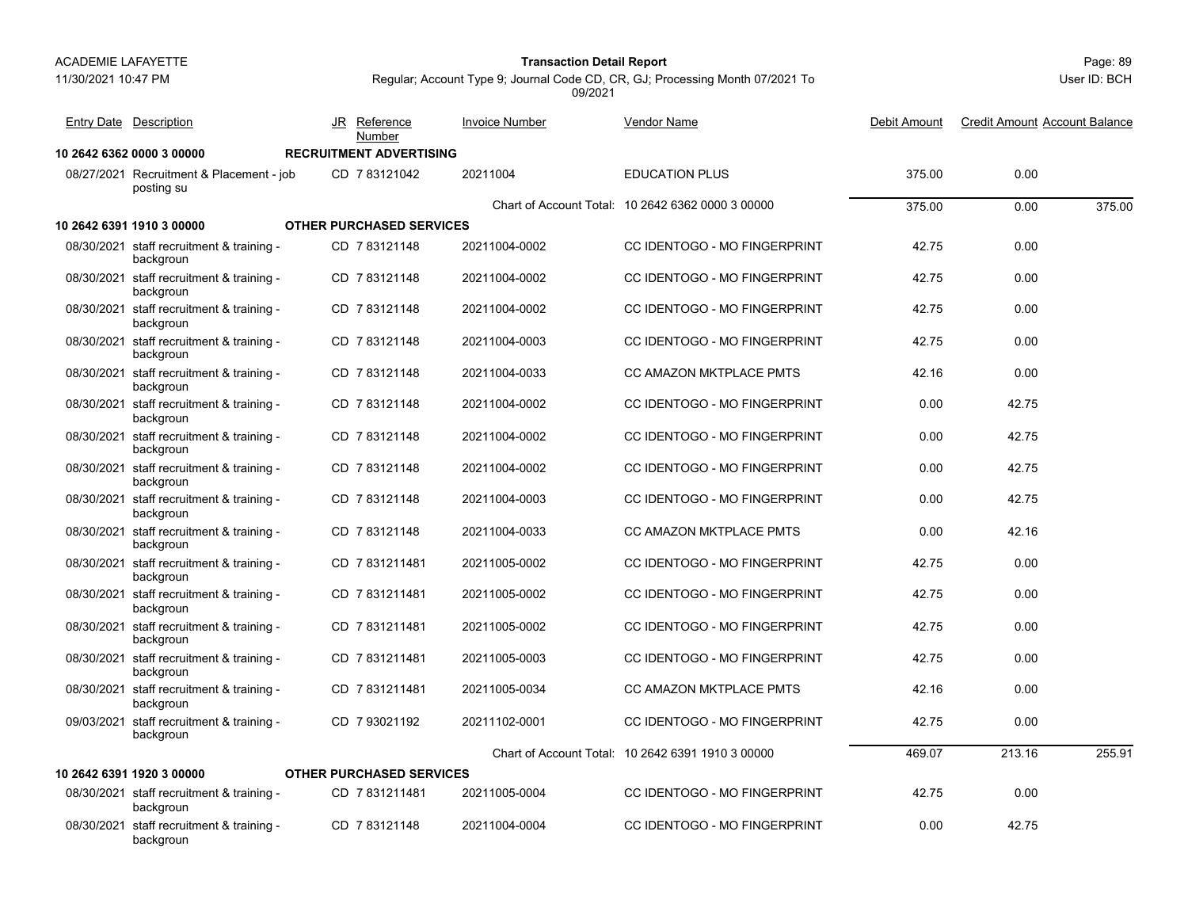| Entry Date | Description | JR | Reference Number | Invoice Number | Vendor Name | Debit Amount | Credit Amount | Account Balance |
|---|---|---|---|---|---|---|---|---|
| **10 2642 6362 0000 3 00000** | **RECRUITMENT ADVERTISING** | | | | | | | |
| 08/27/2021 | Recruitment & Placement - job posting su | CD | 7 83121042 | 20211004 | EDUCATION PLUS | 375.00 | 0.00 | |
| | | | | Chart of Account Total: | 10 2642 6362 0000 3 00000 | 375.00 | 0.00 | 375.00 |
| **10 2642 6391 1910 3 00000** | **OTHER PURCHASED SERVICES** | | | | | | | |
| 08/30/2021 | staff recruitment & training - backgroun | CD | 7 83121148 | 20211004-0002 | CC IDENTOGO - MO FINGERPRINT | 42.75 | 0.00 | |
| 08/30/2021 | staff recruitment & training - backgroun | CD | 7 83121148 | 20211004-0002 | CC IDENTOGO - MO FINGERPRINT | 42.75 | 0.00 | |
| 08/30/2021 | staff recruitment & training - backgroun | CD | 7 83121148 | 20211004-0002 | CC IDENTOGO - MO FINGERPRINT | 42.75 | 0.00 | |
| 08/30/2021 | staff recruitment & training - backgroun | CD | 7 83121148 | 20211004-0003 | CC IDENTOGO - MO FINGERPRINT | 42.75 | 0.00 | |
| 08/30/2021 | staff recruitment & training - backgroun | CD | 7 83121148 | 20211004-0033 | CC AMAZON MKTPLACE PMTS | 42.16 | 0.00 | |
| 08/30/2021 | staff recruitment & training - backgroun | CD | 7 83121148 | 20211004-0002 | CC IDENTOGO - MO FINGERPRINT | 0.00 | 42.75 | |
| 08/30/2021 | staff recruitment & training - backgroun | CD | 7 83121148 | 20211004-0002 | CC IDENTOGO - MO FINGERPRINT | 0.00 | 42.75 | |
| 08/30/2021 | staff recruitment & training - backgroun | CD | 7 83121148 | 20211004-0002 | CC IDENTOGO - MO FINGERPRINT | 0.00 | 42.75 | |
| 08/30/2021 | staff recruitment & training - backgroun | CD | 7 83121148 | 20211004-0003 | CC IDENTOGO - MO FINGERPRINT | 0.00 | 42.75 | |
| 08/30/2021 | staff recruitment & training - backgroun | CD | 7 83121148 | 20211004-0033 | CC AMAZON MKTPLACE PMTS | 0.00 | 42.16 | |
| 08/30/2021 | staff recruitment & training - backgroun | CD | 7 831211481 | 20211005-0002 | CC IDENTOGO - MO FINGERPRINT | 42.75 | 0.00 | |
| 08/30/2021 | staff recruitment & training - backgroun | CD | 7 831211481 | 20211005-0002 | CC IDENTOGO - MO FINGERPRINT | 42.75 | 0.00 | |
| 08/30/2021 | staff recruitment & training - backgroun | CD | 7 831211481 | 20211005-0002 | CC IDENTOGO - MO FINGERPRINT | 42.75 | 0.00 | |
| 08/30/2021 | staff recruitment & training - backgroun | CD | 7 831211481 | 20211005-0003 | CC IDENTOGO - MO FINGERPRINT | 42.75 | 0.00 | |
| 08/30/2021 | staff recruitment & training - backgroun | CD | 7 831211481 | 20211005-0034 | CC AMAZON MKTPLACE PMTS | 42.16 | 0.00 | |
| 09/03/2021 | staff recruitment & training - backgroun | CD | 7 93021192 | 20211102-0001 | CC IDENTOGO - MO FINGERPRINT | 42.75 | 0.00 | |
| | | | | Chart of Account Total: | 10 2642 6391 1910 3 00000 | 469.07 | 213.16 | 255.91 |
| **10 2642 6391 1920 3 00000** | **OTHER PURCHASED SERVICES** | | | | | | | |
| 08/30/2021 | staff recruitment & training - backgroun | CD | 7 831211481 | 20211005-0004 | CC IDENTOGO - MO FINGERPRINT | 42.75 | 0.00 | |
| 08/30/2021 | staff recruitment & training - backgroun | CD | 7 83121148 | 20211004-0004 | CC IDENTOGO - MO FINGERPRINT | 0.00 | 42.75 | |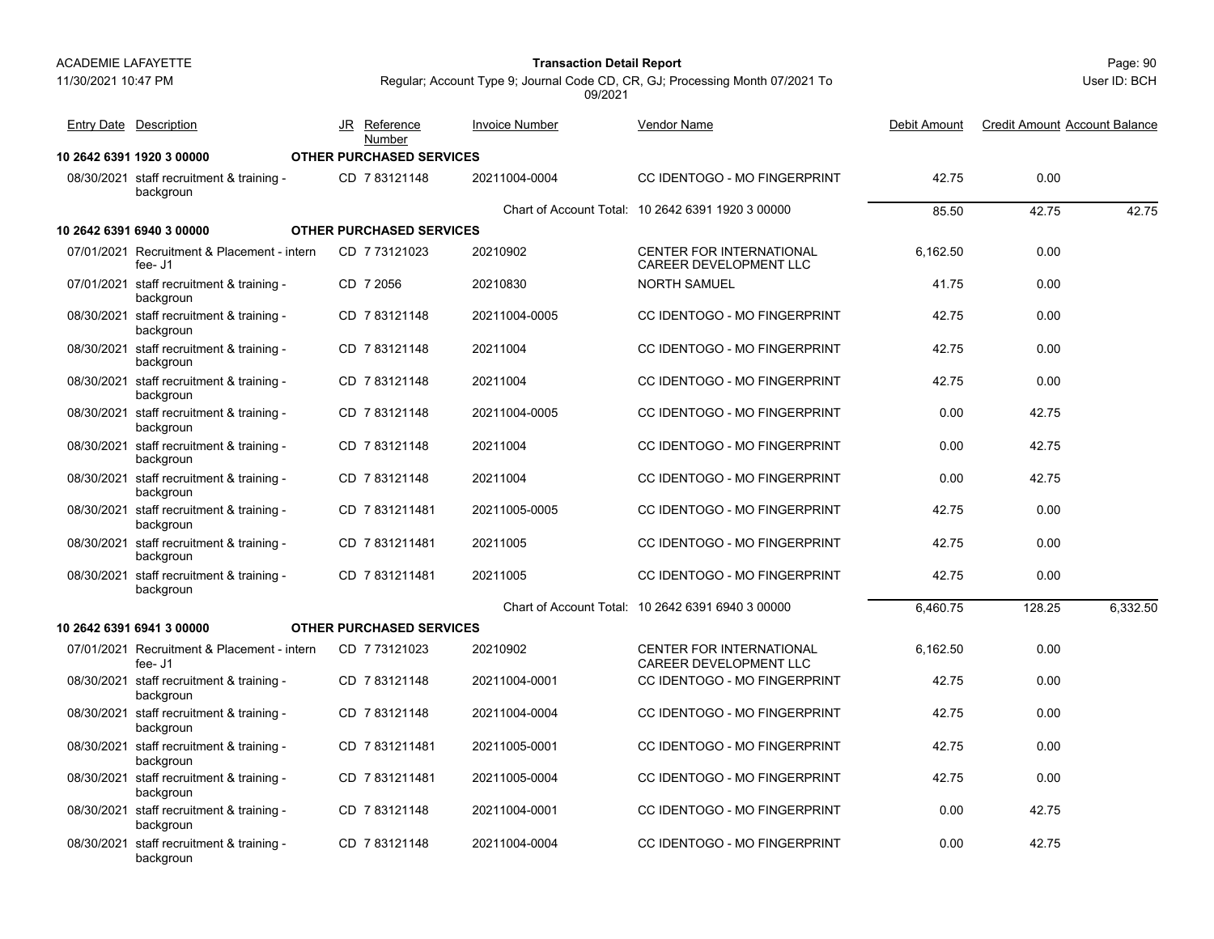| Entry Date | Description | JR | Reference Number | Invoice Number | Vendor Name | Debit Amount | Credit Amount | Account Balance |
|---|---|---|---|---|---|---|---|---|
| **10 2642 6391 1920 3 00000** | **OTHER PURCHASED SERVICES** | | | | | | | |
| 08/30/2021 | staff recruitment & training - backgroun | CD | 7 83121148 | 20211004-0004 | CC IDENTOGO - MO FINGERPRINT | 42.75 | 0.00 | |
| | | | | Chart of Account Total: | 10 2642 6391 1920 3 00000 | 85.50 | 42.75 | 42.75 |
| **10 2642 6391 6940 3 00000** | **OTHER PURCHASED SERVICES** | | | | | | | |
| 07/01/2021 | Recruitment & Placement - intern fee- J1 | CD | 7 73121023 | 20210902 | CENTER FOR INTERNATIONAL CAREER DEVELOPMENT LLC | 6,162.50 | 0.00 | |
| 07/01/2021 | staff recruitment & training - backgroun | CD | 7 2056 | 20210830 | NORTH SAMUEL | 41.75 | 0.00 | |
| 08/30/2021 | staff recruitment & training - backgroun | CD | 7 83121148 | 20211004-0005 | CC IDENTOGO - MO FINGERPRINT | 42.75 | 0.00 | |
| 08/30/2021 | staff recruitment & training - backgroun | CD | 7 83121148 | 20211004 | CC IDENTOGO - MO FINGERPRINT | 42.75 | 0.00 | |
| 08/30/2021 | staff recruitment & training - backgroun | CD | 7 83121148 | 20211004 | CC IDENTOGO - MO FINGERPRINT | 42.75 | 0.00 | |
| 08/30/2021 | staff recruitment & training - backgroun | CD | 7 83121148 | 20211004-0005 | CC IDENTOGO - MO FINGERPRINT | 0.00 | 42.75 | |
| 08/30/2021 | staff recruitment & training - backgroun | CD | 7 83121148 | 20211004 | CC IDENTOGO - MO FINGERPRINT | 0.00 | 42.75 | |
| 08/30/2021 | staff recruitment & training - backgroun | CD | 7 83121148 | 20211004 | CC IDENTOGO - MO FINGERPRINT | 0.00 | 42.75 | |
| 08/30/2021 | staff recruitment & training - backgroun | CD | 7 831211481 | 20211005-0005 | CC IDENTOGO - MO FINGERPRINT | 42.75 | 0.00 | |
| 08/30/2021 | staff recruitment & training - backgroun | CD | 7 831211481 | 20211005 | CC IDENTOGO - MO FINGERPRINT | 42.75 | 0.00 | |
| 08/30/2021 | staff recruitment & training - backgroun | CD | 7 831211481 | 20211005 | CC IDENTOGO - MO FINGERPRINT | 42.75 | 0.00 | |
| | | | | Chart of Account Total: | 10 2642 6391 6940 3 00000 | 6,460.75 | 128.25 | 6,332.50 |
| **10 2642 6391 6941 3 00000** | **OTHER PURCHASED SERVICES** | | | | | | | |
| 07/01/2021 | Recruitment & Placement - intern fee- J1 | CD | 7 73121023 | 20210902 | CENTER FOR INTERNATIONAL CAREER DEVELOPMENT LLC | 6,162.50 | 0.00 | |
| 08/30/2021 | staff recruitment & training - backgroun | CD | 7 83121148 | 20211004-0001 | CC IDENTOGO - MO FINGERPRINT | 42.75 | 0.00 | |
| 08/30/2021 | staff recruitment & training - backgroun | CD | 7 83121148 | 20211004-0004 | CC IDENTOGO - MO FINGERPRINT | 42.75 | 0.00 | |
| 08/30/2021 | staff recruitment & training - backgroun | CD | 7 831211481 | 20211005-0001 | CC IDENTOGO - MO FINGERPRINT | 42.75 | 0.00 | |
| 08/30/2021 | staff recruitment & training - backgroun | CD | 7 831211481 | 20211005-0004 | CC IDENTOGO - MO FINGERPRINT | 42.75 | 0.00 | |
| 08/30/2021 | staff recruitment & training - backgroun | CD | 7 83121148 | 20211004-0001 | CC IDENTOGO - MO FINGERPRINT | 0.00 | 42.75 | |
| 08/30/2021 | staff recruitment & training - backgroun | CD | 7 83121148 | 20211004-0004 | CC IDENTOGO - MO FINGERPRINT | 0.00 | 42.75 | |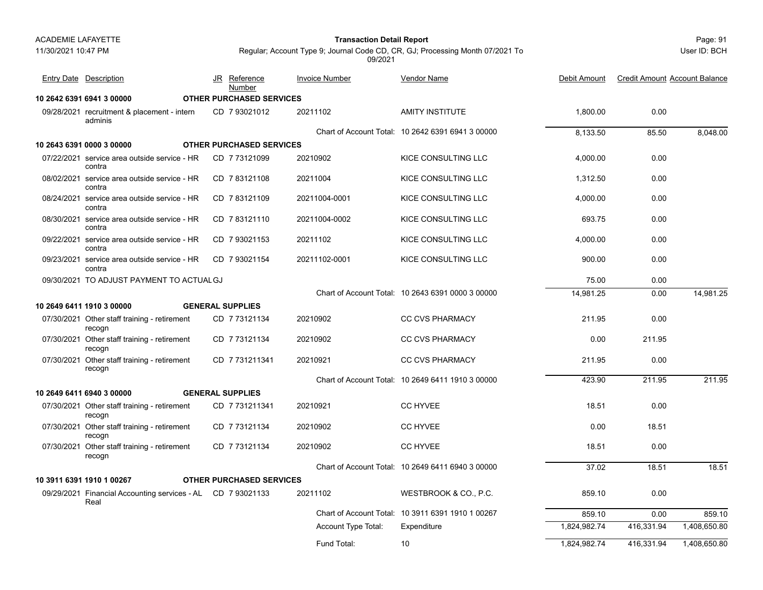ACADEMIE LAFAYETTE
11/30/2021 10:47 PM

**Transaction Detail Report**

Regular; Account Type 9; Journal Code CD, CR, GJ; Processing Month 07/2021 To 09/2021

User ID: BCH

| Entry Date | Description | JR | Reference Number | Invoice Number | Vendor Name | Debit Amount | Credit Amount | Account Balance |
|---|---|---|---|---|---|---|---|---|
| **10 2642 6391 6941 3 00000** | **OTHER PURCHASED SERVICES** | | | | | | | |
| 09/28/2021 | recruitment & placement - intern adminis | CD | 7 93021012 | 20211102 | AMITY INSTITUTE | 1,800.00 | 0.00 | |
| | | | | Chart of Account Total: | 10 2642 6391 6941 3 00000 | 8,133.50 | 85.50 | 8,048.00 |
| **10 2643 6391 0000 3 00000** | **OTHER PURCHASED SERVICES** | | | | | | | |
| 07/22/2021 | service area outside service - HR contra | CD | 7 73121099 | 20210902 | KICE CONSULTING LLC | 4,000.00 | 0.00 | |
| 08/02/2021 | service area outside service - HR contra | CD | 7 83121108 | 20211004 | KICE CONSULTING LLC | 1,312.50 | 0.00 | |
| 08/24/2021 | service area outside service - HR contra | CD | 7 83121109 | 20211004-0001 | KICE CONSULTING LLC | 4,000.00 | 0.00 | |
| 08/30/2021 | service area outside service - HR contra | CD | 7 83121110 | 20211004-0002 | KICE CONSULTING LLC | 693.75 | 0.00 | |
| 09/22/2021 | service area outside service - HR contra | CD | 7 93021153 | 20211102 | KICE CONSULTING LLC | 4,000.00 | 0.00 | |
| 09/23/2021 | service area outside service - HR contra | CD | 7 93021154 | 20211102-0001 | KICE CONSULTING LLC | 900.00 | 0.00 | |
| 09/30/2021 | TO ADJUST PAYMENT TO ACTUAL | GJ | | | | 75.00 | 0.00 | |
| | | | | Chart of Account Total: | 10 2643 6391 0000 3 00000 | 14,981.25 | 0.00 | 14,981.25 |
| **10 2649 6411 1910 3 00000** | **GENERAL SUPPLIES** | | | | | | | |
| 07/30/2021 | Other staff training - retirement recogn | CD | 7 73121134 | 20210902 | CC CVS PHARMACY | 211.95 | 0.00 | |
| 07/30/2021 | Other staff training - retirement recogn | CD | 7 73121134 | 20210902 | CC CVS PHARMACY | 0.00 | 211.95 | |
| 07/30/2021 | Other staff training - retirement recogn | CD | 7 731211341 | 20210921 | CC CVS PHARMACY | 211.95 | 0.00 | |
| | | | | Chart of Account Total: | 10 2649 6411 1910 3 00000 | 423.90 | 211.95 | 211.95 |
| **10 2649 6411 6940 3 00000** | **GENERAL SUPPLIES** | | | | | | | |
| 07/30/2021 | Other staff training - retirement recogn | CD | 7 731211341 | 20210921 | CC HYVEE | 18.51 | 0.00 | |
| 07/30/2021 | Other staff training - retirement recogn | CD | 7 73121134 | 20210902 | CC HYVEE | 0.00 | 18.51 | |
| 07/30/2021 | Other staff training - retirement recogn | CD | 7 73121134 | 20210902 | CC HYVEE | 18.51 | 0.00 | |
| | | | | Chart of Account Total: | 10 2649 6411 6940 3 00000 | 37.02 | 18.51 | 18.51 |
| **10 3911 6391 1910 1 00267** | **OTHER PURCHASED SERVICES** | | | | | | | |
| 09/29/2021 | Financial Accounting services - AL Real | CD | 7 93021133 | 20211102 | WESTBROOK & CO., P.C. | 859.10 | 0.00 | |
| | | | | Chart of Account Total: | 10 3911 6391 1910 1 00267 | 859.10 | 0.00 | 859.10 |
| | | | | Account Type Total: | Expenditure | 1,824,982.74 | 416,331.94 | 1,408,650.80 |
| | | | | Fund Total: | 10 | 1,824,982.74 | 416,331.94 | 1,408,650.80 |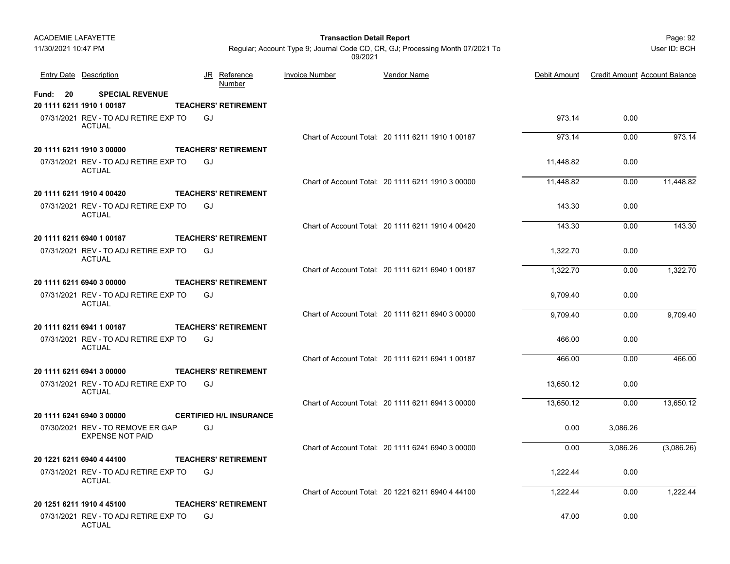| Entry Date | Description | JR | Reference Number | Invoice Number | Vendor Name | Debit Amount | Credit Amount | Account Balance |
|---|---|---|---|---|---|---|---|---|
| **Fund: 20** | **SPECIAL REVENUE** | | | | | | | |
| **20 1111 6211 1910 1 00187** | **TEACHERS' RETIREMENT** | | | | | | | |
| 07/31/2021 | REV - TO ADJ RETIRE EXP TO ACTUAL | GJ | | | | 973.14 | 0.00 | |
| | | | | | Chart of Account Total: 20 1111 6211 1910 1 00187 | 973.14 | 0.00 | 973.14 |
| **20 1111 6211 1910 3 00000** | **TEACHERS' RETIREMENT** | | | | | | | |
| 07/31/2021 | REV - TO ADJ RETIRE EXP TO ACTUAL | GJ | | | | 11,448.82 | 0.00 | |
| | | | | | Chart of Account Total: 20 1111 6211 1910 3 00000 | 11,448.82 | 0.00 | 11,448.82 |
| **20 1111 6211 1910 4 00420** | **TEACHERS' RETIREMENT** | | | | | | | |
| 07/31/2021 | REV - TO ADJ RETIRE EXP TO ACTUAL | GJ | | | | 143.30 | 0.00 | |
| | | | | | Chart of Account Total: 20 1111 6211 1910 4 00420 | 143.30 | 0.00 | 143.30 |
| **20 1111 6211 6940 1 00187** | **TEACHERS' RETIREMENT** | | | | | | | |
| 07/31/2021 | REV - TO ADJ RETIRE EXP TO ACTUAL | GJ | | | | 1,322.70 | 0.00 | |
| | | | | | Chart of Account Total: 20 1111 6211 6940 1 00187 | 1,322.70 | 0.00 | 1,322.70 |
| **20 1111 6211 6940 3 00000** | **TEACHERS' RETIREMENT** | | | | | | | |
| 07/31/2021 | REV - TO ADJ RETIRE EXP TO ACTUAL | GJ | | | | 9,709.40 | 0.00 | |
| | | | | | Chart of Account Total: 20 1111 6211 6940 3 00000 | 9,709.40 | 0.00 | 9,709.40 |
| **20 1111 6211 6941 1 00187** | **TEACHERS' RETIREMENT** | | | | | | | |
| 07/31/2021 | REV - TO ADJ RETIRE EXP TO ACTUAL | GJ | | | | 466.00 | 0.00 | |
| | | | | | Chart of Account Total: 20 1111 6211 6941 1 00187 | 466.00 | 0.00 | 466.00 |
| **20 1111 6211 6941 3 00000** | **TEACHERS' RETIREMENT** | | | | | | | |
| 07/31/2021 | REV - TO ADJ RETIRE EXP TO ACTUAL | GJ | | | | 13,650.12 | 0.00 | |
| | | | | | Chart of Account Total: 20 1111 6211 6941 3 00000 | 13,650.12 | 0.00 | 13,650.12 |
| **20 1111 6241 6940 3 00000** | **CERTIFIED H/L INSURANCE** | | | | | | | |
| 07/30/2021 | REV - TO REMOVE ER GAP EXPENSE NOT PAID | GJ | | | | 0.00 | 3,086.26 | |
| | | | | | Chart of Account Total: 20 1111 6241 6940 3 00000 | 0.00 | 3,086.26 | (3,086.26) |
| **20 1221 6211 6940 4 44100** | **TEACHERS' RETIREMENT** | | | | | | | |
| 07/31/2021 | REV - TO ADJ RETIRE EXP TO ACTUAL | GJ | | | | 1,222.44 | 0.00 | |
| | | | | | Chart of Account Total: 20 1221 6211 6940 4 44100 | 1,222.44 | 0.00 | 1,222.44 |
| **20 1251 6211 1910 4 45100** | **TEACHERS' RETIREMENT** | | | | | | | |
| 07/31/2021 | REV - TO ADJ RETIRE EXP TO ACTUAL | GJ | | | | 47.00 | 0.00 | |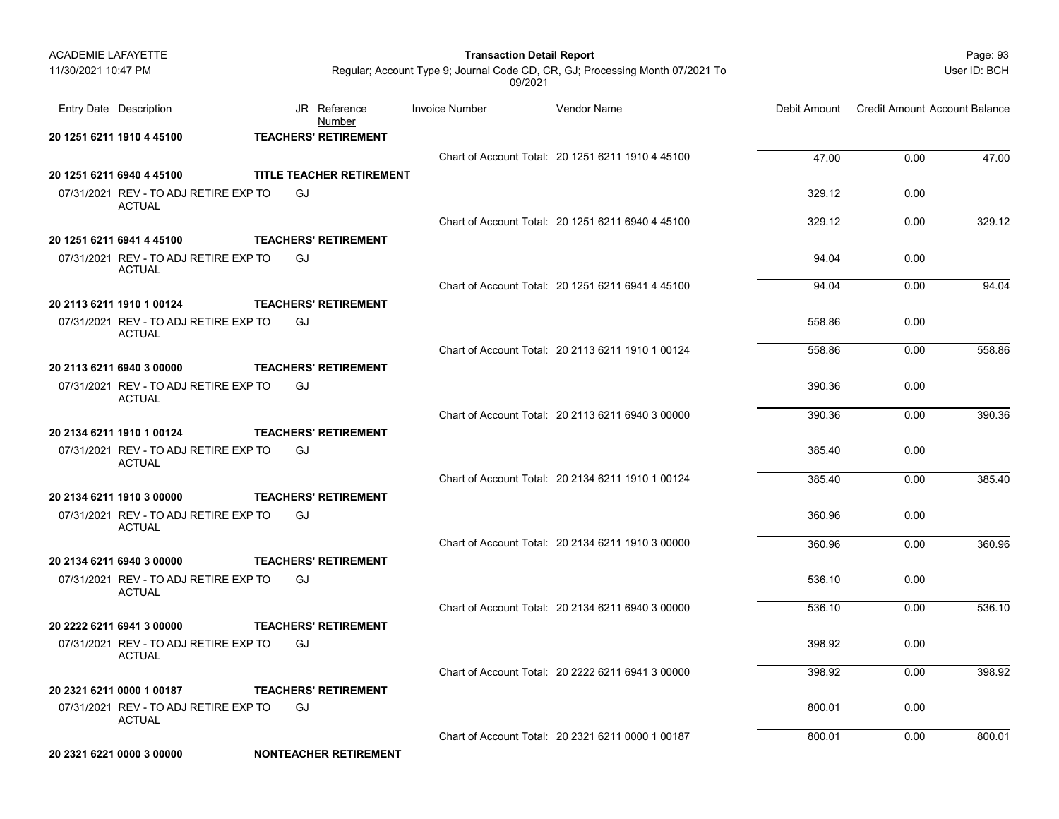ACADEMIE LAFAYETTE
11/30/2021 10:47 PM

**Transaction Detail Report**

Regular; Account Type 9; Journal Code CD, CR, GJ; Processing Month 07/2021 To 09/2021

User ID: BCH

| Entry Date | Description | JR | Reference Number | Invoice Number | Vendor Name | Debit Amount | Credit Amount | Account Balance |
|---|---|---|---|---|---|---|---|---|
| **20 1251 6211 1910 4 45100** | | **TEACHERS' RETIREMENT** | | | | | | |
| | | | | Chart of Account Total: | 20 1251 6211 1910 4 45100 | 47.00 | 0.00 | 47.00 |
| **20 1251 6211 6940 4 45100** | | **TITLE TEACHER RETIREMENT** | | | | | | |
| 07/31/2021 | REV - TO ADJ RETIRE EXP TO ACTUAL | GJ | | | | 329.12 | 0.00 | |
| | | | | Chart of Account Total: | 20 1251 6211 6940 4 45100 | 329.12 | 0.00 | 329.12 |
| **20 1251 6211 6941 4 45100** | | **TEACHERS' RETIREMENT** | | | | | | |
| 07/31/2021 | REV - TO ADJ RETIRE EXP TO ACTUAL | GJ | | | | 94.04 | 0.00 | |
| | | | | Chart of Account Total: | 20 1251 6211 6941 4 45100 | 94.04 | 0.00 | 94.04 |
| **20 2113 6211 1910 1 00124** | | **TEACHERS' RETIREMENT** | | | | | | |
| 07/31/2021 | REV - TO ADJ RETIRE EXP TO ACTUAL | GJ | | | | 558.86 | 0.00 | |
| | | | | Chart of Account Total: | 20 2113 6211 1910 1 00124 | 558.86 | 0.00 | 558.86 |
| **20 2113 6211 6940 3 00000** | | **TEACHERS' RETIREMENT** | | | | | | |
| 07/31/2021 | REV - TO ADJ RETIRE EXP TO ACTUAL | GJ | | | | 390.36 | 0.00 | |
| | | | | Chart of Account Total: | 20 2113 6211 6940 3 00000 | 390.36 | 0.00 | 390.36 |
| **20 2134 6211 1910 1 00124** | | **TEACHERS' RETIREMENT** | | | | | | |
| 07/31/2021 | REV - TO ADJ RETIRE EXP TO ACTUAL | GJ | | | | 385.40 | 0.00 | |
| | | | | Chart of Account Total: | 20 2134 6211 1910 1 00124 | 385.40 | 0.00 | 385.40 |
| **20 2134 6211 1910 3 00000** | | **TEACHERS' RETIREMENT** | | | | | | |
| 07/31/2021 | REV - TO ADJ RETIRE EXP TO ACTUAL | GJ | | | | 360.96 | 0.00 | |
| | | | | Chart of Account Total: | 20 2134 6211 1910 3 00000 | 360.96 | 0.00 | 360.96 |
| **20 2134 6211 6940 3 00000** | | **TEACHERS' RETIREMENT** | | | | | | |
| 07/31/2021 | REV - TO ADJ RETIRE EXP TO ACTUAL | GJ | | | | 536.10 | 0.00 | |
| | | | | Chart of Account Total: | 20 2134 6211 6940 3 00000 | 536.10 | 0.00 | 536.10 |
| **20 2222 6211 6941 3 00000** | | **TEACHERS' RETIREMENT** | | | | | | |
| 07/31/2021 | REV - TO ADJ RETIRE EXP TO ACTUAL | GJ | | | | 398.92 | 0.00 | |
| | | | | Chart of Account Total: | 20 2222 6211 6941 3 00000 | 398.92 | 0.00 | 398.92 |
| **20 2321 6211 0000 1 00187** | | **TEACHERS' RETIREMENT** | | | | | | |
| 07/31/2021 | REV - TO ADJ RETIRE EXP TO ACTUAL | GJ | | | | 800.01 | 0.00 | |
| | | | | Chart of Account Total: | 20 2321 6211 0000 1 00187 | 800.01 | 0.00 | 800.01 |
| **20 2321 6221 0000 3 00000** | | **NONTEACHER RETIREMENT** | | | | | | |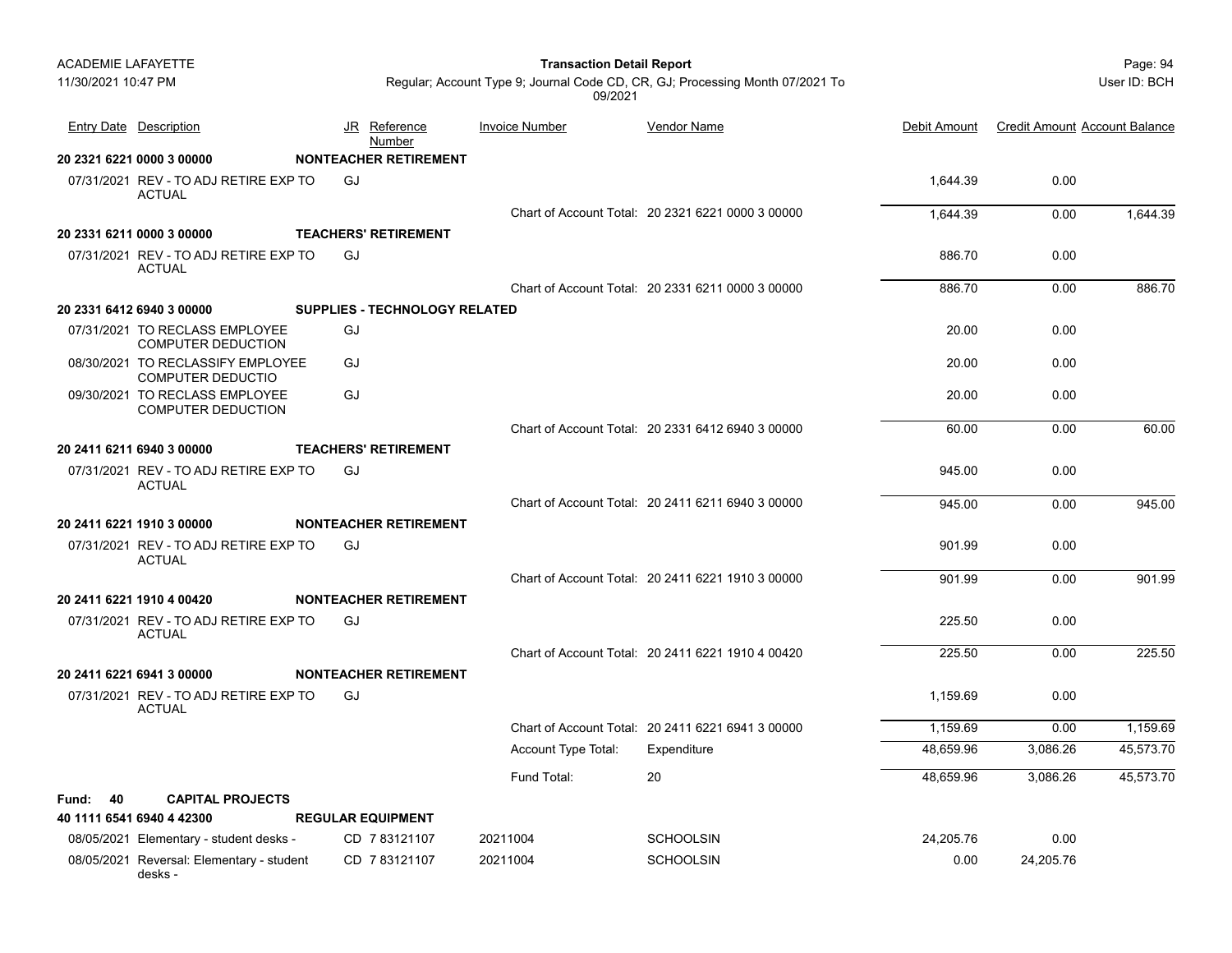| Entry Date | Description | JR | Reference Number | Invoice Number | Vendor Name | Debit Amount | Credit Amount | Account Balance |
|---|---|---|---|---|---|---|---|---|
| **20 2321 6221 0000 3 00000** | | **NONTEACHER RETIREMENT** | | | | | | |
| 07/31/2021 | REV - TO ADJ RETIRE EXP TO ACTUAL | GJ | | | | 1,644.39 | 0.00 | |
| | | | | Chart of Account Total: | 20 2321 6221 0000 3 00000 | 1,644.39 | 0.00 | 1,644.39 |
| **20 2331 6211 0000 3 00000** | | **TEACHERS' RETIREMENT** | | | | | | |
| 07/31/2021 | REV - TO ADJ RETIRE EXP TO ACTUAL | GJ | | | | 886.70 | 0.00 | |
| | | | | Chart of Account Total: | 20 2331 6211 0000 3 00000 | 886.70 | 0.00 | 886.70 |
| **20 2331 6412 6940 3 00000** | | **SUPPLIES - TECHNOLOGY RELATED** | | | | | | |
| 07/31/2021 | TO RECLASS EMPLOYEE COMPUTER DEDUCTION | GJ | | | | 20.00 | 0.00 | |
| 08/30/2021 | TO RECLASSIFY EMPLOYEE COMPUTER DEDUCTIO | GJ | | | | 20.00 | 0.00 | |
| 09/30/2021 | TO RECLASS EMPLOYEE COMPUTER DEDUCTION | GJ | | | | 20.00 | 0.00 | |
| | | | | Chart of Account Total: | 20 2331 6412 6940 3 00000 | 60.00 | 0.00 | 60.00 |
| **20 2411 6211 6940 3 00000** | | **TEACHERS' RETIREMENT** | | | | | | |
| 07/31/2021 | REV - TO ADJ RETIRE EXP TO ACTUAL | GJ | | | | 945.00 | 0.00 | |
| | | | | Chart of Account Total: | 20 2411 6211 6940 3 00000 | 945.00 | 0.00 | 945.00 |
| **20 2411 6221 1910 3 00000** | | **NONTEACHER RETIREMENT** | | | | | | |
| 07/31/2021 | REV - TO ADJ RETIRE EXP TO ACTUAL | GJ | | | | 901.99 | 0.00 | |
| | | | | Chart of Account Total: | 20 2411 6221 1910 3 00000 | 901.99 | 0.00 | 901.99 |
| **20 2411 6221 1910 4 00420** | | **NONTEACHER RETIREMENT** | | | | | | |
| 07/31/2021 | REV - TO ADJ RETIRE EXP TO ACTUAL | GJ | | | | 225.50 | 0.00 | |
| | | | | Chart of Account Total: | 20 2411 6221 1910 4 00420 | 225.50 | 0.00 | 225.50 |
| **20 2411 6221 6941 3 00000** | | **NONTEACHER RETIREMENT** | | | | | | |
| 07/31/2021 | REV - TO ADJ RETIRE EXP TO ACTUAL | GJ | | | | 1,159.69 | 0.00 | |
| | | | | Chart of Account Total: | 20 2411 6221 6941 3 00000 | 1,159.69 | 0.00 | 1,159.69 |
| | | | | Account Type Total: | Expenditure | 48,659.96 | 3,086.26 | 45,573.70 |
| | | | | Fund Total: | 20 | 48,659.96 | 3,086.26 | 45,573.70 |
| **Fund: 40** | **CAPITAL PROJECTS** | | | | | | | |
| **40 1111 6541 6940 4 42300** | | **REGULAR EQUIPMENT** | | | | | | |
| 08/05/2021 | Elementary - student desks - | CD | 7 83121107 | 20211004 | SCHOOLSIN | 24,205.76 | 0.00 | |
| 08/05/2021 | Reversal: Elementary - student desks - | CD | 7 83121107 | 20211004 | SCHOOLSIN | 0.00 | 24,205.76 | |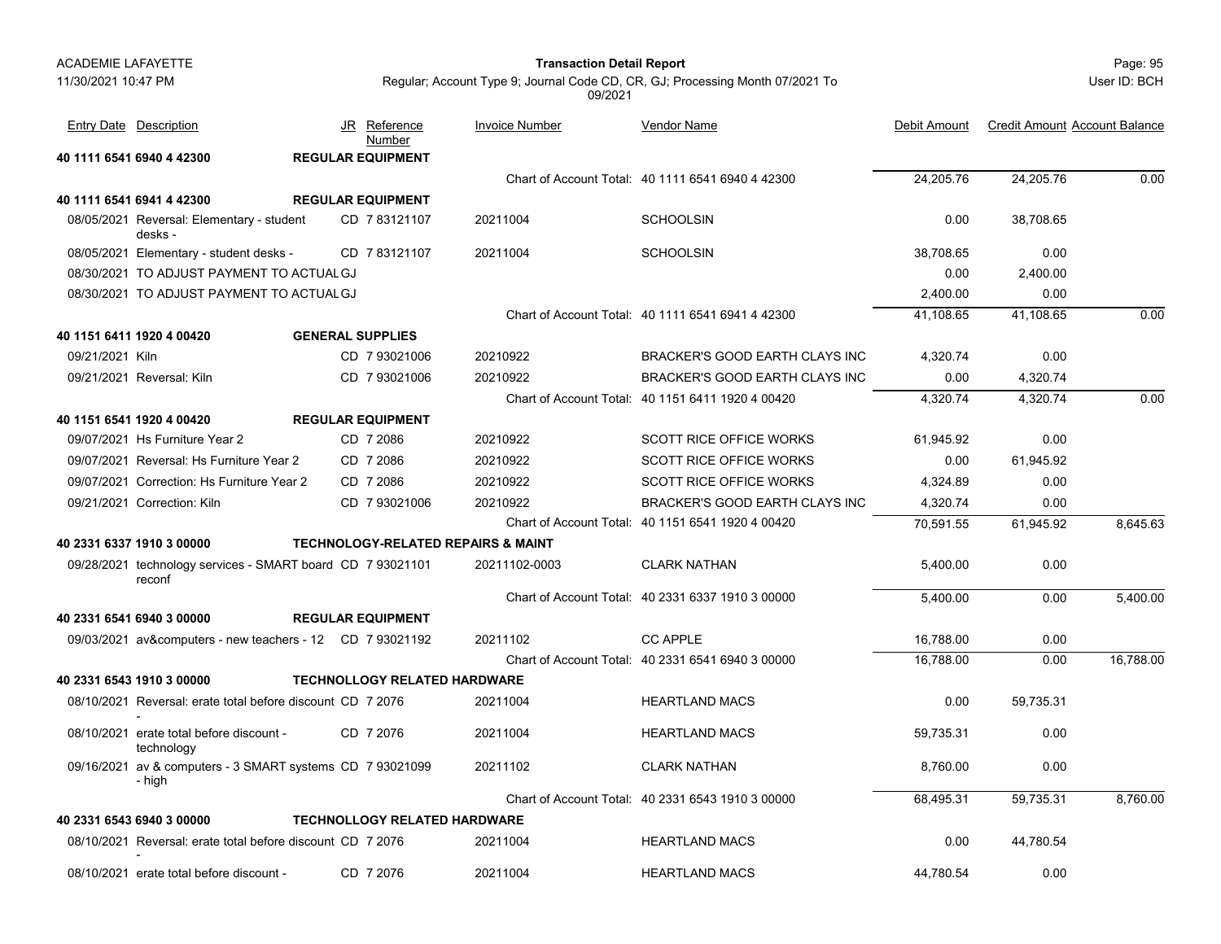| Entry Date | Description | JR | Reference Number | Invoice Number | Vendor Name | Debit Amount | Credit Amount | Account Balance |
|---|---|---|---|---|---|---|---|---|
| **40 1111 6541 6940 4 42300** | | | **REGULAR EQUIPMENT** | | | | | |
| | | | | | Chart of Account Total: 40 1111 6541 6940 4 42300 | 24,205.76 | 24,205.76 | 0.00 |
| **40 1111 6541 6941 4 42300** | | | **REGULAR EQUIPMENT** | | | | | |
| 08/05/2021 | Reversal: Elementary - student desks - | CD | 7 83121107 | 20211004 | SCHOOLSIN | 0.00 | 38,708.65 | |
| 08/05/2021 | Elementary - student desks - | CD | 7 83121107 | 20211004 | SCHOOLSIN | 38,708.65 | 0.00 | |
| 08/30/2021 | TO ADJUST PAYMENT TO ACTUAL | GJ | | | | 0.00 | 2,400.00 | |
| 08/30/2021 | TO ADJUST PAYMENT TO ACTUAL | GJ | | | | 2,400.00 | 0.00 | |
| | | | | | Chart of Account Total: 40 1111 6541 6941 4 42300 | 41,108.65 | 41,108.65 | 0.00 |
| **40 1151 6411 1920 4 00420** | | | **GENERAL SUPPLIES** | | | | | |
| 09/21/2021 | Kiln | CD | 7 93021006 | 20210922 | BRACKER'S GOOD EARTH CLAYS INC | 4,320.74 | 0.00 | |
| 09/21/2021 | Reversal: Kiln | CD | 7 93021006 | 20210922 | BRACKER'S GOOD EARTH CLAYS INC | 0.00 | 4,320.74 | |
| | | | | | Chart of Account Total: 40 1151 6411 1920 4 00420 | 4,320.74 | 4,320.74 | 0.00 |
| **40 1151 6541 1920 4 00420** | | | **REGULAR EQUIPMENT** | | | | | |
| 09/07/2021 | Hs Furniture Year 2 | CD | 7 2086 | 20210922 | SCOTT RICE OFFICE WORKS | 61,945.92 | 0.00 | |
| 09/07/2021 | Reversal: Hs Furniture Year 2 | CD | 7 2086 | 20210922 | SCOTT RICE OFFICE WORKS | 0.00 | 61,945.92 | |
| 09/07/2021 | Correction: Hs Furniture Year 2 | CD | 7 2086 | 20210922 | SCOTT RICE OFFICE WORKS | 4,324.89 | 0.00 | |
| 09/21/2021 | Correction: Kiln | CD | 7 93021006 | 20210922 | BRACKER'S GOOD EARTH CLAYS INC | 4,320.74 | 0.00 | |
| | | | | | Chart of Account Total: 40 1151 6541 1920 4 00420 | 70,591.55 | 61,945.92 | 8,645.63 |
| **40 2331 6337 1910 3 00000** | | | **TECHNOLOGY-RELATED REPAIRS & MAINT** | | | | | |
| 09/28/2021 | technology services - SMART board reconf | CD | 7 93021101 | 20211102-0003 | CLARK NATHAN | 5,400.00 | 0.00 | |
| | | | | | Chart of Account Total: 40 2331 6337 1910 3 00000 | 5,400.00 | 0.00 | 5,400.00 |
| **40 2331 6541 6940 3 00000** | | | **REGULAR EQUIPMENT** | | | | | |
| 09/03/2021 | av&computers - new teachers - 12 | CD | 7 93021192 | 20211102 | CC APPLE | 16,788.00 | 0.00 | |
| | | | | | Chart of Account Total: 40 2331 6541 6940 3 00000 | 16,788.00 | 0.00 | 16,788.00 |
| **40 2331 6543 1910 3 00000** | | | **TECHNOLLOGY RELATED HARDWARE** | | | | | |
| 08/10/2021 | Reversal: erate total before discount - | CD | 7 2076 | 20211004 | HEARTLAND MACS | 0.00 | 59,735.31 | |
| 08/10/2021 | erate total before discount - technology | CD | 7 2076 | 20211004 | HEARTLAND MACS | 59,735.31 | 0.00 | |
| 09/16/2021 | av & computers - 3 SMART systems - high | CD | 7 93021099 | 20211102 | CLARK NATHAN | 8,760.00 | 0.00 | |
| | | | | | Chart of Account Total: 40 2331 6543 1910 3 00000 | 68,495.31 | 59,735.31 | 8,760.00 |
| **40 2331 6543 6940 3 00000** | | | **TECHNOLLOGY RELATED HARDWARE** | | | | | |
| 08/10/2021 | Reversal: erate total before discount - | CD | 7 2076 | 20211004 | HEARTLAND MACS | 0.00 | 44,780.54 | |
| 08/10/2021 | erate total before discount - | CD | 7 2076 | 20211004 | HEARTLAND MACS | 44,780.54 | 0.00 | |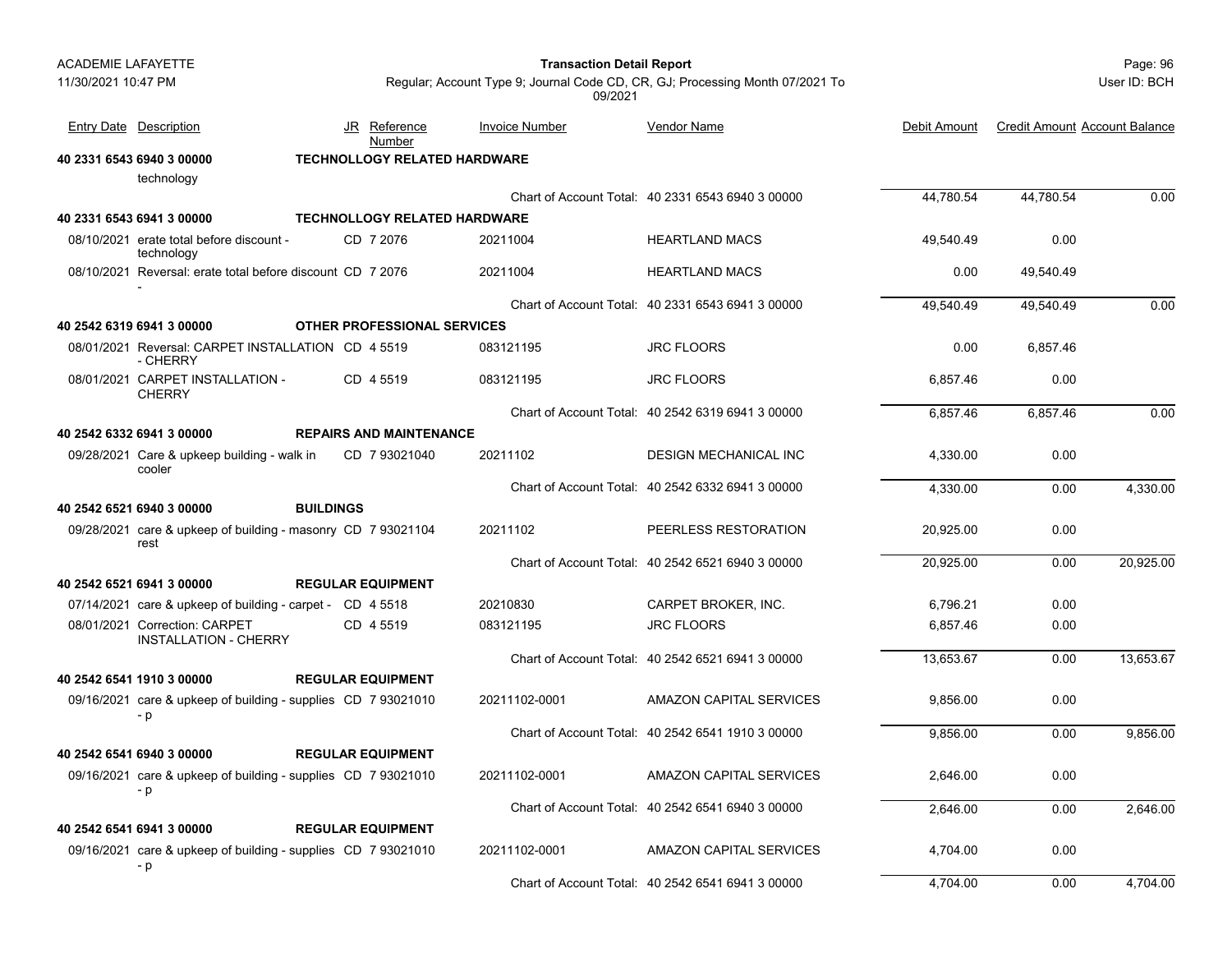ACADEMIE LAFAYETTE
11/30/2021 10:47 PM

**Transaction Detail Report**

Regular; Account Type 9; Journal Code CD, CR, GJ; Processing Month 07/2021 To 09/2021

User ID: BCH

| Entry Date | Description | JR | Reference Number | Invoice Number | Vendor Name | Debit Amount | Credit Amount | Account Balance |
|---|---|---|---|---|---|---|---|---|
| **40 2331 6543 6940 3 00000** | | **TECHNOLLOGY RELATED HARDWARE** | | | | | | |
| | technology | | | | | | | |
| | | | | | Chart of Account Total: 40 2331 6543 6940 3 00000 | 44,780.54 | 44,780.54 | 0.00 |
| **40 2331 6543 6941 3 00000** | | **TECHNOLLOGY RELATED HARDWARE** | | | | | | |
| 08/10/2021 | erate total before discount - technology | CD | 7 2076 | 20211004 | HEARTLAND MACS | 49,540.49 | 0.00 | |
| 08/10/2021 | Reversal: erate total before discount - | CD | 7 2076 | 20211004 | HEARTLAND MACS | 0.00 | 49,540.49 | |
| | | | | | Chart of Account Total: 40 2331 6543 6941 3 00000 | 49,540.49 | 49,540.49 | 0.00 |
| **40 2542 6319 6941 3 00000** | | **OTHER PROFESSIONAL SERVICES** | | | | | | |
| 08/01/2021 | Reversal: CARPET INSTALLATION - CHERRY | CD | 4 5519 | 083121195 | JRC FLOORS | 0.00 | 6,857.46 | |
| 08/01/2021 | CARPET INSTALLATION - CHERRY | CD | 4 5519 | 083121195 | JRC FLOORS | 6,857.46 | 0.00 | |
| | | | | | Chart of Account Total: 40 2542 6319 6941 3 00000 | 6,857.46 | 6,857.46 | 0.00 |
| **40 2542 6332 6941 3 00000** | | **REPAIRS AND MAINTENANCE** | | | | | | |
| 09/28/2021 | Care & upkeep building - walk in cooler | CD | 7 93021040 | 20211102 | DESIGN MECHANICAL INC | 4,330.00 | 0.00 | |
| | | | | | Chart of Account Total: 40 2542 6332 6941 3 00000 | 4,330.00 | 0.00 | 4,330.00 |
| **40 2542 6521 6940 3 00000** | | **BUILDINGS** | | | | | | |
| 09/28/2021 | care & upkeep of building - masonry rest | CD | 7 93021104 | 20211102 | PEERLESS RESTORATION | 20,925.00 | 0.00 | |
| | | | | | Chart of Account Total: 40 2542 6521 6940 3 00000 | 20,925.00 | 0.00 | 20,925.00 |
| **40 2542 6521 6941 3 00000** | | **REGULAR EQUIPMENT** | | | | | | |
| 07/14/2021 | care & upkeep of building - carpet - | CD | 4 5518 | 20210830 | CARPET BROKER, INC. | 6,796.21 | 0.00 | |
| 08/01/2021 | Correction: CARPET INSTALLATION - CHERRY | CD | 4 5519 | 083121195 | JRC FLOORS | 6,857.46 | 0.00 | |
| | | | | | Chart of Account Total: 40 2542 6521 6941 3 00000 | 13,653.67 | 0.00 | 13,653.67 |
| **40 2542 6541 1910 3 00000** | | **REGULAR EQUIPMENT** | | | | | | |
| 09/16/2021 | care & upkeep of building - supplies - p | CD | 7 93021010 | 20211102-0001 | AMAZON CAPITAL SERVICES | 9,856.00 | 0.00 | |
| | | | | | Chart of Account Total: 40 2542 6541 1910 3 00000 | 9,856.00 | 0.00 | 9,856.00 |
| **40 2542 6541 6940 3 00000** | | **REGULAR EQUIPMENT** | | | | | | |
| 09/16/2021 | care & upkeep of building - supplies - p | CD | 7 93021010 | 20211102-0001 | AMAZON CAPITAL SERVICES | 2,646.00 | 0.00 | |
| | | | | | Chart of Account Total: 40 2542 6541 6940 3 00000 | 2,646.00 | 0.00 | 2,646.00 |
| **40 2542 6541 6941 3 00000** | | **REGULAR EQUIPMENT** | | | | | | |
| 09/16/2021 | care & upkeep of building - supplies - p | CD | 7 93021010 | 20211102-0001 | AMAZON CAPITAL SERVICES | 4,704.00 | 0.00 | |
| | | | | | Chart of Account Total: 40 2542 6541 6941 3 00000 | 4,704.00 | 0.00 | 4,704.00 |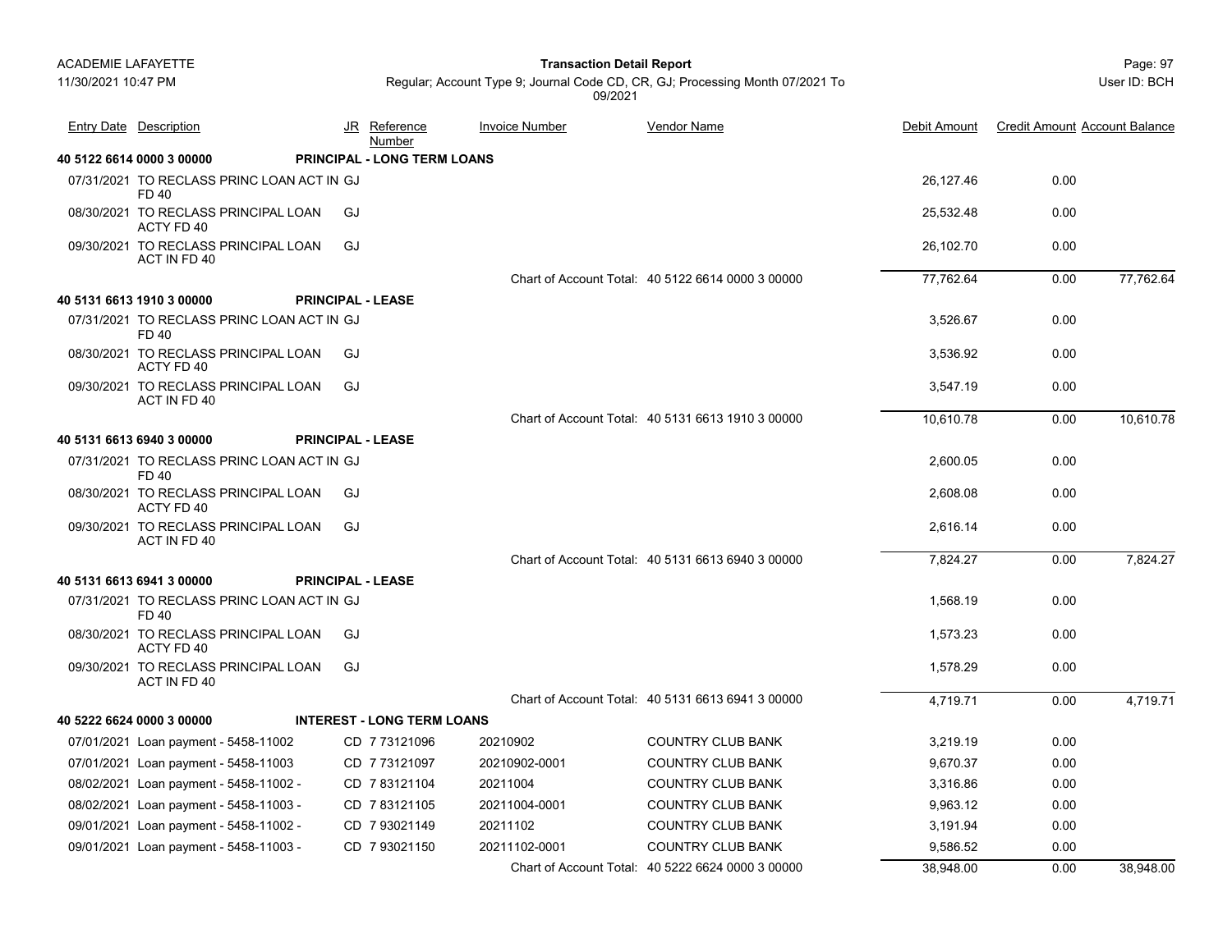| Entry Date | Description | JR | Reference Number | Invoice Number | Vendor Name | Debit Amount | Credit Amount | Account Balance |
|---|---|---|---|---|---|---|---|---|
| **40 5122 6614 0000 3 00000** | **PRINCIPAL - LONG TERM LOANS** | | | | | | | |
| 07/31/2021 | TO RECLASS PRINC LOAN ACT IN FD 40 | GJ | | | | 26,127.46 | 0.00 | |
| 08/30/2021 | TO RECLASS PRINCIPAL LOAN ACTY FD 40 | GJ | | | | 25,532.48 | 0.00 | |
| 09/30/2021 | TO RECLASS PRINCIPAL LOAN ACT IN FD 40 | GJ | | | | 26,102.70 | 0.00 | |
| | | | | Chart of Account Total: | 40 5122 6614 0000 3 00000 | 77,762.64 | 0.00 | 77,762.64 |
| **40 5131 6613 1910 3 00000** | **PRINCIPAL - LEASE** | | | | | | | |
| 07/31/2021 | TO RECLASS PRINC LOAN ACT IN FD 40 | GJ | | | | 3,526.67 | 0.00 | |
| 08/30/2021 | TO RECLASS PRINCIPAL LOAN ACTY FD 40 | GJ | | | | 3,536.92 | 0.00 | |
| 09/30/2021 | TO RECLASS PRINCIPAL LOAN ACT IN FD 40 | GJ | | | | 3,547.19 | 0.00 | |
| | | | | Chart of Account Total: | 40 5131 6613 1910 3 00000 | 10,610.78 | 0.00 | 10,610.78 |
| **40 5131 6613 6940 3 00000** | **PRINCIPAL - LEASE** | | | | | | | |
| 07/31/2021 | TO RECLASS PRINC LOAN ACT IN FD 40 | GJ | | | | 2,600.05 | 0.00 | |
| 08/30/2021 | TO RECLASS PRINCIPAL LOAN ACTY FD 40 | GJ | | | | 2,608.08 | 0.00 | |
| 09/30/2021 | TO RECLASS PRINCIPAL LOAN ACT IN FD 40 | GJ | | | | 2,616.14 | 0.00 | |
| | | | | Chart of Account Total: | 40 5131 6613 6940 3 00000 | 7,824.27 | 0.00 | 7,824.27 |
| **40 5131 6613 6941 3 00000** | **PRINCIPAL - LEASE** | | | | | | | |
| 07/31/2021 | TO RECLASS PRINC LOAN ACT IN FD 40 | GJ | | | | 1,568.19 | 0.00 | |
| 08/30/2021 | TO RECLASS PRINCIPAL LOAN ACTY FD 40 | GJ | | | | 1,573.23 | 0.00 | |
| 09/30/2021 | TO RECLASS PRINCIPAL LOAN ACT IN FD 40 | GJ | | | | 1,578.29 | 0.00 | |
| | | | | Chart of Account Total: | 40 5131 6613 6941 3 00000 | 4,719.71 | 0.00 | 4,719.71 |
| **40 5222 6624 0000 3 00000** | **INTEREST - LONG TERM LOANS** | | | | | | | |
| 07/01/2021 | Loan payment - 5458-11002 | CD | 7 73121096 | 20210902 | COUNTRY CLUB BANK | 3,219.19 | 0.00 | |
| 07/01/2021 | Loan payment - 5458-11003 | CD | 7 73121097 | 20210902-0001 | COUNTRY CLUB BANK | 9,670.37 | 0.00 | |
| 08/02/2021 | Loan payment - 5458-11002 - | CD | 7 83121104 | 20211004 | COUNTRY CLUB BANK | 3,316.86 | 0.00 | |
| 08/02/2021 | Loan payment - 5458-11003 - | CD | 7 83121105 | 20211004-0001 | COUNTRY CLUB BANK | 9,963.12 | 0.00 | |
| 09/01/2021 | Loan payment - 5458-11002 - | CD | 7 93021149 | 20211102 | COUNTRY CLUB BANK | 3,191.94 | 0.00 | |
| 09/01/2021 | Loan payment - 5458-11003 - | CD | 7 93021150 | 20211102-0001 | COUNTRY CLUB BANK | 9,586.52 | 0.00 | |
| | | | | Chart of Account Total: | 40 5222 6624 0000 3 00000 | 38,948.00 | 0.00 | 38,948.00 |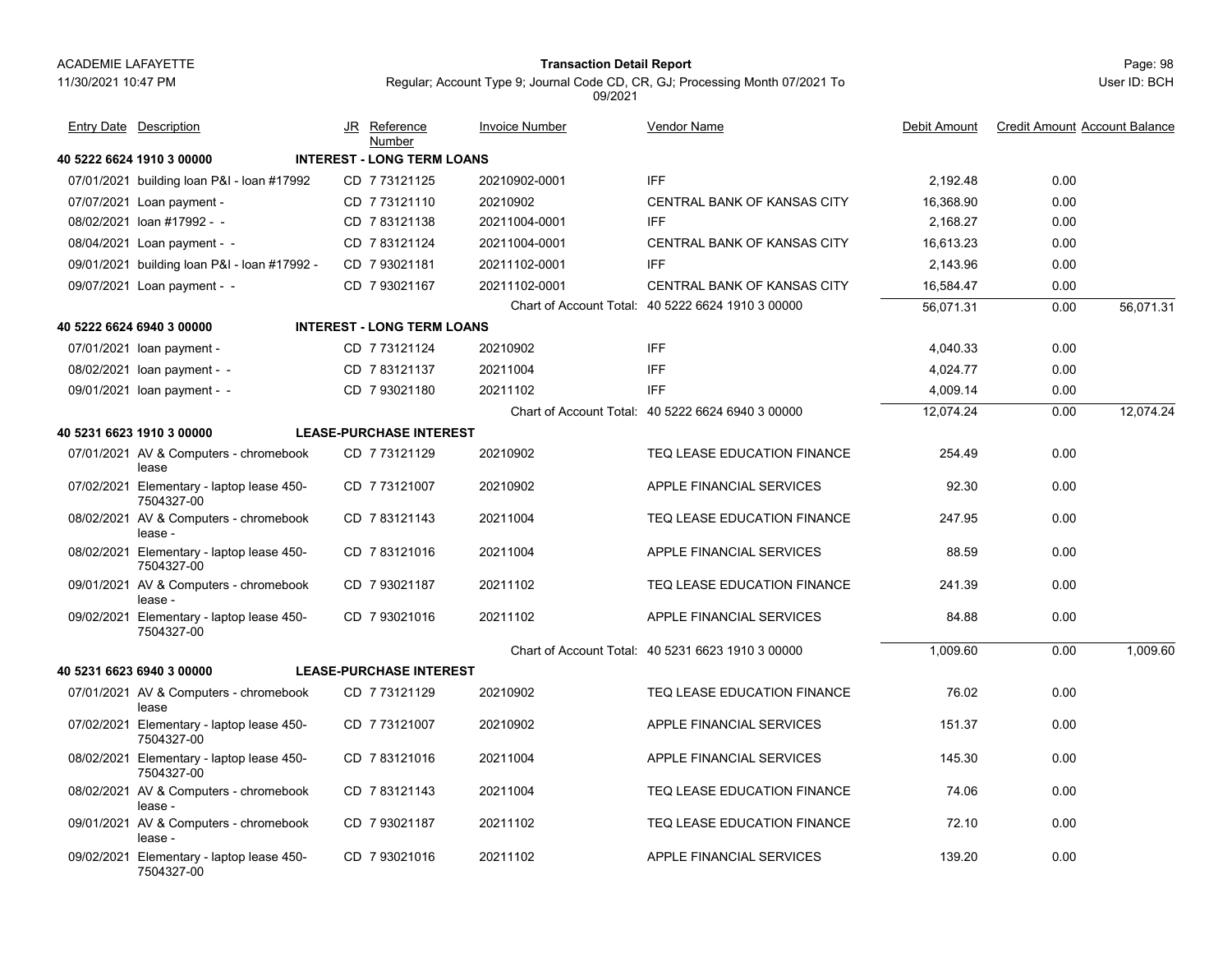| Entry Date | Description | JR | Reference Number | Invoice Number | Vendor Name | Debit Amount | Credit Amount | Account Balance |
|---|---|---|---|---|---|---|---|---|
| **40 5222 6624 1910 3 00000** | | **INTEREST - LONG TERM LOANS** | | | | | | |
| 07/01/2021 | building loan P&I - loan #17992 | CD | 7 73121125 | 20210902-0001 | IFF | 2,192.48 | 0.00 | |
| 07/07/2021 | Loan payment - | CD | 7 73121110 | 20210902 | CENTRAL BANK OF KANSAS CITY | 16,368.90 | 0.00 | |
| 08/02/2021 | loan #17992 - - | CD | 7 83121138 | 20211004-0001 | IFF | 2,168.27 | 0.00 | |
| 08/04/2021 | Loan payment - - | CD | 7 83121124 | 20211004-0001 | CENTRAL BANK OF KANSAS CITY | 16,613.23 | 0.00 | |
| 09/01/2021 | building loan P&I - loan #17992 - | CD | 7 93021181 | 20211102-0001 | IFF | 2,143.96 | 0.00 | |
| 09/07/2021 | Loan payment - - | CD | 7 93021167 | 20211102-0001 | CENTRAL BANK OF KANSAS CITY | 16,584.47 | 0.00 | |
| | | | | Chart of Account Total: | 40 5222 6624 1910 3 00000 | 56,071.31 | 0.00 | 56,071.31 |
| **40 5222 6624 6940 3 00000** | | **INTEREST - LONG TERM LOANS** | | | | | | |
| 07/01/2021 | loan payment - | CD | 7 73121124 | 20210902 | IFF | 4,040.33 | 0.00 | |
| 08/02/2021 | loan payment - - | CD | 7 83121137 | 20211004 | IFF | 4,024.77 | 0.00 | |
| 09/01/2021 | loan payment - - | CD | 7 93021180 | 20211102 | IFF | 4,009.14 | 0.00 | |
| | | | | Chart of Account Total: | 40 5222 6624 6940 3 00000 | 12,074.24 | 0.00 | 12,074.24 |
| **40 5231 6623 1910 3 00000** | | **LEASE-PURCHASE INTEREST** | | | | | | |
| 07/01/2021 | AV & Computers - chromebook lease | CD | 7 73121129 | 20210902 | TEQ LEASE EDUCATION FINANCE | 254.49 | 0.00 | |
| 07/02/2021 | Elementary - laptop lease 450-7504327-00 | CD | 7 73121007 | 20210902 | APPLE FINANCIAL SERVICES | 92.30 | 0.00 | |
| 08/02/2021 | AV & Computers - chromebook lease - | CD | 7 83121143 | 20211004 | TEQ LEASE EDUCATION FINANCE | 247.95 | 0.00 | |
| 08/02/2021 | Elementary - laptop lease 450-7504327-00 | CD | 7 83121016 | 20211004 | APPLE FINANCIAL SERVICES | 88.59 | 0.00 | |
| 09/01/2021 | AV & Computers - chromebook lease - | CD | 7 93021187 | 20211102 | TEQ LEASE EDUCATION FINANCE | 241.39 | 0.00 | |
| 09/02/2021 | Elementary - laptop lease 450-7504327-00 | CD | 7 93021016 | 20211102 | APPLE FINANCIAL SERVICES | 84.88 | 0.00 | |
| | | | | Chart of Account Total: | 40 5231 6623 1910 3 00000 | 1,009.60 | 0.00 | 1,009.60 |
| **40 5231 6623 6940 3 00000** | | **LEASE-PURCHASE INTEREST** | | | | | | |
| 07/01/2021 | AV & Computers - chromebook lease | CD | 7 73121129 | 20210902 | TEQ LEASE EDUCATION FINANCE | 76.02 | 0.00 | |
| 07/02/2021 | Elementary - laptop lease 450-7504327-00 | CD | 7 73121007 | 20210902 | APPLE FINANCIAL SERVICES | 151.37 | 0.00 | |
| 08/02/2021 | Elementary - laptop lease 450-7504327-00 | CD | 7 83121016 | 20211004 | APPLE FINANCIAL SERVICES | 145.30 | 0.00 | |
| 08/02/2021 | AV & Computers - chromebook lease - | CD | 7 83121143 | 20211004 | TEQ LEASE EDUCATION FINANCE | 74.06 | 0.00 | |
| 09/01/2021 | AV & Computers - chromebook lease - | CD | 7 93021187 | 20211102 | TEQ LEASE EDUCATION FINANCE | 72.10 | 0.00 | |
| 09/02/2021 | Elementary - laptop lease 450-7504327-00 | CD | 7 93021016 | 20211102 | APPLE FINANCIAL SERVICES | 139.20 | 0.00 | |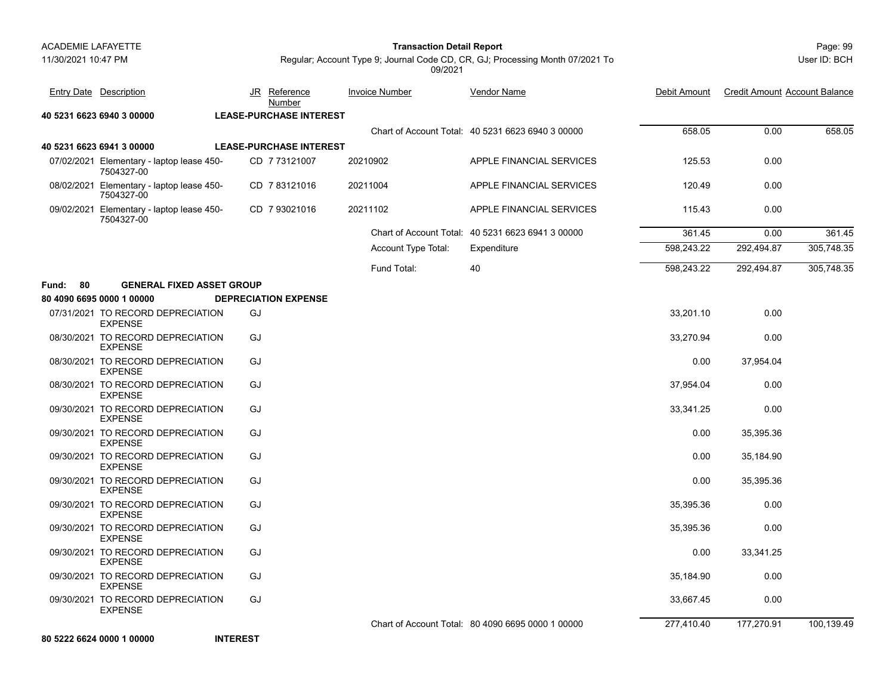| Entry Date | Description | JR | Reference Number | Invoice Number | Vendor Name | Debit Amount | Credit Amount | Account Balance |
|---|---|---|---|---|---|---|---|---|
| **40 5231 6623 6940 3 00000** | | **LEASE-PURCHASE INTEREST** | | | | | | |
| | | | | Chart of Account Total: | 40 5231 6623 6940 3 00000 | 658.05 | 0.00 | 658.05 |
| **40 5231 6623 6941 3 00000** | | **LEASE-PURCHASE INTEREST** | | | | | | |
| 07/02/2021 | Elementary - laptop lease 450-7504327-00 | CD | 7 73121007 | 20210902 | APPLE FINANCIAL SERVICES | 125.53 | 0.00 | |
| 08/02/2021 | Elementary - laptop lease 450-7504327-00 | CD | 7 83121016 | 20211004 | APPLE FINANCIAL SERVICES | 120.49 | 0.00 | |
| 09/02/2021 | Elementary - laptop lease 450-7504327-00 | CD | 7 93021016 | 20211102 | APPLE FINANCIAL SERVICES | 115.43 | 0.00 | |
| | | | | Chart of Account Total: | 40 5231 6623 6941 3 00000 | 361.45 | 0.00 | 361.45 |
| | | | | Account Type Total: | Expenditure | 598,243.22 | 292,494.87 | 305,748.35 |
| | | | | Fund Total: | 40 | 598,243.22 | 292,494.87 | 305,748.35 |
| **Fund: 80** | **GENERAL FIXED ASSET GROUP** | | | | | | | |
| **80 4090 6695 0000 1 00000** | | **DEPRECIATION EXPENSE** | | | | | | |
| 07/31/2021 | TO RECORD DEPRECIATION EXPENSE | GJ | | | | 33,201.10 | 0.00 | |
| 08/30/2021 | TO RECORD DEPRECIATION EXPENSE | GJ | | | | 33,270.94 | 0.00 | |
| 08/30/2021 | TO RECORD DEPRECIATION EXPENSE | GJ | | | | 0.00 | 37,954.04 | |
| 08/30/2021 | TO RECORD DEPRECIATION EXPENSE | GJ | | | | 37,954.04 | 0.00 | |
| 09/30/2021 | TO RECORD DEPRECIATION EXPENSE | GJ | | | | 33,341.25 | 0.00 | |
| 09/30/2021 | TO RECORD DEPRECIATION EXPENSE | GJ | | | | 0.00 | 35,395.36 | |
| 09/30/2021 | TO RECORD DEPRECIATION EXPENSE | GJ | | | | 0.00 | 35,184.90 | |
| 09/30/2021 | TO RECORD DEPRECIATION EXPENSE | GJ | | | | 0.00 | 35,395.36 | |
| 09/30/2021 | TO RECORD DEPRECIATION EXPENSE | GJ | | | | 35,395.36 | 0.00 | |
| 09/30/2021 | TO RECORD DEPRECIATION EXPENSE | GJ | | | | 35,395.36 | 0.00 | |
| 09/30/2021 | TO RECORD DEPRECIATION EXPENSE | GJ | | | | 0.00 | 33,341.25 | |
| 09/30/2021 | TO RECORD DEPRECIATION EXPENSE | GJ | | | | 35,184.90 | 0.00 | |
| 09/30/2021 | TO RECORD DEPRECIATION EXPENSE | GJ | | | | 33,667.45 | 0.00 | |
| | | | | Chart of Account Total: | 80 4090 6695 0000 1 00000 | 277,410.40 | 177,270.91 | 100,139.49 |
| **80 5222 6624 0000 1 00000** | | **INTEREST** | | | | | | |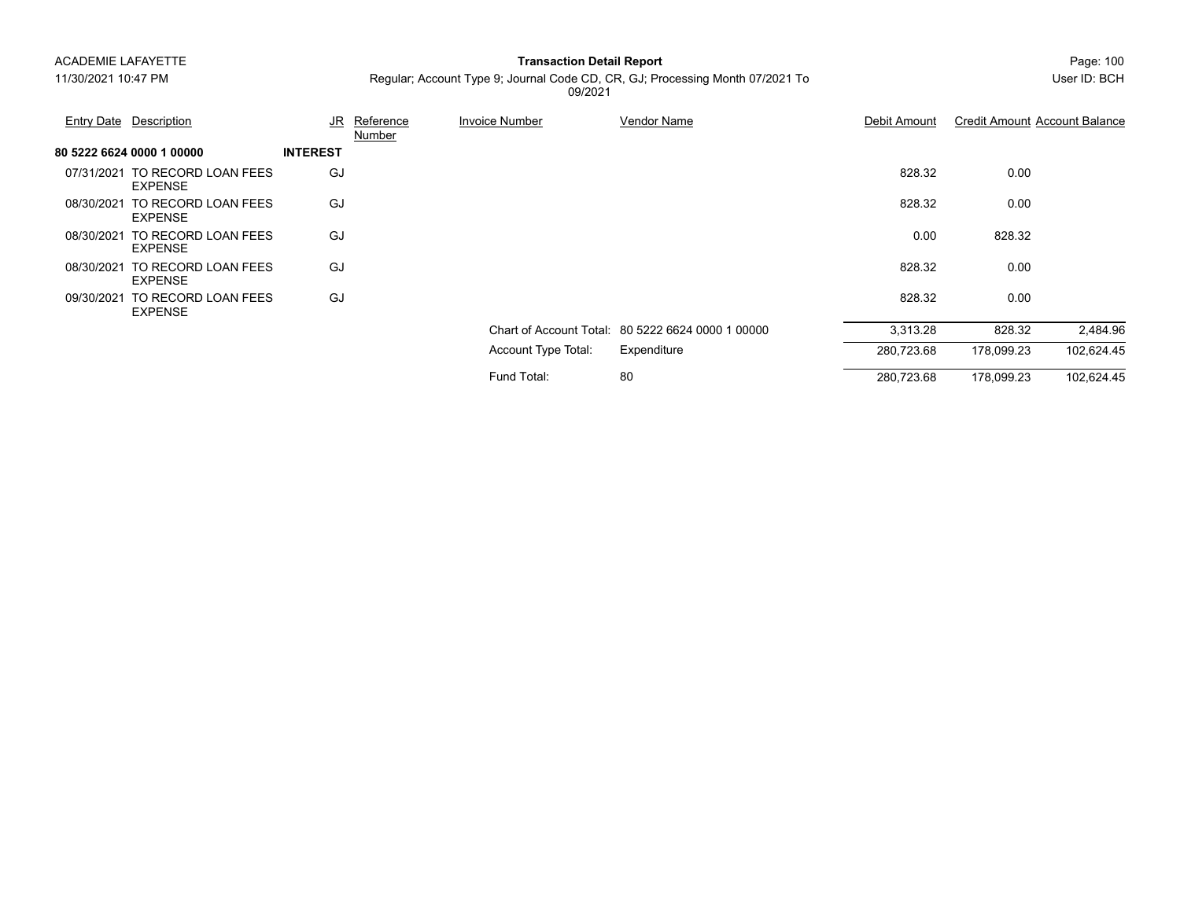ACADEMIE LAFAYETTE

11/30/2021 10:47 PM

**Transaction Detail Report**

Regular; Account Type 9; Journal Code CD, CR, GJ; Processing Month 07/2021 To 09/2021

Page: 100

User ID: BCH

| Entry Date | Description | JR | Reference Number | Invoice Number | Vendor Name | Debit Amount | Credit Amount | Account Balance |
|---|---|---|---|---|---|---|---|---|
| **80 5222 6624 0000 1 00000** | | **INTEREST** | | | | | | |
| 07/31/2021 | TO RECORD LOAN FEES EXPENSE | GJ | | | | 828.32 | 0.00 | |
| 08/30/2021 | TO RECORD LOAN FEES EXPENSE | GJ | | | | 828.32 | 0.00 | |
| 08/30/2021 | TO RECORD LOAN FEES EXPENSE | GJ | | | | 0.00 | 828.32 | |
| 08/30/2021 | TO RECORD LOAN FEES EXPENSE | GJ | | | | 828.32 | 0.00 | |
| 09/30/2021 | TO RECORD LOAN FEES EXPENSE | GJ | | | | 828.32 | 0.00 | |
| | | | | Chart of Account Total: | 80 5222 6624 0000 1 00000 | 3,313.28 | 828.32 | 2,484.96 |
| | | | | Account Type Total: | Expenditure | 280,723.68 | 178,099.23 | 102,624.45 |
| | | | | Fund Total: | 80 | 280,723.68 | 178,099.23 | 102,624.45 |